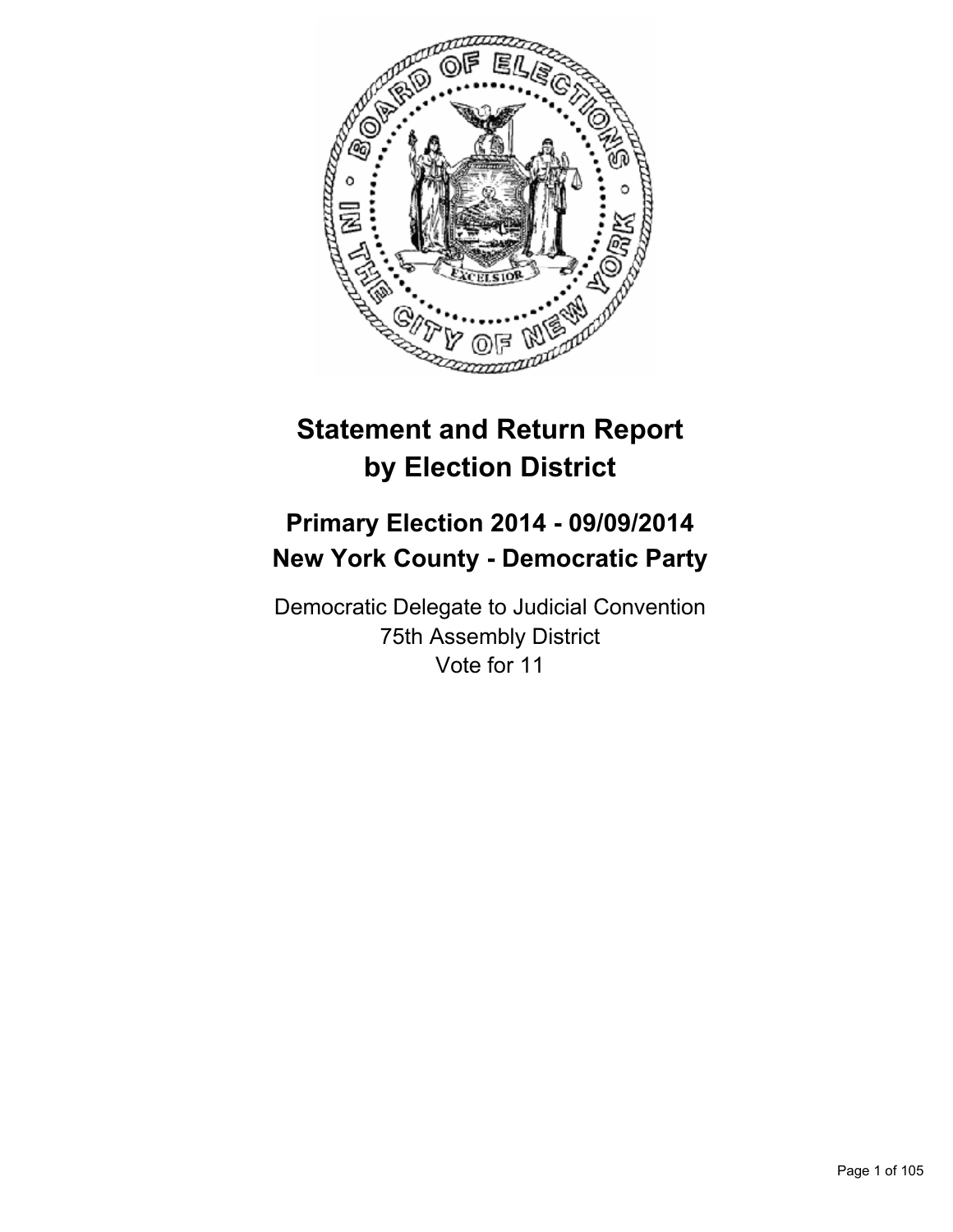# Statement and Return Report by Election District

## Primary Election 2014 - 09/09/2014
## New York County - Democratic Party

Democratic Delegate to Judicial Convention
75th Assembly District
Vote for 11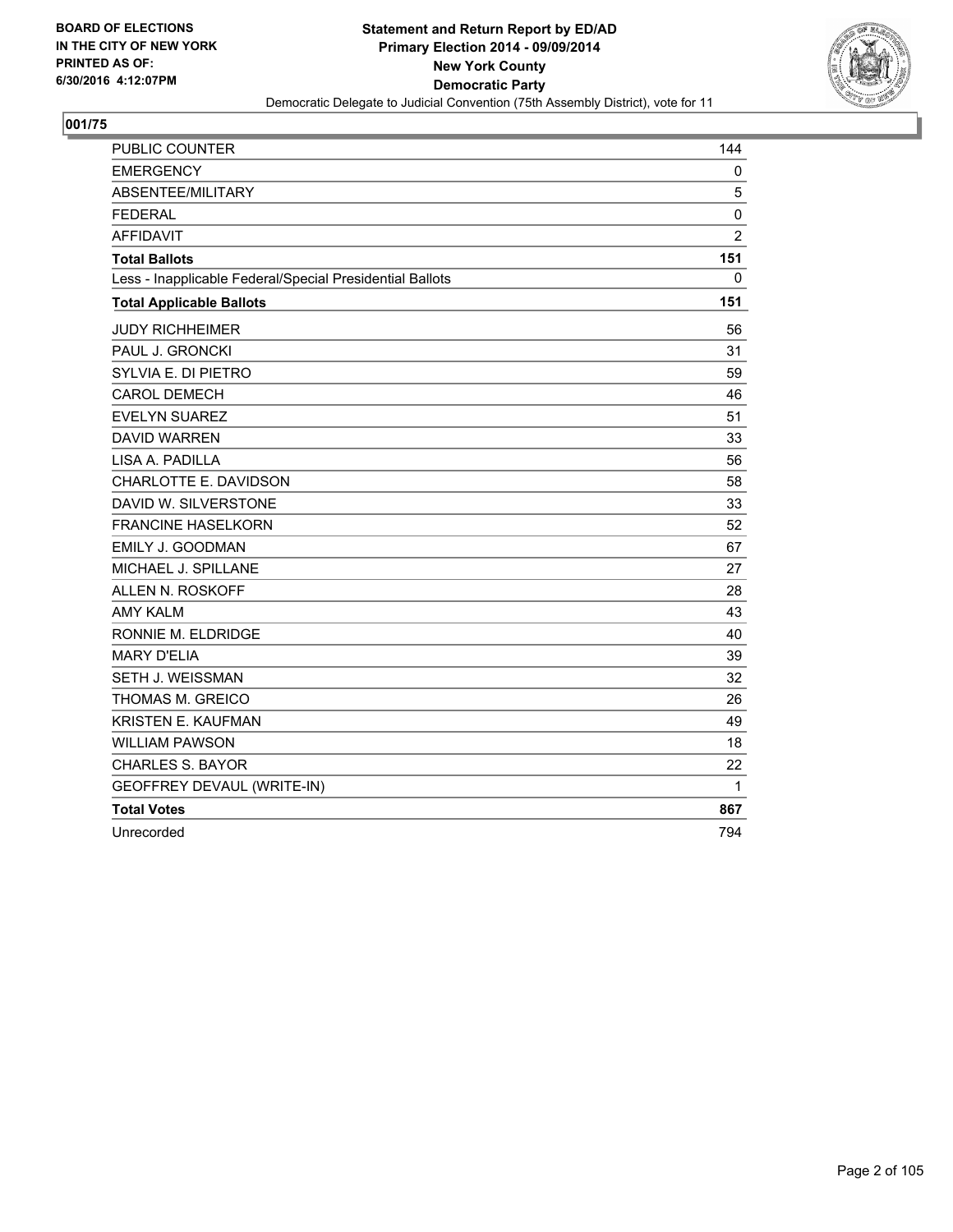BOARD OF ELECTIONS
IN THE CITY OF NEW YORK
PRINTED AS OF:
6/30/2016 4:12:07PM

**Statement and Return Report by ED/AD**
**Primary Election 2014 - 09/09/2014**
**New York County**
**Democratic Party**
Democratic Delegate to Judicial Convention (75th Assembly District), vote for 11

## 001/75

| | |
|---|---|
| PUBLIC COUNTER | 144 |
| EMERGENCY | 0 |
| ABSENTEE/MILITARY | 5 |
| FEDERAL | 0 |
| AFFIDAVIT | 2 |
| **Total Ballots** | **151** |
| Less - Inapplicable Federal/Special Presidential Ballots | 0 |
| **Total Applicable Ballots** | **151** |
| JUDY RICHHEIMER | 56 |
| PAUL J. GRONCKI | 31 |
| SYLVIA E. DI PIETRO | 59 |
| CAROL DEMECH | 46 |
| EVELYN SUAREZ | 51 |
| DAVID WARREN | 33 |
| LISA A. PADILLA | 56 |
| CHARLOTTE E. DAVIDSON | 58 |
| DAVID W. SILVERSTONE | 33 |
| FRANCINE HASELKORN | 52 |
| EMILY J. GOODMAN | 67 |
| MICHAEL J. SPILLANE | 27 |
| ALLEN N. ROSKOFF | 28 |
| AMY KALM | 43 |
| RONNIE M. ELDRIDGE | 40 |
| MARY D'ELIA | 39 |
| SETH J. WEISSMAN | 32 |
| THOMAS M. GREICO | 26 |
| KRISTEN E. KAUFMAN | 49 |
| WILLIAM PAWSON | 18 |
| CHARLES S. BAYOR | 22 |
| GEOFFREY DEVAUL (WRITE-IN) | 1 |
| **Total Votes** | **867** |
| Unrecorded | 794 |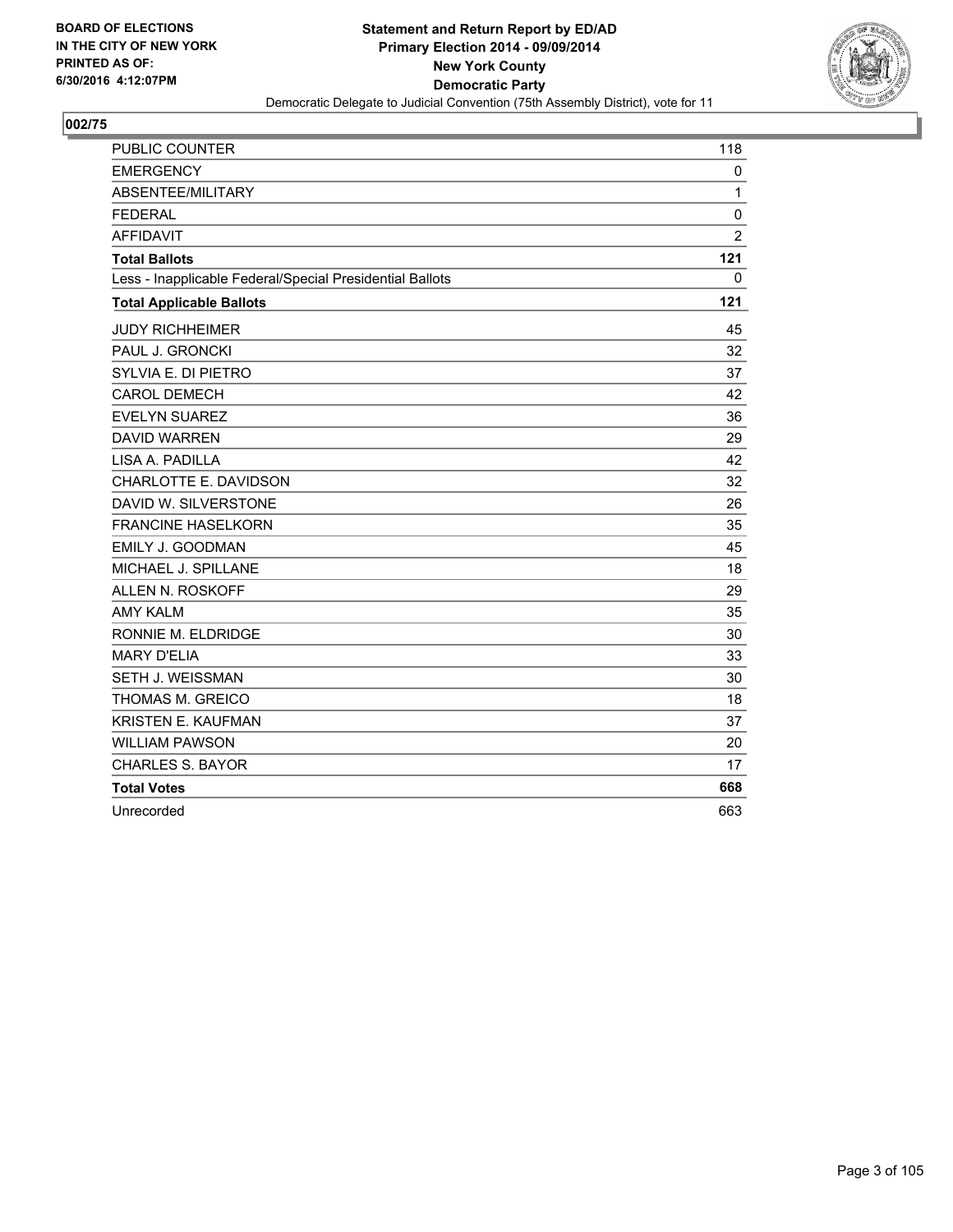BOARD OF ELECTIONS
IN THE CITY OF NEW YORK
PRINTED AS OF:
6/30/2016 4:12:07PM

**Statement and Return Report by ED/AD**
**Primary Election 2014 - 09/09/2014**
**New York County**
**Democratic Party**
Democratic Delegate to Judicial Convention (75th Assembly District), vote for 11

## 002/75

| | |
|---|---|
| PUBLIC COUNTER | 118 |
| EMERGENCY | 0 |
| ABSENTEE/MILITARY | 1 |
| FEDERAL | 0 |
| AFFIDAVIT | 2 |
| **Total Ballots** | **121** |
| Less - Inapplicable Federal/Special Presidential Ballots | 0 |
| **Total Applicable Ballots** | **121** |
| JUDY RICHHEIMER | 45 |
| PAUL J. GRONCKI | 32 |
| SYLVIA E. DI PIETRO | 37 |
| CAROL DEMECH | 42 |
| EVELYN SUAREZ | 36 |
| DAVID WARREN | 29 |
| LISA A. PADILLA | 42 |
| CHARLOTTE E. DAVIDSON | 32 |
| DAVID W. SILVERSTONE | 26 |
| FRANCINE HASELKORN | 35 |
| EMILY J. GOODMAN | 45 |
| MICHAEL J. SPILLANE | 18 |
| ALLEN N. ROSKOFF | 29 |
| AMY KALM | 35 |
| RONNIE M. ELDRIDGE | 30 |
| MARY D'ELIA | 33 |
| SETH J. WEISSMAN | 30 |
| THOMAS M. GREICO | 18 |
| KRISTEN E. KAUFMAN | 37 |
| WILLIAM PAWSON | 20 |
| CHARLES S. BAYOR | 17 |
| **Total Votes** | **668** |
| Unrecorded | 663 |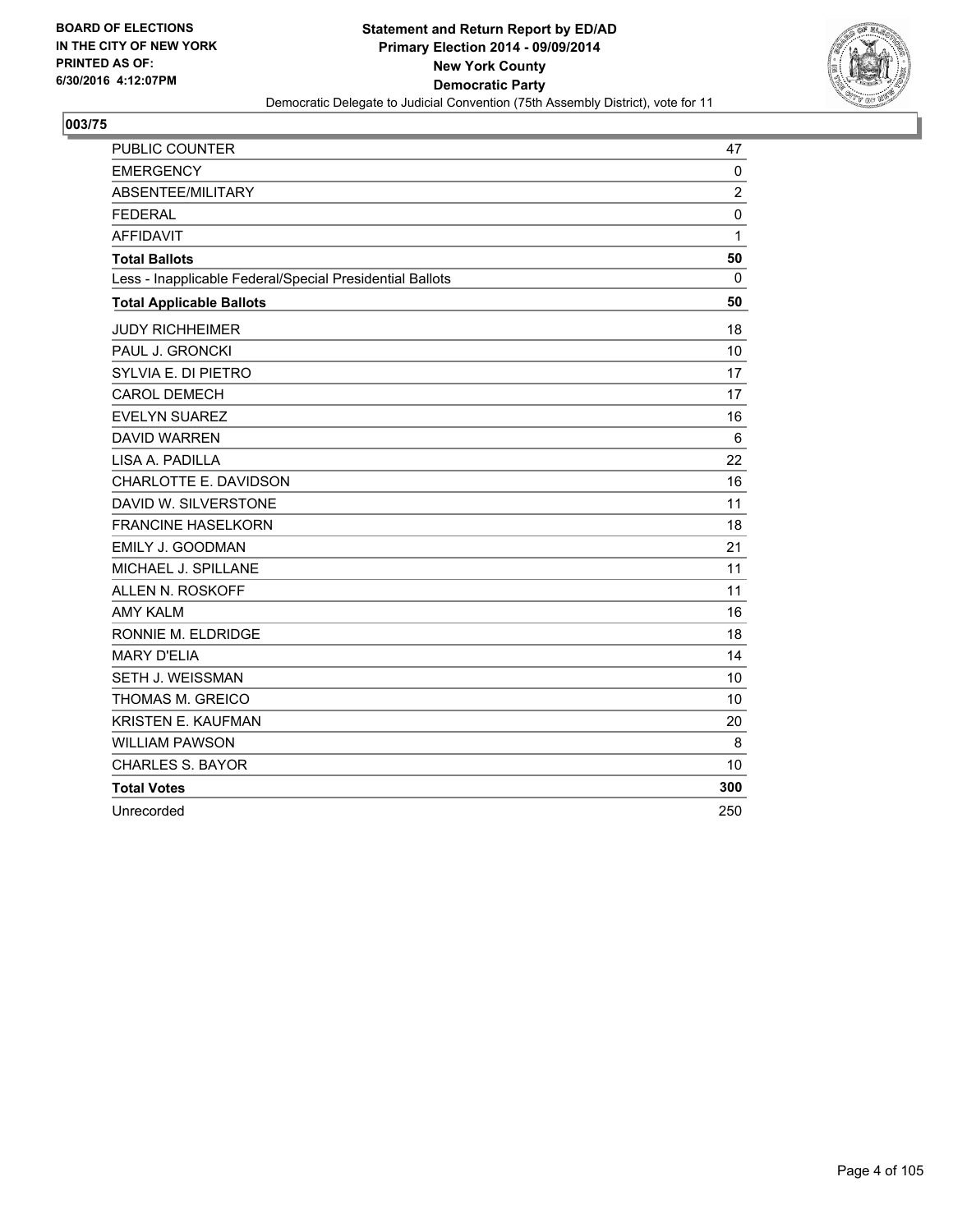BOARD OF ELECTIONS
IN THE CITY OF NEW YORK
PRINTED AS OF:
6/30/2016 4:12:07PM

**Statement and Return Report by ED/AD**
**Primary Election 2014 - 09/09/2014**
**New York County**
**Democratic Party**
Democratic Delegate to Judicial Convention (75th Assembly District), vote for 11

## 003/75

| | |
|---|---|
| PUBLIC COUNTER | 47 |
| EMERGENCY | 0 |
| ABSENTEE/MILITARY | 2 |
| FEDERAL | 0 |
| AFFIDAVIT | 1 |
| **Total Ballots** | **50** |
| Less - Inapplicable Federal/Special Presidential Ballots | 0 |
| **Total Applicable Ballots** | **50** |
| JUDY RICHHEIMER | 18 |
| PAUL J. GRONCKI | 10 |
| SYLVIA E. DI PIETRO | 17 |
| CAROL DEMECH | 17 |
| EVELYN SUAREZ | 16 |
| DAVID WARREN | 6 |
| LISA A. PADILLA | 22 |
| CHARLOTTE E. DAVIDSON | 16 |
| DAVID W. SILVERSTONE | 11 |
| FRANCINE HASELKORN | 18 |
| EMILY J. GOODMAN | 21 |
| MICHAEL J. SPILLANE | 11 |
| ALLEN N. ROSKOFF | 11 |
| AMY KALM | 16 |
| RONNIE M. ELDRIDGE | 18 |
| MARY D'ELIA | 14 |
| SETH J. WEISSMAN | 10 |
| THOMAS M. GREICO | 10 |
| KRISTEN E. KAUFMAN | 20 |
| WILLIAM PAWSON | 8 |
| CHARLES S. BAYOR | 10 |
| **Total Votes** | **300** |
| Unrecorded | 250 |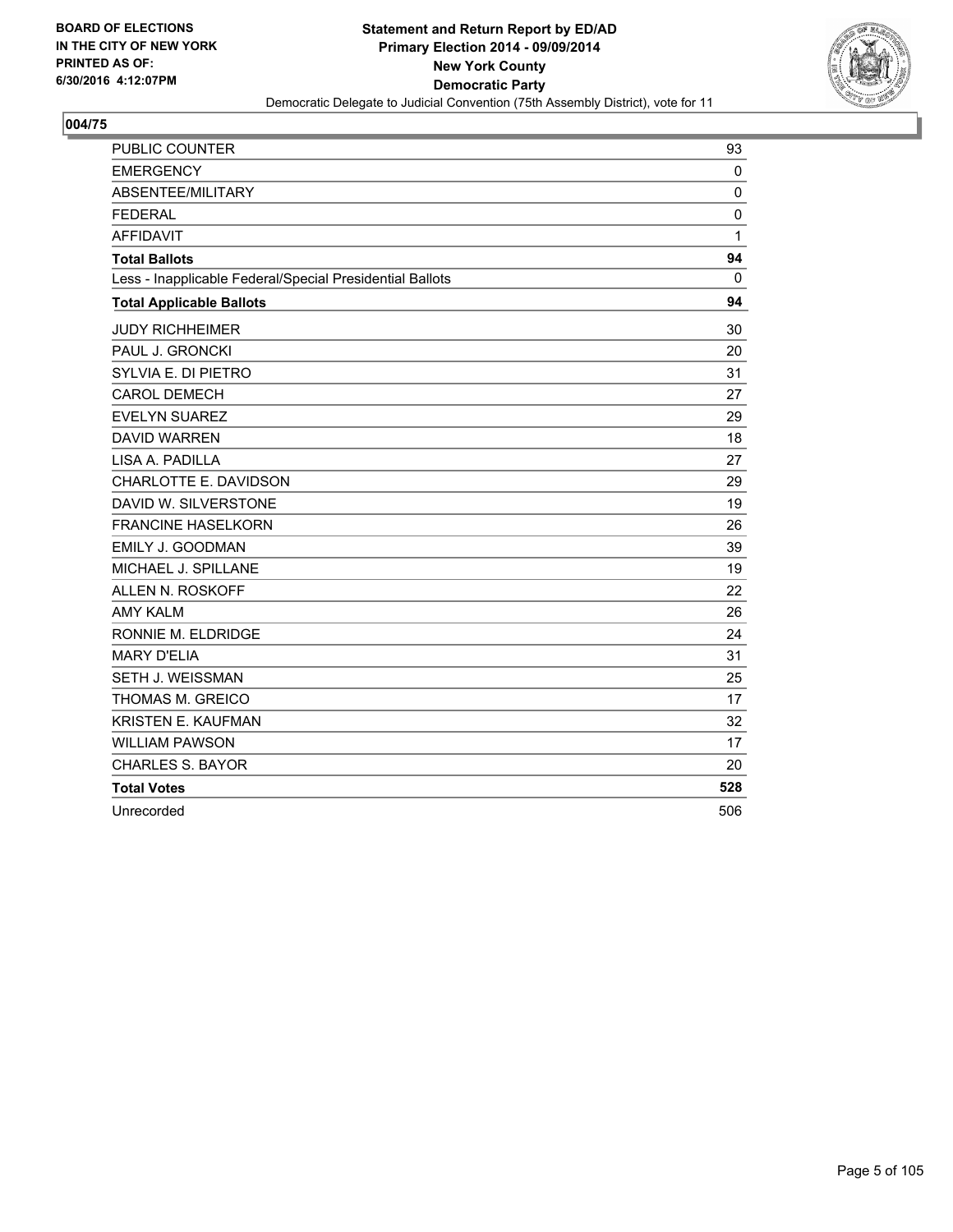**BOARD OF ELECTIONS IN THE CITY OF NEW YORK PRINTED AS OF: 6/30/2016 4:12:07PM**

**Statement and Return Report by ED/AD**
**Primary Election 2014 - 09/09/2014**
**New York County**
**Democratic Party**
Democratic Delegate to Judicial Convention (75th Assembly District), vote for 11

## 004/75

| | |
|---|---|
| PUBLIC COUNTER | 93 |
| EMERGENCY | 0 |
| ABSENTEE/MILITARY | 0 |
| FEDERAL | 0 |
| AFFIDAVIT | 1 |
| **Total Ballots** | **94** |
| Less - Inapplicable Federal/Special Presidential Ballots | 0 |
| **Total Applicable Ballots** | **94** |
| JUDY RICHHEIMER | 30 |
| PAUL J. GRONCKI | 20 |
| SYLVIA E. DI PIETRO | 31 |
| CAROL DEMECH | 27 |
| EVELYN SUAREZ | 29 |
| DAVID WARREN | 18 |
| LISA A. PADILLA | 27 |
| CHARLOTTE E. DAVIDSON | 29 |
| DAVID W. SILVERSTONE | 19 |
| FRANCINE HASELKORN | 26 |
| EMILY J. GOODMAN | 39 |
| MICHAEL J. SPILLANE | 19 |
| ALLEN N. ROSKOFF | 22 |
| AMY KALM | 26 |
| RONNIE M. ELDRIDGE | 24 |
| MARY D'ELIA | 31 |
| SETH J. WEISSMAN | 25 |
| THOMAS M. GREICO | 17 |
| KRISTEN E. KAUFMAN | 32 |
| WILLIAM PAWSON | 17 |
| CHARLES S. BAYOR | 20 |
| **Total Votes** | **528** |
| Unrecorded | 506 |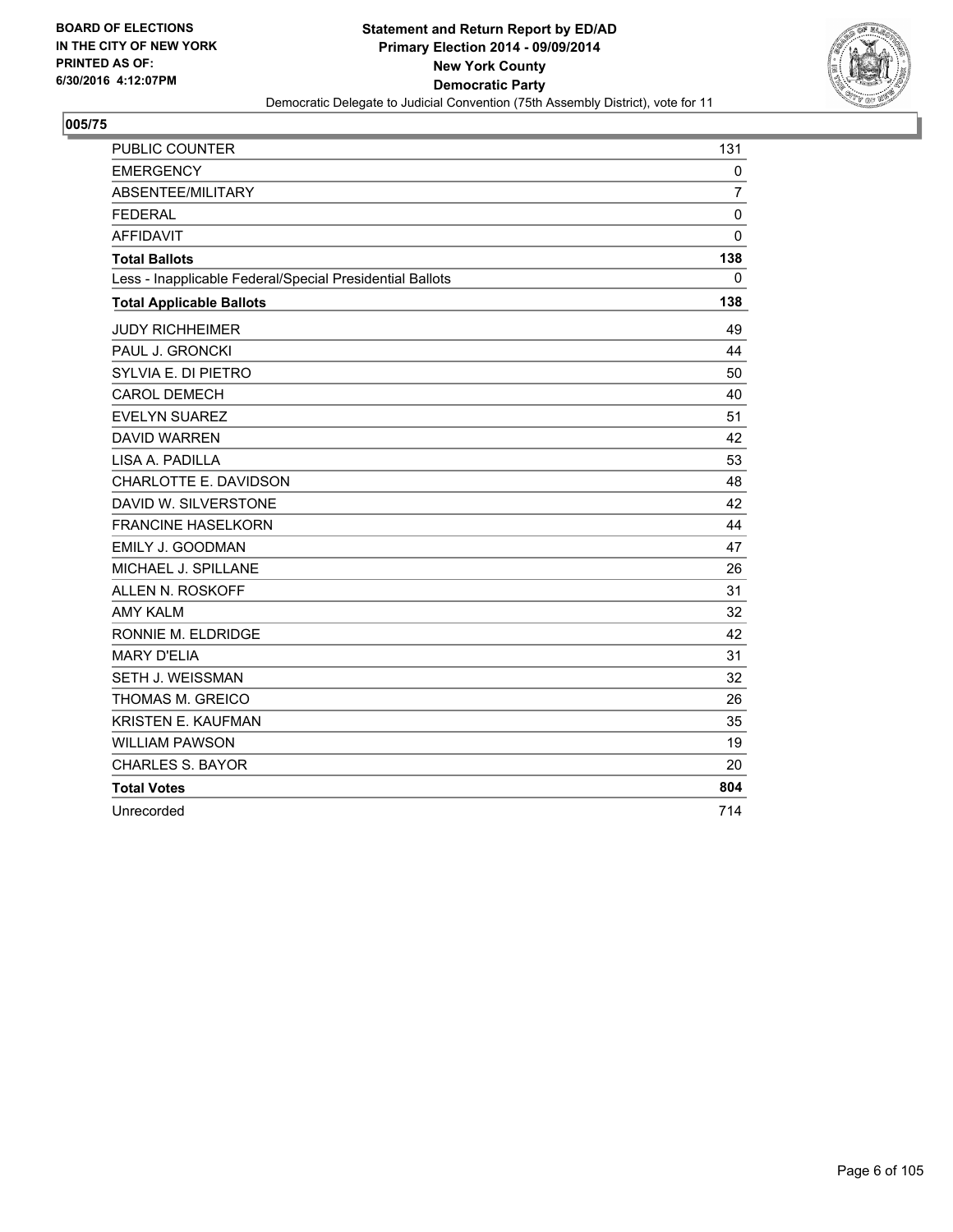**BOARD OF ELECTIONS**
**IN THE CITY OF NEW YORK**
**PRINTED AS OF:**
**6/30/2016 4:12:07PM**

**Statement and Return Report by ED/AD**
**Primary Election 2014 - 09/09/2014**
**New York County**
**Democratic Party**
Democratic Delegate to Judicial Convention (75th Assembly District), vote for 11

## 005/75

| | |
|---|---|
| PUBLIC COUNTER | 131 |
| EMERGENCY | 0 |
| ABSENTEE/MILITARY | 7 |
| FEDERAL | 0 |
| AFFIDAVIT | 0 |
| **Total Ballots** | **138** |
| Less - Inapplicable Federal/Special Presidential Ballots | 0 |
| **Total Applicable Ballots** | **138** |
| JUDY RICHHEIMER | 49 |
| PAUL J. GRONCKI | 44 |
| SYLVIA E. DI PIETRO | 50 |
| CAROL DEMECH | 40 |
| EVELYN SUAREZ | 51 |
| DAVID WARREN | 42 |
| LISA A. PADILLA | 53 |
| CHARLOTTE E. DAVIDSON | 48 |
| DAVID W. SILVERSTONE | 42 |
| FRANCINE HASELKORN | 44 |
| EMILY J. GOODMAN | 47 |
| MICHAEL J. SPILLANE | 26 |
| ALLEN N. ROSKOFF | 31 |
| AMY KALM | 32 |
| RONNIE M. ELDRIDGE | 42 |
| MARY D'ELIA | 31 |
| SETH J. WEISSMAN | 32 |
| THOMAS M. GREICO | 26 |
| KRISTEN E. KAUFMAN | 35 |
| WILLIAM PAWSON | 19 |
| CHARLES S. BAYOR | 20 |
| **Total Votes** | **804** |
| Unrecorded | 714 |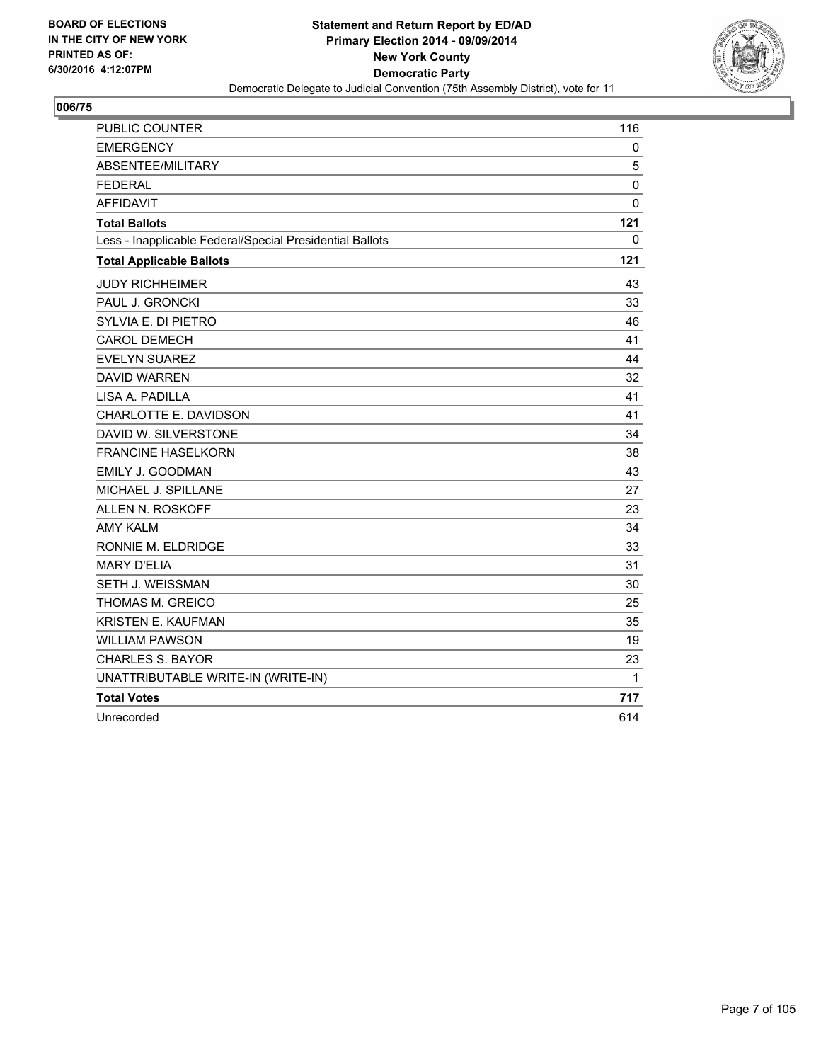**BOARD OF ELECTIONS IN THE CITY OF NEW YORK PRINTED AS OF: 6/30/2016 4:12:07PM**

**Statement and Return Report by ED/AD Primary Election 2014 - 09/09/2014 New York County Democratic Party**

Democratic Delegate to Judicial Convention (75th Assembly District), vote for 11

## 006/75

| | |
|---|---|
| PUBLIC COUNTER | 116 |
| EMERGENCY | 0 |
| ABSENTEE/MILITARY | 5 |
| FEDERAL | 0 |
| AFFIDAVIT | 0 |
| **Total Ballots** | **121** |
| Less - Inapplicable Federal/Special Presidential Ballots | 0 |
| **Total Applicable Ballots** | **121** |
| JUDY RICHHEIMER | 43 |
| PAUL J. GRONCKI | 33 |
| SYLVIA E. DI PIETRO | 46 |
| CAROL DEMECH | 41 |
| EVELYN SUAREZ | 44 |
| DAVID WARREN | 32 |
| LISA A. PADILLA | 41 |
| CHARLOTTE E. DAVIDSON | 41 |
| DAVID W. SILVERSTONE | 34 |
| FRANCINE HASELKORN | 38 |
| EMILY J. GOODMAN | 43 |
| MICHAEL J. SPILLANE | 27 |
| ALLEN N. ROSKOFF | 23 |
| AMY KALM | 34 |
| RONNIE M. ELDRIDGE | 33 |
| MARY D'ELIA | 31 |
| SETH J. WEISSMAN | 30 |
| THOMAS M. GREICO | 25 |
| KRISTEN E. KAUFMAN | 35 |
| WILLIAM PAWSON | 19 |
| CHARLES S. BAYOR | 23 |
| UNATTRIBUTABLE WRITE-IN (WRITE-IN) | 1 |
| **Total Votes** | **717** |
| Unrecorded | 614 |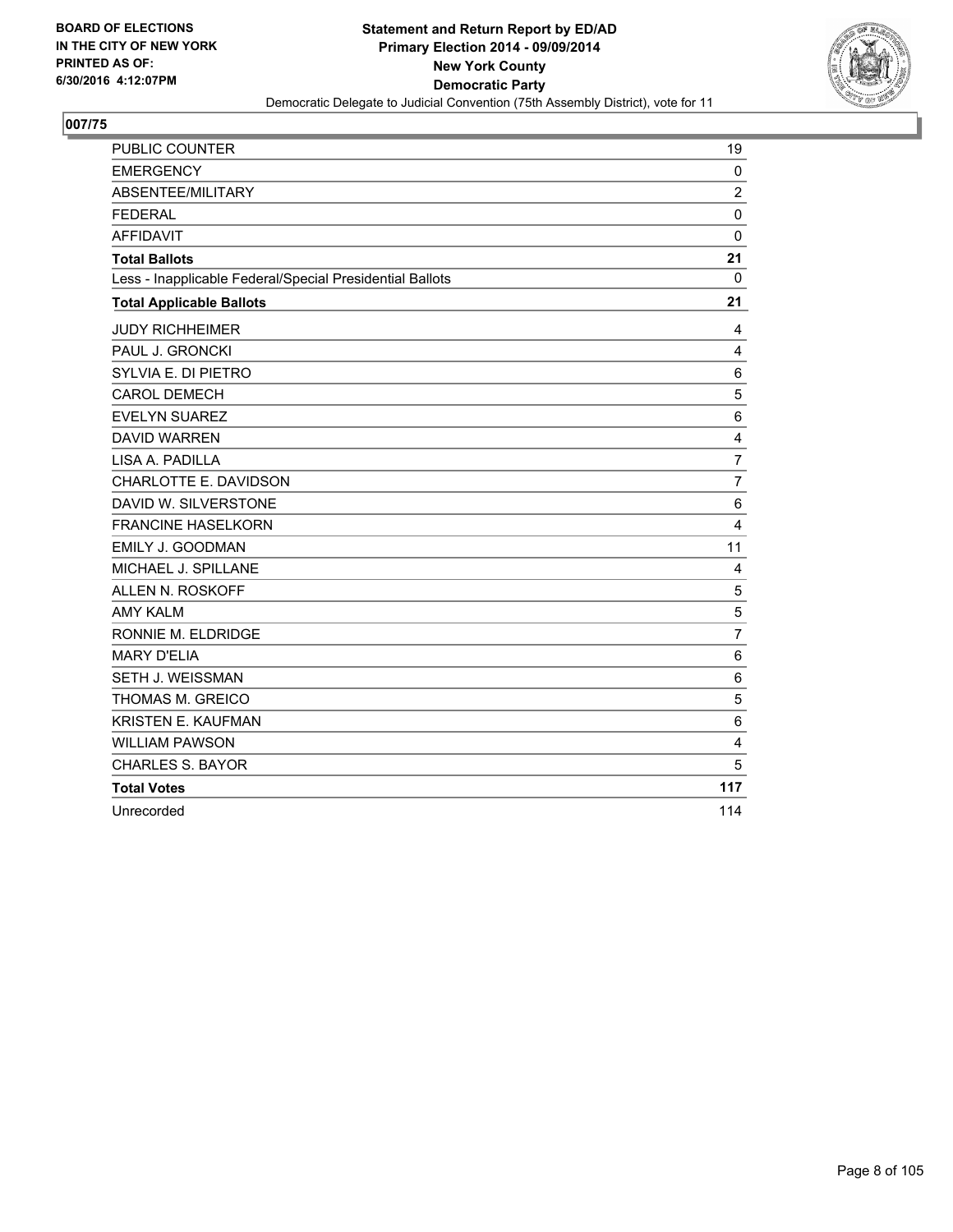BOARD OF ELECTIONS
IN THE CITY OF NEW YORK
PRINTED AS OF:
6/30/2016 4:12:07PM

**Statement and Return Report by ED/AD**
**Primary Election 2014 - 09/09/2014**
**New York County**
**Democratic Party**
Democratic Delegate to Judicial Convention (75th Assembly District), vote for 11

## 007/75

| | |
|---|---|
| PUBLIC COUNTER | 19 |
| EMERGENCY | 0 |
| ABSENTEE/MILITARY | 2 |
| FEDERAL | 0 |
| AFFIDAVIT | 0 |
| **Total Ballots** | **21** |
| Less - Inapplicable Federal/Special Presidential Ballots | 0 |
| **Total Applicable Ballots** | **21** |
| JUDY RICHHEIMER | 4 |
| PAUL J. GRONCKI | 4 |
| SYLVIA E. DI PIETRO | 6 |
| CAROL DEMECH | 5 |
| EVELYN SUAREZ | 6 |
| DAVID WARREN | 4 |
| LISA A. PADILLA | 7 |
| CHARLOTTE E. DAVIDSON | 7 |
| DAVID W. SILVERSTONE | 6 |
| FRANCINE HASELKORN | 4 |
| EMILY J. GOODMAN | 11 |
| MICHAEL J. SPILLANE | 4 |
| ALLEN N. ROSKOFF | 5 |
| AMY KALM | 5 |
| RONNIE M. ELDRIDGE | 7 |
| MARY D'ELIA | 6 |
| SETH J. WEISSMAN | 6 |
| THOMAS M. GREICO | 5 |
| KRISTEN E. KAUFMAN | 6 |
| WILLIAM PAWSON | 4 |
| CHARLES S. BAYOR | 5 |
| **Total Votes** | **117** |
| Unrecorded | 114 |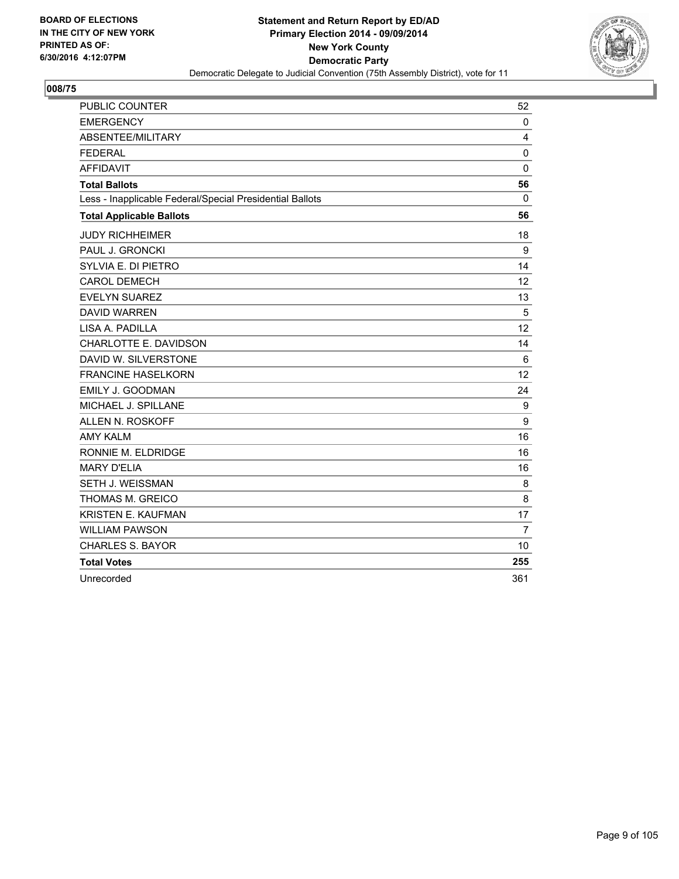BOARD OF ELECTIONS
IN THE CITY OF NEW YORK
PRINTED AS OF:
6/30/2016 4:12:07PM

**Statement and Return Report by ED/AD**
**Primary Election 2014 - 09/09/2014**
**New York County**
**Democratic Party**
Democratic Delegate to Judicial Convention (75th Assembly District), vote for 11

## 008/75

| | |
|---|---|
| PUBLIC COUNTER | 52 |
| EMERGENCY | 0 |
| ABSENTEE/MILITARY | 4 |
| FEDERAL | 0 |
| AFFIDAVIT | 0 |
| **Total Ballots** | **56** |
| Less - Inapplicable Federal/Special Presidential Ballots | 0 |
| **Total Applicable Ballots** | **56** |
| JUDY RICHHEIMER | 18 |
| PAUL J. GRONCKI | 9 |
| SYLVIA E. DI PIETRO | 14 |
| CAROL DEMECH | 12 |
| EVELYN SUAREZ | 13 |
| DAVID WARREN | 5 |
| LISA A. PADILLA | 12 |
| CHARLOTTE E. DAVIDSON | 14 |
| DAVID W. SILVERSTONE | 6 |
| FRANCINE HASELKORN | 12 |
| EMILY J. GOODMAN | 24 |
| MICHAEL J. SPILLANE | 9 |
| ALLEN N. ROSKOFF | 9 |
| AMY KALM | 16 |
| RONNIE M. ELDRIDGE | 16 |
| MARY D'ELIA | 16 |
| SETH J. WEISSMAN | 8 |
| THOMAS M. GREICO | 8 |
| KRISTEN E. KAUFMAN | 17 |
| WILLIAM PAWSON | 7 |
| CHARLES S. BAYOR | 10 |
| **Total Votes** | **255** |
| Unrecorded | 361 |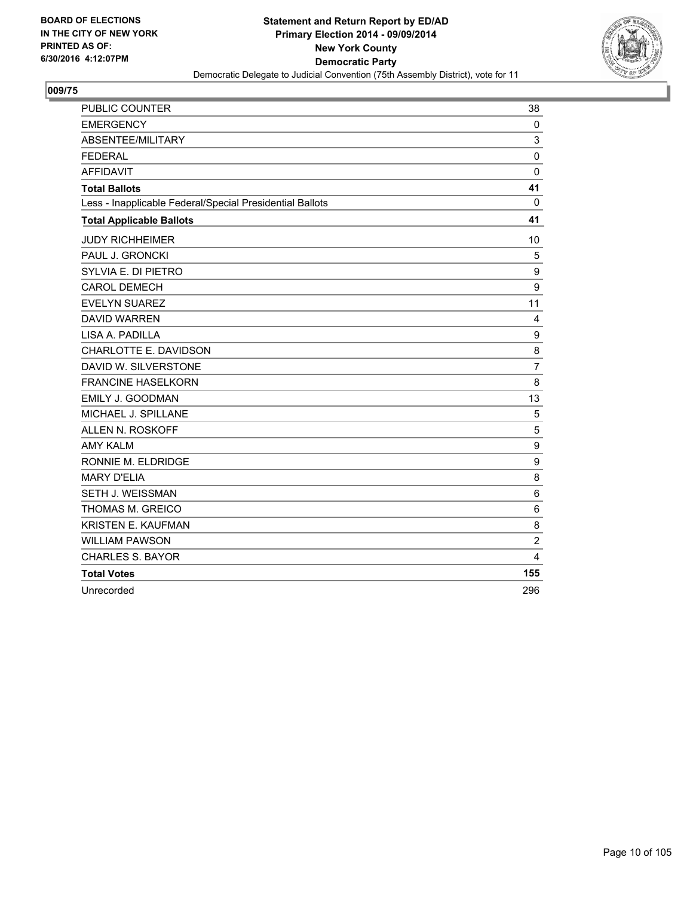**BOARD OF ELECTIONS IN THE CITY OF NEW YORK PRINTED AS OF: 6/30/2016 4:12:07PM**

**Statement and Return Report by ED/AD Primary Election 2014 - 09/09/2014 New York County Democratic Party**

Democratic Delegate to Judicial Convention (75th Assembly District), vote for 11

## 009/75

| | |
|---|---|
| PUBLIC COUNTER | 38 |
| EMERGENCY | 0 |
| ABSENTEE/MILITARY | 3 |
| FEDERAL | 0 |
| AFFIDAVIT | 0 |
| **Total Ballots** | **41** |
| Less - Inapplicable Federal/Special Presidential Ballots | 0 |
| **Total Applicable Ballots** | **41** |
| JUDY RICHHEIMER | 10 |
| PAUL J. GRONCKI | 5 |
| SYLVIA E. DI PIETRO | 9 |
| CAROL DEMECH | 9 |
| EVELYN SUAREZ | 11 |
| DAVID WARREN | 4 |
| LISA A. PADILLA | 9 |
| CHARLOTTE E. DAVIDSON | 8 |
| DAVID W. SILVERSTONE | 7 |
| FRANCINE HASELKORN | 8 |
| EMILY J. GOODMAN | 13 |
| MICHAEL J. SPILLANE | 5 |
| ALLEN N. ROSKOFF | 5 |
| AMY KALM | 9 |
| RONNIE M. ELDRIDGE | 9 |
| MARY D'ELIA | 8 |
| SETH J. WEISSMAN | 6 |
| THOMAS M. GREICO | 6 |
| KRISTEN E. KAUFMAN | 8 |
| WILLIAM PAWSON | 2 |
| CHARLES S. BAYOR | 4 |
| **Total Votes** | **155** |
| Unrecorded | 296 |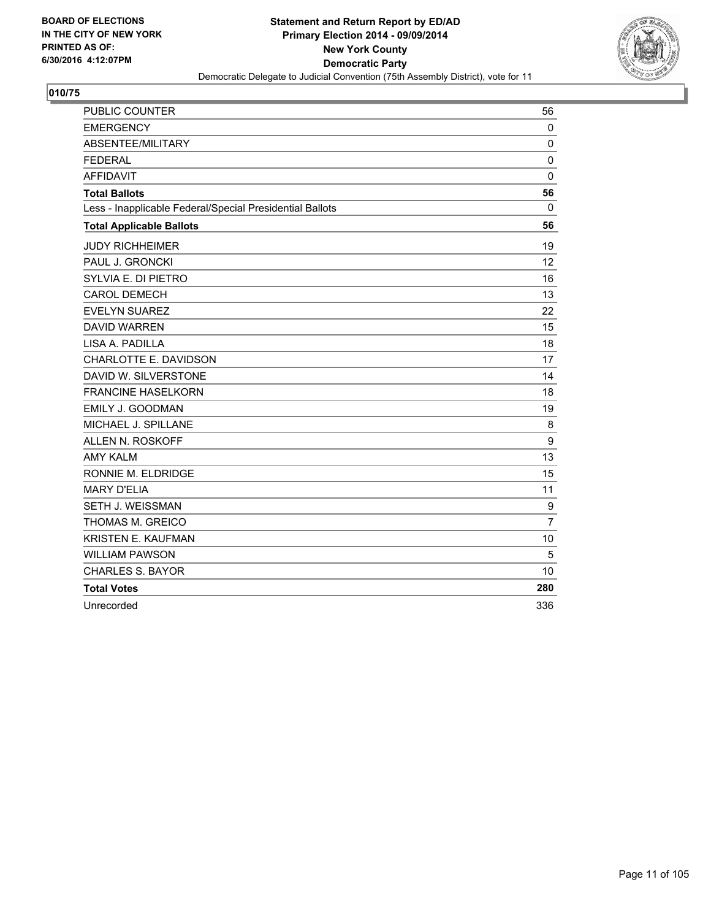BOARD OF ELECTIONS
IN THE CITY OF NEW YORK
PRINTED AS OF:
6/30/2016 4:12:07PM

**Statement and Return Report by ED/AD**
**Primary Election 2014 - 09/09/2014**
**New York County**
**Democratic Party**
Democratic Delegate to Judicial Convention (75th Assembly District), vote for 11

## 010/75

| | |
|---|---|
| PUBLIC COUNTER | 56 |
| EMERGENCY | 0 |
| ABSENTEE/MILITARY | 0 |
| FEDERAL | 0 |
| AFFIDAVIT | 0 |
| **Total Ballots** | **56** |
| Less - Inapplicable Federal/Special Presidential Ballots | 0 |
| **Total Applicable Ballots** | **56** |
| JUDY RICHHEIMER | 19 |
| PAUL J. GRONCKI | 12 |
| SYLVIA E. DI PIETRO | 16 |
| CAROL DEMECH | 13 |
| EVELYN SUAREZ | 22 |
| DAVID WARREN | 15 |
| LISA A. PADILLA | 18 |
| CHARLOTTE E. DAVIDSON | 17 |
| DAVID W. SILVERSTONE | 14 |
| FRANCINE HASELKORN | 18 |
| EMILY J. GOODMAN | 19 |
| MICHAEL J. SPILLANE | 8 |
| ALLEN N. ROSKOFF | 9 |
| AMY KALM | 13 |
| RONNIE M. ELDRIDGE | 15 |
| MARY D'ELIA | 11 |
| SETH J. WEISSMAN | 9 |
| THOMAS M. GREICO | 7 |
| KRISTEN E. KAUFMAN | 10 |
| WILLIAM PAWSON | 5 |
| CHARLES S. BAYOR | 10 |
| **Total Votes** | **280** |
| Unrecorded | 336 |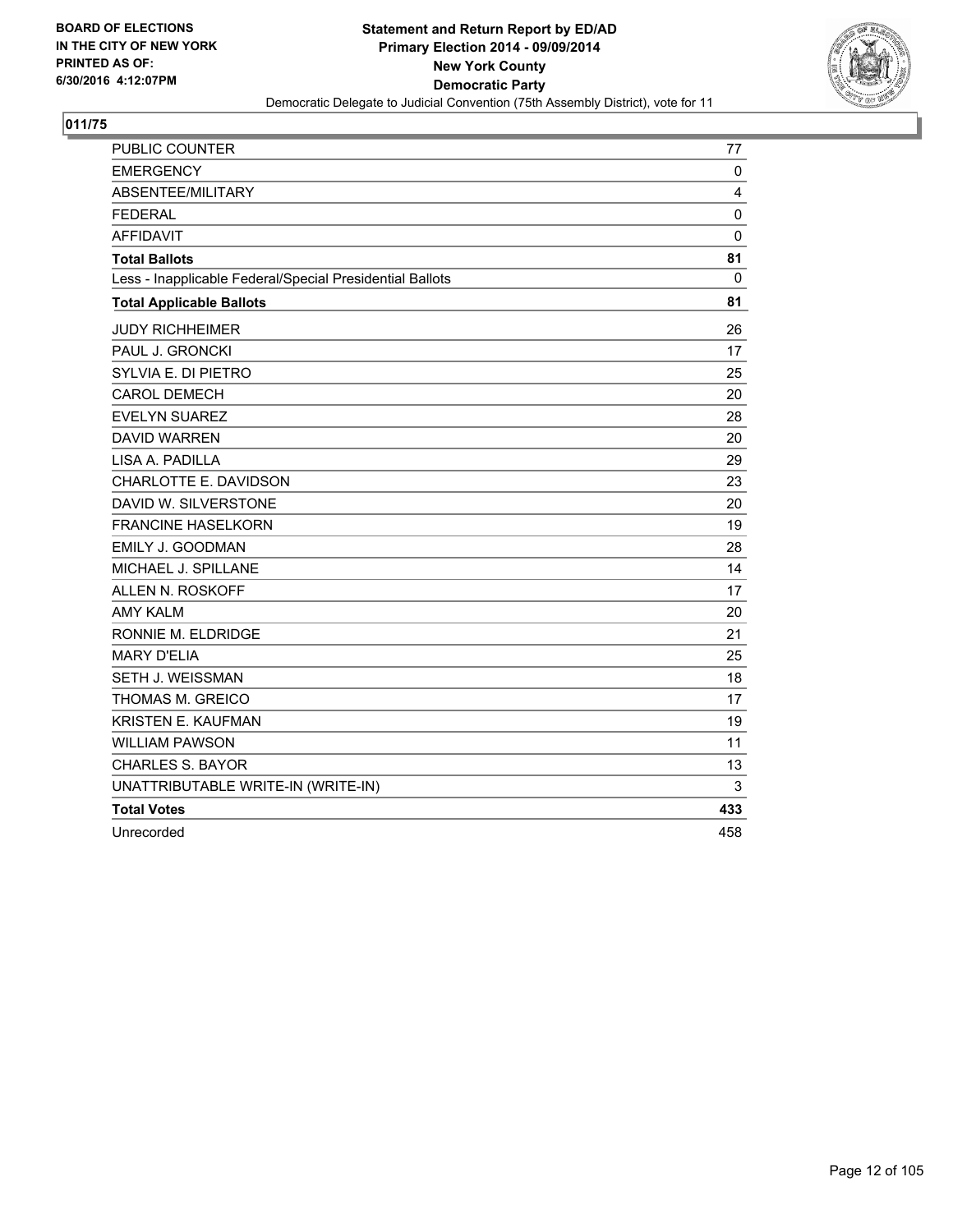**BOARD OF ELECTIONS IN THE CITY OF NEW YORK PRINTED AS OF: 6/30/2016 4:12:07PM**

**Statement and Return Report by ED/AD**
**Primary Election 2014 - 09/09/2014**
**New York County**
**Democratic Party**
Democratic Delegate to Judicial Convention (75th Assembly District), vote for 11

## 011/75

| | |
|---|---|
| PUBLIC COUNTER | 77 |
| EMERGENCY | 0 |
| ABSENTEE/MILITARY | 4 |
| FEDERAL | 0 |
| AFFIDAVIT | 0 |
| **Total Ballots** | **81** |
| Less - Inapplicable Federal/Special Presidential Ballots | 0 |
| **Total Applicable Ballots** | **81** |
| JUDY RICHHEIMER | 26 |
| PAUL J. GRONCKI | 17 |
| SYLVIA E. DI PIETRO | 25 |
| CAROL DEMECH | 20 |
| EVELYN SUAREZ | 28 |
| DAVID WARREN | 20 |
| LISA A. PADILLA | 29 |
| CHARLOTTE E. DAVIDSON | 23 |
| DAVID W. SILVERSTONE | 20 |
| FRANCINE HASELKORN | 19 |
| EMILY J. GOODMAN | 28 |
| MICHAEL J. SPILLANE | 14 |
| ALLEN N. ROSKOFF | 17 |
| AMY KALM | 20 |
| RONNIE M. ELDRIDGE | 21 |
| MARY D'ELIA | 25 |
| SETH J. WEISSMAN | 18 |
| THOMAS M. GREICO | 17 |
| KRISTEN E. KAUFMAN | 19 |
| WILLIAM PAWSON | 11 |
| CHARLES S. BAYOR | 13 |
| UNATTRIBUTABLE WRITE-IN (WRITE-IN) | 3 |
| **Total Votes** | **433** |
| Unrecorded | 458 |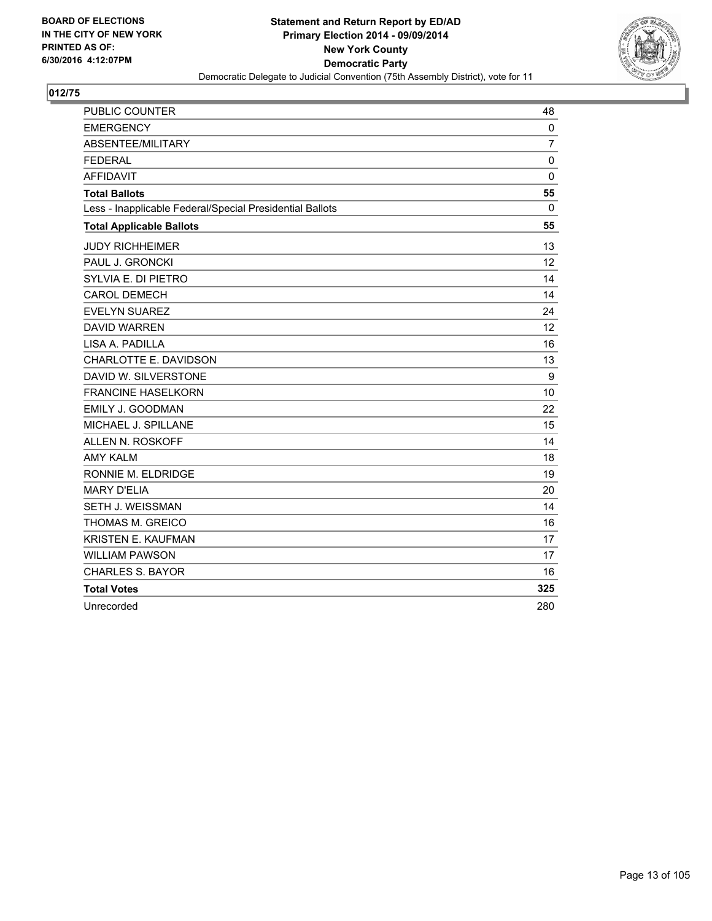BOARD OF ELECTIONS
IN THE CITY OF NEW YORK
PRINTED AS OF:
6/30/2016 4:12:07PM

**Statement and Return Report by ED/AD**
**Primary Election 2014 - 09/09/2014**
**New York County**
**Democratic Party**
Democratic Delegate to Judicial Convention (75th Assembly District), vote for 11

## 012/75

| | |
|---|---|
| PUBLIC COUNTER | 48 |
| EMERGENCY | 0 |
| ABSENTEE/MILITARY | 7 |
| FEDERAL | 0 |
| AFFIDAVIT | 0 |
| **Total Ballots** | **55** |
| Less - Inapplicable Federal/Special Presidential Ballots | 0 |
| **Total Applicable Ballots** | **55** |
| JUDY RICHHEIMER | 13 |
| PAUL J. GRONCKI | 12 |
| SYLVIA E. DI PIETRO | 14 |
| CAROL DEMECH | 14 |
| EVELYN SUAREZ | 24 |
| DAVID WARREN | 12 |
| LISA A. PADILLA | 16 |
| CHARLOTTE E. DAVIDSON | 13 |
| DAVID W. SILVERSTONE | 9 |
| FRANCINE HASELKORN | 10 |
| EMILY J. GOODMAN | 22 |
| MICHAEL J. SPILLANE | 15 |
| ALLEN N. ROSKOFF | 14 |
| AMY KALM | 18 |
| RONNIE M. ELDRIDGE | 19 |
| MARY D'ELIA | 20 |
| SETH J. WEISSMAN | 14 |
| THOMAS M. GREICO | 16 |
| KRISTEN E. KAUFMAN | 17 |
| WILLIAM PAWSON | 17 |
| CHARLES S. BAYOR | 16 |
| **Total Votes** | **325** |
| Unrecorded | 280 |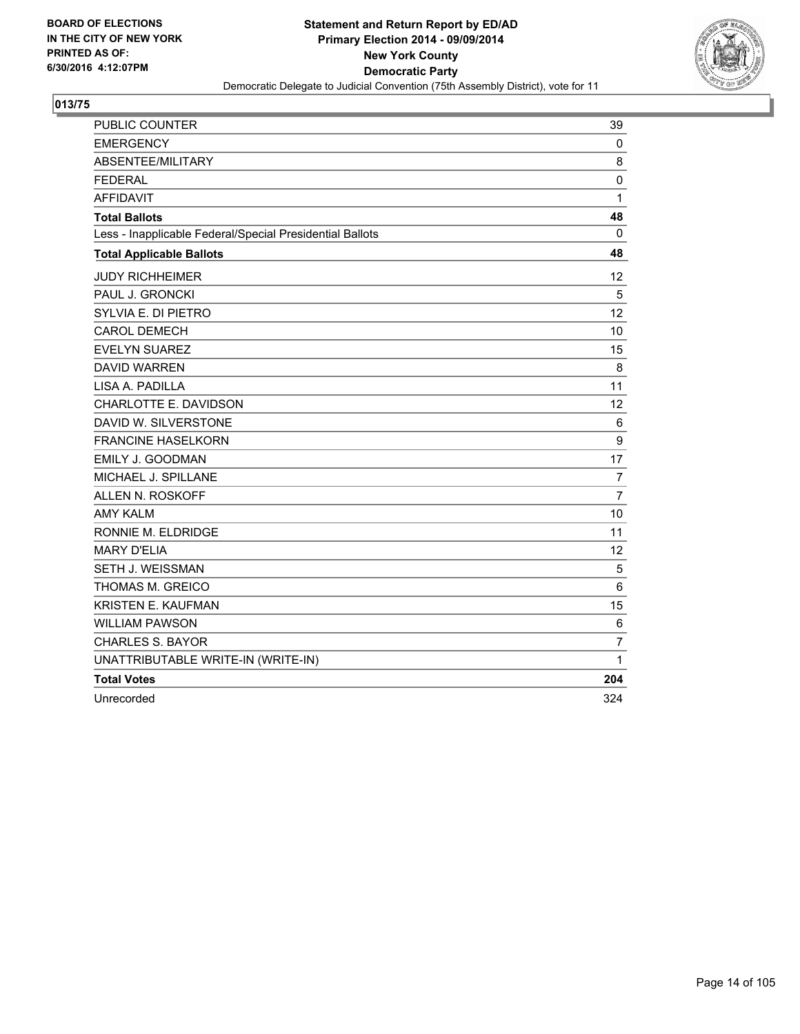BOARD OF ELECTIONS
IN THE CITY OF NEW YORK
PRINTED AS OF:
6/30/2016 4:12:07PM

**Statement and Return Report by ED/AD**
**Primary Election 2014 - 09/09/2014**
**New York County**
**Democratic Party**
Democratic Delegate to Judicial Convention (75th Assembly District), vote for 11

## 013/75

| | |
|---|---|
| PUBLIC COUNTER | 39 |
| EMERGENCY | 0 |
| ABSENTEE/MILITARY | 8 |
| FEDERAL | 0 |
| AFFIDAVIT | 1 |
| **Total Ballots** | **48** |
| Less - Inapplicable Federal/Special Presidential Ballots | 0 |
| **Total Applicable Ballots** | **48** |
| JUDY RICHHEIMER | 12 |
| PAUL J. GRONCKI | 5 |
| SYLVIA E. DI PIETRO | 12 |
| CAROL DEMECH | 10 |
| EVELYN SUAREZ | 15 |
| DAVID WARREN | 8 |
| LISA A. PADILLA | 11 |
| CHARLOTTE E. DAVIDSON | 12 |
| DAVID W. SILVERSTONE | 6 |
| FRANCINE HASELKORN | 9 |
| EMILY J. GOODMAN | 17 |
| MICHAEL J. SPILLANE | 7 |
| ALLEN N. ROSKOFF | 7 |
| AMY KALM | 10 |
| RONNIE M. ELDRIDGE | 11 |
| MARY D'ELIA | 12 |
| SETH J. WEISSMAN | 5 |
| THOMAS M. GREICO | 6 |
| KRISTEN E. KAUFMAN | 15 |
| WILLIAM PAWSON | 6 |
| CHARLES S. BAYOR | 7 |
| UNATTRIBUTABLE WRITE-IN (WRITE-IN) | 1 |
| **Total Votes** | **204** |
| Unrecorded | 324 |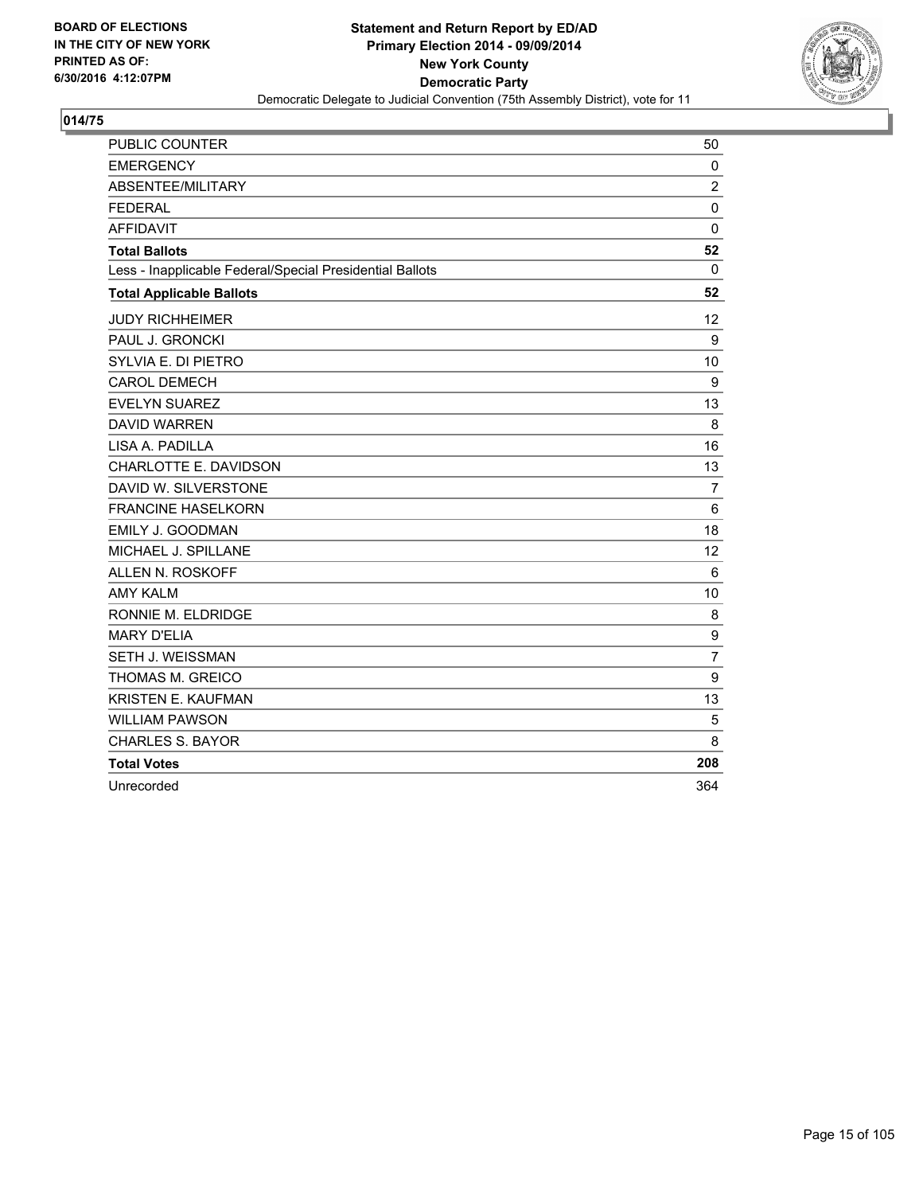**BOARD OF ELECTIONS IN THE CITY OF NEW YORK PRINTED AS OF: 6/30/2016 4:12:07PM**

**Statement and Return Report by ED/AD**
**Primary Election 2014 - 09/09/2014**
**New York County**
**Democratic Party**
Democratic Delegate to Judicial Convention (75th Assembly District), vote for 11

## 014/75

| | |
|---|---|
| PUBLIC COUNTER | 50 |
| EMERGENCY | 0 |
| ABSENTEE/MILITARY | 2 |
| FEDERAL | 0 |
| AFFIDAVIT | 0 |
| **Total Ballots** | **52** |
| Less - Inapplicable Federal/Special Presidential Ballots | 0 |
| **Total Applicable Ballots** | **52** |
| JUDY RICHHEIMER | 12 |
| PAUL J. GRONCKI | 9 |
| SYLVIA E. DI PIETRO | 10 |
| CAROL DEMECH | 9 |
| EVELYN SUAREZ | 13 |
| DAVID WARREN | 8 |
| LISA A. PADILLA | 16 |
| CHARLOTTE E. DAVIDSON | 13 |
| DAVID W. SILVERSTONE | 7 |
| FRANCINE HASELKORN | 6 |
| EMILY J. GOODMAN | 18 |
| MICHAEL J. SPILLANE | 12 |
| ALLEN N. ROSKOFF | 6 |
| AMY KALM | 10 |
| RONNIE M. ELDRIDGE | 8 |
| MARY D'ELIA | 9 |
| SETH J. WEISSMAN | 7 |
| THOMAS M. GREICO | 9 |
| KRISTEN E. KAUFMAN | 13 |
| WILLIAM PAWSON | 5 |
| CHARLES S. BAYOR | 8 |
| **Total Votes** | **208** |
| Unrecorded | 364 |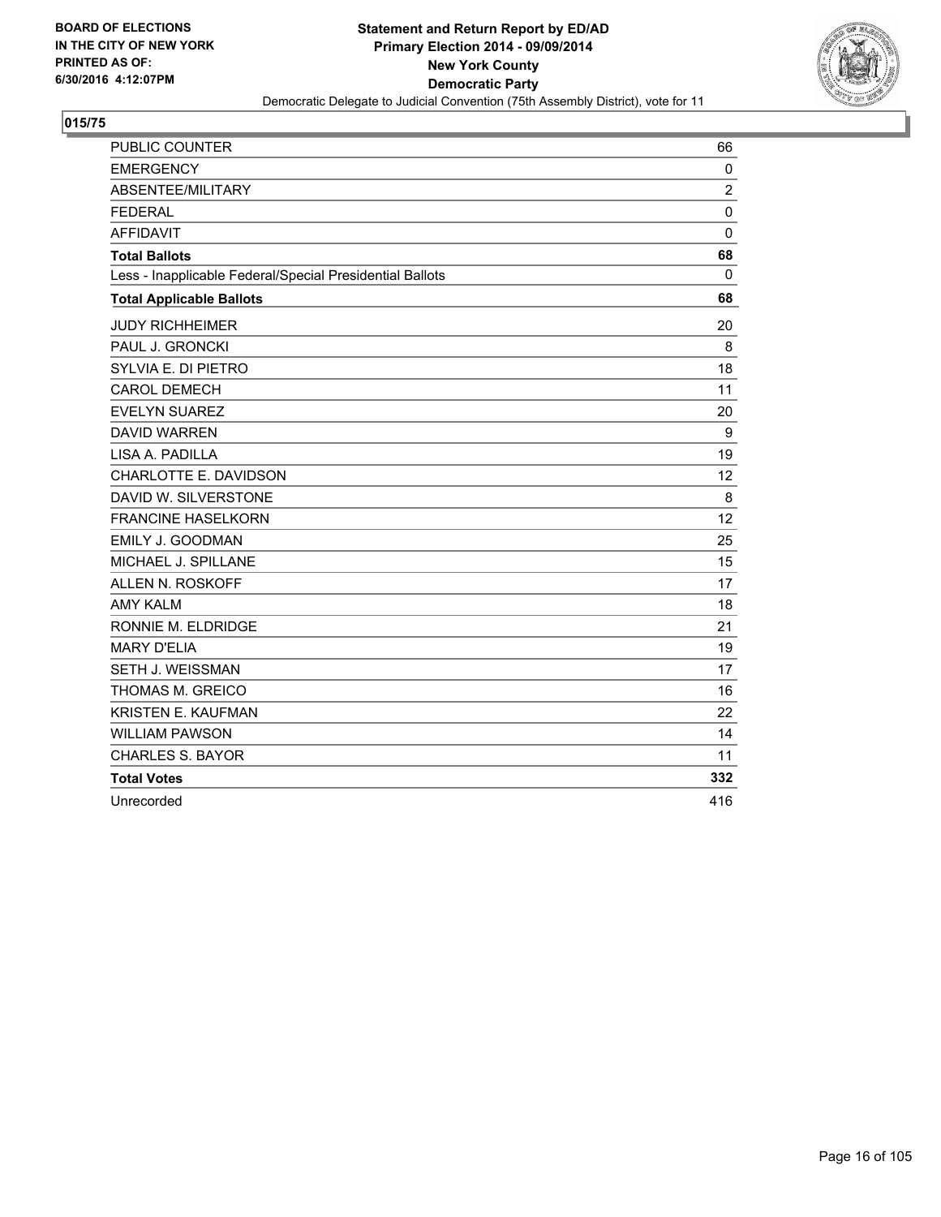**BOARD OF ELECTIONS IN THE CITY OF NEW YORK PRINTED AS OF: 6/30/2016 4:12:07PM**

**Statement and Return Report by ED/AD**
**Primary Election 2014 - 09/09/2014**
**New York County**
**Democratic Party**
Democratic Delegate to Judicial Convention (75th Assembly District), vote for 11

## 015/75

| | |
|---|---|
| PUBLIC COUNTER | 66 |
| EMERGENCY | 0 |
| ABSENTEE/MILITARY | 2 |
| FEDERAL | 0 |
| AFFIDAVIT | 0 |
| **Total Ballots** | **68** |
| Less - Inapplicable Federal/Special Presidential Ballots | 0 |
| **Total Applicable Ballots** | **68** |
| JUDY RICHHEIMER | 20 |
| PAUL J. GRONCKI | 8 |
| SYLVIA E. DI PIETRO | 18 |
| CAROL DEMECH | 11 |
| EVELYN SUAREZ | 20 |
| DAVID WARREN | 9 |
| LISA A. PADILLA | 19 |
| CHARLOTTE E. DAVIDSON | 12 |
| DAVID W. SILVERSTONE | 8 |
| FRANCINE HASELKORN | 12 |
| EMILY J. GOODMAN | 25 |
| MICHAEL J. SPILLANE | 15 |
| ALLEN N. ROSKOFF | 17 |
| AMY KALM | 18 |
| RONNIE M. ELDRIDGE | 21 |
| MARY D'ELIA | 19 |
| SETH J. WEISSMAN | 17 |
| THOMAS M. GREICO | 16 |
| KRISTEN E. KAUFMAN | 22 |
| WILLIAM PAWSON | 14 |
| CHARLES S. BAYOR | 11 |
| **Total Votes** | **332** |
| Unrecorded | 416 |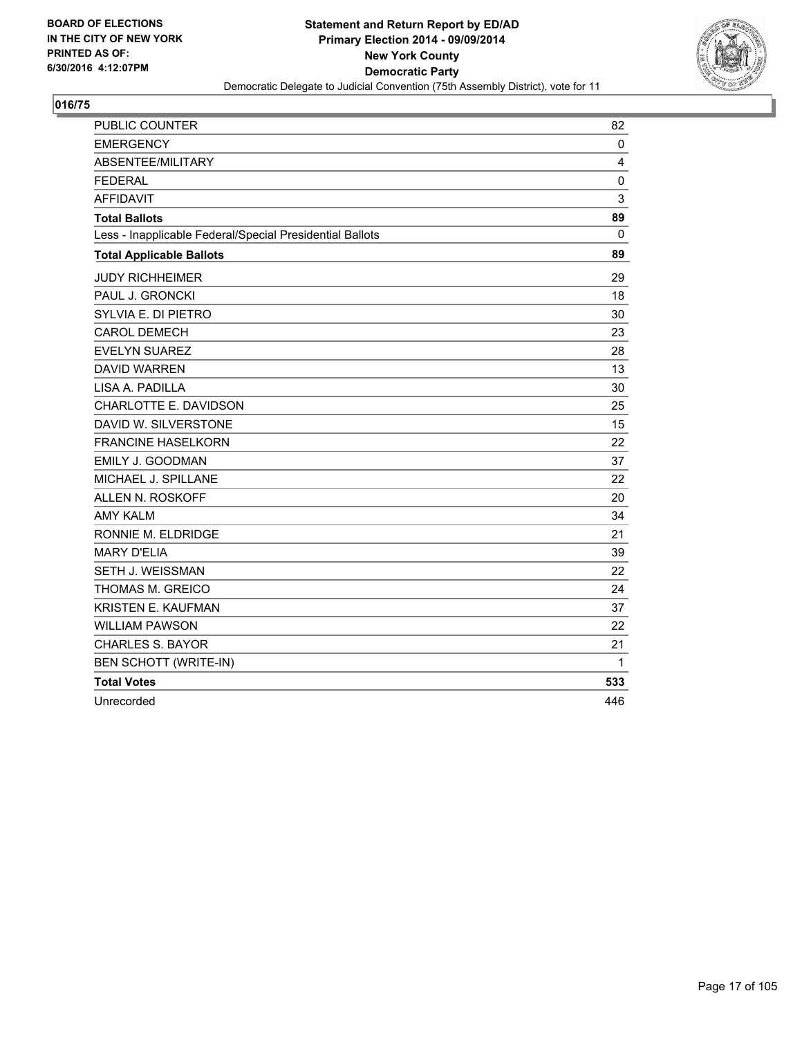**BOARD OF ELECTIONS IN THE CITY OF NEW YORK PRINTED AS OF: 6/30/2016 4:12:07PM**

**Statement and Return Report by ED/AD Primary Election 2014 - 09/09/2014 New York County Democratic Party**

Democratic Delegate to Judicial Convention (75th Assembly District), vote for 11

## 016/75

| | |
|---|---|
| PUBLIC COUNTER | 82 |
| EMERGENCY | 0 |
| ABSENTEE/MILITARY | 4 |
| FEDERAL | 0 |
| AFFIDAVIT | 3 |
| **Total Ballots** | **89** |
| Less - Inapplicable Federal/Special Presidential Ballots | 0 |
| **Total Applicable Ballots** | **89** |
| JUDY RICHHEIMER | 29 |
| PAUL J. GRONCKI | 18 |
| SYLVIA E. DI PIETRO | 30 |
| CAROL DEMECH | 23 |
| EVELYN SUAREZ | 28 |
| DAVID WARREN | 13 |
| LISA A. PADILLA | 30 |
| CHARLOTTE E. DAVIDSON | 25 |
| DAVID W. SILVERSTONE | 15 |
| FRANCINE HASELKORN | 22 |
| EMILY J. GOODMAN | 37 |
| MICHAEL J. SPILLANE | 22 |
| ALLEN N. ROSKOFF | 20 |
| AMY KALM | 34 |
| RONNIE M. ELDRIDGE | 21 |
| MARY D'ELIA | 39 |
| SETH J. WEISSMAN | 22 |
| THOMAS M. GREICO | 24 |
| KRISTEN E. KAUFMAN | 37 |
| WILLIAM PAWSON | 22 |
| CHARLES S. BAYOR | 21 |
| BEN SCHOTT (WRITE-IN) | 1 |
| **Total Votes** | **533** |
| Unrecorded | 446 |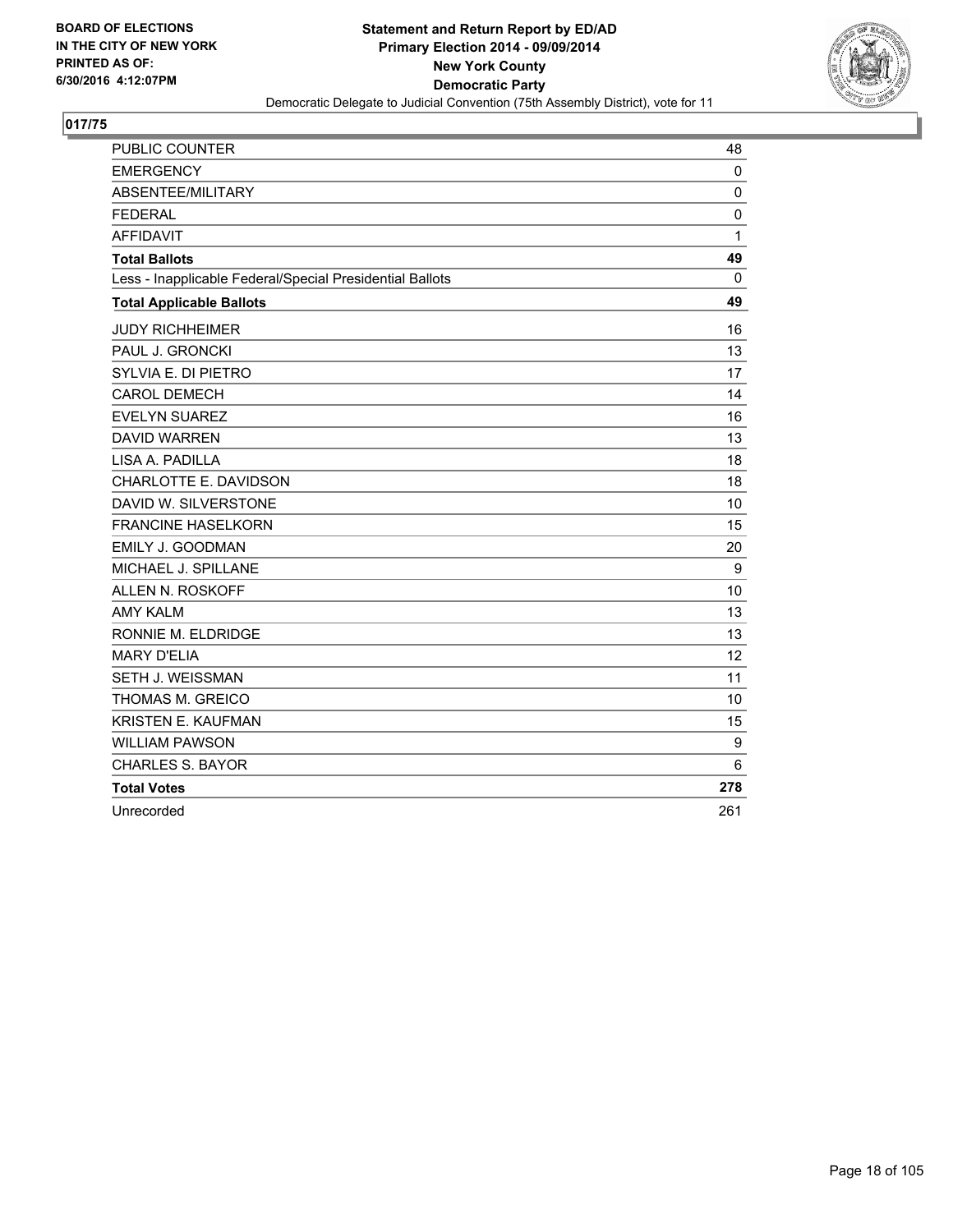**BOARD OF ELECTIONS IN THE CITY OF NEW YORK PRINTED AS OF: 6/30/2016 4:12:07PM**

**Statement and Return Report by ED/AD**
**Primary Election 2014 - 09/09/2014**
**New York County**
**Democratic Party**
Democratic Delegate to Judicial Convention (75th Assembly District), vote for 11

## 017/75

| | |
|---|---|
| PUBLIC COUNTER | 48 |
| EMERGENCY | 0 |
| ABSENTEE/MILITARY | 0 |
| FEDERAL | 0 |
| AFFIDAVIT | 1 |
| **Total Ballots** | **49** |
| Less - Inapplicable Federal/Special Presidential Ballots | 0 |
| **Total Applicable Ballots** | **49** |
| JUDY RICHHEIMER | 16 |
| PAUL J. GRONCKI | 13 |
| SYLVIA E. DI PIETRO | 17 |
| CAROL DEMECH | 14 |
| EVELYN SUAREZ | 16 |
| DAVID WARREN | 13 |
| LISA A. PADILLA | 18 |
| CHARLOTTE E. DAVIDSON | 18 |
| DAVID W. SILVERSTONE | 10 |
| FRANCINE HASELKORN | 15 |
| EMILY J. GOODMAN | 20 |
| MICHAEL J. SPILLANE | 9 |
| ALLEN N. ROSKOFF | 10 |
| AMY KALM | 13 |
| RONNIE M. ELDRIDGE | 13 |
| MARY D'ELIA | 12 |
| SETH J. WEISSMAN | 11 |
| THOMAS M. GREICO | 10 |
| KRISTEN E. KAUFMAN | 15 |
| WILLIAM PAWSON | 9 |
| CHARLES S. BAYOR | 6 |
| **Total Votes** | **278** |
| Unrecorded | 261 |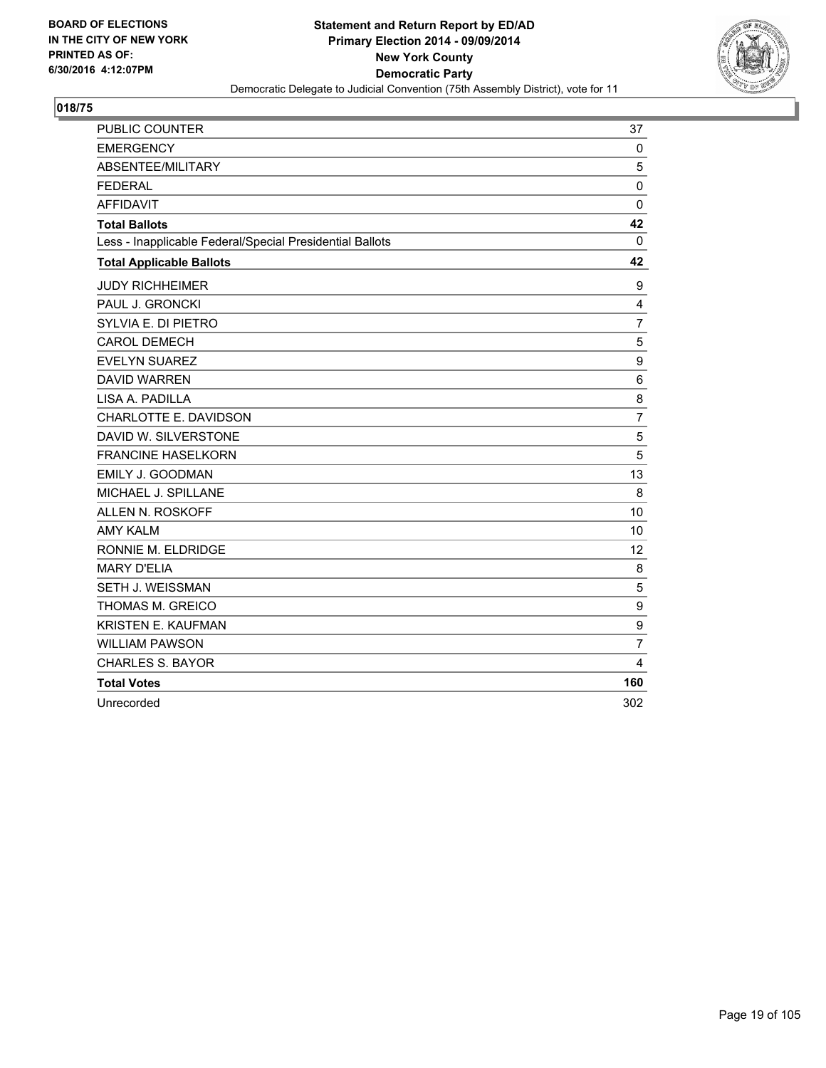**BOARD OF ELECTIONS IN THE CITY OF NEW YORK PRINTED AS OF: 6/30/2016 4:12:07PM**

**Statement and Return Report by ED/AD**
**Primary Election 2014 - 09/09/2014**
**New York County**
**Democratic Party**
Democratic Delegate to Judicial Convention (75th Assembly District), vote for 11

## 018/75

| | |
|---|---|
| PUBLIC COUNTER | 37 |
| EMERGENCY | 0 |
| ABSENTEE/MILITARY | 5 |
| FEDERAL | 0 |
| AFFIDAVIT | 0 |
| **Total Ballots** | **42** |
| Less - Inapplicable Federal/Special Presidential Ballots | 0 |
| **Total Applicable Ballots** | **42** |
| JUDY RICHHEIMER | 9 |
| PAUL J. GRONCKI | 4 |
| SYLVIA E. DI PIETRO | 7 |
| CAROL DEMECH | 5 |
| EVELYN SUAREZ | 9 |
| DAVID WARREN | 6 |
| LISA A. PADILLA | 8 |
| CHARLOTTE E. DAVIDSON | 7 |
| DAVID W. SILVERSTONE | 5 |
| FRANCINE HASELKORN | 5 |
| EMILY J. GOODMAN | 13 |
| MICHAEL J. SPILLANE | 8 |
| ALLEN N. ROSKOFF | 10 |
| AMY KALM | 10 |
| RONNIE M. ELDRIDGE | 12 |
| MARY D'ELIA | 8 |
| SETH J. WEISSMAN | 5 |
| THOMAS M. GREICO | 9 |
| KRISTEN E. KAUFMAN | 9 |
| WILLIAM PAWSON | 7 |
| CHARLES S. BAYOR | 4 |
| **Total Votes** | **160** |
| Unrecorded | 302 |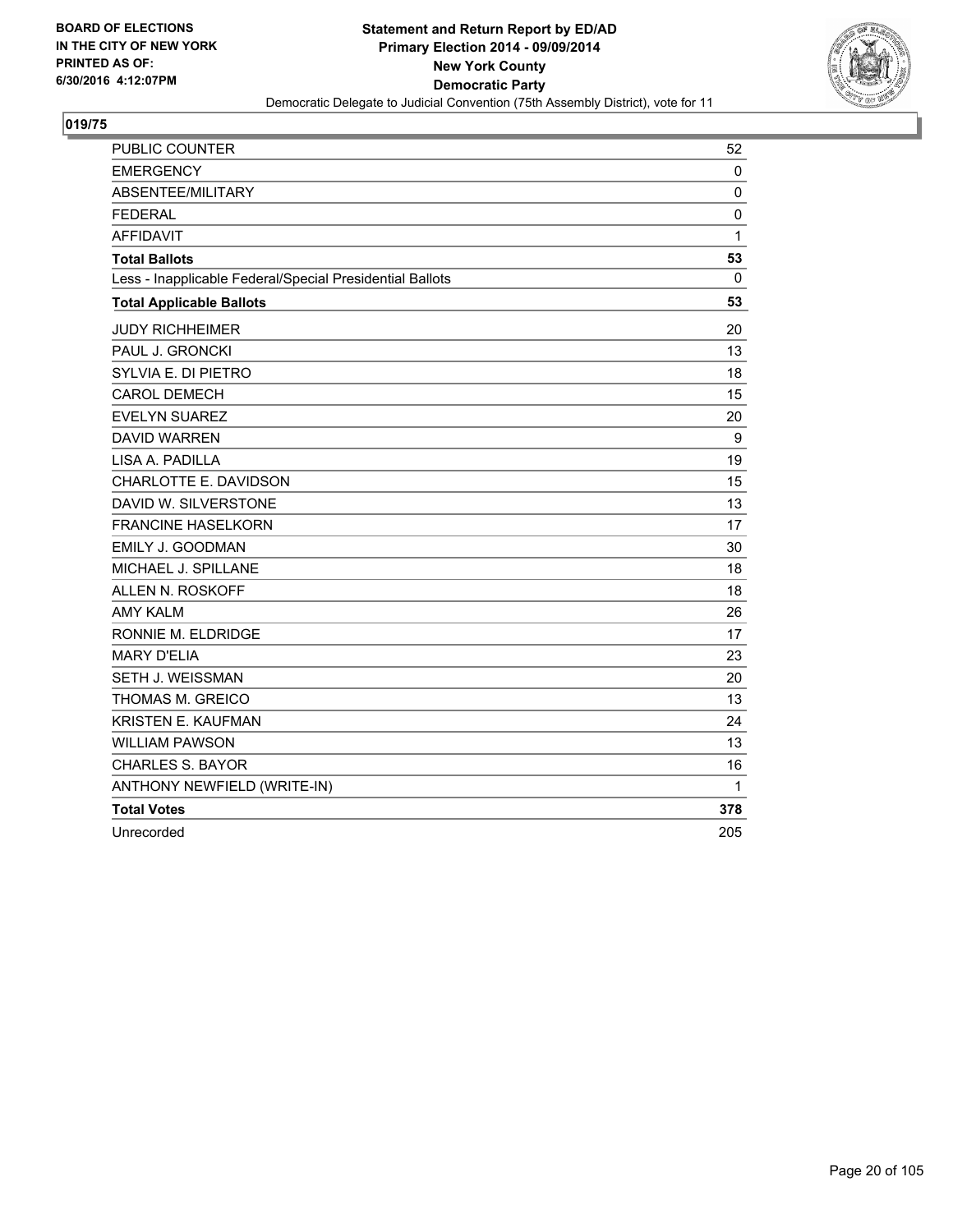BOARD OF ELECTIONS
IN THE CITY OF NEW YORK
PRINTED AS OF:
6/30/2016 4:12:07PM

**Statement and Return Report by ED/AD**
**Primary Election 2014 - 09/09/2014**
**New York County**
**Democratic Party**
Democratic Delegate to Judicial Convention (75th Assembly District), vote for 11

## 019/75

| | |
|---|---|
| PUBLIC COUNTER | 52 |
| EMERGENCY | 0 |
| ABSENTEE/MILITARY | 0 |
| FEDERAL | 0 |
| AFFIDAVIT | 1 |
| **Total Ballots** | **53** |
| Less - Inapplicable Federal/Special Presidential Ballots | 0 |
| **Total Applicable Ballots** | **53** |
| JUDY RICHHEIMER | 20 |
| PAUL J. GRONCKI | 13 |
| SYLVIA E. DI PIETRO | 18 |
| CAROL DEMECH | 15 |
| EVELYN SUAREZ | 20 |
| DAVID WARREN | 9 |
| LISA A. PADILLA | 19 |
| CHARLOTTE E. DAVIDSON | 15 |
| DAVID W. SILVERSTONE | 13 |
| FRANCINE HASELKORN | 17 |
| EMILY J. GOODMAN | 30 |
| MICHAEL J. SPILLANE | 18 |
| ALLEN N. ROSKOFF | 18 |
| AMY KALM | 26 |
| RONNIE M. ELDRIDGE | 17 |
| MARY D'ELIA | 23 |
| SETH J. WEISSMAN | 20 |
| THOMAS M. GREICO | 13 |
| KRISTEN E. KAUFMAN | 24 |
| WILLIAM PAWSON | 13 |
| CHARLES S. BAYOR | 16 |
| ANTHONY NEWFIELD (WRITE-IN) | 1 |
| **Total Votes** | **378** |
| Unrecorded | 205 |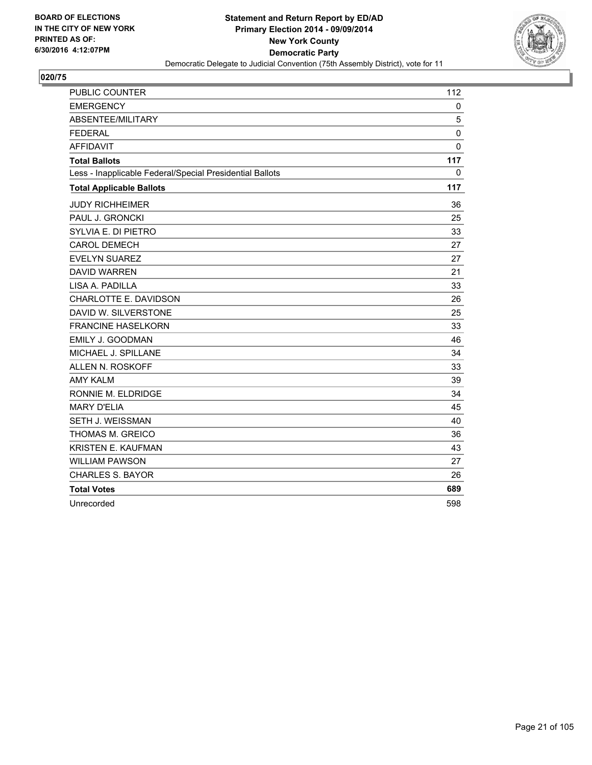**BOARD OF ELECTIONS IN THE CITY OF NEW YORK PRINTED AS OF: 6/30/2016 4:12:07PM**

**Statement and Return Report by ED/AD**
**Primary Election 2014 - 09/09/2014**
**New York County**
**Democratic Party**
Democratic Delegate to Judicial Convention (75th Assembly District), vote for 11

## 020/75

| | |
|---|---|
| PUBLIC COUNTER | 112 |
| EMERGENCY | 0 |
| ABSENTEE/MILITARY | 5 |
| FEDERAL | 0 |
| AFFIDAVIT | 0 |
| **Total Ballots** | **117** |
| Less - Inapplicable Federal/Special Presidential Ballots | 0 |
| **Total Applicable Ballots** | **117** |
| JUDY RICHHEIMER | 36 |
| PAUL J. GRONCKI | 25 |
| SYLVIA E. DI PIETRO | 33 |
| CAROL DEMECH | 27 |
| EVELYN SUAREZ | 27 |
| DAVID WARREN | 21 |
| LISA A. PADILLA | 33 |
| CHARLOTTE E. DAVIDSON | 26 |
| DAVID W. SILVERSTONE | 25 |
| FRANCINE HASELKORN | 33 |
| EMILY J. GOODMAN | 46 |
| MICHAEL J. SPILLANE | 34 |
| ALLEN N. ROSKOFF | 33 |
| AMY KALM | 39 |
| RONNIE M. ELDRIDGE | 34 |
| MARY D'ELIA | 45 |
| SETH J. WEISSMAN | 40 |
| THOMAS M. GREICO | 36 |
| KRISTEN E. KAUFMAN | 43 |
| WILLIAM PAWSON | 27 |
| CHARLES S. BAYOR | 26 |
| **Total Votes** | **689** |
| Unrecorded | 598 |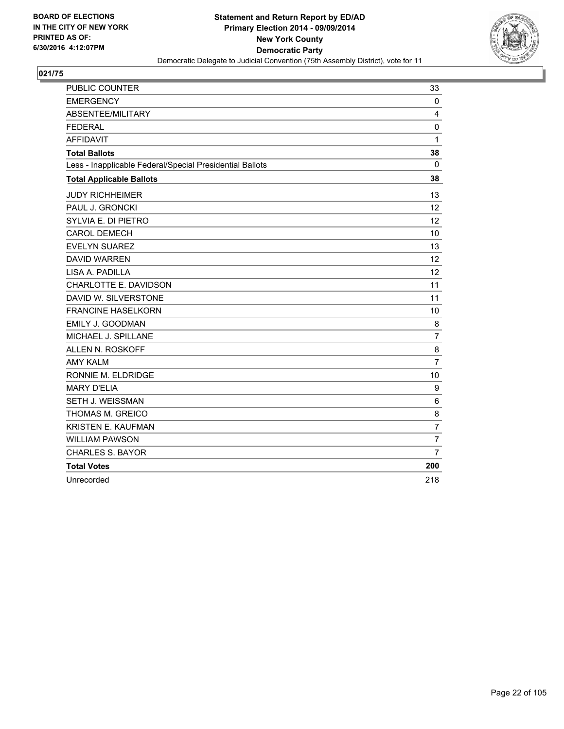**BOARD OF ELECTIONS IN THE CITY OF NEW YORK PRINTED AS OF: 6/30/2016 4:12:07PM**

**Statement and Return Report by ED/AD Primary Election 2014 - 09/09/2014 New York County Democratic Party**

Democratic Delegate to Judicial Convention (75th Assembly District), vote for 11

## 021/75

| | |
|---|---|
| PUBLIC COUNTER | 33 |
| EMERGENCY | 0 |
| ABSENTEE/MILITARY | 4 |
| FEDERAL | 0 |
| AFFIDAVIT | 1 |
| **Total Ballots** | **38** |
| Less - Inapplicable Federal/Special Presidential Ballots | 0 |
| **Total Applicable Ballots** | **38** |
| JUDY RICHHEIMER | 13 |
| PAUL J. GRONCKI | 12 |
| SYLVIA E. DI PIETRO | 12 |
| CAROL DEMECH | 10 |
| EVELYN SUAREZ | 13 |
| DAVID WARREN | 12 |
| LISA A. PADILLA | 12 |
| CHARLOTTE E. DAVIDSON | 11 |
| DAVID W. SILVERSTONE | 11 |
| FRANCINE HASELKORN | 10 |
| EMILY J. GOODMAN | 8 |
| MICHAEL J. SPILLANE | 7 |
| ALLEN N. ROSKOFF | 8 |
| AMY KALM | 7 |
| RONNIE M. ELDRIDGE | 10 |
| MARY D'ELIA | 9 |
| SETH J. WEISSMAN | 6 |
| THOMAS M. GREICO | 8 |
| KRISTEN E. KAUFMAN | 7 |
| WILLIAM PAWSON | 7 |
| CHARLES S. BAYOR | 7 |
| **Total Votes** | **200** |
| Unrecorded | 218 |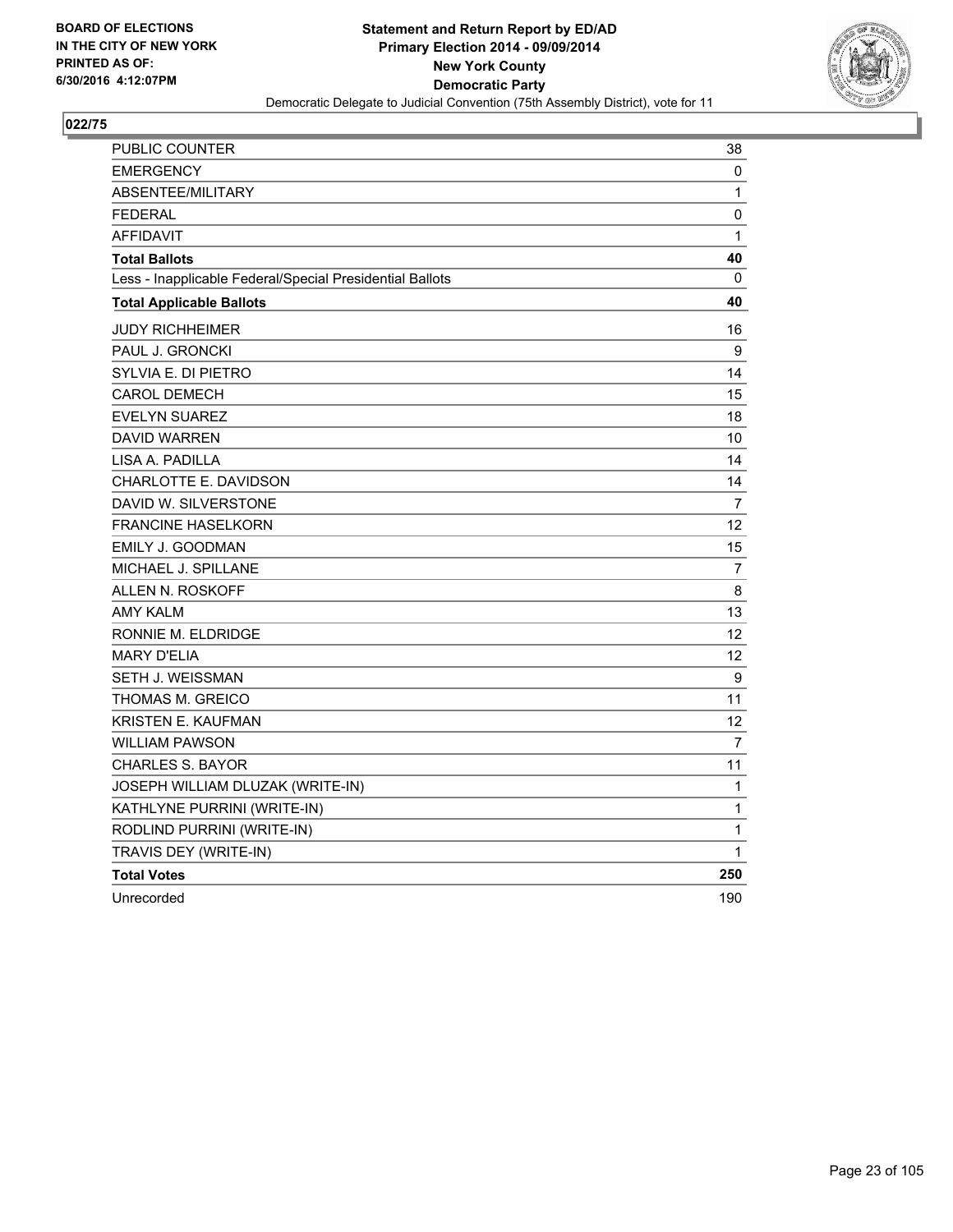**BOARD OF ELECTIONS IN THE CITY OF NEW YORK PRINTED AS OF: 6/30/2016 4:12:07PM**

**Statement and Return Report by ED/AD Primary Election 2014 - 09/09/2014 New York County Democratic Party**

Democratic Delegate to Judicial Convention (75th Assembly District), vote for 11

**022/75**

| | |
|---|---|
| PUBLIC COUNTER | 38 |
| EMERGENCY | 0 |
| ABSENTEE/MILITARY | 1 |
| FEDERAL | 0 |
| AFFIDAVIT | 1 |
| **Total Ballots** | **40** |
| Less - Inapplicable Federal/Special Presidential Ballots | 0 |
| **Total Applicable Ballots** | **40** |
| JUDY RICHHEIMER | 16 |
| PAUL J. GRONCKI | 9 |
| SYLVIA E. DI PIETRO | 14 |
| CAROL DEMECH | 15 |
| EVELYN SUAREZ | 18 |
| DAVID WARREN | 10 |
| LISA A. PADILLA | 14 |
| CHARLOTTE E. DAVIDSON | 14 |
| DAVID W. SILVERSTONE | 7 |
| FRANCINE HASELKORN | 12 |
| EMILY J. GOODMAN | 15 |
| MICHAEL J. SPILLANE | 7 |
| ALLEN N. ROSKOFF | 8 |
| AMY KALM | 13 |
| RONNIE M. ELDRIDGE | 12 |
| MARY D'ELIA | 12 |
| SETH J. WEISSMAN | 9 |
| THOMAS M. GREICO | 11 |
| KRISTEN E. KAUFMAN | 12 |
| WILLIAM PAWSON | 7 |
| CHARLES S. BAYOR | 11 |
| JOSEPH WILLIAM DLUZAK (WRITE-IN) | 1 |
| KATHLYNE PURRINI (WRITE-IN) | 1 |
| RODLIND PURRINI (WRITE-IN) | 1 |
| TRAVIS DEY (WRITE-IN) | 1 |
| **Total Votes** | **250** |
| Unrecorded | 190 |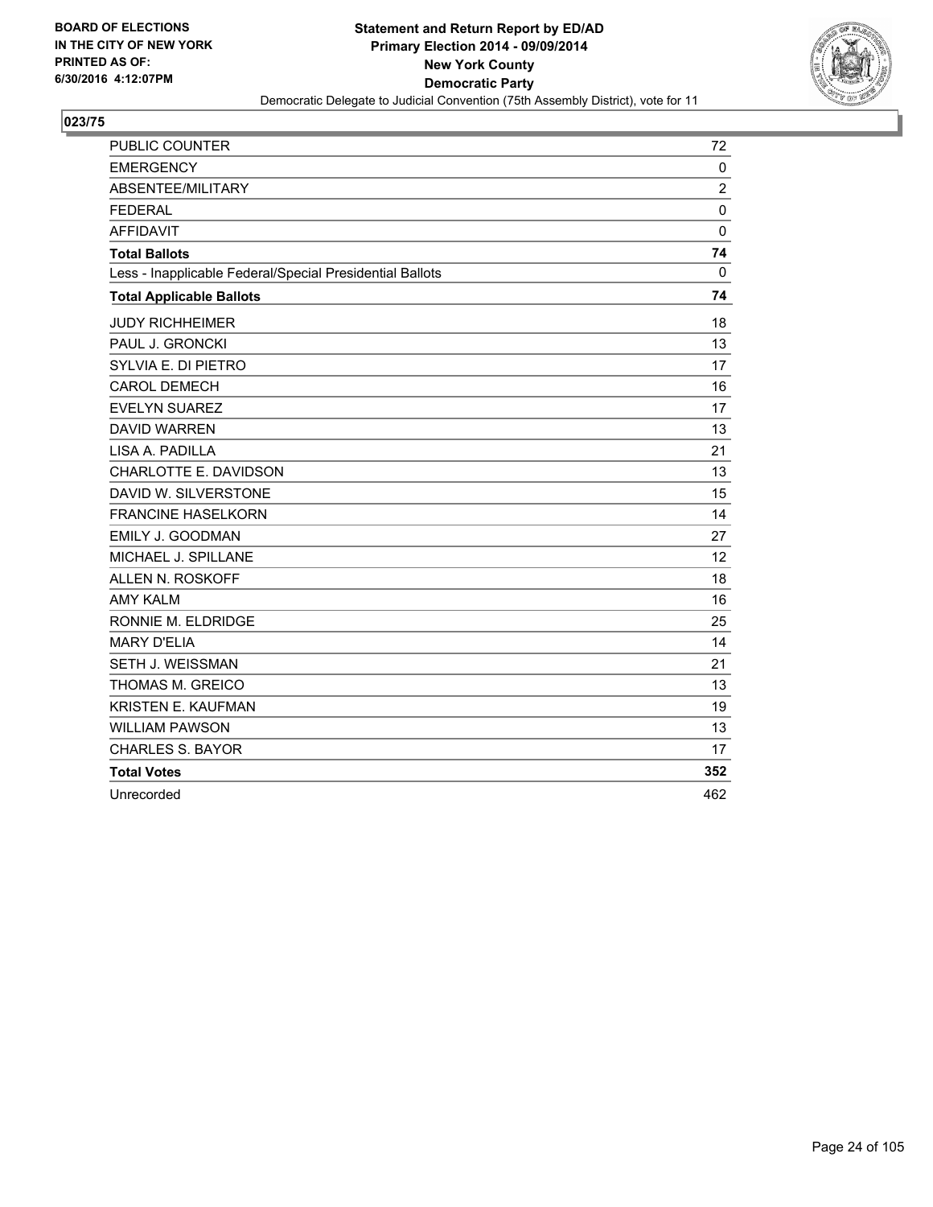**BOARD OF ELECTIONS IN THE CITY OF NEW YORK PRINTED AS OF: 6/30/2016 4:12:07PM**

**Statement and Return Report by ED/AD**
**Primary Election 2014 - 09/09/2014**
**New York County**
**Democratic Party**
Democratic Delegate to Judicial Convention (75th Assembly District), vote for 11

## 023/75

| | |
|---|---|
| PUBLIC COUNTER | 72 |
| EMERGENCY | 0 |
| ABSENTEE/MILITARY | 2 |
| FEDERAL | 0 |
| AFFIDAVIT | 0 |
| **Total Ballots** | **74** |
| Less - Inapplicable Federal/Special Presidential Ballots | 0 |
| **Total Applicable Ballots** | **74** |
| JUDY RICHHEIMER | 18 |
| PAUL J. GRONCKI | 13 |
| SYLVIA E. DI PIETRO | 17 |
| CAROL DEMECH | 16 |
| EVELYN SUAREZ | 17 |
| DAVID WARREN | 13 |
| LISA A. PADILLA | 21 |
| CHARLOTTE E. DAVIDSON | 13 |
| DAVID W. SILVERSTONE | 15 |
| FRANCINE HASELKORN | 14 |
| EMILY J. GOODMAN | 27 |
| MICHAEL J. SPILLANE | 12 |
| ALLEN N. ROSKOFF | 18 |
| AMY KALM | 16 |
| RONNIE M. ELDRIDGE | 25 |
| MARY D'ELIA | 14 |
| SETH J. WEISSMAN | 21 |
| THOMAS M. GREICO | 13 |
| KRISTEN E. KAUFMAN | 19 |
| WILLIAM PAWSON | 13 |
| CHARLES S. BAYOR | 17 |
| **Total Votes** | **352** |
| Unrecorded | 462 |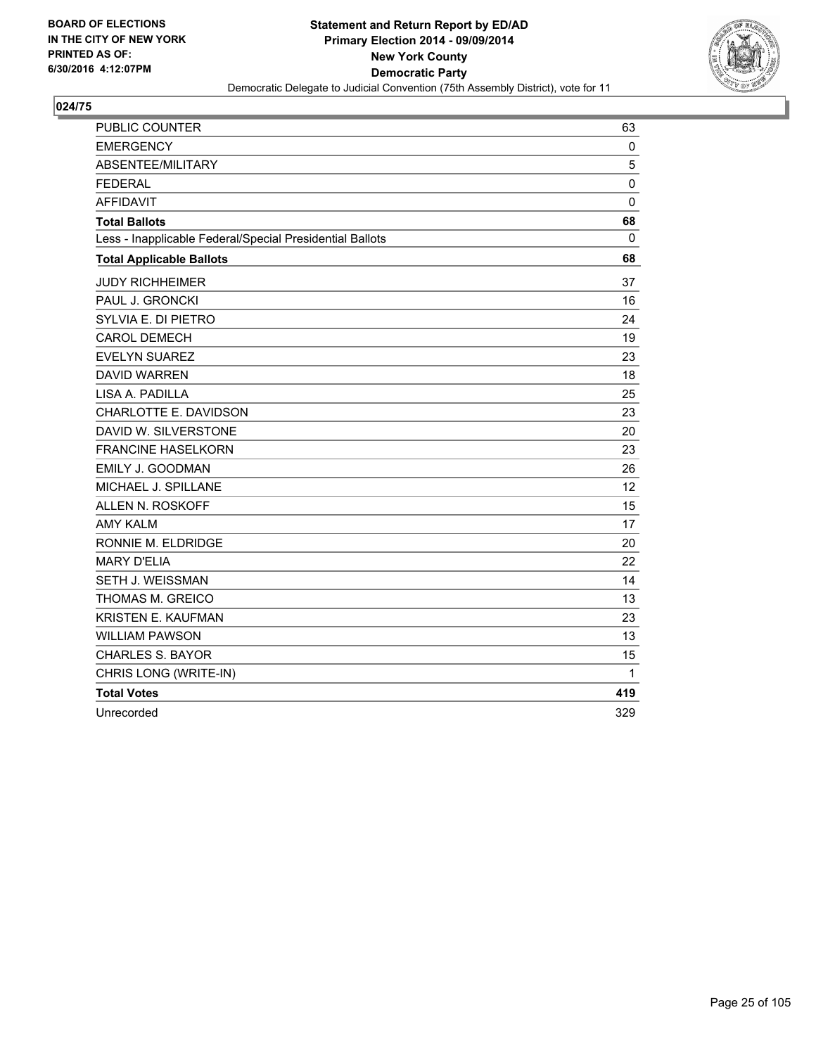**BOARD OF ELECTIONS IN THE CITY OF NEW YORK PRINTED AS OF: 6/30/2016 4:12:07PM**

**Statement and Return Report by ED/AD**
**Primary Election 2014 - 09/09/2014**
**New York County**
**Democratic Party**
Democratic Delegate to Judicial Convention (75th Assembly District), vote for 11

## 024/75

| | |
|---|---|
| PUBLIC COUNTER | 63 |
| EMERGENCY | 0 |
| ABSENTEE/MILITARY | 5 |
| FEDERAL | 0 |
| AFFIDAVIT | 0 |
| **Total Ballots** | **68** |
| Less - Inapplicable Federal/Special Presidential Ballots | 0 |
| **Total Applicable Ballots** | **68** |
| JUDY RICHHEIMER | 37 |
| PAUL J. GRONCKI | 16 |
| SYLVIA E. DI PIETRO | 24 |
| CAROL DEMECH | 19 |
| EVELYN SUAREZ | 23 |
| DAVID WARREN | 18 |
| LISA A. PADILLA | 25 |
| CHARLOTTE E. DAVIDSON | 23 |
| DAVID W. SILVERSTONE | 20 |
| FRANCINE HASELKORN | 23 |
| EMILY J. GOODMAN | 26 |
| MICHAEL J. SPILLANE | 12 |
| ALLEN N. ROSKOFF | 15 |
| AMY KALM | 17 |
| RONNIE M. ELDRIDGE | 20 |
| MARY D'ELIA | 22 |
| SETH J. WEISSMAN | 14 |
| THOMAS M. GREICO | 13 |
| KRISTEN E. KAUFMAN | 23 |
| WILLIAM PAWSON | 13 |
| CHARLES S. BAYOR | 15 |
| CHRIS LONG (WRITE-IN) | 1 |
| **Total Votes** | **419** |
| Unrecorded | 329 |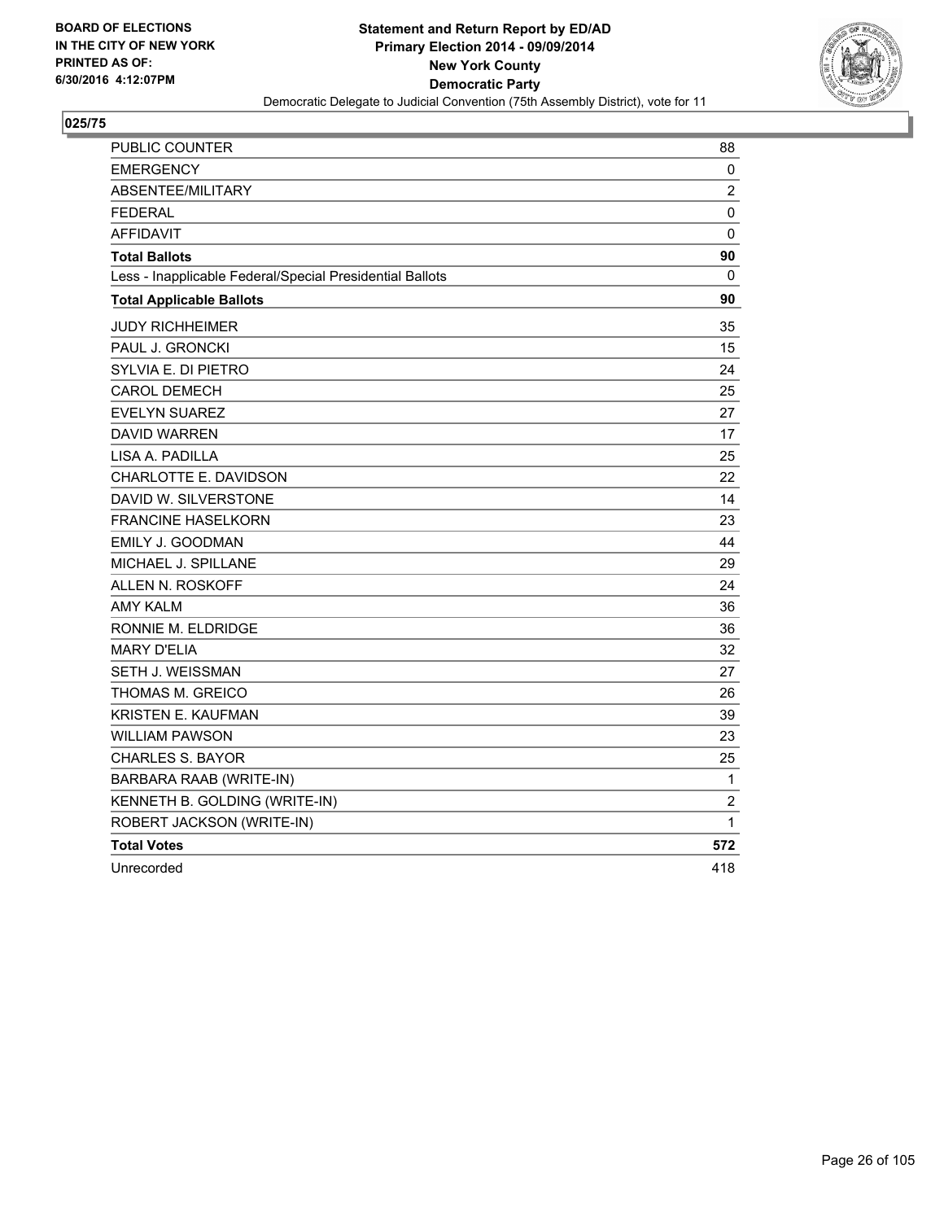**BOARD OF ELECTIONS IN THE CITY OF NEW YORK PRINTED AS OF: 6/30/2016 4:12:07PM**

**Statement and Return Report by ED/AD**
**Primary Election 2014 - 09/09/2014**
**New York County**
**Democratic Party**
Democratic Delegate to Judicial Convention (75th Assembly District), vote for 11

## 025/75

| | |
|---|---|
| PUBLIC COUNTER | 88 |
| EMERGENCY | 0 |
| ABSENTEE/MILITARY | 2 |
| FEDERAL | 0 |
| AFFIDAVIT | 0 |
| **Total Ballots** | **90** |
| Less - Inapplicable Federal/Special Presidential Ballots | 0 |
| **Total Applicable Ballots** | **90** |
| JUDY RICHHEIMER | 35 |
| PAUL J. GRONCKI | 15 |
| SYLVIA E. DI PIETRO | 24 |
| CAROL DEMECH | 25 |
| EVELYN SUAREZ | 27 |
| DAVID WARREN | 17 |
| LISA A. PADILLA | 25 |
| CHARLOTTE E. DAVIDSON | 22 |
| DAVID W. SILVERSTONE | 14 |
| FRANCINE HASELKORN | 23 |
| EMILY J. GOODMAN | 44 |
| MICHAEL J. SPILLANE | 29 |
| ALLEN N. ROSKOFF | 24 |
| AMY KALM | 36 |
| RONNIE M. ELDRIDGE | 36 |
| MARY D'ELIA | 32 |
| SETH J. WEISSMAN | 27 |
| THOMAS M. GREICO | 26 |
| KRISTEN E. KAUFMAN | 39 |
| WILLIAM PAWSON | 23 |
| CHARLES S. BAYOR | 25 |
| BARBARA RAAB (WRITE-IN) | 1 |
| KENNETH B. GOLDING (WRITE-IN) | 2 |
| ROBERT JACKSON (WRITE-IN) | 1 |
| **Total Votes** | **572** |
| Unrecorded | 418 |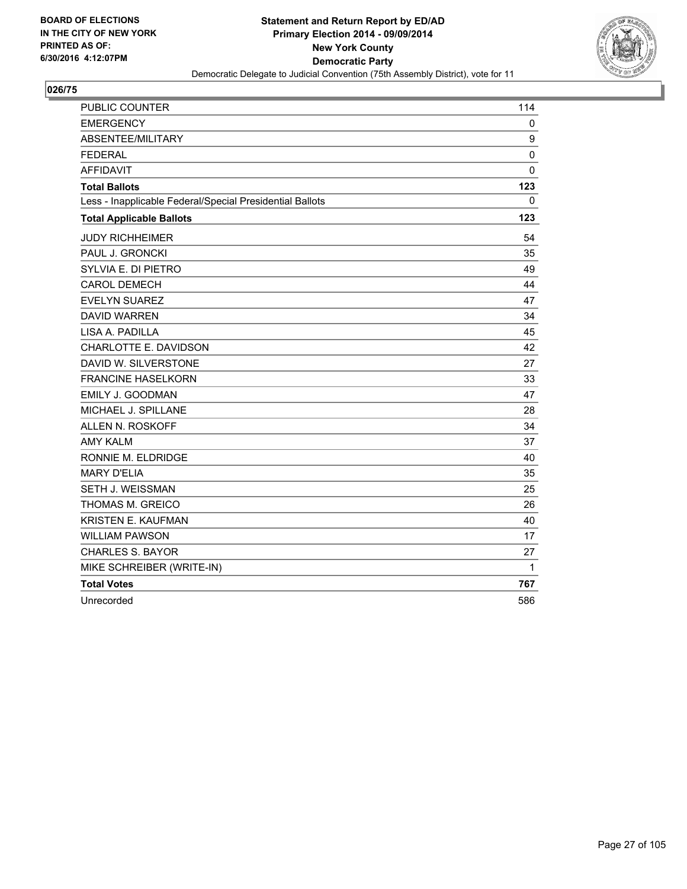BOARD OF ELECTIONS
IN THE CITY OF NEW YORK
PRINTED AS OF:
6/30/2016 4:12:07PM

**Statement and Return Report by ED/AD**
**Primary Election 2014 - 09/09/2014**
**New York County**
**Democratic Party**
Democratic Delegate to Judicial Convention (75th Assembly District), vote for 11

## 026/75

| | |
|---|---|
| PUBLIC COUNTER | 114 |
| EMERGENCY | 0 |
| ABSENTEE/MILITARY | 9 |
| FEDERAL | 0 |
| AFFIDAVIT | 0 |
| **Total Ballots** | **123** |
| Less - Inapplicable Federal/Special Presidential Ballots | 0 |
| **Total Applicable Ballots** | **123** |
| JUDY RICHHEIMER | 54 |
| PAUL J. GRONCKI | 35 |
| SYLVIA E. DI PIETRO | 49 |
| CAROL DEMECH | 44 |
| EVELYN SUAREZ | 47 |
| DAVID WARREN | 34 |
| LISA A. PADILLA | 45 |
| CHARLOTTE E. DAVIDSON | 42 |
| DAVID W. SILVERSTONE | 27 |
| FRANCINE HASELKORN | 33 |
| EMILY J. GOODMAN | 47 |
| MICHAEL J. SPILLANE | 28 |
| ALLEN N. ROSKOFF | 34 |
| AMY KALM | 37 |
| RONNIE M. ELDRIDGE | 40 |
| MARY D'ELIA | 35 |
| SETH J. WEISSMAN | 25 |
| THOMAS M. GREICO | 26 |
| KRISTEN E. KAUFMAN | 40 |
| WILLIAM PAWSON | 17 |
| CHARLES S. BAYOR | 27 |
| MIKE SCHREIBER (WRITE-IN) | 1 |
| **Total Votes** | **767** |
| Unrecorded | 586 |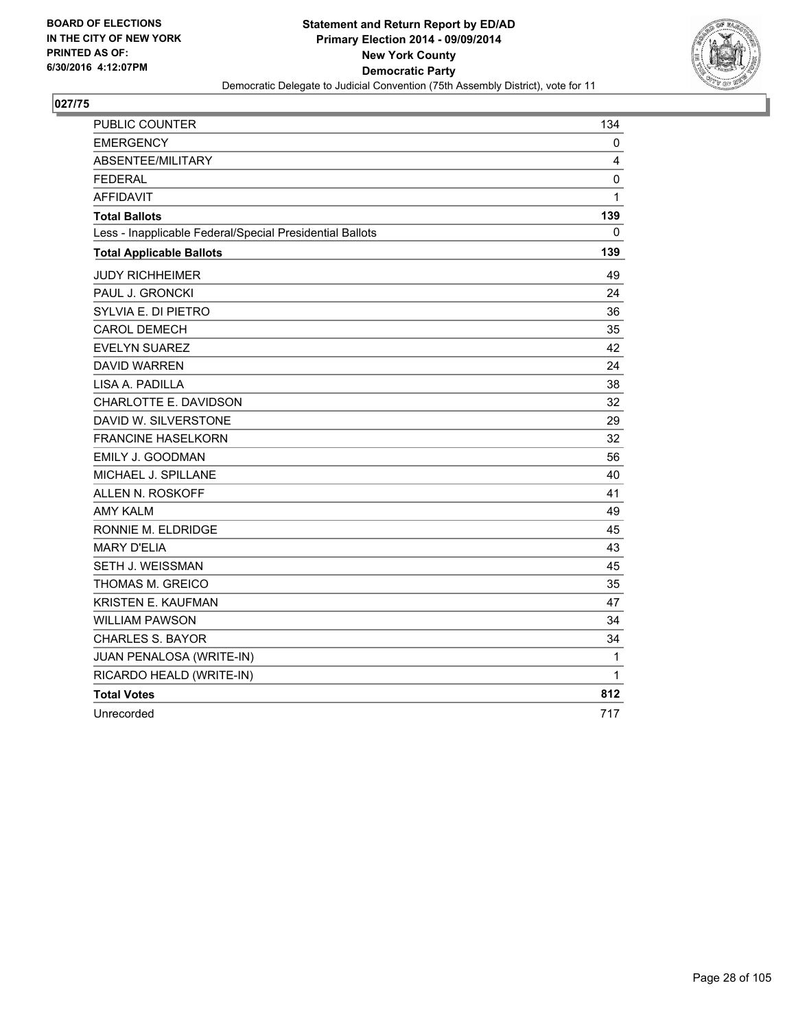BOARD OF ELECTIONS
IN THE CITY OF NEW YORK
PRINTED AS OF:
6/30/2016 4:12:07PM

**Statement and Return Report by ED/AD**
**Primary Election 2014 - 09/09/2014**
**New York County**
**Democratic Party**
Democratic Delegate to Judicial Convention (75th Assembly District), vote for 11

## 027/75

| | |
|---|---|
| PUBLIC COUNTER | 134 |
| EMERGENCY | 0 |
| ABSENTEE/MILITARY | 4 |
| FEDERAL | 0 |
| AFFIDAVIT | 1 |
| **Total Ballots** | **139** |
| Less - Inapplicable Federal/Special Presidential Ballots | 0 |
| **Total Applicable Ballots** | **139** |
| JUDY RICHHEIMER | 49 |
| PAUL J. GRONCKI | 24 |
| SYLVIA E. DI PIETRO | 36 |
| CAROL DEMECH | 35 |
| EVELYN SUAREZ | 42 |
| DAVID WARREN | 24 |
| LISA A. PADILLA | 38 |
| CHARLOTTE E. DAVIDSON | 32 |
| DAVID W. SILVERSTONE | 29 |
| FRANCINE HASELKORN | 32 |
| EMILY J. GOODMAN | 56 |
| MICHAEL J. SPILLANE | 40 |
| ALLEN N. ROSKOFF | 41 |
| AMY KALM | 49 |
| RONNIE M. ELDRIDGE | 45 |
| MARY D'ELIA | 43 |
| SETH J. WEISSMAN | 45 |
| THOMAS M. GREICO | 35 |
| KRISTEN E. KAUFMAN | 47 |
| WILLIAM PAWSON | 34 |
| CHARLES S. BAYOR | 34 |
| JUAN PENALOSA (WRITE-IN) | 1 |
| RICARDO HEALD (WRITE-IN) | 1 |
| **Total Votes** | **812** |
| Unrecorded | 717 |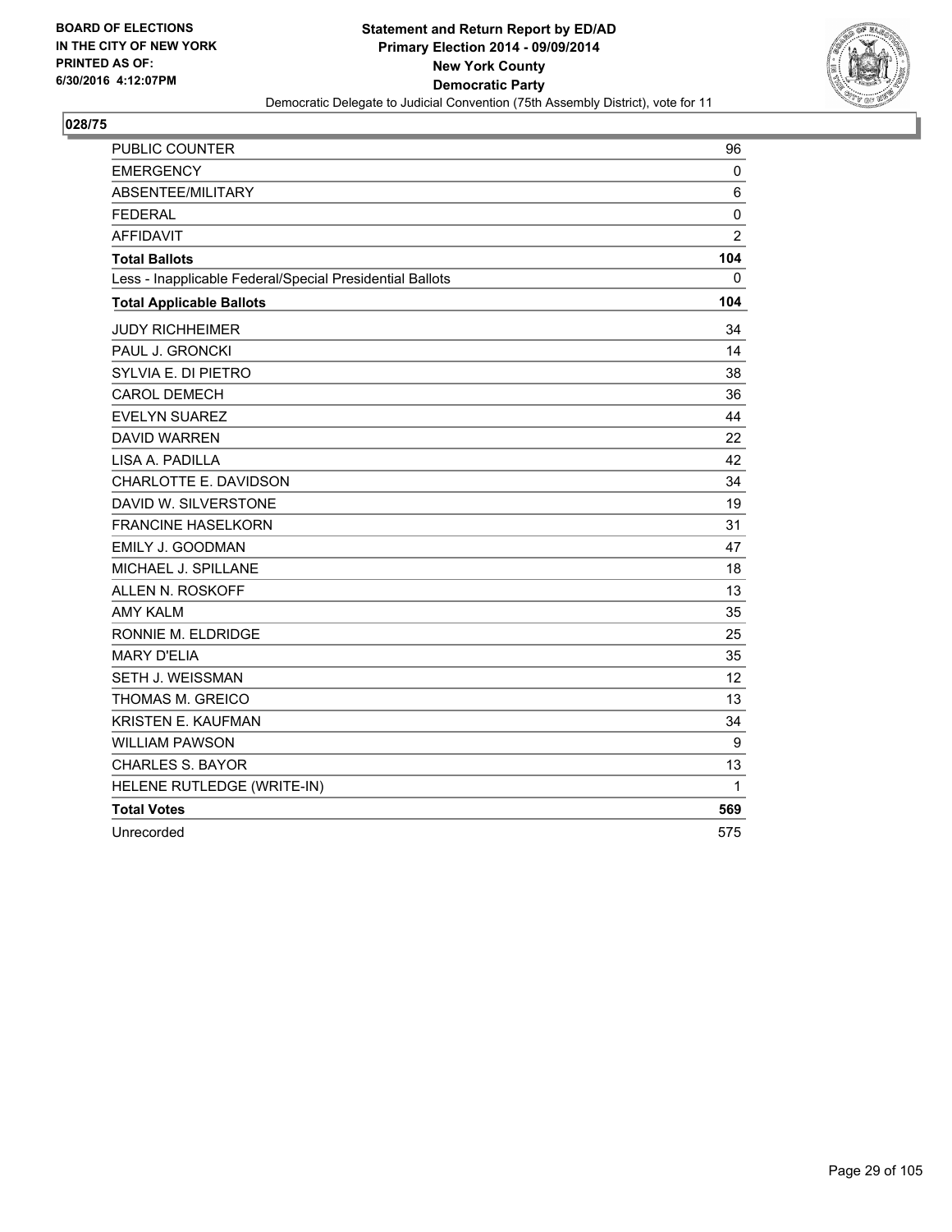**BOARD OF ELECTIONS IN THE CITY OF NEW YORK PRINTED AS OF: 6/30/2016 4:12:07PM**

**Statement and Return Report by ED/AD**
**Primary Election 2014 - 09/09/2014**
**New York County**
**Democratic Party**
Democratic Delegate to Judicial Convention (75th Assembly District), vote for 11

## 028/75

| | |
|---|---|
| PUBLIC COUNTER | 96 |
| EMERGENCY | 0 |
| ABSENTEE/MILITARY | 6 |
| FEDERAL | 0 |
| AFFIDAVIT | 2 |
| **Total Ballots** | **104** |
| Less - Inapplicable Federal/Special Presidential Ballots | 0 |
| **Total Applicable Ballots** | **104** |
| JUDY RICHHEIMER | 34 |
| PAUL J. GRONCKI | 14 |
| SYLVIA E. DI PIETRO | 38 |
| CAROL DEMECH | 36 |
| EVELYN SUAREZ | 44 |
| DAVID WARREN | 22 |
| LISA A. PADILLA | 42 |
| CHARLOTTE E. DAVIDSON | 34 |
| DAVID W. SILVERSTONE | 19 |
| FRANCINE HASELKORN | 31 |
| EMILY J. GOODMAN | 47 |
| MICHAEL J. SPILLANE | 18 |
| ALLEN N. ROSKOFF | 13 |
| AMY KALM | 35 |
| RONNIE M. ELDRIDGE | 25 |
| MARY D'ELIA | 35 |
| SETH J. WEISSMAN | 12 |
| THOMAS M. GREICO | 13 |
| KRISTEN E. KAUFMAN | 34 |
| WILLIAM PAWSON | 9 |
| CHARLES S. BAYOR | 13 |
| HELENE RUTLEDGE (WRITE-IN) | 1 |
| **Total Votes** | **569** |
| Unrecorded | 575 |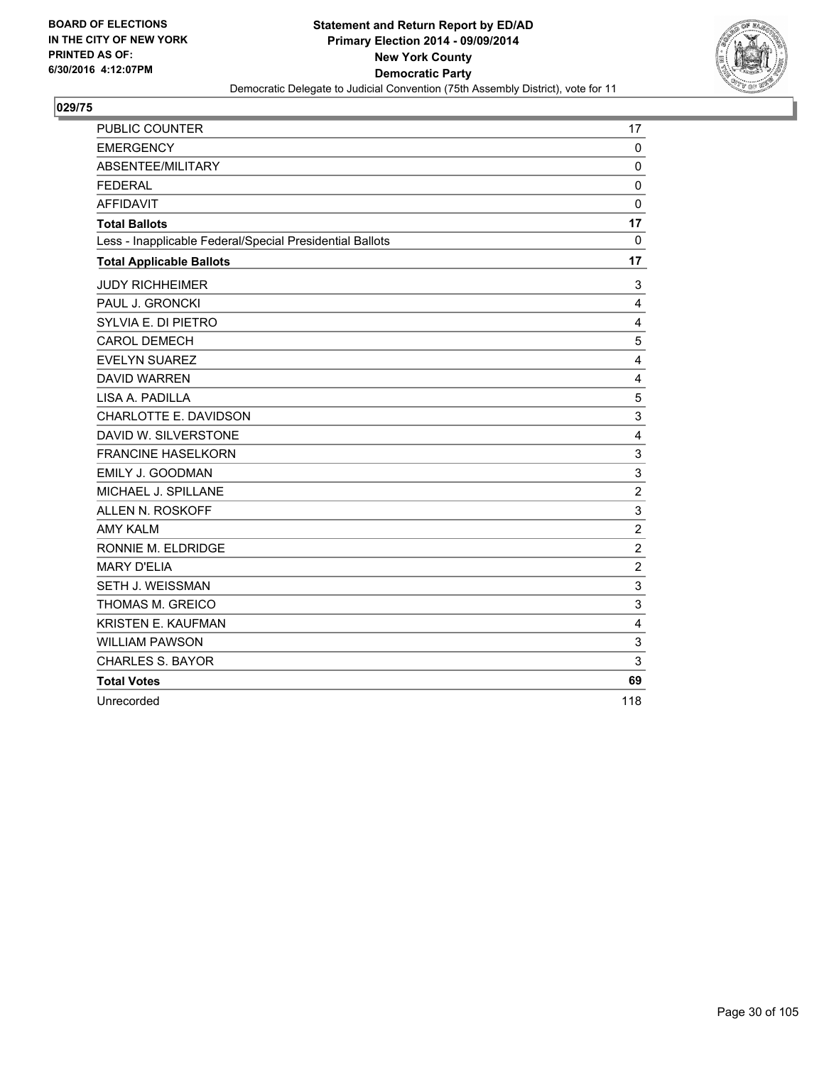**BOARD OF ELECTIONS IN THE CITY OF NEW YORK PRINTED AS OF: 6/30/2016 4:12:07PM**

**Statement and Return Report by ED/AD**
**Primary Election 2014 - 09/09/2014**
**New York County**
**Democratic Party**
Democratic Delegate to Judicial Convention (75th Assembly District), vote for 11

## 029/75

| | |
|---|---|
| PUBLIC COUNTER | 17 |
| EMERGENCY | 0 |
| ABSENTEE/MILITARY | 0 |
| FEDERAL | 0 |
| AFFIDAVIT | 0 |
| **Total Ballots** | **17** |
| Less - Inapplicable Federal/Special Presidential Ballots | 0 |
| **Total Applicable Ballots** | **17** |
| JUDY RICHHEIMER | 3 |
| PAUL J. GRONCKI | 4 |
| SYLVIA E. DI PIETRO | 4 |
| CAROL DEMECH | 5 |
| EVELYN SUAREZ | 4 |
| DAVID WARREN | 4 |
| LISA A. PADILLA | 5 |
| CHARLOTTE E. DAVIDSON | 3 |
| DAVID W. SILVERSTONE | 4 |
| FRANCINE HASELKORN | 3 |
| EMILY J. GOODMAN | 3 |
| MICHAEL J. SPILLANE | 2 |
| ALLEN N. ROSKOFF | 3 |
| AMY KALM | 2 |
| RONNIE M. ELDRIDGE | 2 |
| MARY D'ELIA | 2 |
| SETH J. WEISSMAN | 3 |
| THOMAS M. GREICO | 3 |
| KRISTEN E. KAUFMAN | 4 |
| WILLIAM PAWSON | 3 |
| CHARLES S. BAYOR | 3 |
| **Total Votes** | **69** |
| Unrecorded | 118 |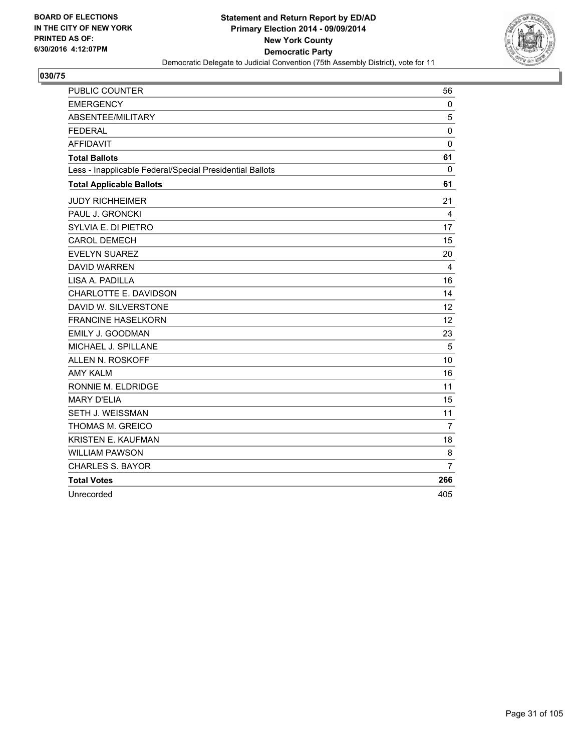BOARD OF ELECTIONS
IN THE CITY OF NEW YORK
PRINTED AS OF:
6/30/2016 4:12:07PM

**Statement and Return Report by ED/AD**
**Primary Election 2014 - 09/09/2014**
**New York County**
**Democratic Party**
Democratic Delegate to Judicial Convention (75th Assembly District), vote for 11

## 030/75

| | |
|---|---|
| PUBLIC COUNTER | 56 |
| EMERGENCY | 0 |
| ABSENTEE/MILITARY | 5 |
| FEDERAL | 0 |
| AFFIDAVIT | 0 |
| **Total Ballots** | **61** |
| Less - Inapplicable Federal/Special Presidential Ballots | 0 |
| **Total Applicable Ballots** | **61** |
| JUDY RICHHEIMER | 21 |
| PAUL J. GRONCKI | 4 |
| SYLVIA E. DI PIETRO | 17 |
| CAROL DEMECH | 15 |
| EVELYN SUAREZ | 20 |
| DAVID WARREN | 4 |
| LISA A. PADILLA | 16 |
| CHARLOTTE E. DAVIDSON | 14 |
| DAVID W. SILVERSTONE | 12 |
| FRANCINE HASELKORN | 12 |
| EMILY J. GOODMAN | 23 |
| MICHAEL J. SPILLANE | 5 |
| ALLEN N. ROSKOFF | 10 |
| AMY KALM | 16 |
| RONNIE M. ELDRIDGE | 11 |
| MARY D'ELIA | 15 |
| SETH J. WEISSMAN | 11 |
| THOMAS M. GREICO | 7 |
| KRISTEN E. KAUFMAN | 18 |
| WILLIAM PAWSON | 8 |
| CHARLES S. BAYOR | 7 |
| **Total Votes** | **266** |
| Unrecorded | 405 |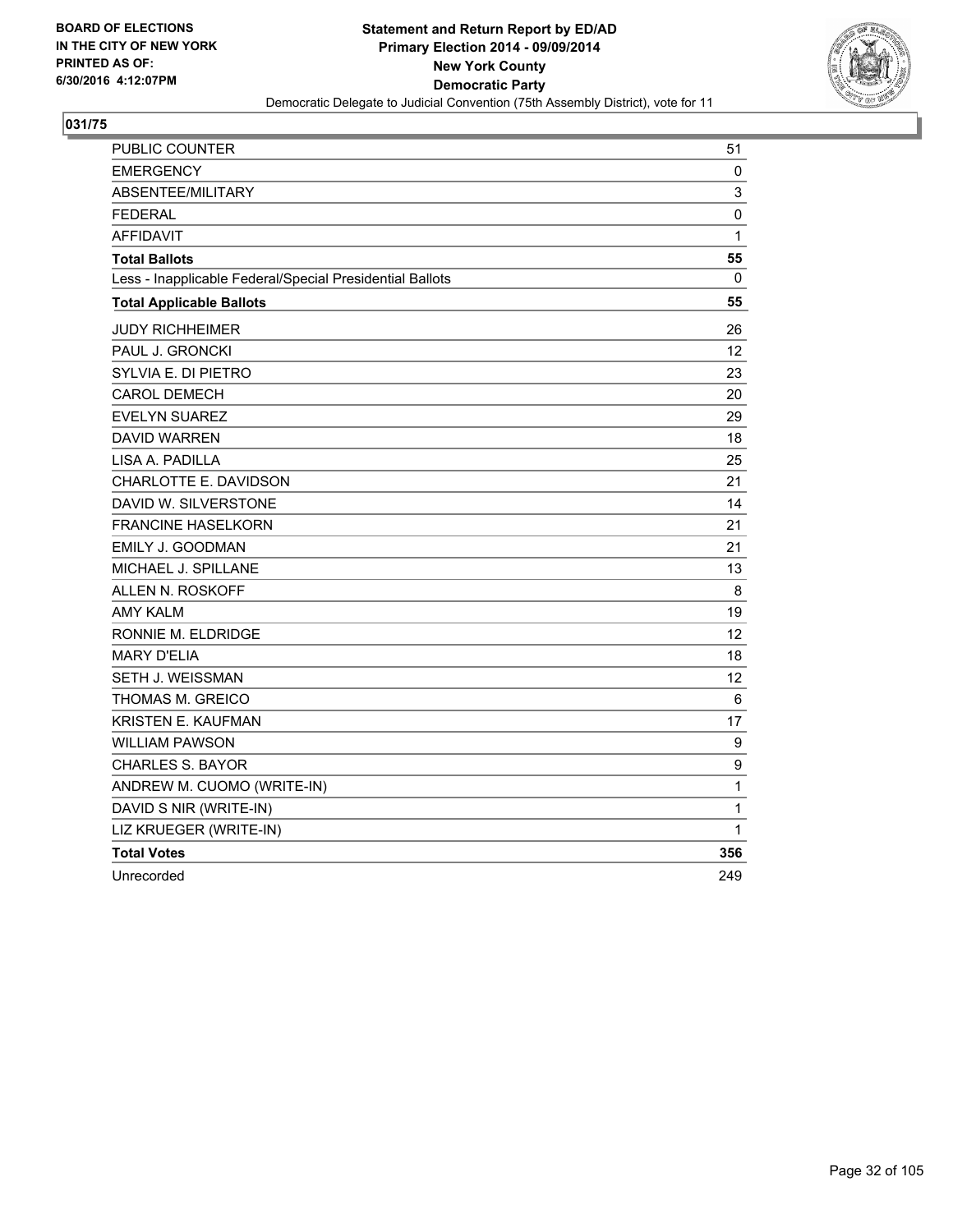BOARD OF ELECTIONS
IN THE CITY OF NEW YORK
PRINTED AS OF:
6/30/2016 4:12:07PM

**Statement and Return Report by ED/AD**
**Primary Election 2014 - 09/09/2014**
**New York County**
**Democratic Party**
Democratic Delegate to Judicial Convention (75th Assembly District), vote for 11

## 031/75

| | |
|---|---|
| PUBLIC COUNTER | 51 |
| EMERGENCY | 0 |
| ABSENTEE/MILITARY | 3 |
| FEDERAL | 0 |
| AFFIDAVIT | 1 |
| **Total Ballots** | **55** |
| Less - Inapplicable Federal/Special Presidential Ballots | 0 |
| **Total Applicable Ballots** | **55** |
| JUDY RICHHEIMER | 26 |
| PAUL J. GRONCKI | 12 |
| SYLVIA E. DI PIETRO | 23 |
| CAROL DEMECH | 20 |
| EVELYN SUAREZ | 29 |
| DAVID WARREN | 18 |
| LISA A. PADILLA | 25 |
| CHARLOTTE E. DAVIDSON | 21 |
| DAVID W. SILVERSTONE | 14 |
| FRANCINE HASELKORN | 21 |
| EMILY J. GOODMAN | 21 |
| MICHAEL J. SPILLANE | 13 |
| ALLEN N. ROSKOFF | 8 |
| AMY KALM | 19 |
| RONNIE M. ELDRIDGE | 12 |
| MARY D'ELIA | 18 |
| SETH J. WEISSMAN | 12 |
| THOMAS M. GREICO | 6 |
| KRISTEN E. KAUFMAN | 17 |
| WILLIAM PAWSON | 9 |
| CHARLES S. BAYOR | 9 |
| ANDREW M. CUOMO (WRITE-IN) | 1 |
| DAVID S NIR (WRITE-IN) | 1 |
| LIZ KRUEGER (WRITE-IN) | 1 |
| **Total Votes** | **356** |
| Unrecorded | 249 |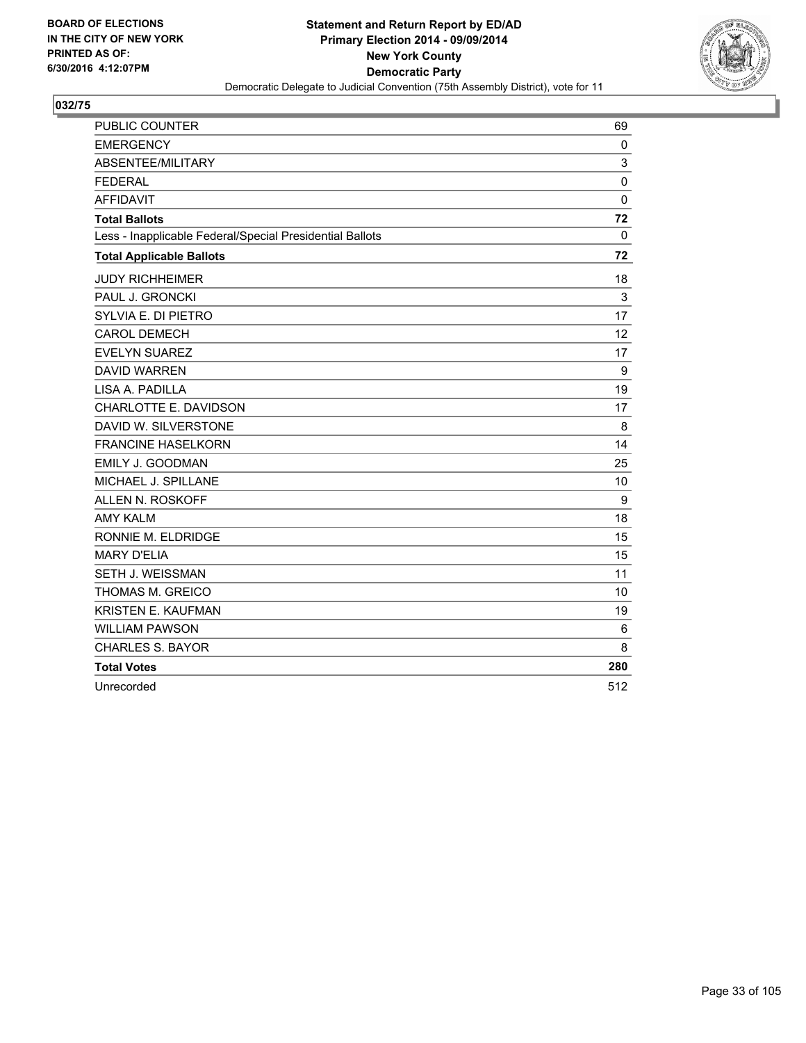BOARD OF ELECTIONS
IN THE CITY OF NEW YORK
PRINTED AS OF:
6/30/2016 4:12:07PM

**Statement and Return Report by ED/AD**
**Primary Election 2014 - 09/09/2014**
**New York County**
**Democratic Party**
Democratic Delegate to Judicial Convention (75th Assembly District), vote for 11

## 032/75

| | |
|---|---|
| PUBLIC COUNTER | 69 |
| EMERGENCY | 0 |
| ABSENTEE/MILITARY | 3 |
| FEDERAL | 0 |
| AFFIDAVIT | 0 |
| **Total Ballots** | **72** |
| Less - Inapplicable Federal/Special Presidential Ballots | 0 |
| **Total Applicable Ballots** | **72** |
| JUDY RICHHEIMER | 18 |
| PAUL J. GRONCKI | 3 |
| SYLVIA E. DI PIETRO | 17 |
| CAROL DEMECH | 12 |
| EVELYN SUAREZ | 17 |
| DAVID WARREN | 9 |
| LISA A. PADILLA | 19 |
| CHARLOTTE E. DAVIDSON | 17 |
| DAVID W. SILVERSTONE | 8 |
| FRANCINE HASELKORN | 14 |
| EMILY J. GOODMAN | 25 |
| MICHAEL J. SPILLANE | 10 |
| ALLEN N. ROSKOFF | 9 |
| AMY KALM | 18 |
| RONNIE M. ELDRIDGE | 15 |
| MARY D'ELIA | 15 |
| SETH J. WEISSMAN | 11 |
| THOMAS M. GREICO | 10 |
| KRISTEN E. KAUFMAN | 19 |
| WILLIAM PAWSON | 6 |
| CHARLES S. BAYOR | 8 |
| **Total Votes** | **280** |
| Unrecorded | 512 |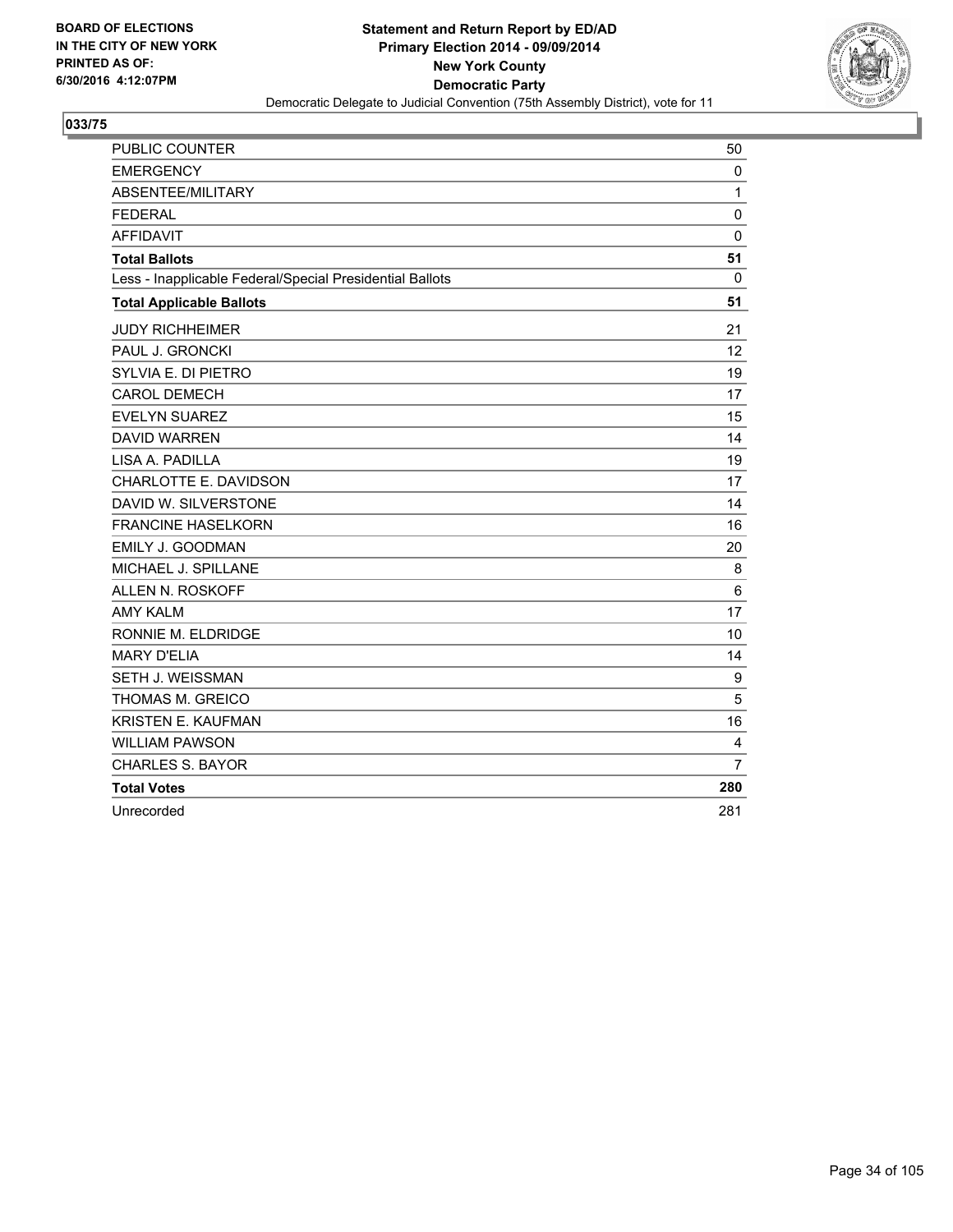BOARD OF ELECTIONS
IN THE CITY OF NEW YORK
PRINTED AS OF:
6/30/2016 4:12:07PM

**Statement and Return Report by ED/AD**
**Primary Election 2014 - 09/09/2014**
**New York County**
**Democratic Party**
Democratic Delegate to Judicial Convention (75th Assembly District), vote for 11

## 033/75

| | |
|---|---|
| PUBLIC COUNTER | 50 |
| EMERGENCY | 0 |
| ABSENTEE/MILITARY | 1 |
| FEDERAL | 0 |
| AFFIDAVIT | 0 |
| **Total Ballots** | **51** |
| Less - Inapplicable Federal/Special Presidential Ballots | 0 |
| **Total Applicable Ballots** | **51** |
| JUDY RICHHEIMER | 21 |
| PAUL J. GRONCKI | 12 |
| SYLVIA E. DI PIETRO | 19 |
| CAROL DEMECH | 17 |
| EVELYN SUAREZ | 15 |
| DAVID WARREN | 14 |
| LISA A. PADILLA | 19 |
| CHARLOTTE E. DAVIDSON | 17 |
| DAVID W. SILVERSTONE | 14 |
| FRANCINE HASELKORN | 16 |
| EMILY J. GOODMAN | 20 |
| MICHAEL J. SPILLANE | 8 |
| ALLEN N. ROSKOFF | 6 |
| AMY KALM | 17 |
| RONNIE M. ELDRIDGE | 10 |
| MARY D'ELIA | 14 |
| SETH J. WEISSMAN | 9 |
| THOMAS M. GREICO | 5 |
| KRISTEN E. KAUFMAN | 16 |
| WILLIAM PAWSON | 4 |
| CHARLES S. BAYOR | 7 |
| **Total Votes** | **280** |
| Unrecorded | 281 |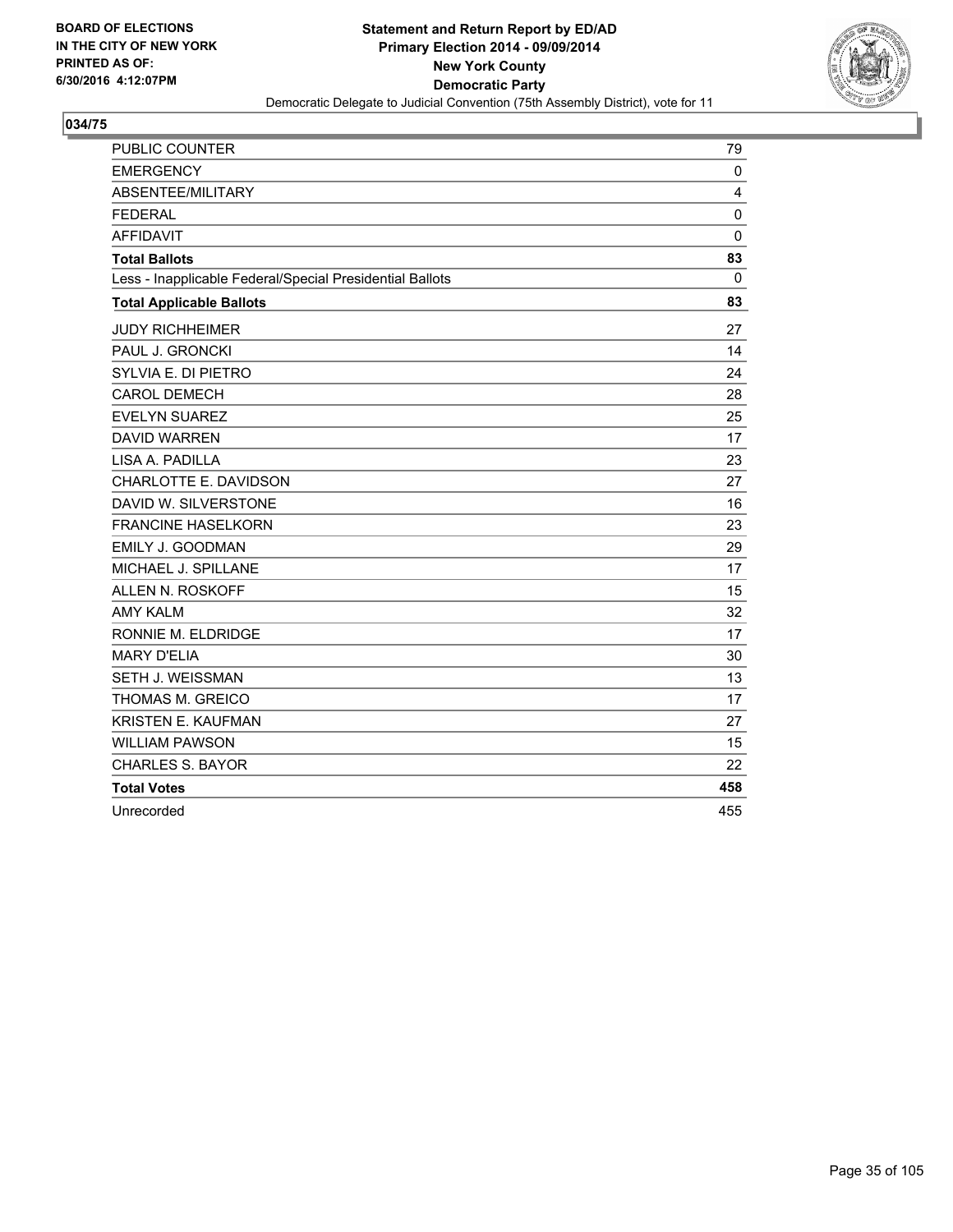BOARD OF ELECTIONS
IN THE CITY OF NEW YORK
PRINTED AS OF:
6/30/2016 4:12:07PM

**Statement and Return Report by ED/AD**
**Primary Election 2014 - 09/09/2014**
**New York County**
**Democratic Party**
Democratic Delegate to Judicial Convention (75th Assembly District), vote for 11

## 034/75

| | |
|---|---|
| PUBLIC COUNTER | 79 |
| EMERGENCY | 0 |
| ABSENTEE/MILITARY | 4 |
| FEDERAL | 0 |
| AFFIDAVIT | 0 |
| **Total Ballots** | **83** |
| Less - Inapplicable Federal/Special Presidential Ballots | 0 |
| **Total Applicable Ballots** | **83** |
| JUDY RICHHEIMER | 27 |
| PAUL J. GRONCKI | 14 |
| SYLVIA E. DI PIETRO | 24 |
| CAROL DEMECH | 28 |
| EVELYN SUAREZ | 25 |
| DAVID WARREN | 17 |
| LISA A. PADILLA | 23 |
| CHARLOTTE E. DAVIDSON | 27 |
| DAVID W. SILVERSTONE | 16 |
| FRANCINE HASELKORN | 23 |
| EMILY J. GOODMAN | 29 |
| MICHAEL J. SPILLANE | 17 |
| ALLEN N. ROSKOFF | 15 |
| AMY KALM | 32 |
| RONNIE M. ELDRIDGE | 17 |
| MARY D'ELIA | 30 |
| SETH J. WEISSMAN | 13 |
| THOMAS M. GREICO | 17 |
| KRISTEN E. KAUFMAN | 27 |
| WILLIAM PAWSON | 15 |
| CHARLES S. BAYOR | 22 |
| **Total Votes** | **458** |
| Unrecorded | 455 |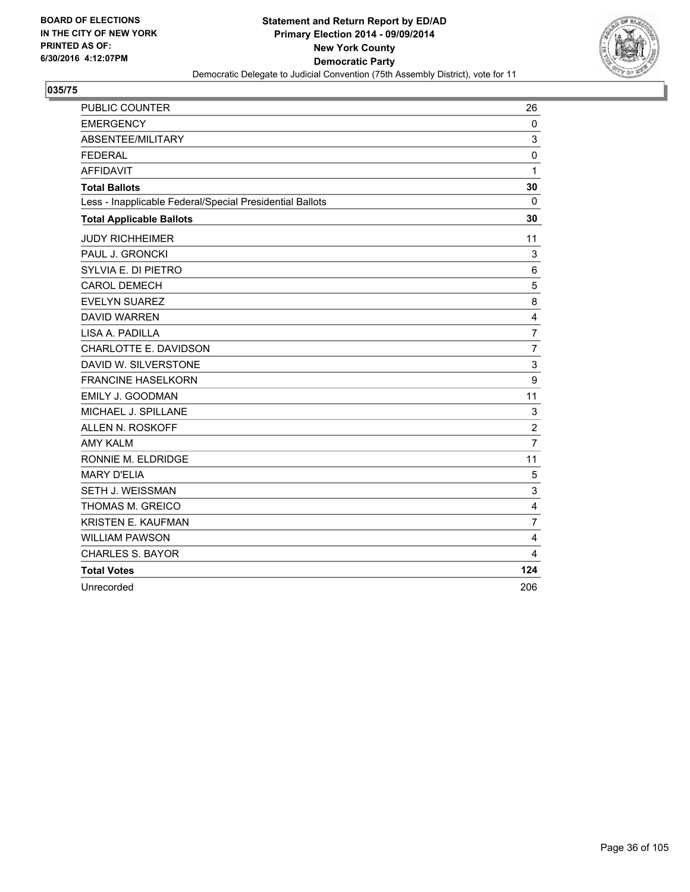**BOARD OF ELECTIONS IN THE CITY OF NEW YORK PRINTED AS OF: 6/30/2016 4:12:07PM**

**Statement and Return Report by ED/AD**
**Primary Election 2014 - 09/09/2014**
**New York County**
**Democratic Party**
Democratic Delegate to Judicial Convention (75th Assembly District), vote for 11

## 035/75

| | |
|---|---|
| PUBLIC COUNTER | 26 |
| EMERGENCY | 0 |
| ABSENTEE/MILITARY | 3 |
| FEDERAL | 0 |
| AFFIDAVIT | 1 |
| **Total Ballots** | **30** |
| Less - Inapplicable Federal/Special Presidential Ballots | 0 |
| **Total Applicable Ballots** | **30** |
| JUDY RICHHEIMER | 11 |
| PAUL J. GRONCKI | 3 |
| SYLVIA E. DI PIETRO | 6 |
| CAROL DEMECH | 5 |
| EVELYN SUAREZ | 8 |
| DAVID WARREN | 4 |
| LISA A. PADILLA | 7 |
| CHARLOTTE E. DAVIDSON | 7 |
| DAVID W. SILVERSTONE | 3 |
| FRANCINE HASELKORN | 9 |
| EMILY J. GOODMAN | 11 |
| MICHAEL J. SPILLANE | 3 |
| ALLEN N. ROSKOFF | 2 |
| AMY KALM | 7 |
| RONNIE M. ELDRIDGE | 11 |
| MARY D'ELIA | 5 |
| SETH J. WEISSMAN | 3 |
| THOMAS M. GREICO | 4 |
| KRISTEN E. KAUFMAN | 7 |
| WILLIAM PAWSON | 4 |
| CHARLES S. BAYOR | 4 |
| **Total Votes** | **124** |
| Unrecorded | 206 |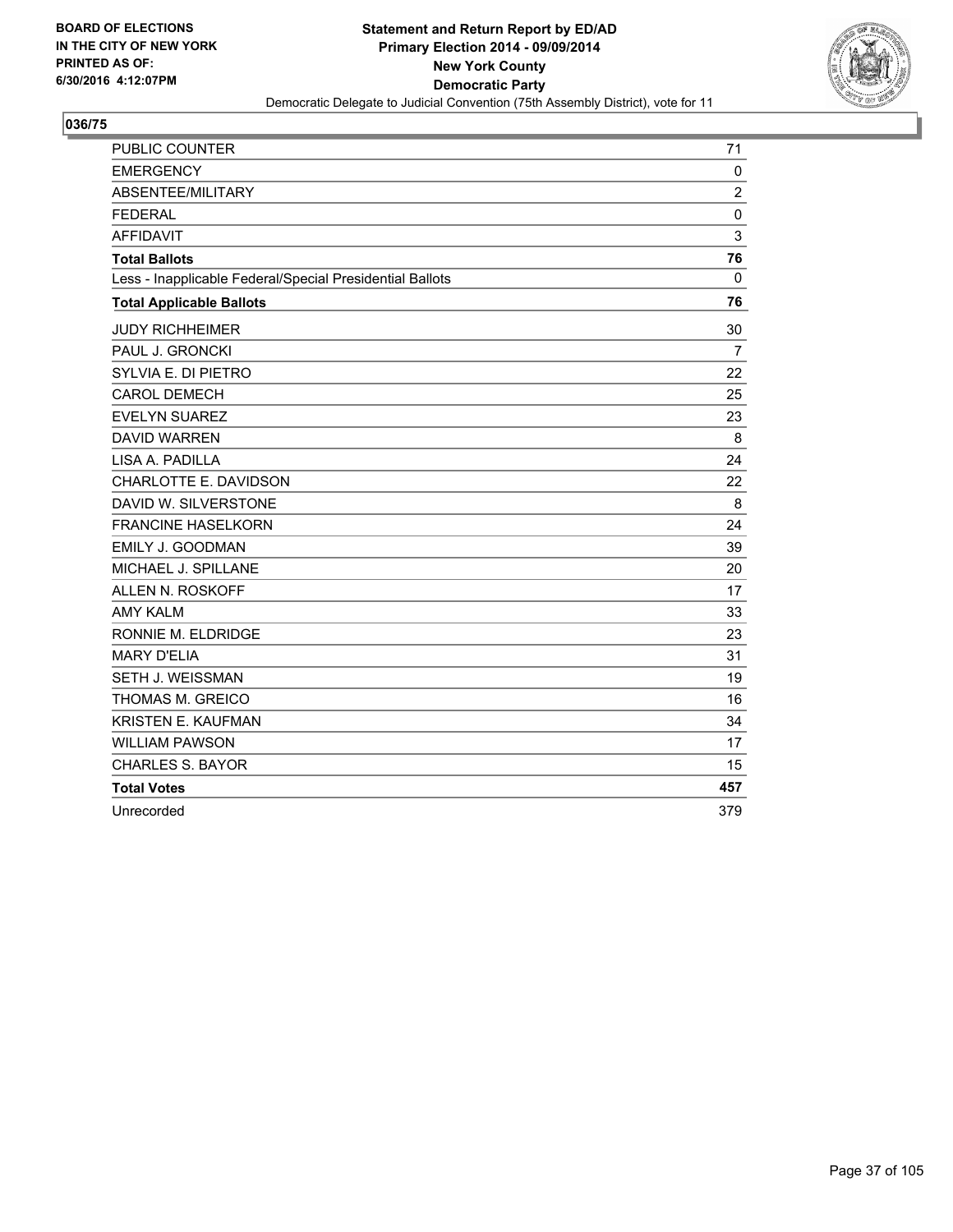**BOARD OF ELECTIONS IN THE CITY OF NEW YORK PRINTED AS OF: 6/30/2016 4:12:07PM**

**Statement and Return Report by ED/AD**
**Primary Election 2014 - 09/09/2014**
**New York County**
**Democratic Party**
Democratic Delegate to Judicial Convention (75th Assembly District), vote for 11

## 036/75

| | |
|---|---|
| PUBLIC COUNTER | 71 |
| EMERGENCY | 0 |
| ABSENTEE/MILITARY | 2 |
| FEDERAL | 0 |
| AFFIDAVIT | 3 |
| **Total Ballots** | **76** |
| Less - Inapplicable Federal/Special Presidential Ballots | 0 |
| **Total Applicable Ballots** | **76** |
| JUDY RICHHEIMER | 30 |
| PAUL J. GRONCKI | 7 |
| SYLVIA E. DI PIETRO | 22 |
| CAROL DEMECH | 25 |
| EVELYN SUAREZ | 23 |
| DAVID WARREN | 8 |
| LISA A. PADILLA | 24 |
| CHARLOTTE E. DAVIDSON | 22 |
| DAVID W. SILVERSTONE | 8 |
| FRANCINE HASELKORN | 24 |
| EMILY J. GOODMAN | 39 |
| MICHAEL J. SPILLANE | 20 |
| ALLEN N. ROSKOFF | 17 |
| AMY KALM | 33 |
| RONNIE M. ELDRIDGE | 23 |
| MARY D'ELIA | 31 |
| SETH J. WEISSMAN | 19 |
| THOMAS M. GREICO | 16 |
| KRISTEN E. KAUFMAN | 34 |
| WILLIAM PAWSON | 17 |
| CHARLES S. BAYOR | 15 |
| **Total Votes** | **457** |
| Unrecorded | 379 |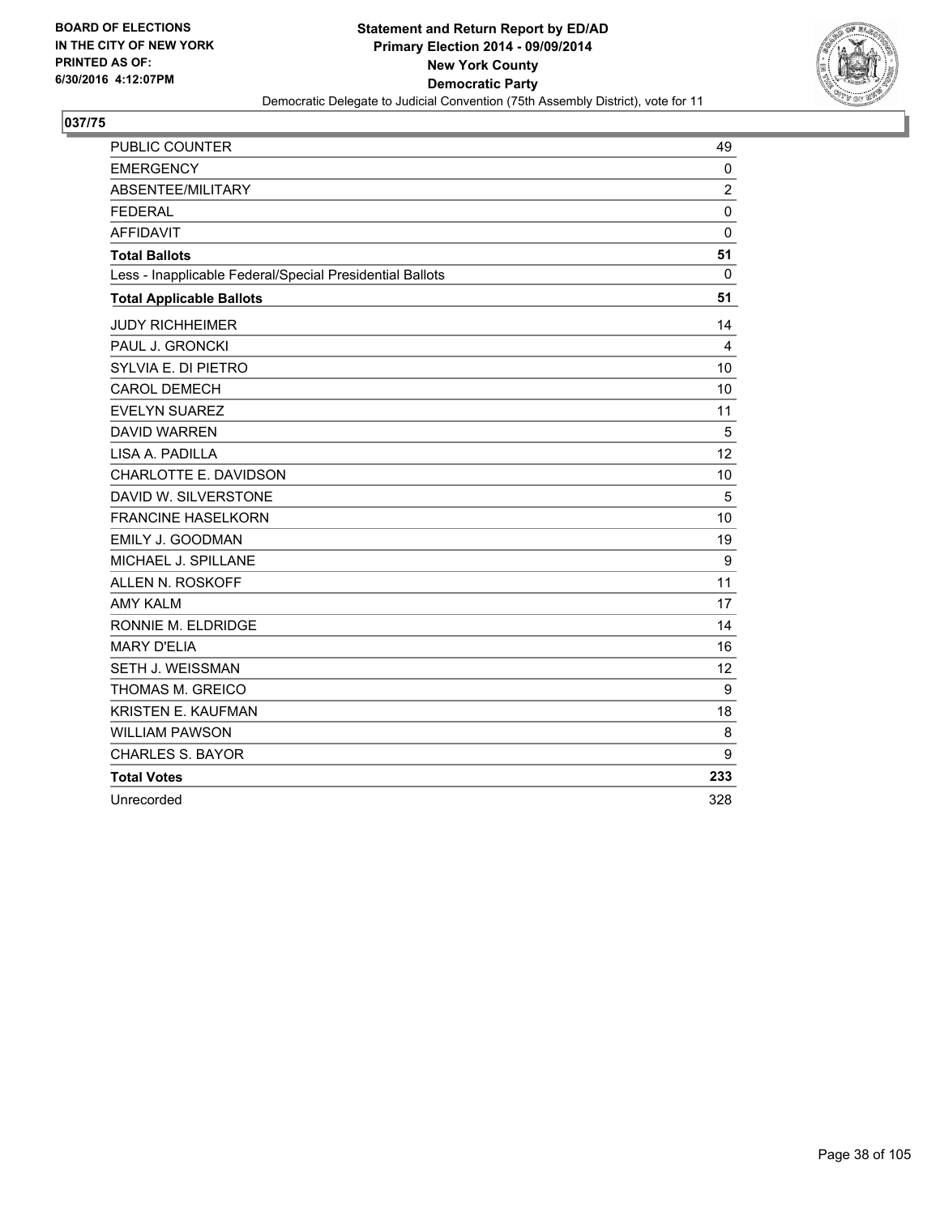**BOARD OF ELECTIONS IN THE CITY OF NEW YORK PRINTED AS OF: 6/30/2016 4:12:07PM**

**Statement and Return Report by ED/AD Primary Election 2014 - 09/09/2014 New York County Democratic Party**

Democratic Delegate to Judicial Convention (75th Assembly District), vote for 11

## 037/75

| | |
|---|---|
| PUBLIC COUNTER | 49 |
| EMERGENCY | 0 |
| ABSENTEE/MILITARY | 2 |
| FEDERAL | 0 |
| AFFIDAVIT | 0 |
| **Total Ballots** | **51** |
| Less - Inapplicable Federal/Special Presidential Ballots | 0 |
| **Total Applicable Ballots** | **51** |
| JUDY RICHHEIMER | 14 |
| PAUL J. GRONCKI | 4 |
| SYLVIA E. DI PIETRO | 10 |
| CAROL DEMECH | 10 |
| EVELYN SUAREZ | 11 |
| DAVID WARREN | 5 |
| LISA A. PADILLA | 12 |
| CHARLOTTE E. DAVIDSON | 10 |
| DAVID W. SILVERSTONE | 5 |
| FRANCINE HASELKORN | 10 |
| EMILY J. GOODMAN | 19 |
| MICHAEL J. SPILLANE | 9 |
| ALLEN N. ROSKOFF | 11 |
| AMY KALM | 17 |
| RONNIE M. ELDRIDGE | 14 |
| MARY D'ELIA | 16 |
| SETH J. WEISSMAN | 12 |
| THOMAS M. GREICO | 9 |
| KRISTEN E. KAUFMAN | 18 |
| WILLIAM PAWSON | 8 |
| CHARLES S. BAYOR | 9 |
| **Total Votes** | **233** |
| Unrecorded | 328 |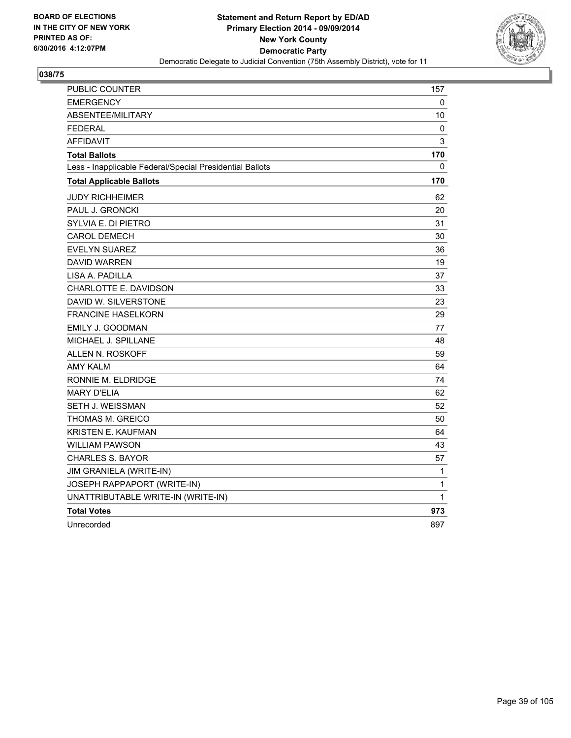BOARD OF ELECTIONS
IN THE CITY OF NEW YORK
PRINTED AS OF:
6/30/2016 4:12:07PM

**Statement and Return Report by ED/AD**
**Primary Election 2014 - 09/09/2014**
**New York County**
**Democratic Party**
Democratic Delegate to Judicial Convention (75th Assembly District), vote for 11

## 038/75

| | |
|---|---|
| PUBLIC COUNTER | 157 |
| EMERGENCY | 0 |
| ABSENTEE/MILITARY | 10 |
| FEDERAL | 0 |
| AFFIDAVIT | 3 |
| **Total Ballots** | **170** |
| Less - Inapplicable Federal/Special Presidential Ballots | 0 |
| **Total Applicable Ballots** | **170** |
| JUDY RICHHEIMER | 62 |
| PAUL J. GRONCKI | 20 |
| SYLVIA E. DI PIETRO | 31 |
| CAROL DEMECH | 30 |
| EVELYN SUAREZ | 36 |
| DAVID WARREN | 19 |
| LISA A. PADILLA | 37 |
| CHARLOTTE E. DAVIDSON | 33 |
| DAVID W. SILVERSTONE | 23 |
| FRANCINE HASELKORN | 29 |
| EMILY J. GOODMAN | 77 |
| MICHAEL J. SPILLANE | 48 |
| ALLEN N. ROSKOFF | 59 |
| AMY KALM | 64 |
| RONNIE M. ELDRIDGE | 74 |
| MARY D'ELIA | 62 |
| SETH J. WEISSMAN | 52 |
| THOMAS M. GREICO | 50 |
| KRISTEN E. KAUFMAN | 64 |
| WILLIAM PAWSON | 43 |
| CHARLES S. BAYOR | 57 |
| JIM GRANIELA (WRITE-IN) | 1 |
| JOSEPH RAPPAPORT (WRITE-IN) | 1 |
| UNATTRIBUTABLE WRITE-IN (WRITE-IN) | 1 |
| **Total Votes** | **973** |
| Unrecorded | 897 |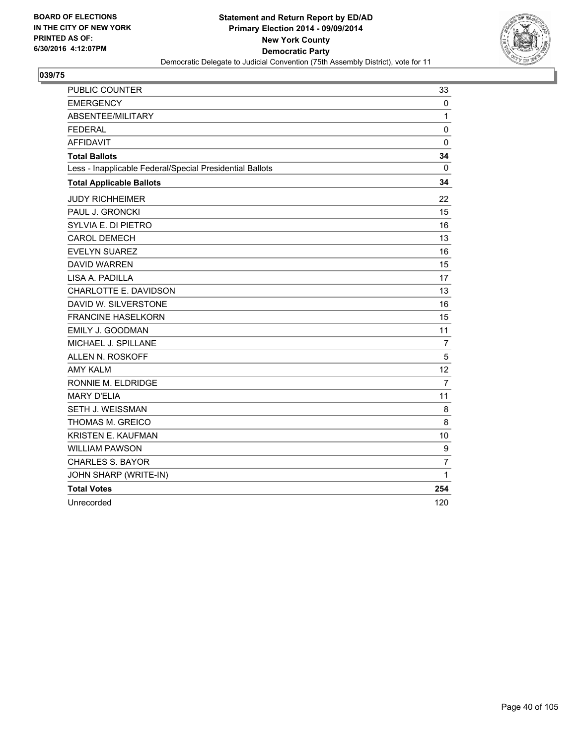**BOARD OF ELECTIONS**
**IN THE CITY OF NEW YORK**
**PRINTED AS OF:**
**6/30/2016 4:12:07PM**

**Statement and Return Report by ED/AD**
**Primary Election 2014 - 09/09/2014**
**New York County**
**Democratic Party**
Democratic Delegate to Judicial Convention (75th Assembly District), vote for 11

## 039/75

| | |
|---|---|
| PUBLIC COUNTER | 33 |
| EMERGENCY | 0 |
| ABSENTEE/MILITARY | 1 |
| FEDERAL | 0 |
| AFFIDAVIT | 0 |
| **Total Ballots** | **34** |
| Less - Inapplicable Federal/Special Presidential Ballots | 0 |
| **Total Applicable Ballots** | **34** |
| JUDY RICHHEIMER | 22 |
| PAUL J. GRONCKI | 15 |
| SYLVIA E. DI PIETRO | 16 |
| CAROL DEMECH | 13 |
| EVELYN SUAREZ | 16 |
| DAVID WARREN | 15 |
| LISA A. PADILLA | 17 |
| CHARLOTTE E. DAVIDSON | 13 |
| DAVID W. SILVERSTONE | 16 |
| FRANCINE HASELKORN | 15 |
| EMILY J. GOODMAN | 11 |
| MICHAEL J. SPILLANE | 7 |
| ALLEN N. ROSKOFF | 5 |
| AMY KALM | 12 |
| RONNIE M. ELDRIDGE | 7 |
| MARY D'ELIA | 11 |
| SETH J. WEISSMAN | 8 |
| THOMAS M. GREICO | 8 |
| KRISTEN E. KAUFMAN | 10 |
| WILLIAM PAWSON | 9 |
| CHARLES S. BAYOR | 7 |
| JOHN SHARP (WRITE-IN) | 1 |
| **Total Votes** | **254** |
| Unrecorded | 120 |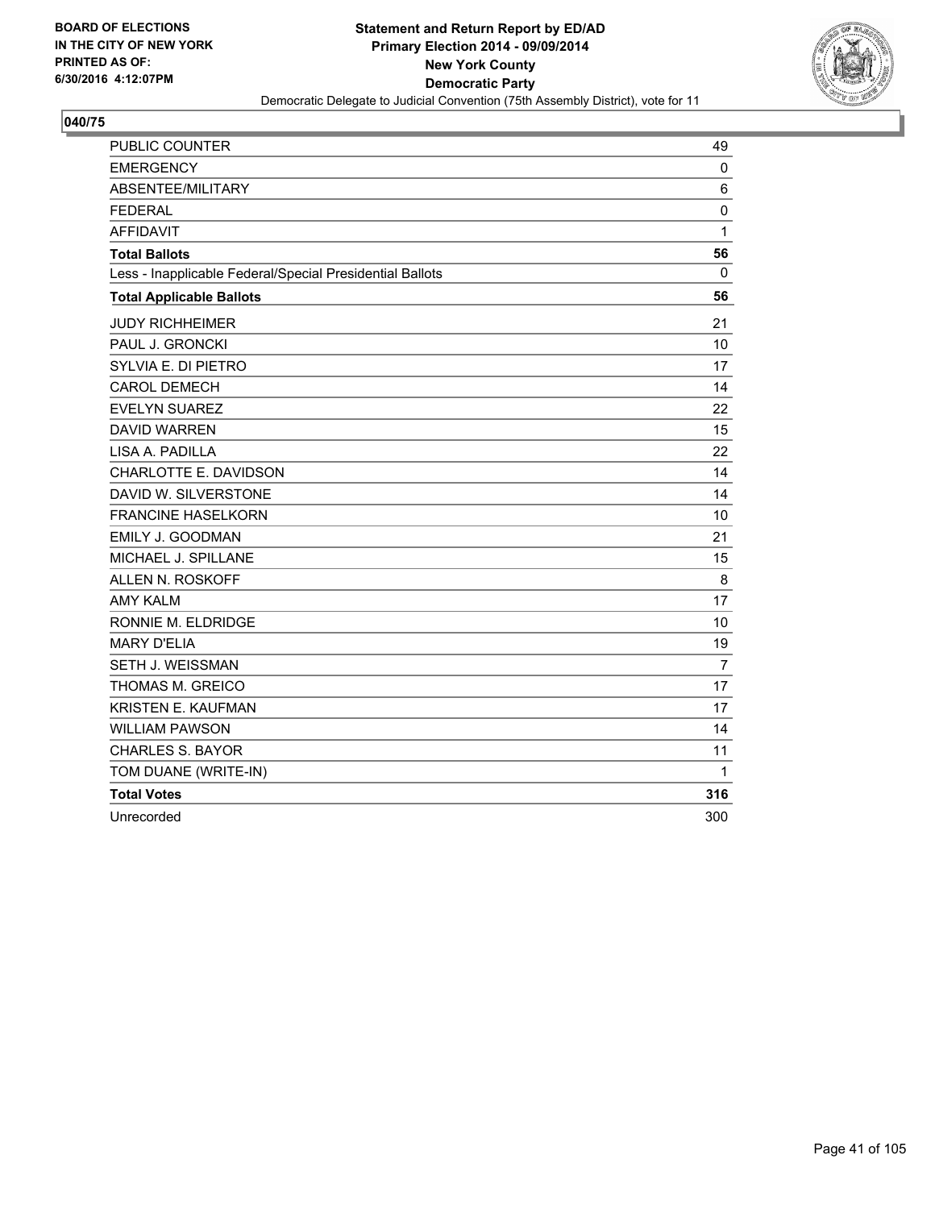BOARD OF ELECTIONS
IN THE CITY OF NEW YORK
PRINTED AS OF:
6/30/2016 4:12:07PM

**Statement and Return Report by ED/AD**
**Primary Election 2014 - 09/09/2014**
**New York County**
**Democratic Party**
Democratic Delegate to Judicial Convention (75th Assembly District), vote for 11

## 040/75

| | |
|---|---|
| PUBLIC COUNTER | 49 |
| EMERGENCY | 0 |
| ABSENTEE/MILITARY | 6 |
| FEDERAL | 0 |
| AFFIDAVIT | 1 |
| **Total Ballots** | **56** |
| Less - Inapplicable Federal/Special Presidential Ballots | 0 |
| **Total Applicable Ballots** | **56** |
| JUDY RICHHEIMER | 21 |
| PAUL J. GRONCKI | 10 |
| SYLVIA E. DI PIETRO | 17 |
| CAROL DEMECH | 14 |
| EVELYN SUAREZ | 22 |
| DAVID WARREN | 15 |
| LISA A. PADILLA | 22 |
| CHARLOTTE E. DAVIDSON | 14 |
| DAVID W. SILVERSTONE | 14 |
| FRANCINE HASELKORN | 10 |
| EMILY J. GOODMAN | 21 |
| MICHAEL J. SPILLANE | 15 |
| ALLEN N. ROSKOFF | 8 |
| AMY KALM | 17 |
| RONNIE M. ELDRIDGE | 10 |
| MARY D'ELIA | 19 |
| SETH J. WEISSMAN | 7 |
| THOMAS M. GREICO | 17 |
| KRISTEN E. KAUFMAN | 17 |
| WILLIAM PAWSON | 14 |
| CHARLES S. BAYOR | 11 |
| TOM DUANE (WRITE-IN) | 1 |
| **Total Votes** | **316** |
| Unrecorded | 300 |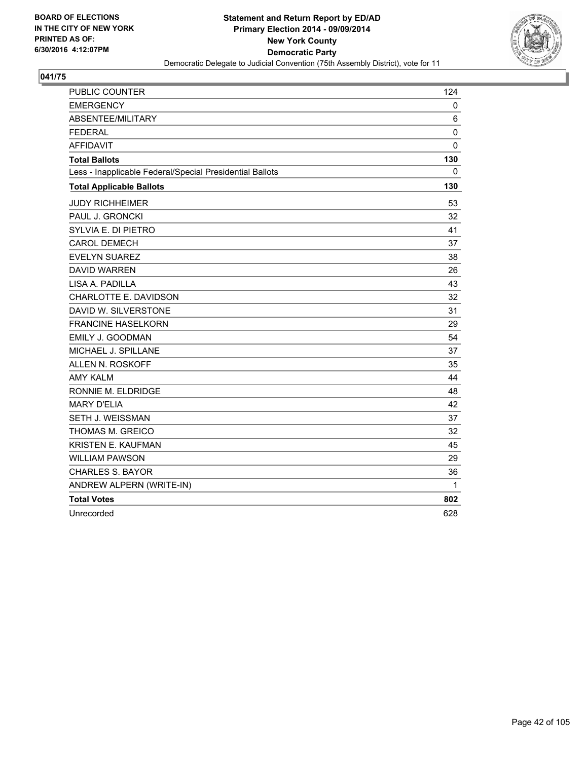BOARD OF ELECTIONS
IN THE CITY OF NEW YORK
PRINTED AS OF:
6/30/2016 4:12:07PM

**Statement and Return Report by ED/AD**
**Primary Election 2014 - 09/09/2014**
**New York County**
**Democratic Party**
Democratic Delegate to Judicial Convention (75th Assembly District), vote for 11

## 041/75

| | |
|---|---|
| PUBLIC COUNTER | 124 |
| EMERGENCY | 0 |
| ABSENTEE/MILITARY | 6 |
| FEDERAL | 0 |
| AFFIDAVIT | 0 |
| **Total Ballots** | **130** |
| Less - Inapplicable Federal/Special Presidential Ballots | 0 |
| **Total Applicable Ballots** | **130** |
| JUDY RICHHEIMER | 53 |
| PAUL J. GRONCKI | 32 |
| SYLVIA E. DI PIETRO | 41 |
| CAROL DEMECH | 37 |
| EVELYN SUAREZ | 38 |
| DAVID WARREN | 26 |
| LISA A. PADILLA | 43 |
| CHARLOTTE E. DAVIDSON | 32 |
| DAVID W. SILVERSTONE | 31 |
| FRANCINE HASELKORN | 29 |
| EMILY J. GOODMAN | 54 |
| MICHAEL J. SPILLANE | 37 |
| ALLEN N. ROSKOFF | 35 |
| AMY KALM | 44 |
| RONNIE M. ELDRIDGE | 48 |
| MARY D'ELIA | 42 |
| SETH J. WEISSMAN | 37 |
| THOMAS M. GREICO | 32 |
| KRISTEN E. KAUFMAN | 45 |
| WILLIAM PAWSON | 29 |
| CHARLES S. BAYOR | 36 |
| ANDREW ALPERN (WRITE-IN) | 1 |
| **Total Votes** | **802** |
| Unrecorded | 628 |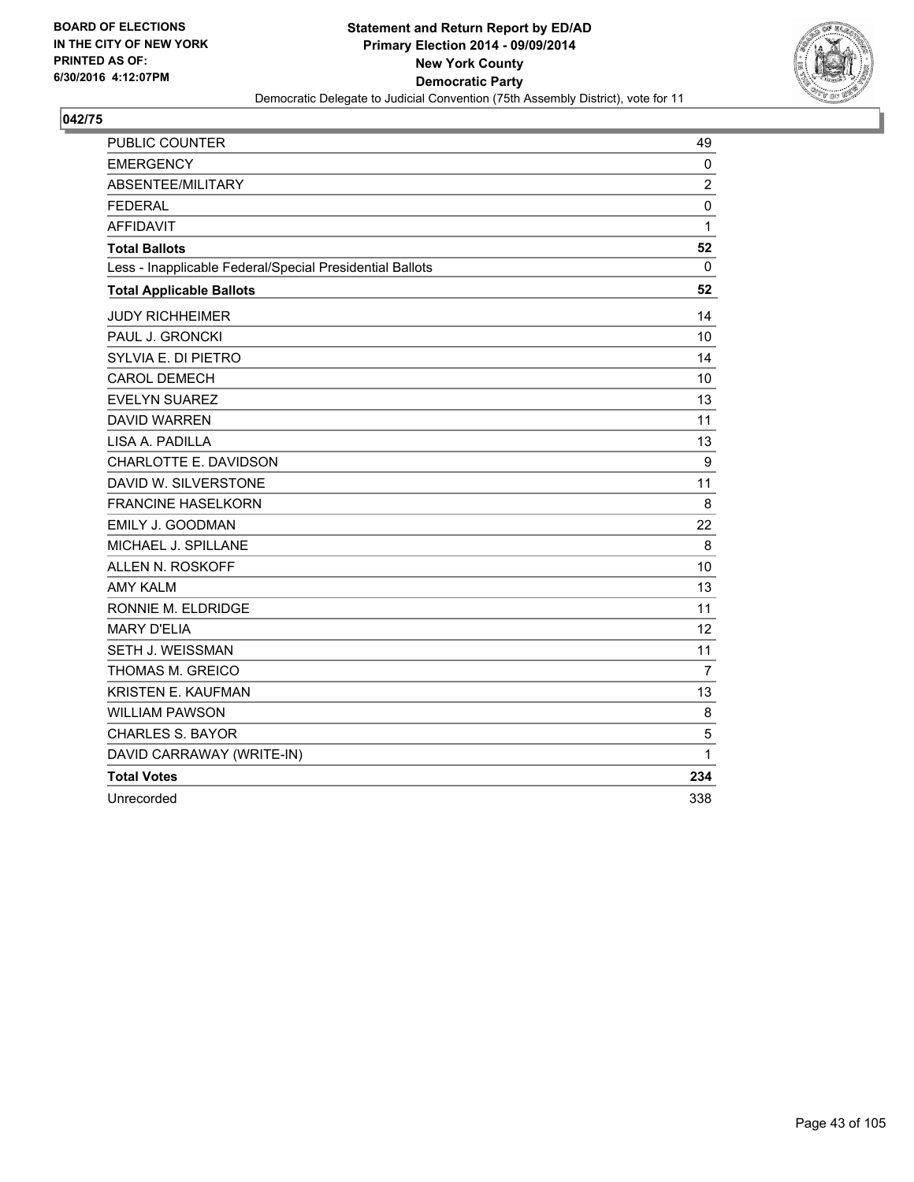BOARD OF ELECTIONS
IN THE CITY OF NEW YORK
PRINTED AS OF:
6/30/2016 4:12:07PM

**Statement and Return Report by ED/AD**
**Primary Election 2014 - 09/09/2014**
**New York County**
**Democratic Party**
Democratic Delegate to Judicial Convention (75th Assembly District), vote for 11

**042/75**

| | |
|---|---|
| PUBLIC COUNTER | 49 |
| EMERGENCY | 0 |
| ABSENTEE/MILITARY | 2 |
| FEDERAL | 0 |
| AFFIDAVIT | 1 |
| **Total Ballots** | **52** |
| Less - Inapplicable Federal/Special Presidential Ballots | 0 |
| **Total Applicable Ballots** | **52** |
| JUDY RICHHEIMER | 14 |
| PAUL J. GRONCKI | 10 |
| SYLVIA E. DI PIETRO | 14 |
| CAROL DEMECH | 10 |
| EVELYN SUAREZ | 13 |
| DAVID WARREN | 11 |
| LISA A. PADILLA | 13 |
| CHARLOTTE E. DAVIDSON | 9 |
| DAVID W. SILVERSTONE | 11 |
| FRANCINE HASELKORN | 8 |
| EMILY J. GOODMAN | 22 |
| MICHAEL J. SPILLANE | 8 |
| ALLEN N. ROSKOFF | 10 |
| AMY KALM | 13 |
| RONNIE M. ELDRIDGE | 11 |
| MARY D'ELIA | 12 |
| SETH J. WEISSMAN | 11 |
| THOMAS M. GREICO | 7 |
| KRISTEN E. KAUFMAN | 13 |
| WILLIAM PAWSON | 8 |
| CHARLES S. BAYOR | 5 |
| DAVID CARRAWAY (WRITE-IN) | 1 |
| **Total Votes** | **234** |
| Unrecorded | 338 |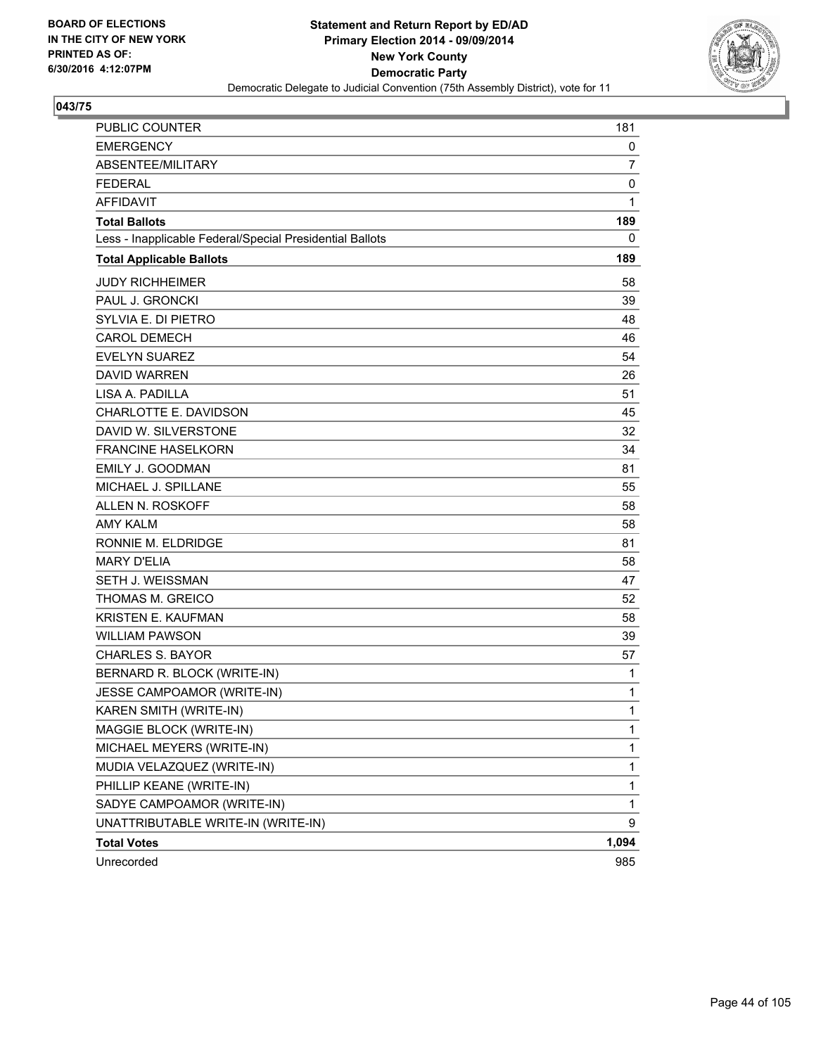BOARD OF ELECTIONS
IN THE CITY OF NEW YORK
PRINTED AS OF:
6/30/2016 4:12:07PM

**Statement and Return Report by ED/AD**
**Primary Election 2014 - 09/09/2014**
**New York County**
**Democratic Party**
Democratic Delegate to Judicial Convention (75th Assembly District), vote for 11

**043/75**

| | |
|---|---|
| PUBLIC COUNTER | 181 |
| EMERGENCY | 0 |
| ABSENTEE/MILITARY | 7 |
| FEDERAL | 0 |
| AFFIDAVIT | 1 |
| **Total Ballots** | **189** |
| Less - Inapplicable Federal/Special Presidential Ballots | 0 |
| **Total Applicable Ballots** | **189** |
| JUDY RICHHEIMER | 58 |
| PAUL J. GRONCKI | 39 |
| SYLVIA E. DI PIETRO | 48 |
| CAROL DEMECH | 46 |
| EVELYN SUAREZ | 54 |
| DAVID WARREN | 26 |
| LISA A. PADILLA | 51 |
| CHARLOTTE E. DAVIDSON | 45 |
| DAVID W. SILVERSTONE | 32 |
| FRANCINE HASELKORN | 34 |
| EMILY J. GOODMAN | 81 |
| MICHAEL J. SPILLANE | 55 |
| ALLEN N. ROSKOFF | 58 |
| AMY KALM | 58 |
| RONNIE M. ELDRIDGE | 81 |
| MARY D'ELIA | 58 |
| SETH J. WEISSMAN | 47 |
| THOMAS M. GREICO | 52 |
| KRISTEN E. KAUFMAN | 58 |
| WILLIAM PAWSON | 39 |
| CHARLES S. BAYOR | 57 |
| BERNARD R. BLOCK (WRITE-IN) | 1 |
| JESSE CAMPOAMOR (WRITE-IN) | 1 |
| KAREN SMITH (WRITE-IN) | 1 |
| MAGGIE BLOCK (WRITE-IN) | 1 |
| MICHAEL MEYERS (WRITE-IN) | 1 |
| MUDIA VELAZQUEZ (WRITE-IN) | 1 |
| PHILLIP KEANE (WRITE-IN) | 1 |
| SADYE CAMPOAMOR (WRITE-IN) | 1 |
| UNATTRIBUTABLE WRITE-IN (WRITE-IN) | 9 |
| **Total Votes** | **1,094** |
| Unrecorded | 985 |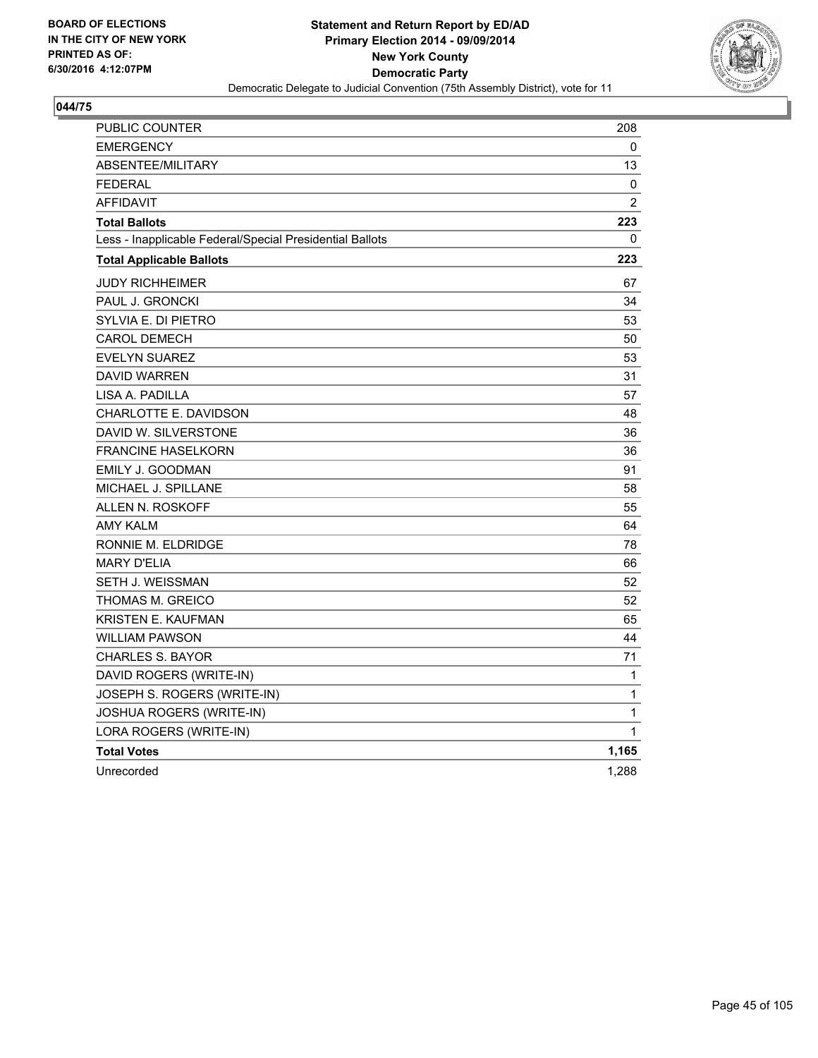**BOARD OF ELECTIONS IN THE CITY OF NEW YORK PRINTED AS OF: 6/30/2016 4:12:07PM**

**Statement and Return Report by ED/AD**
**Primary Election 2014 - 09/09/2014**
**New York County**
**Democratic Party**
Democratic Delegate to Judicial Convention (75th Assembly District), vote for 11

**044/75**

| | |
|---|---|
| PUBLIC COUNTER | 208 |
| EMERGENCY | 0 |
| ABSENTEE/MILITARY | 13 |
| FEDERAL | 0 |
| AFFIDAVIT | 2 |
| **Total Ballots** | **223** |
| Less - Inapplicable Federal/Special Presidential Ballots | 0 |
| **Total Applicable Ballots** | **223** |
| JUDY RICHHEIMER | 67 |
| PAUL J. GRONCKI | 34 |
| SYLVIA E. DI PIETRO | 53 |
| CAROL DEMECH | 50 |
| EVELYN SUAREZ | 53 |
| DAVID WARREN | 31 |
| LISA A. PADILLA | 57 |
| CHARLOTTE E. DAVIDSON | 48 |
| DAVID W. SILVERSTONE | 36 |
| FRANCINE HASELKORN | 36 |
| EMILY J. GOODMAN | 91 |
| MICHAEL J. SPILLANE | 58 |
| ALLEN N. ROSKOFF | 55 |
| AMY KALM | 64 |
| RONNIE M. ELDRIDGE | 78 |
| MARY D'ELIA | 66 |
| SETH J. WEISSMAN | 52 |
| THOMAS M. GREICO | 52 |
| KRISTEN E. KAUFMAN | 65 |
| WILLIAM PAWSON | 44 |
| CHARLES S. BAYOR | 71 |
| DAVID ROGERS (WRITE-IN) | 1 |
| JOSEPH S. ROGERS (WRITE-IN) | 1 |
| JOSHUA ROGERS (WRITE-IN) | 1 |
| LORA ROGERS (WRITE-IN) | 1 |
| **Total Votes** | **1,165** |
| Unrecorded | 1,288 |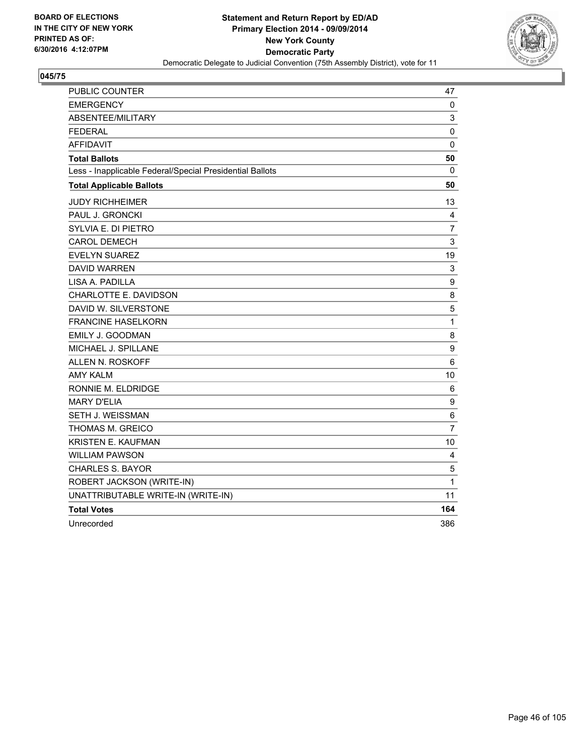**BOARD OF ELECTIONS**
**IN THE CITY OF NEW YORK**
**PRINTED AS OF:**
**6/30/2016 4:12:07PM**

**Statement and Return Report by ED/AD**
**Primary Election 2014 - 09/09/2014**
**New York County**
**Democratic Party**
Democratic Delegate to Judicial Convention (75th Assembly District), vote for 11

**045/75**

| | |
|---|---|
| PUBLIC COUNTER | 47 |
| EMERGENCY | 0 |
| ABSENTEE/MILITARY | 3 |
| FEDERAL | 0 |
| AFFIDAVIT | 0 |
| **Total Ballots** | **50** |
| Less - Inapplicable Federal/Special Presidential Ballots | 0 |
| **Total Applicable Ballots** | **50** |
| JUDY RICHHEIMER | 13 |
| PAUL J. GRONCKI | 4 |
| SYLVIA E. DI PIETRO | 7 |
| CAROL DEMECH | 3 |
| EVELYN SUAREZ | 19 |
| DAVID WARREN | 3 |
| LISA A. PADILLA | 9 |
| CHARLOTTE E. DAVIDSON | 8 |
| DAVID W. SILVERSTONE | 5 |
| FRANCINE HASELKORN | 1 |
| EMILY J. GOODMAN | 8 |
| MICHAEL J. SPILLANE | 9 |
| ALLEN N. ROSKOFF | 6 |
| AMY KALM | 10 |
| RONNIE M. ELDRIDGE | 6 |
| MARY D'ELIA | 9 |
| SETH J. WEISSMAN | 6 |
| THOMAS M. GREICO | 7 |
| KRISTEN E. KAUFMAN | 10 |
| WILLIAM PAWSON | 4 |
| CHARLES S. BAYOR | 5 |
| ROBERT JACKSON (WRITE-IN) | 1 |
| UNATTRIBUTABLE WRITE-IN (WRITE-IN) | 11 |
| **Total Votes** | **164** |
| Unrecorded | 386 |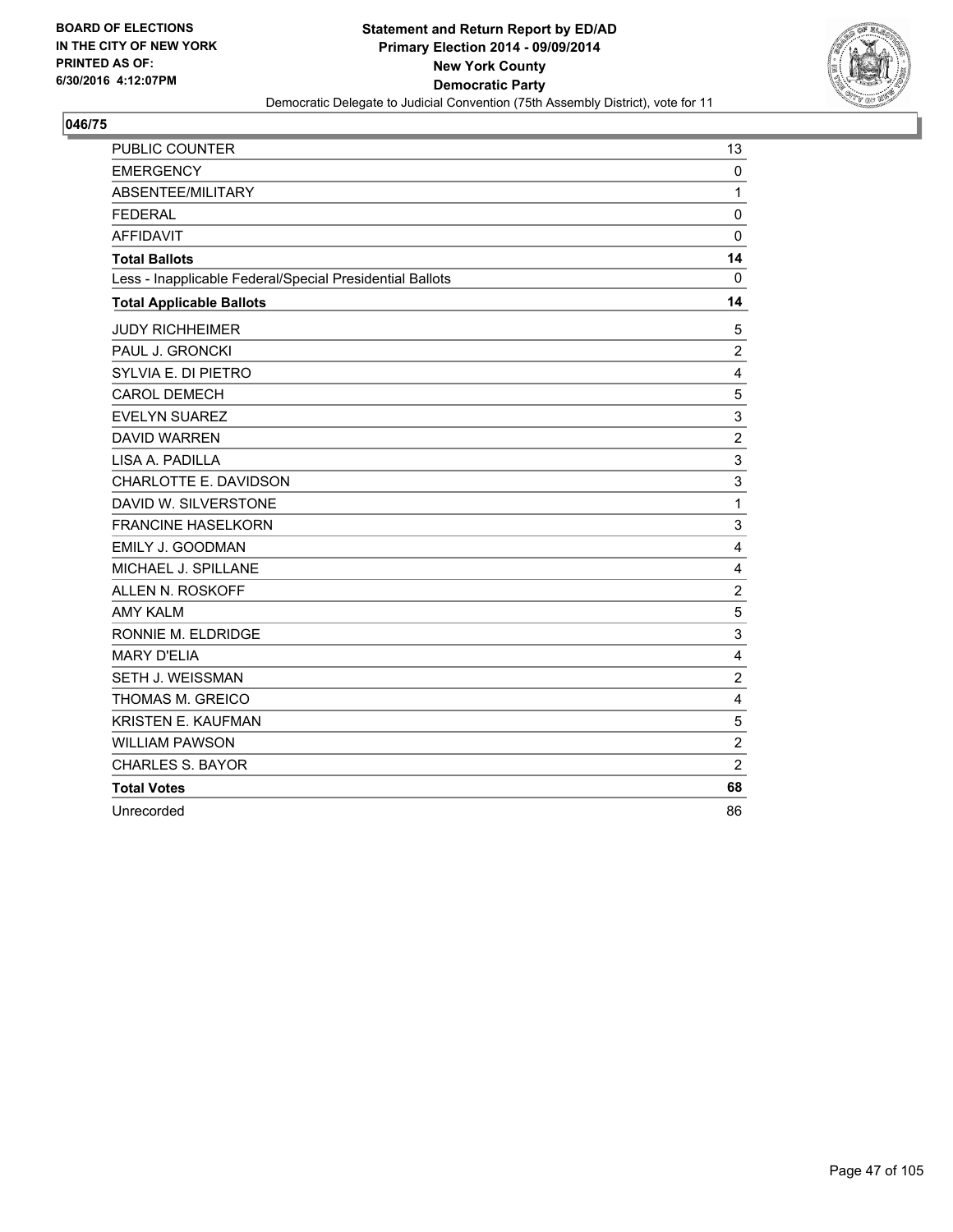**BOARD OF ELECTIONS IN THE CITY OF NEW YORK PRINTED AS OF: 6/30/2016 4:12:07PM**

**Statement and Return Report by ED/AD**
**Primary Election 2014 - 09/09/2014**
**New York County**
**Democratic Party**
Democratic Delegate to Judicial Convention (75th Assembly District), vote for 11

## 046/75

| | |
|---|---|
| PUBLIC COUNTER | 13 |
| EMERGENCY | 0 |
| ABSENTEE/MILITARY | 1 |
| FEDERAL | 0 |
| AFFIDAVIT | 0 |
| **Total Ballots** | **14** |
| Less - Inapplicable Federal/Special Presidential Ballots | 0 |
| **Total Applicable Ballots** | **14** |
| JUDY RICHHEIMER | 5 |
| PAUL J. GRONCKI | 2 |
| SYLVIA E. DI PIETRO | 4 |
| CAROL DEMECH | 5 |
| EVELYN SUAREZ | 3 |
| DAVID WARREN | 2 |
| LISA A. PADILLA | 3 |
| CHARLOTTE E. DAVIDSON | 3 |
| DAVID W. SILVERSTONE | 1 |
| FRANCINE HASELKORN | 3 |
| EMILY J. GOODMAN | 4 |
| MICHAEL J. SPILLANE | 4 |
| ALLEN N. ROSKOFF | 2 |
| AMY KALM | 5 |
| RONNIE M. ELDRIDGE | 3 |
| MARY D'ELIA | 4 |
| SETH J. WEISSMAN | 2 |
| THOMAS M. GREICO | 4 |
| KRISTEN E. KAUFMAN | 5 |
| WILLIAM PAWSON | 2 |
| CHARLES S. BAYOR | 2 |
| **Total Votes** | **68** |
| Unrecorded | 86 |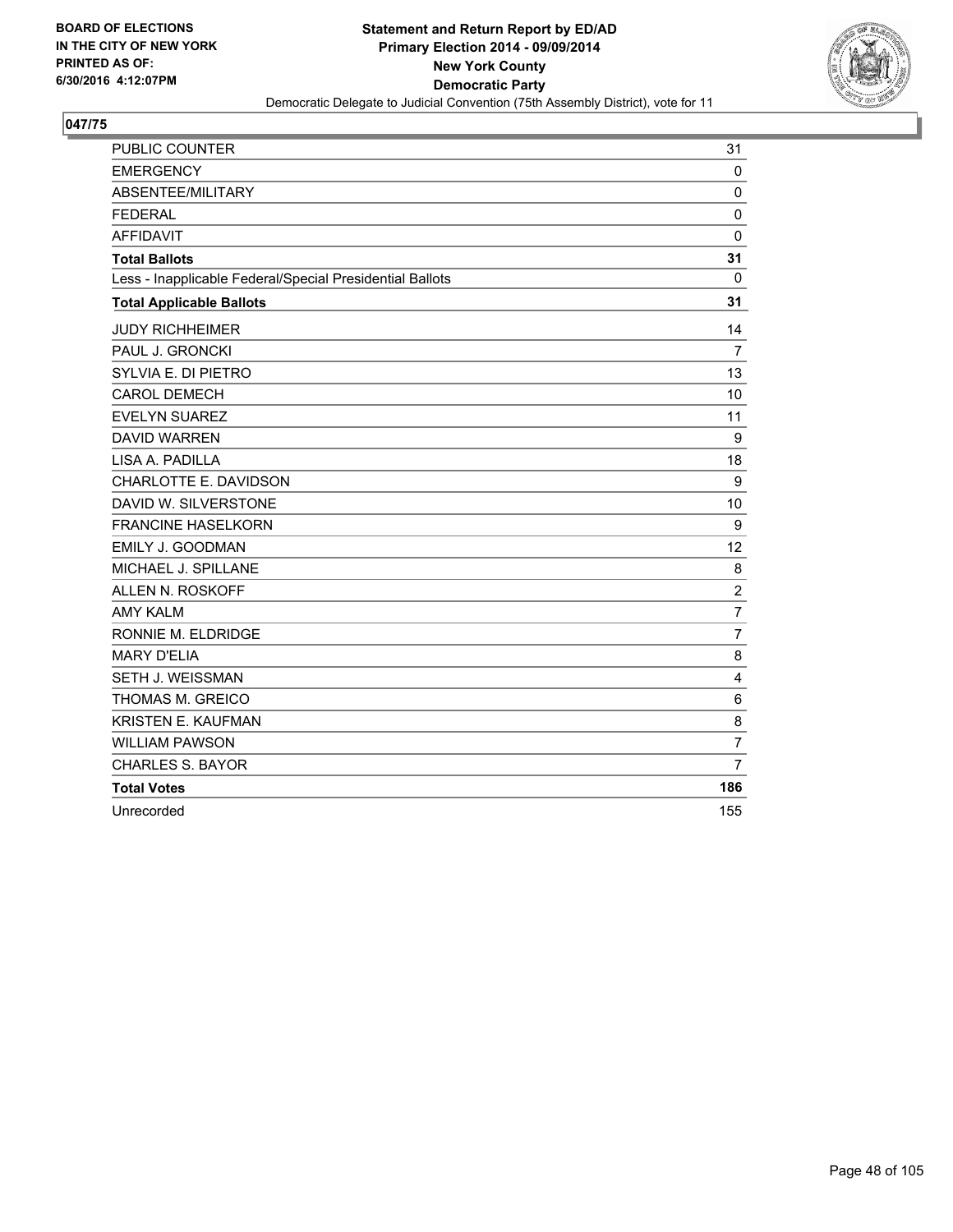BOARD OF ELECTIONS
IN THE CITY OF NEW YORK
PRINTED AS OF:
6/30/2016 4:12:07PM

**Statement and Return Report by ED/AD**
**Primary Election 2014 - 09/09/2014**
**New York County**
**Democratic Party**
Democratic Delegate to Judicial Convention (75th Assembly District), vote for 11

**047/75**

| | |
|---|---|
| PUBLIC COUNTER | 31 |
| EMERGENCY | 0 |
| ABSENTEE/MILITARY | 0 |
| FEDERAL | 0 |
| AFFIDAVIT | 0 |
| **Total Ballots** | **31** |
| Less - Inapplicable Federal/Special Presidential Ballots | 0 |
| **Total Applicable Ballots** | **31** |
| JUDY RICHHEIMER | 14 |
| PAUL J. GRONCKI | 7 |
| SYLVIA E. DI PIETRO | 13 |
| CAROL DEMECH | 10 |
| EVELYN SUAREZ | 11 |
| DAVID WARREN | 9 |
| LISA A. PADILLA | 18 |
| CHARLOTTE E. DAVIDSON | 9 |
| DAVID W. SILVERSTONE | 10 |
| FRANCINE HASELKORN | 9 |
| EMILY J. GOODMAN | 12 |
| MICHAEL J. SPILLANE | 8 |
| ALLEN N. ROSKOFF | 2 |
| AMY KALM | 7 |
| RONNIE M. ELDRIDGE | 7 |
| MARY D'ELIA | 8 |
| SETH J. WEISSMAN | 4 |
| THOMAS M. GREICO | 6 |
| KRISTEN E. KAUFMAN | 8 |
| WILLIAM PAWSON | 7 |
| CHARLES S. BAYOR | 7 |
| **Total Votes** | **186** |
| Unrecorded | 155 |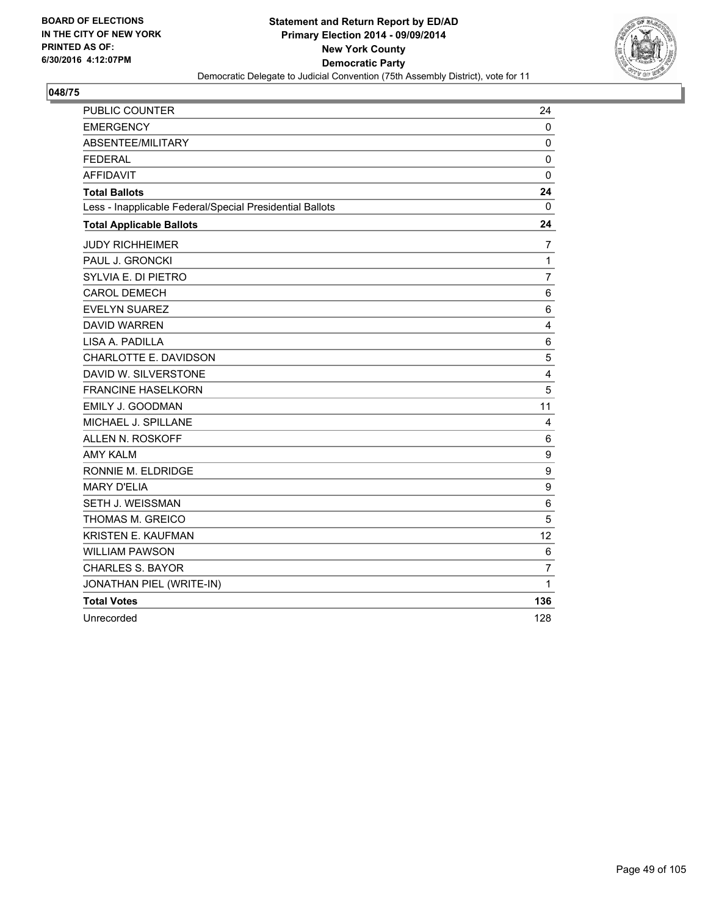BOARD OF ELECTIONS
IN THE CITY OF NEW YORK
PRINTED AS OF:
6/30/2016 4:12:07PM

**Statement and Return Report by ED/AD**
**Primary Election 2014 - 09/09/2014**
**New York County**
**Democratic Party**
Democratic Delegate to Judicial Convention (75th Assembly District), vote for 11

## 048/75

| | |
|---|---|
| PUBLIC COUNTER | 24 |
| EMERGENCY | 0 |
| ABSENTEE/MILITARY | 0 |
| FEDERAL | 0 |
| AFFIDAVIT | 0 |
| **Total Ballots** | **24** |
| Less - Inapplicable Federal/Special Presidential Ballots | 0 |
| **Total Applicable Ballots** | **24** |
| JUDY RICHHEIMER | 7 |
| PAUL J. GRONCKI | 1 |
| SYLVIA E. DI PIETRO | 7 |
| CAROL DEMECH | 6 |
| EVELYN SUAREZ | 6 |
| DAVID WARREN | 4 |
| LISA A. PADILLA | 6 |
| CHARLOTTE E. DAVIDSON | 5 |
| DAVID W. SILVERSTONE | 4 |
| FRANCINE HASELKORN | 5 |
| EMILY J. GOODMAN | 11 |
| MICHAEL J. SPILLANE | 4 |
| ALLEN N. ROSKOFF | 6 |
| AMY KALM | 9 |
| RONNIE M. ELDRIDGE | 9 |
| MARY D'ELIA | 9 |
| SETH J. WEISSMAN | 6 |
| THOMAS M. GREICO | 5 |
| KRISTEN E. KAUFMAN | 12 |
| WILLIAM PAWSON | 6 |
| CHARLES S. BAYOR | 7 |
| JONATHAN PIEL (WRITE-IN) | 1 |
| **Total Votes** | **136** |
| Unrecorded | 128 |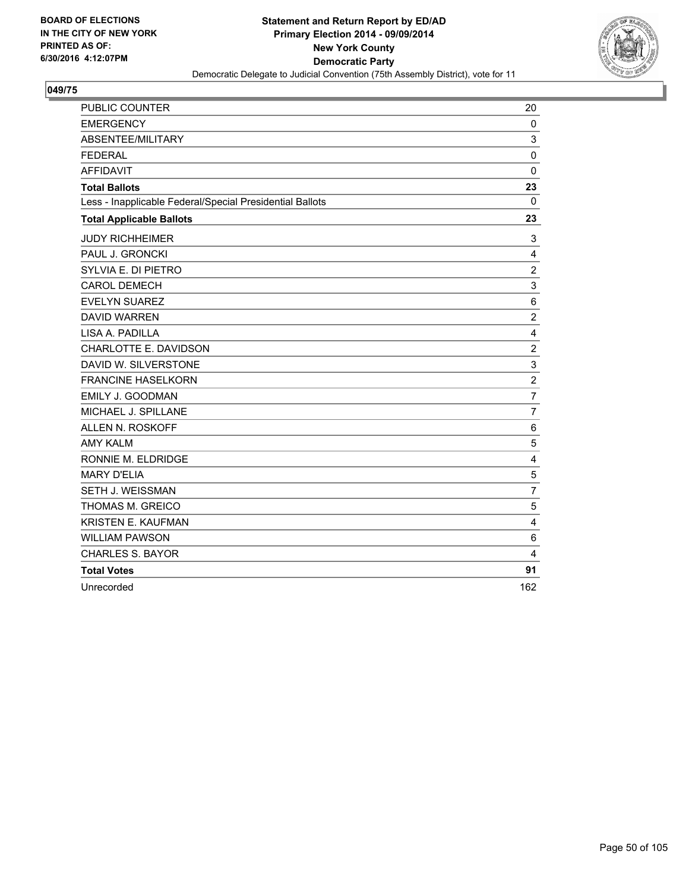**BOARD OF ELECTIONS IN THE CITY OF NEW YORK PRINTED AS OF: 6/30/2016 4:12:07PM**

**Statement and Return Report by ED/AD**
**Primary Election 2014 - 09/09/2014**
**New York County**
**Democratic Party**
Democratic Delegate to Judicial Convention (75th Assembly District), vote for 11

## 049/75

| | |
|---|---|
| PUBLIC COUNTER | 20 |
| EMERGENCY | 0 |
| ABSENTEE/MILITARY | 3 |
| FEDERAL | 0 |
| AFFIDAVIT | 0 |
| **Total Ballots** | **23** |
| Less - Inapplicable Federal/Special Presidential Ballots | 0 |
| **Total Applicable Ballots** | **23** |
| JUDY RICHHEIMER | 3 |
| PAUL J. GRONCKI | 4 |
| SYLVIA E. DI PIETRO | 2 |
| CAROL DEMECH | 3 |
| EVELYN SUAREZ | 6 |
| DAVID WARREN | 2 |
| LISA A. PADILLA | 4 |
| CHARLOTTE E. DAVIDSON | 2 |
| DAVID W. SILVERSTONE | 3 |
| FRANCINE HASELKORN | 2 |
| EMILY J. GOODMAN | 7 |
| MICHAEL J. SPILLANE | 7 |
| ALLEN N. ROSKOFF | 6 |
| AMY KALM | 5 |
| RONNIE M. ELDRIDGE | 4 |
| MARY D'ELIA | 5 |
| SETH J. WEISSMAN | 7 |
| THOMAS M. GREICO | 5 |
| KRISTEN E. KAUFMAN | 4 |
| WILLIAM PAWSON | 6 |
| CHARLES S. BAYOR | 4 |
| **Total Votes** | **91** |
| Unrecorded | 162 |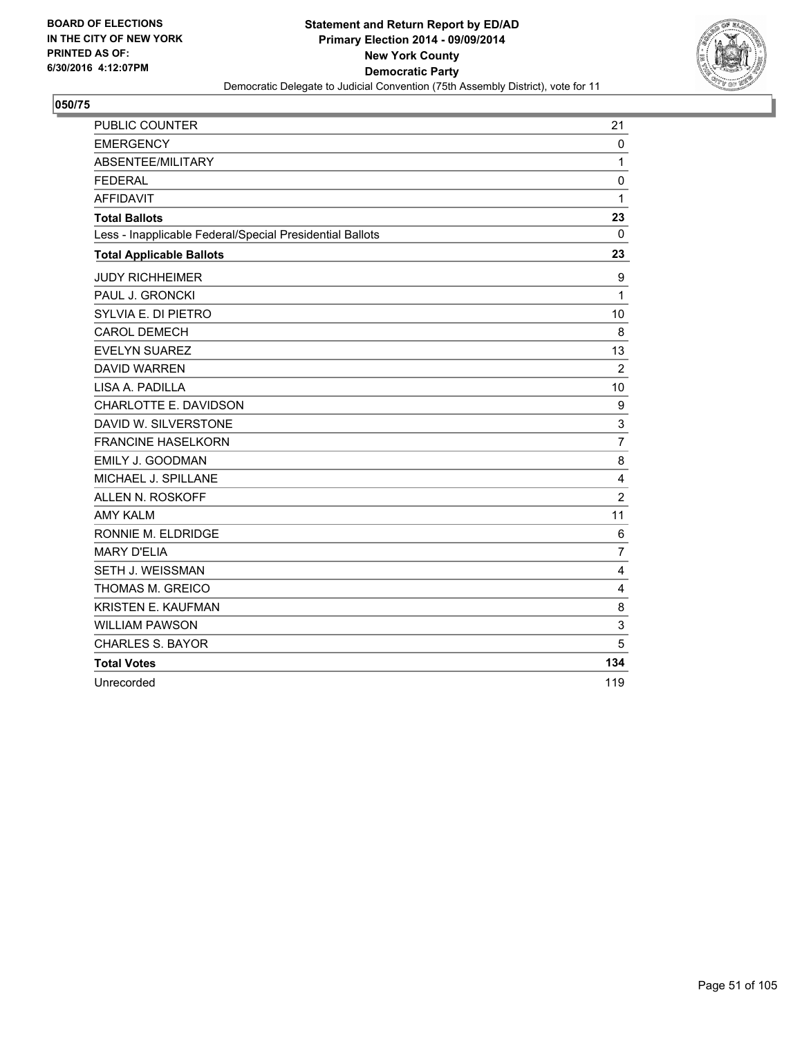**BOARD OF ELECTIONS IN THE CITY OF NEW YORK PRINTED AS OF: 6/30/2016 4:12:07PM**

**Statement and Return Report by ED/AD**
**Primary Election 2014 - 09/09/2014**
**New York County**
**Democratic Party**
Democratic Delegate to Judicial Convention (75th Assembly District), vote for 11

## 050/75

| | |
|---|---|
| PUBLIC COUNTER | 21 |
| EMERGENCY | 0 |
| ABSENTEE/MILITARY | 1 |
| FEDERAL | 0 |
| AFFIDAVIT | 1 |
| **Total Ballots** | **23** |
| Less - Inapplicable Federal/Special Presidential Ballots | 0 |
| **Total Applicable Ballots** | **23** |
| JUDY RICHHEIMER | 9 |
| PAUL J. GRONCKI | 1 |
| SYLVIA E. DI PIETRO | 10 |
| CAROL DEMECH | 8 |
| EVELYN SUAREZ | 13 |
| DAVID WARREN | 2 |
| LISA A. PADILLA | 10 |
| CHARLOTTE E. DAVIDSON | 9 |
| DAVID W. SILVERSTONE | 3 |
| FRANCINE HASELKORN | 7 |
| EMILY J. GOODMAN | 8 |
| MICHAEL J. SPILLANE | 4 |
| ALLEN N. ROSKOFF | 2 |
| AMY KALM | 11 |
| RONNIE M. ELDRIDGE | 6 |
| MARY D'ELIA | 7 |
| SETH J. WEISSMAN | 4 |
| THOMAS M. GREICO | 4 |
| KRISTEN E. KAUFMAN | 8 |
| WILLIAM PAWSON | 3 |
| CHARLES S. BAYOR | 5 |
| **Total Votes** | **134** |
| Unrecorded | 119 |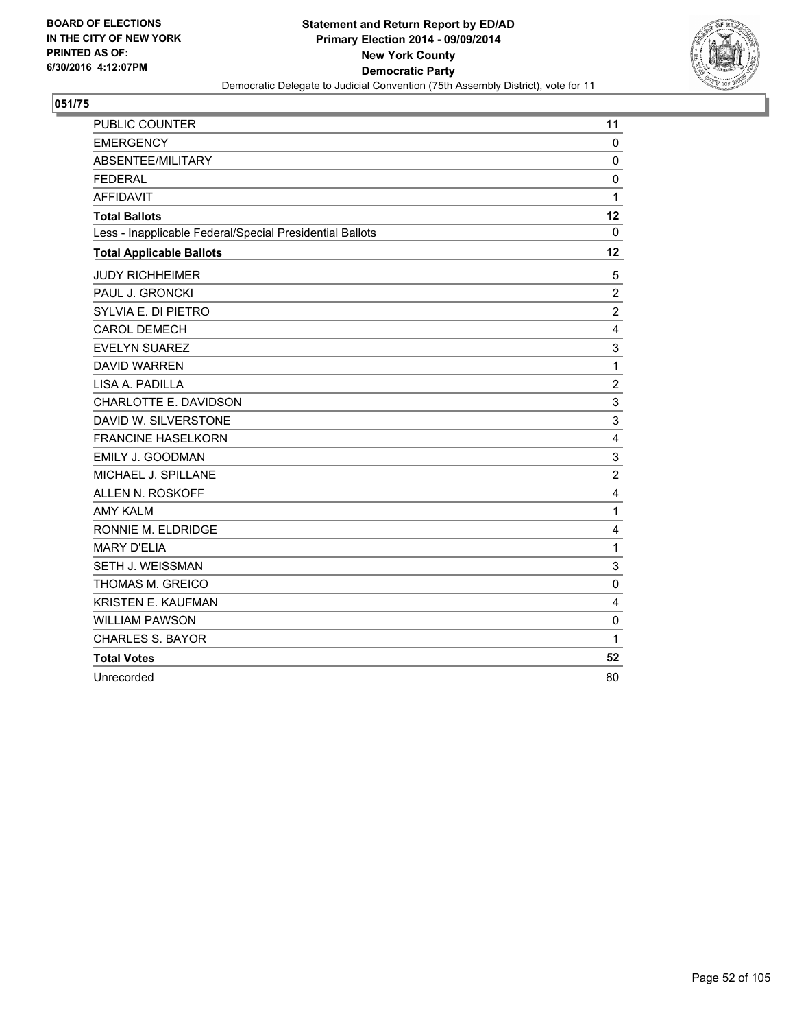**BOARD OF ELECTIONS IN THE CITY OF NEW YORK PRINTED AS OF: 6/30/2016 4:12:07PM**

**Statement and Return Report by ED/AD**
**Primary Election 2014 - 09/09/2014**
**New York County**
**Democratic Party**
Democratic Delegate to Judicial Convention (75th Assembly District), vote for 11

## 051/75

| | |
|---|---|
| PUBLIC COUNTER | 11 |
| EMERGENCY | 0 |
| ABSENTEE/MILITARY | 0 |
| FEDERAL | 0 |
| AFFIDAVIT | 1 |
| **Total Ballots** | **12** |
| Less - Inapplicable Federal/Special Presidential Ballots | 0 |
| **Total Applicable Ballots** | **12** |
| JUDY RICHHEIMER | 5 |
| PAUL J. GRONCKI | 2 |
| SYLVIA E. DI PIETRO | 2 |
| CAROL DEMECH | 4 |
| EVELYN SUAREZ | 3 |
| DAVID WARREN | 1 |
| LISA A. PADILLA | 2 |
| CHARLOTTE E. DAVIDSON | 3 |
| DAVID W. SILVERSTONE | 3 |
| FRANCINE HASELKORN | 4 |
| EMILY J. GOODMAN | 3 |
| MICHAEL J. SPILLANE | 2 |
| ALLEN N. ROSKOFF | 4 |
| AMY KALM | 1 |
| RONNIE M. ELDRIDGE | 4 |
| MARY D'ELIA | 1 |
| SETH J. WEISSMAN | 3 |
| THOMAS M. GREICO | 0 |
| KRISTEN E. KAUFMAN | 4 |
| WILLIAM PAWSON | 0 |
| CHARLES S. BAYOR | 1 |
| **Total Votes** | **52** |
| Unrecorded | 80 |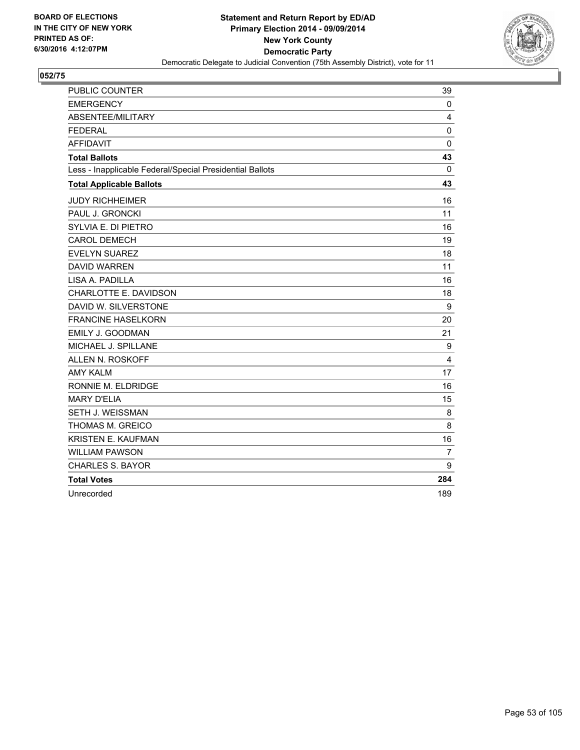BOARD OF ELECTIONS
IN THE CITY OF NEW YORK
PRINTED AS OF:
6/30/2016 4:12:07PM

**Statement and Return Report by ED/AD**
**Primary Election 2014 - 09/09/2014**
**New York County**
**Democratic Party**
Democratic Delegate to Judicial Convention (75th Assembly District), vote for 11

## 052/75

| | |
|---|---|
| PUBLIC COUNTER | 39 |
| EMERGENCY | 0 |
| ABSENTEE/MILITARY | 4 |
| FEDERAL | 0 |
| AFFIDAVIT | 0 |
| **Total Ballots** | **43** |
| Less - Inapplicable Federal/Special Presidential Ballots | 0 |
| **Total Applicable Ballots** | **43** |
| JUDY RICHHEIMER | 16 |
| PAUL J. GRONCKI | 11 |
| SYLVIA E. DI PIETRO | 16 |
| CAROL DEMECH | 19 |
| EVELYN SUAREZ | 18 |
| DAVID WARREN | 11 |
| LISA A. PADILLA | 16 |
| CHARLOTTE E. DAVIDSON | 18 |
| DAVID W. SILVERSTONE | 9 |
| FRANCINE HASELKORN | 20 |
| EMILY J. GOODMAN | 21 |
| MICHAEL J. SPILLANE | 9 |
| ALLEN N. ROSKOFF | 4 |
| AMY KALM | 17 |
| RONNIE M. ELDRIDGE | 16 |
| MARY D'ELIA | 15 |
| SETH J. WEISSMAN | 8 |
| THOMAS M. GREICO | 8 |
| KRISTEN E. KAUFMAN | 16 |
| WILLIAM PAWSON | 7 |
| CHARLES S. BAYOR | 9 |
| **Total Votes** | **284** |
| Unrecorded | 189 |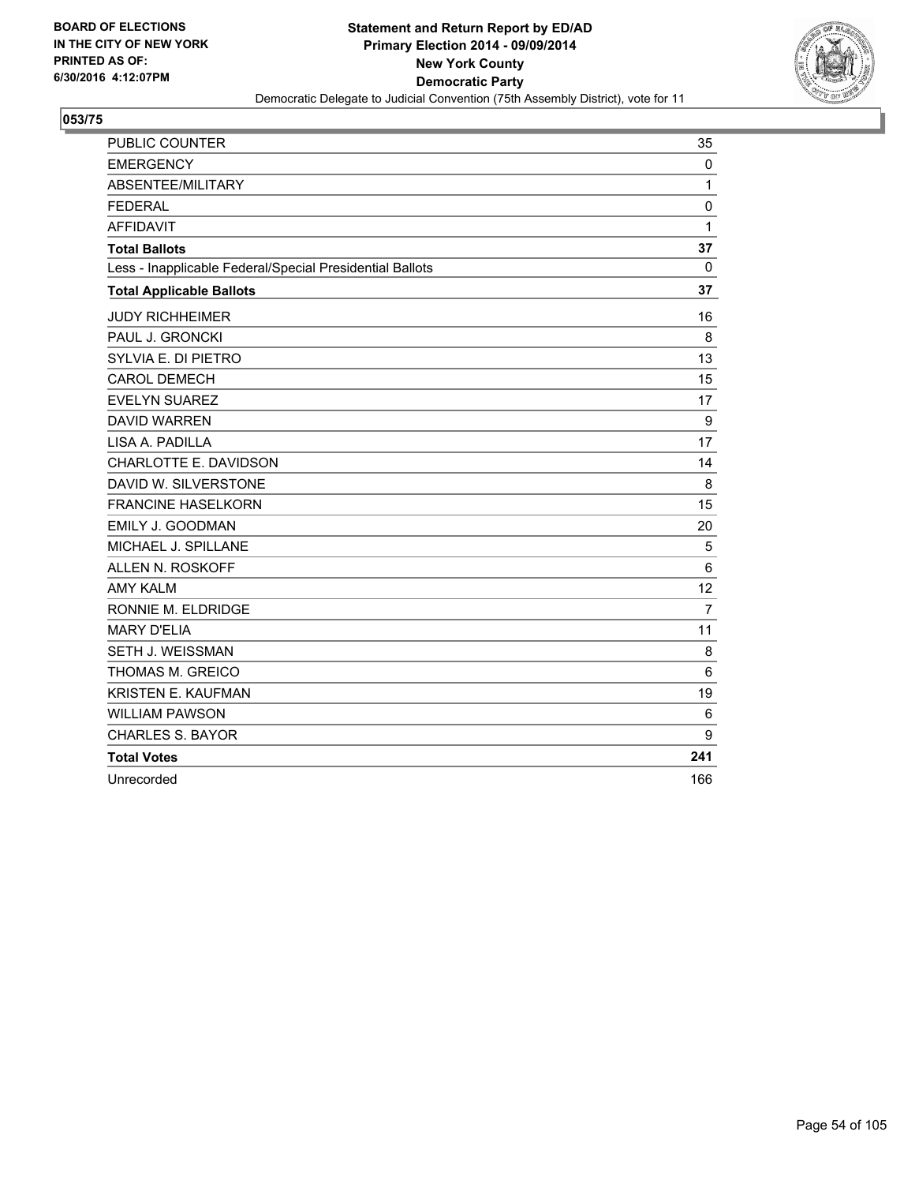BOARD OF ELECTIONS
IN THE CITY OF NEW YORK
PRINTED AS OF:
6/30/2016 4:12:07PM

**Statement and Return Report by ED/AD**
**Primary Election 2014 - 09/09/2014**
**New York County**
**Democratic Party**
Democratic Delegate to Judicial Convention (75th Assembly District), vote for 11

## 053/75

| | |
|---|---|
| PUBLIC COUNTER | 35 |
| EMERGENCY | 0 |
| ABSENTEE/MILITARY | 1 |
| FEDERAL | 0 |
| AFFIDAVIT | 1 |
| **Total Ballots** | **37** |
| Less - Inapplicable Federal/Special Presidential Ballots | 0 |
| **Total Applicable Ballots** | **37** |
| JUDY RICHHEIMER | 16 |
| PAUL J. GRONCKI | 8 |
| SYLVIA E. DI PIETRO | 13 |
| CAROL DEMECH | 15 |
| EVELYN SUAREZ | 17 |
| DAVID WARREN | 9 |
| LISA A. PADILLA | 17 |
| CHARLOTTE E. DAVIDSON | 14 |
| DAVID W. SILVERSTONE | 8 |
| FRANCINE HASELKORN | 15 |
| EMILY J. GOODMAN | 20 |
| MICHAEL J. SPILLANE | 5 |
| ALLEN N. ROSKOFF | 6 |
| AMY KALM | 12 |
| RONNIE M. ELDRIDGE | 7 |
| MARY D'ELIA | 11 |
| SETH J. WEISSMAN | 8 |
| THOMAS M. GREICO | 6 |
| KRISTEN E. KAUFMAN | 19 |
| WILLIAM PAWSON | 6 |
| CHARLES S. BAYOR | 9 |
| **Total Votes** | **241** |
| Unrecorded | 166 |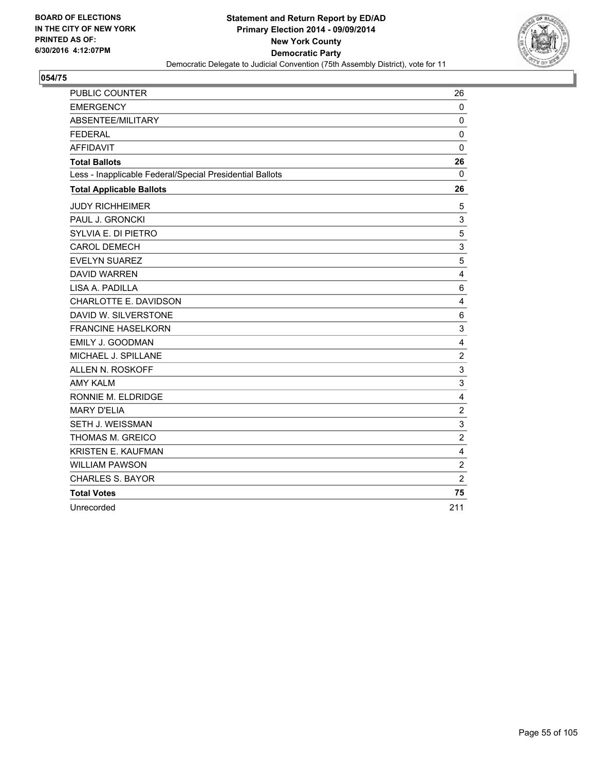BOARD OF ELECTIONS
IN THE CITY OF NEW YORK
PRINTED AS OF:
6/30/2016 4:12:07PM

**Statement and Return Report by ED/AD**
**Primary Election 2014 - 09/09/2014**
**New York County**
**Democratic Party**
Democratic Delegate to Judicial Convention (75th Assembly District), vote for 11

## 054/75

| | |
|---|---|
| PUBLIC COUNTER | 26 |
| EMERGENCY | 0 |
| ABSENTEE/MILITARY | 0 |
| FEDERAL | 0 |
| AFFIDAVIT | 0 |
| **Total Ballots** | **26** |
| Less - Inapplicable Federal/Special Presidential Ballots | 0 |
| **Total Applicable Ballots** | **26** |
| JUDY RICHHEIMER | 5 |
| PAUL J. GRONCKI | 3 |
| SYLVIA E. DI PIETRO | 5 |
| CAROL DEMECH | 3 |
| EVELYN SUAREZ | 5 |
| DAVID WARREN | 4 |
| LISA A. PADILLA | 6 |
| CHARLOTTE E. DAVIDSON | 4 |
| DAVID W. SILVERSTONE | 6 |
| FRANCINE HASELKORN | 3 |
| EMILY J. GOODMAN | 4 |
| MICHAEL J. SPILLANE | 2 |
| ALLEN N. ROSKOFF | 3 |
| AMY KALM | 3 |
| RONNIE M. ELDRIDGE | 4 |
| MARY D'ELIA | 2 |
| SETH J. WEISSMAN | 3 |
| THOMAS M. GREICO | 2 |
| KRISTEN E. KAUFMAN | 4 |
| WILLIAM PAWSON | 2 |
| CHARLES S. BAYOR | 2 |
| **Total Votes** | **75** |
| Unrecorded | 211 |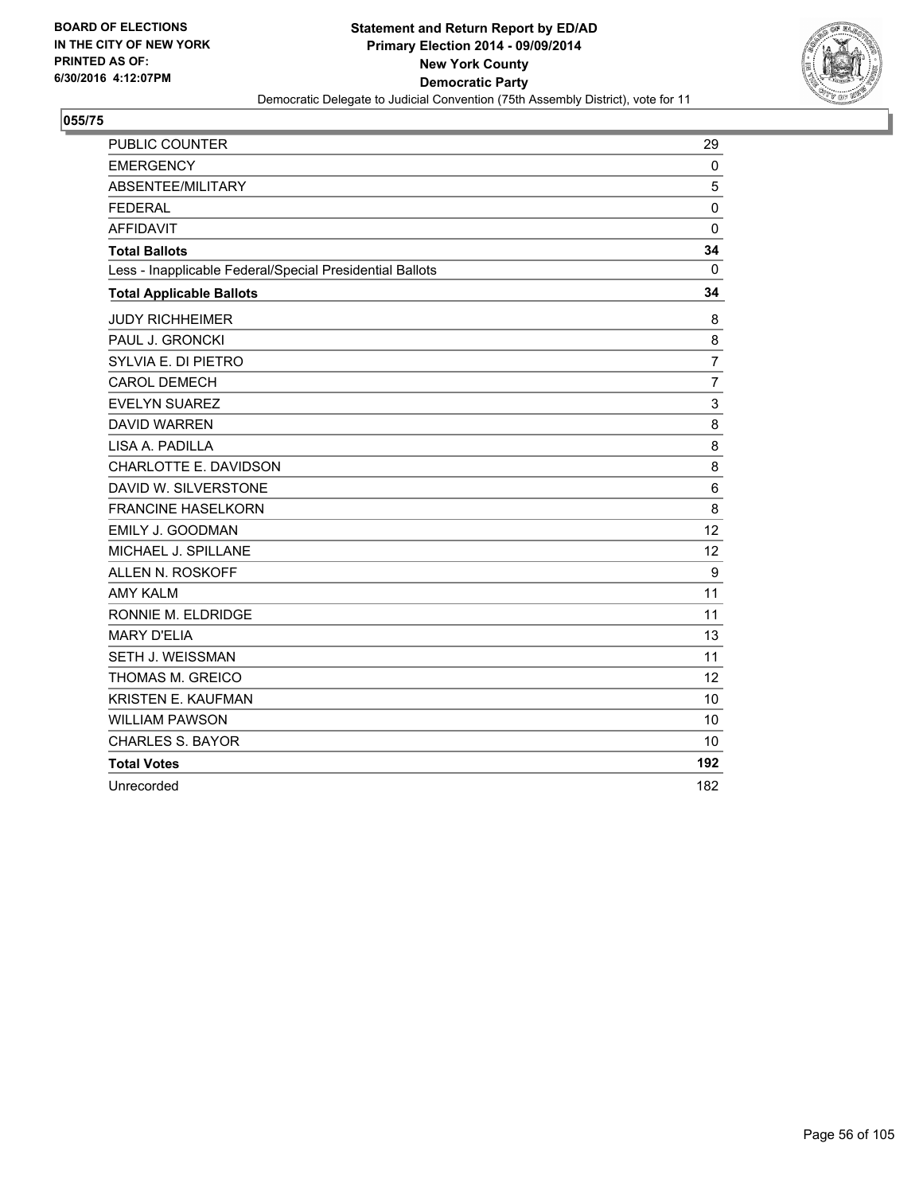BOARD OF ELECTIONS
IN THE CITY OF NEW YORK
PRINTED AS OF:
6/30/2016 4:12:07PM

**Statement and Return Report by ED/AD**
**Primary Election 2014 - 09/09/2014**
**New York County**
**Democratic Party**
Democratic Delegate to Judicial Convention (75th Assembly District), vote for 11

## 055/75

| | |
|---|---|
| PUBLIC COUNTER | 29 |
| EMERGENCY | 0 |
| ABSENTEE/MILITARY | 5 |
| FEDERAL | 0 |
| AFFIDAVIT | 0 |
| **Total Ballots** | **34** |
| Less - Inapplicable Federal/Special Presidential Ballots | 0 |
| **Total Applicable Ballots** | **34** |
| JUDY RICHHEIMER | 8 |
| PAUL J. GRONCKI | 8 |
| SYLVIA E. DI PIETRO | 7 |
| CAROL DEMECH | 7 |
| EVELYN SUAREZ | 3 |
| DAVID WARREN | 8 |
| LISA A. PADILLA | 8 |
| CHARLOTTE E. DAVIDSON | 8 |
| DAVID W. SILVERSTONE | 6 |
| FRANCINE HASELKORN | 8 |
| EMILY J. GOODMAN | 12 |
| MICHAEL J. SPILLANE | 12 |
| ALLEN N. ROSKOFF | 9 |
| AMY KALM | 11 |
| RONNIE M. ELDRIDGE | 11 |
| MARY D'ELIA | 13 |
| SETH J. WEISSMAN | 11 |
| THOMAS M. GREICO | 12 |
| KRISTEN E. KAUFMAN | 10 |
| WILLIAM PAWSON | 10 |
| CHARLES S. BAYOR | 10 |
| **Total Votes** | **192** |
| Unrecorded | 182 |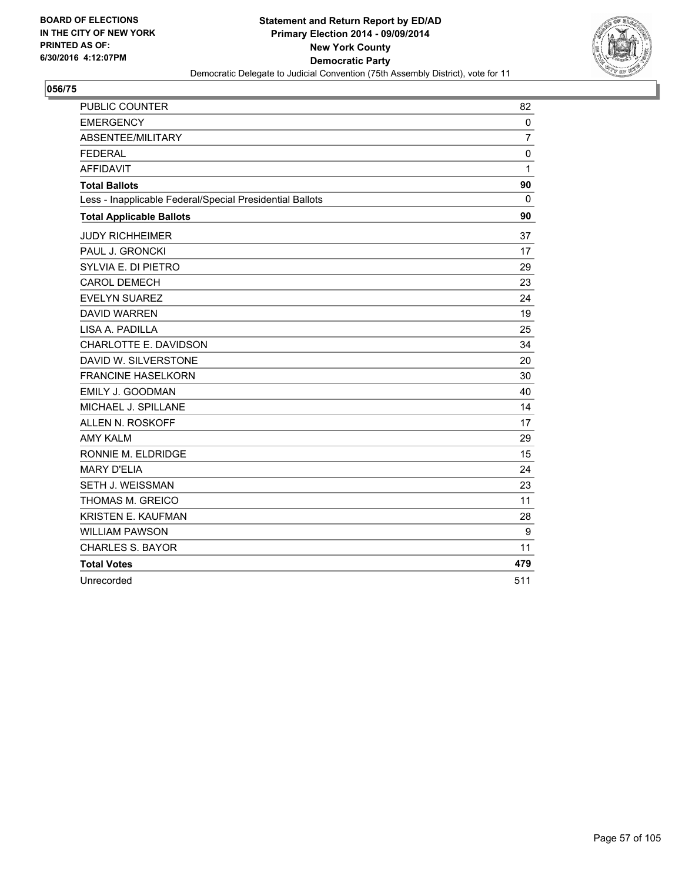BOARD OF ELECTIONS
IN THE CITY OF NEW YORK
PRINTED AS OF:
6/30/2016 4:12:07PM

**Statement and Return Report by ED/AD**
**Primary Election 2014 - 09/09/2014**
**New York County**
**Democratic Party**
Democratic Delegate to Judicial Convention (75th Assembly District), vote for 11

## 056/75

| | |
|---|---|
| PUBLIC COUNTER | 82 |
| EMERGENCY | 0 |
| ABSENTEE/MILITARY | 7 |
| FEDERAL | 0 |
| AFFIDAVIT | 1 |
| **Total Ballots** | **90** |
| Less - Inapplicable Federal/Special Presidential Ballots | 0 |
| **Total Applicable Ballots** | **90** |
| JUDY RICHHEIMER | 37 |
| PAUL J. GRONCKI | 17 |
| SYLVIA E. DI PIETRO | 29 |
| CAROL DEMECH | 23 |
| EVELYN SUAREZ | 24 |
| DAVID WARREN | 19 |
| LISA A. PADILLA | 25 |
| CHARLOTTE E. DAVIDSON | 34 |
| DAVID W. SILVERSTONE | 20 |
| FRANCINE HASELKORN | 30 |
| EMILY J. GOODMAN | 40 |
| MICHAEL J. SPILLANE | 14 |
| ALLEN N. ROSKOFF | 17 |
| AMY KALM | 29 |
| RONNIE M. ELDRIDGE | 15 |
| MARY D'ELIA | 24 |
| SETH J. WEISSMAN | 23 |
| THOMAS M. GREICO | 11 |
| KRISTEN E. KAUFMAN | 28 |
| WILLIAM PAWSON | 9 |
| CHARLES S. BAYOR | 11 |
| **Total Votes** | **479** |
| Unrecorded | 511 |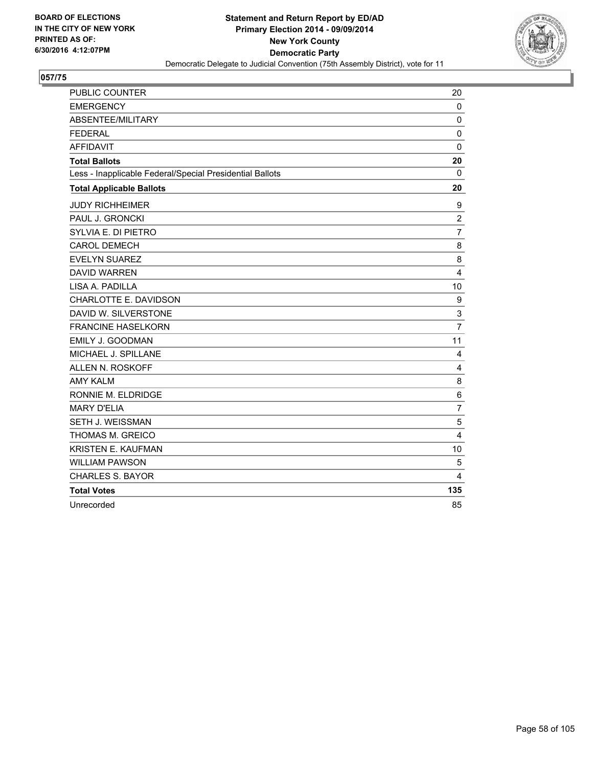**BOARD OF ELECTIONS IN THE CITY OF NEW YORK PRINTED AS OF: 6/30/2016 4:12:07PM**

**Statement and Return Report by ED/AD**
**Primary Election 2014 - 09/09/2014**
**New York County**
**Democratic Party**
Democratic Delegate to Judicial Convention (75th Assembly District), vote for 11

**057/75**

| | |
|---|---|
| PUBLIC COUNTER | 20 |
| EMERGENCY | 0 |
| ABSENTEE/MILITARY | 0 |
| FEDERAL | 0 |
| AFFIDAVIT | 0 |
| **Total Ballots** | **20** |
| Less - Inapplicable Federal/Special Presidential Ballots | 0 |
| **Total Applicable Ballots** | **20** |
| JUDY RICHHEIMER | 9 |
| PAUL J. GRONCKI | 2 |
| SYLVIA E. DI PIETRO | 7 |
| CAROL DEMECH | 8 |
| EVELYN SUAREZ | 8 |
| DAVID WARREN | 4 |
| LISA A. PADILLA | 10 |
| CHARLOTTE E. DAVIDSON | 9 |
| DAVID W. SILVERSTONE | 3 |
| FRANCINE HASELKORN | 7 |
| EMILY J. GOODMAN | 11 |
| MICHAEL J. SPILLANE | 4 |
| ALLEN N. ROSKOFF | 4 |
| AMY KALM | 8 |
| RONNIE M. ELDRIDGE | 6 |
| MARY D'ELIA | 7 |
| SETH J. WEISSMAN | 5 |
| THOMAS M. GREICO | 4 |
| KRISTEN E. KAUFMAN | 10 |
| WILLIAM PAWSON | 5 |
| CHARLES S. BAYOR | 4 |
| **Total Votes** | **135** |
| Unrecorded | 85 |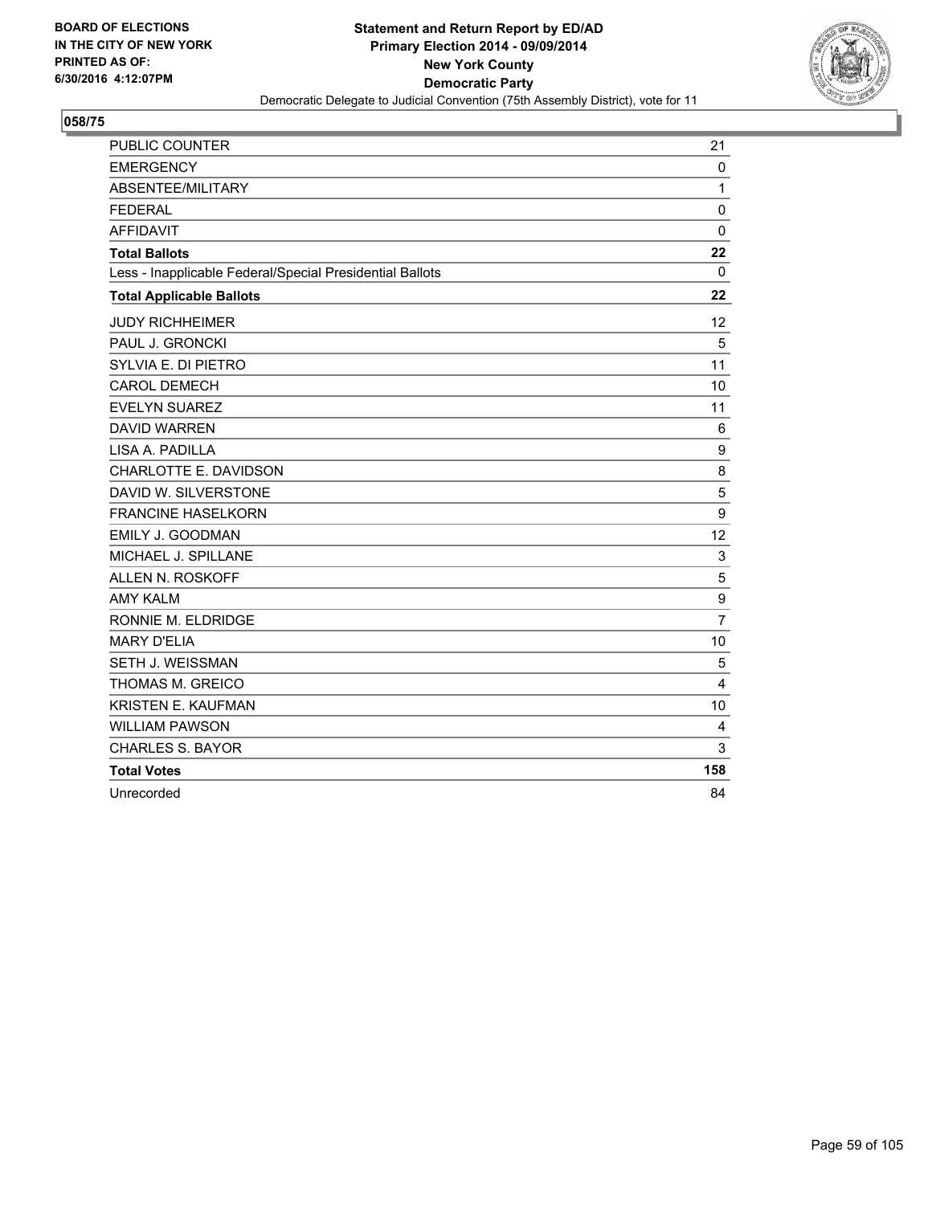BOARD OF ELECTIONS
IN THE CITY OF NEW YORK
PRINTED AS OF:
6/30/2016 4:12:07PM

**Statement and Return Report by ED/AD**
**Primary Election 2014 - 09/09/2014**
**New York County**
**Democratic Party**
Democratic Delegate to Judicial Convention (75th Assembly District), vote for 11

**058/75**

| | |
|---|---|
| PUBLIC COUNTER | 21 |
| EMERGENCY | 0 |
| ABSENTEE/MILITARY | 1 |
| FEDERAL | 0 |
| AFFIDAVIT | 0 |
| **Total Ballots** | **22** |
| Less - Inapplicable Federal/Special Presidential Ballots | 0 |
| **Total Applicable Ballots** | **22** |
| JUDY RICHHEIMER | 12 |
| PAUL J. GRONCKI | 5 |
| SYLVIA E. DI PIETRO | 11 |
| CAROL DEMECH | 10 |
| EVELYN SUAREZ | 11 |
| DAVID WARREN | 6 |
| LISA A. PADILLA | 9 |
| CHARLOTTE E. DAVIDSON | 8 |
| DAVID W. SILVERSTONE | 5 |
| FRANCINE HASELKORN | 9 |
| EMILY J. GOODMAN | 12 |
| MICHAEL J. SPILLANE | 3 |
| ALLEN N. ROSKOFF | 5 |
| AMY KALM | 9 |
| RONNIE M. ELDRIDGE | 7 |
| MARY D'ELIA | 10 |
| SETH J. WEISSMAN | 5 |
| THOMAS M. GREICO | 4 |
| KRISTEN E. KAUFMAN | 10 |
| WILLIAM PAWSON | 4 |
| CHARLES S. BAYOR | 3 |
| **Total Votes** | **158** |
| Unrecorded | 84 |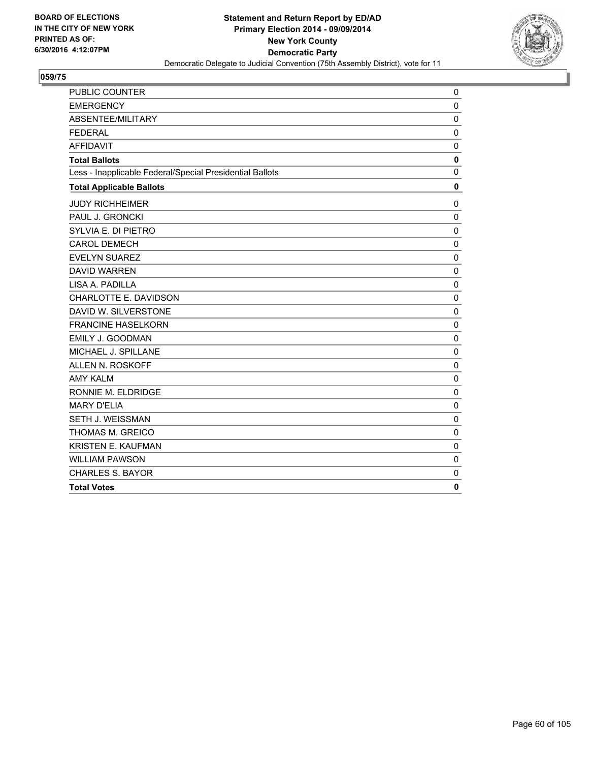BOARD OF ELECTIONS
IN THE CITY OF NEW YORK
PRINTED AS OF:
6/30/2016 4:12:07PM

**Statement and Return Report by ED/AD**
**Primary Election 2014 - 09/09/2014**
**New York County**
**Democratic Party**
Democratic Delegate to Judicial Convention (75th Assembly District), vote for 11

## 059/75

| | |
|---|---|
| PUBLIC COUNTER | 0 |
| EMERGENCY | 0 |
| ABSENTEE/MILITARY | 0 |
| FEDERAL | 0 |
| AFFIDAVIT | 0 |
| **Total Ballots** | **0** |
| Less - Inapplicable Federal/Special Presidential Ballots | 0 |
| **Total Applicable Ballots** | **0** |
| JUDY RICHHEIMER | 0 |
| PAUL J. GRONCKI | 0 |
| SYLVIA E. DI PIETRO | 0 |
| CAROL DEMECH | 0 |
| EVELYN SUAREZ | 0 |
| DAVID WARREN | 0 |
| LISA A. PADILLA | 0 |
| CHARLOTTE E. DAVIDSON | 0 |
| DAVID W. SILVERSTONE | 0 |
| FRANCINE HASELKORN | 0 |
| EMILY J. GOODMAN | 0 |
| MICHAEL J. SPILLANE | 0 |
| ALLEN N. ROSKOFF | 0 |
| AMY KALM | 0 |
| RONNIE M. ELDRIDGE | 0 |
| MARY D'ELIA | 0 |
| SETH J. WEISSMAN | 0 |
| THOMAS M. GREICO | 0 |
| KRISTEN E. KAUFMAN | 0 |
| WILLIAM PAWSON | 0 |
| CHARLES S. BAYOR | 0 |
| **Total Votes** | **0** |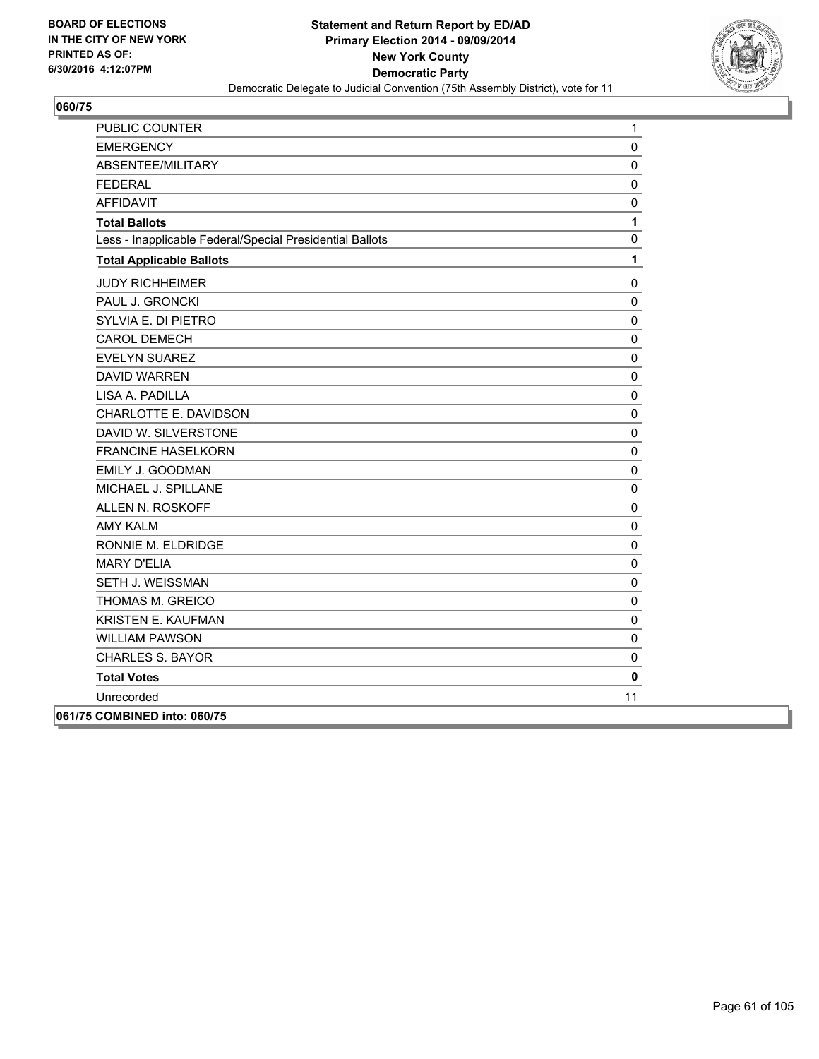BOARD OF ELECTIONS
IN THE CITY OF NEW YORK
PRINTED AS OF:
6/30/2016 4:12:07PM

**Statement and Return Report by ED/AD**
**Primary Election 2014 - 09/09/2014**
**New York County**
**Democratic Party**
Democratic Delegate to Judicial Convention (75th Assembly District), vote for 11

## 060/75

| | |
|---|---|
| PUBLIC COUNTER | 1 |
| EMERGENCY | 0 |
| ABSENTEE/MILITARY | 0 |
| FEDERAL | 0 |
| AFFIDAVIT | 0 |
| **Total Ballots** | **1** |
| Less - Inapplicable Federal/Special Presidential Ballots | 0 |
| **Total Applicable Ballots** | **1** |
| JUDY RICHHEIMER | 0 |
| PAUL J. GRONCKI | 0 |
| SYLVIA E. DI PIETRO | 0 |
| CAROL DEMECH | 0 |
| EVELYN SUAREZ | 0 |
| DAVID WARREN | 0 |
| LISA A. PADILLA | 0 |
| CHARLOTTE E. DAVIDSON | 0 |
| DAVID W. SILVERSTONE | 0 |
| FRANCINE HASELKORN | 0 |
| EMILY J. GOODMAN | 0 |
| MICHAEL J. SPILLANE | 0 |
| ALLEN N. ROSKOFF | 0 |
| AMY KALM | 0 |
| RONNIE M. ELDRIDGE | 0 |
| MARY D'ELIA | 0 |
| SETH J. WEISSMAN | 0 |
| THOMAS M. GREICO | 0 |
| KRISTEN E. KAUFMAN | 0 |
| WILLIAM PAWSON | 0 |
| CHARLES S. BAYOR | 0 |
| **Total Votes** | **0** |
| Unrecorded | 11 |

**061/75 COMBINED into: 060/75**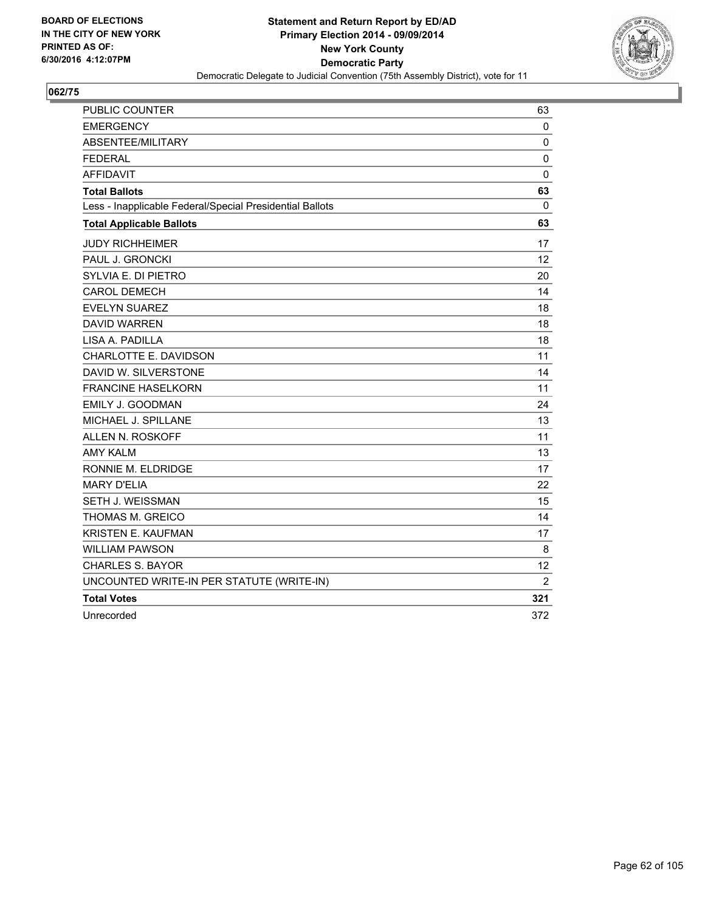**BOARD OF ELECTIONS IN THE CITY OF NEW YORK PRINTED AS OF: 6/30/2016 4:12:07PM**

**Statement and Return Report by ED/AD**
**Primary Election 2014 - 09/09/2014**
**New York County**
**Democratic Party**
Democratic Delegate to Judicial Convention (75th Assembly District), vote for 11

## 062/75

| | |
|---|---|
| PUBLIC COUNTER | 63 |
| EMERGENCY | 0 |
| ABSENTEE/MILITARY | 0 |
| FEDERAL | 0 |
| AFFIDAVIT | 0 |
| **Total Ballots** | **63** |
| Less - Inapplicable Federal/Special Presidential Ballots | 0 |
| **Total Applicable Ballots** | **63** |
| JUDY RICHHEIMER | 17 |
| PAUL J. GRONCKI | 12 |
| SYLVIA E. DI PIETRO | 20 |
| CAROL DEMECH | 14 |
| EVELYN SUAREZ | 18 |
| DAVID WARREN | 18 |
| LISA A. PADILLA | 18 |
| CHARLOTTE E. DAVIDSON | 11 |
| DAVID W. SILVERSTONE | 14 |
| FRANCINE HASELKORN | 11 |
| EMILY J. GOODMAN | 24 |
| MICHAEL J. SPILLANE | 13 |
| ALLEN N. ROSKOFF | 11 |
| AMY KALM | 13 |
| RONNIE M. ELDRIDGE | 17 |
| MARY D'ELIA | 22 |
| SETH J. WEISSMAN | 15 |
| THOMAS M. GREICO | 14 |
| KRISTEN E. KAUFMAN | 17 |
| WILLIAM PAWSON | 8 |
| CHARLES S. BAYOR | 12 |
| UNCOUNTED WRITE-IN PER STATUTE (WRITE-IN) | 2 |
| **Total Votes** | **321** |
| Unrecorded | 372 |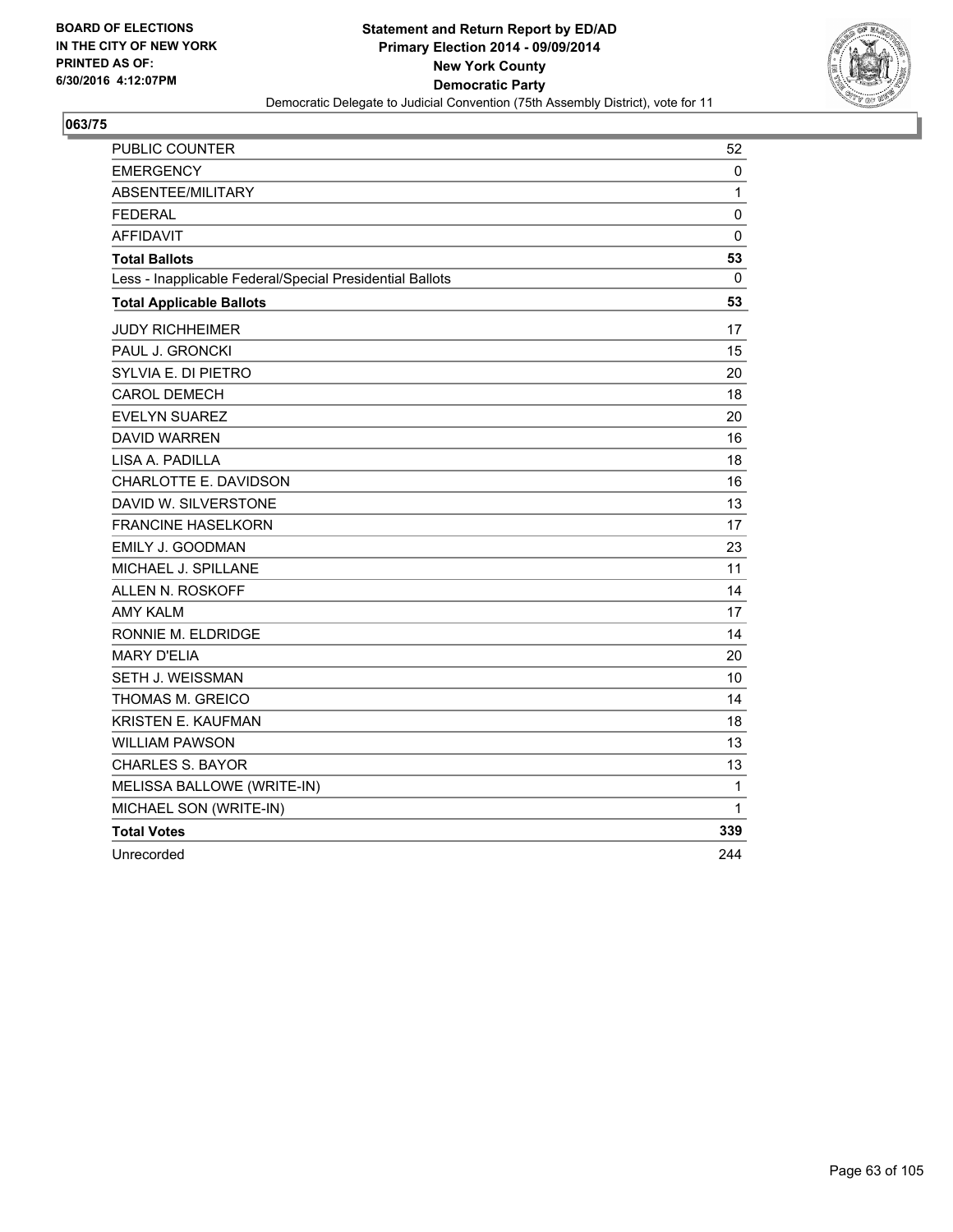BOARD OF ELECTIONS
IN THE CITY OF NEW YORK
PRINTED AS OF:
6/30/2016 4:12:07PM

**Statement and Return Report by ED/AD**
**Primary Election 2014 - 09/09/2014**
**New York County**
**Democratic Party**
Democratic Delegate to Judicial Convention (75th Assembly District), vote for 11

## 063/75

| | |
|---|---|
| PUBLIC COUNTER | 52 |
| EMERGENCY | 0 |
| ABSENTEE/MILITARY | 1 |
| FEDERAL | 0 |
| AFFIDAVIT | 0 |
| **Total Ballots** | **53** |
| Less - Inapplicable Federal/Special Presidential Ballots | 0 |
| **Total Applicable Ballots** | **53** |
| JUDY RICHHEIMER | 17 |
| PAUL J. GRONCKI | 15 |
| SYLVIA E. DI PIETRO | 20 |
| CAROL DEMECH | 18 |
| EVELYN SUAREZ | 20 |
| DAVID WARREN | 16 |
| LISA A. PADILLA | 18 |
| CHARLOTTE E. DAVIDSON | 16 |
| DAVID W. SILVERSTONE | 13 |
| FRANCINE HASELKORN | 17 |
| EMILY J. GOODMAN | 23 |
| MICHAEL J. SPILLANE | 11 |
| ALLEN N. ROSKOFF | 14 |
| AMY KALM | 17 |
| RONNIE M. ELDRIDGE | 14 |
| MARY D'ELIA | 20 |
| SETH J. WEISSMAN | 10 |
| THOMAS M. GREICO | 14 |
| KRISTEN E. KAUFMAN | 18 |
| WILLIAM PAWSON | 13 |
| CHARLES S. BAYOR | 13 |
| MELISSA BALLOWE (WRITE-IN) | 1 |
| MICHAEL SON (WRITE-IN) | 1 |
| **Total Votes** | **339** |
| Unrecorded | 244 |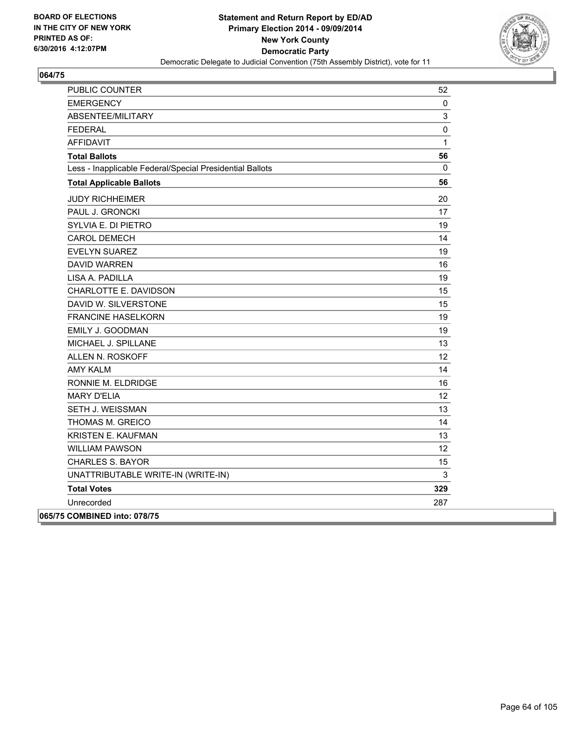BOARD OF ELECTIONS
IN THE CITY OF NEW YORK
PRINTED AS OF:
6/30/2016 4:12:07PM

**Statement and Return Report by ED/AD**
**Primary Election 2014 - 09/09/2014**
**New York County**
**Democratic Party**
Democratic Delegate to Judicial Convention (75th Assembly District), vote for 11

## 064/75

| | |
|---|---|
| PUBLIC COUNTER | 52 |
| EMERGENCY | 0 |
| ABSENTEE/MILITARY | 3 |
| FEDERAL | 0 |
| AFFIDAVIT | 1 |
| **Total Ballots** | **56** |
| Less - Inapplicable Federal/Special Presidential Ballots | 0 |
| **Total Applicable Ballots** | **56** |
| JUDY RICHHEIMER | 20 |
| PAUL J. GRONCKI | 17 |
| SYLVIA E. DI PIETRO | 19 |
| CAROL DEMECH | 14 |
| EVELYN SUAREZ | 19 |
| DAVID WARREN | 16 |
| LISA A. PADILLA | 19 |
| CHARLOTTE E. DAVIDSON | 15 |
| DAVID W. SILVERSTONE | 15 |
| FRANCINE HASELKORN | 19 |
| EMILY J. GOODMAN | 19 |
| MICHAEL J. SPILLANE | 13 |
| ALLEN N. ROSKOFF | 12 |
| AMY KALM | 14 |
| RONNIE M. ELDRIDGE | 16 |
| MARY D'ELIA | 12 |
| SETH J. WEISSMAN | 13 |
| THOMAS M. GREICO | 14 |
| KRISTEN E. KAUFMAN | 13 |
| WILLIAM PAWSON | 12 |
| CHARLES S. BAYOR | 15 |
| UNATTRIBUTABLE WRITE-IN (WRITE-IN) | 3 |
| **Total Votes** | **329** |
| Unrecorded | 287 |

**065/75 COMBINED into: 078/75**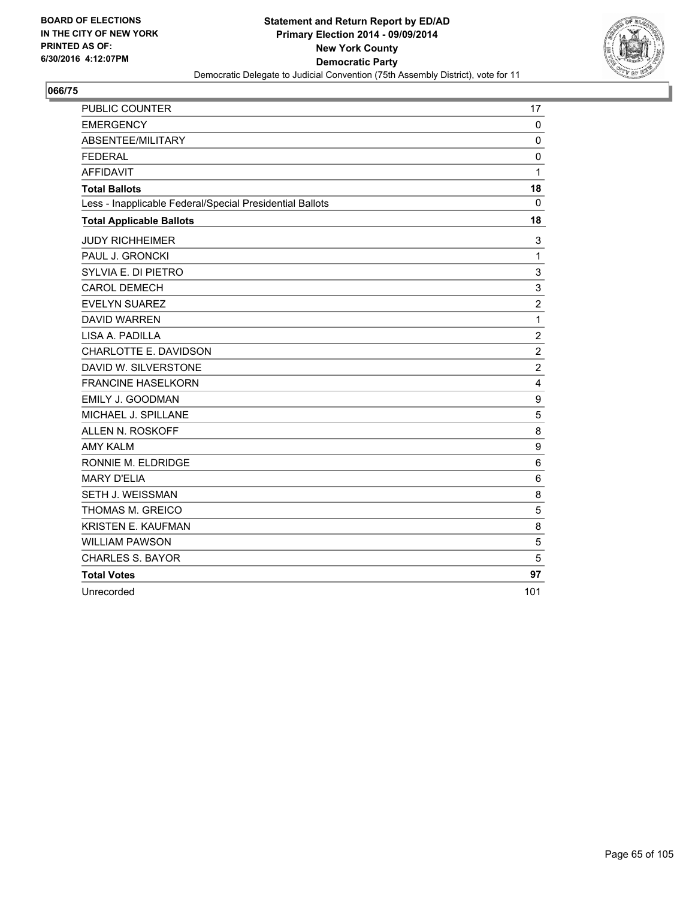**BOARD OF ELECTIONS IN THE CITY OF NEW YORK PRINTED AS OF: 6/30/2016 4:12:07PM**

**Statement and Return Report by ED/AD**
**Primary Election 2014 - 09/09/2014**
**New York County**
**Democratic Party**
Democratic Delegate to Judicial Convention (75th Assembly District), vote for 11

## 066/75

| | |
|---|---|
| PUBLIC COUNTER | 17 |
| EMERGENCY | 0 |
| ABSENTEE/MILITARY | 0 |
| FEDERAL | 0 |
| AFFIDAVIT | 1 |
| **Total Ballots** | **18** |
| Less - Inapplicable Federal/Special Presidential Ballots | 0 |
| **Total Applicable Ballots** | **18** |
| JUDY RICHHEIMER | 3 |
| PAUL J. GRONCKI | 1 |
| SYLVIA E. DI PIETRO | 3 |
| CAROL DEMECH | 3 |
| EVELYN SUAREZ | 2 |
| DAVID WARREN | 1 |
| LISA A. PADILLA | 2 |
| CHARLOTTE E. DAVIDSON | 2 |
| DAVID W. SILVERSTONE | 2 |
| FRANCINE HASELKORN | 4 |
| EMILY J. GOODMAN | 9 |
| MICHAEL J. SPILLANE | 5 |
| ALLEN N. ROSKOFF | 8 |
| AMY KALM | 9 |
| RONNIE M. ELDRIDGE | 6 |
| MARY D'ELIA | 6 |
| SETH J. WEISSMAN | 8 |
| THOMAS M. GREICO | 5 |
| KRISTEN E. KAUFMAN | 8 |
| WILLIAM PAWSON | 5 |
| CHARLES S. BAYOR | 5 |
| **Total Votes** | **97** |
| Unrecorded | 101 |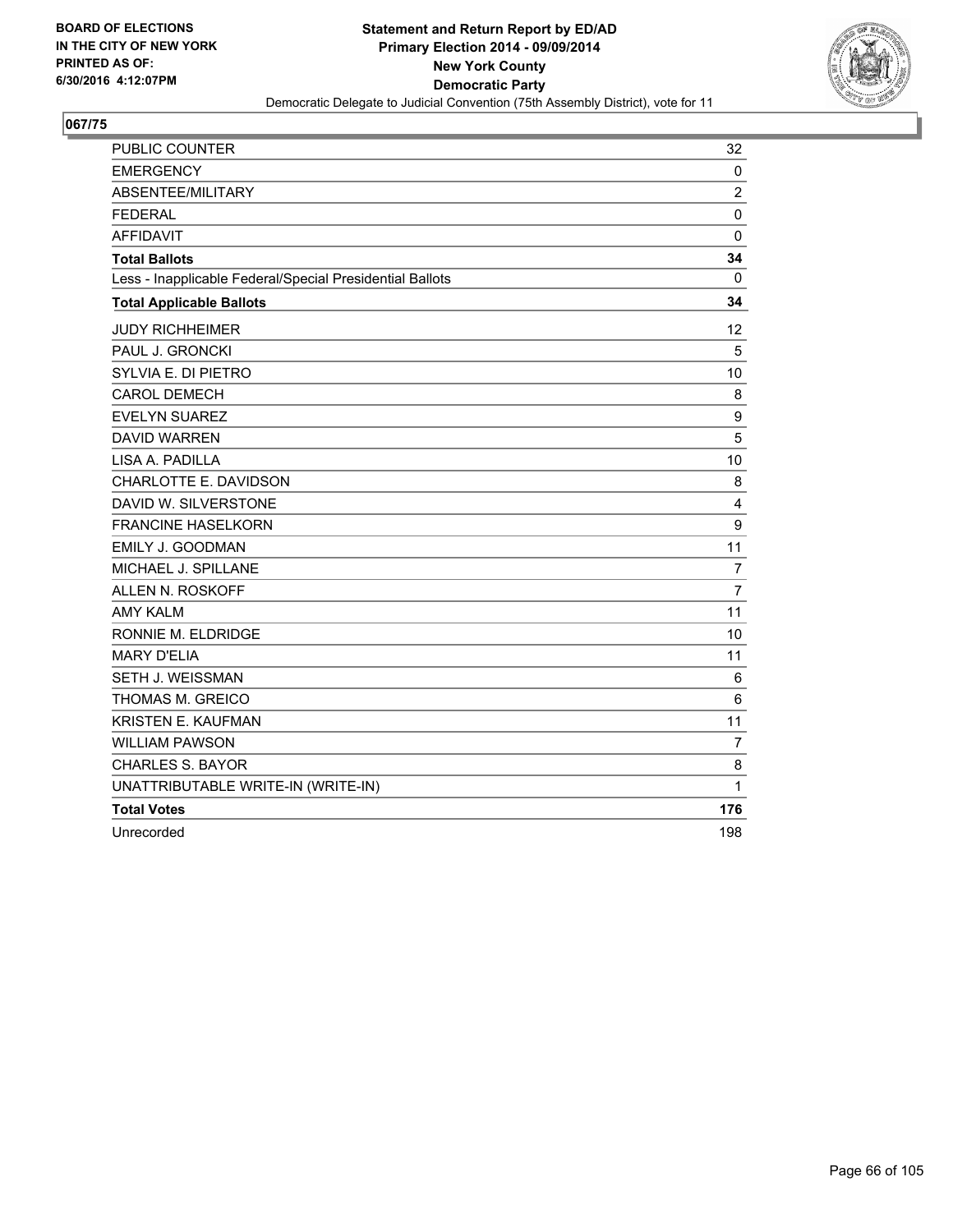**BOARD OF ELECTIONS IN THE CITY OF NEW YORK PRINTED AS OF: 6/30/2016 4:12:07PM**

**Statement and Return Report by ED/AD**
**Primary Election 2014 - 09/09/2014**
**New York County**
**Democratic Party**
Democratic Delegate to Judicial Convention (75th Assembly District), vote for 11

## 067/75

| | |
|---|---|
| PUBLIC COUNTER | 32 |
| EMERGENCY | 0 |
| ABSENTEE/MILITARY | 2 |
| FEDERAL | 0 |
| AFFIDAVIT | 0 |
| **Total Ballots** | **34** |
| Less - Inapplicable Federal/Special Presidential Ballots | 0 |
| **Total Applicable Ballots** | **34** |
| JUDY RICHHEIMER | 12 |
| PAUL J. GRONCKI | 5 |
| SYLVIA E. DI PIETRO | 10 |
| CAROL DEMECH | 8 |
| EVELYN SUAREZ | 9 |
| DAVID WARREN | 5 |
| LISA A. PADILLA | 10 |
| CHARLOTTE E. DAVIDSON | 8 |
| DAVID W. SILVERSTONE | 4 |
| FRANCINE HASELKORN | 9 |
| EMILY J. GOODMAN | 11 |
| MICHAEL J. SPILLANE | 7 |
| ALLEN N. ROSKOFF | 7 |
| AMY KALM | 11 |
| RONNIE M. ELDRIDGE | 10 |
| MARY D'ELIA | 11 |
| SETH J. WEISSMAN | 6 |
| THOMAS M. GREICO | 6 |
| KRISTEN E. KAUFMAN | 11 |
| WILLIAM PAWSON | 7 |
| CHARLES S. BAYOR | 8 |
| UNATTRIBUTABLE WRITE-IN (WRITE-IN) | 1 |
| **Total Votes** | **176** |
| Unrecorded | 198 |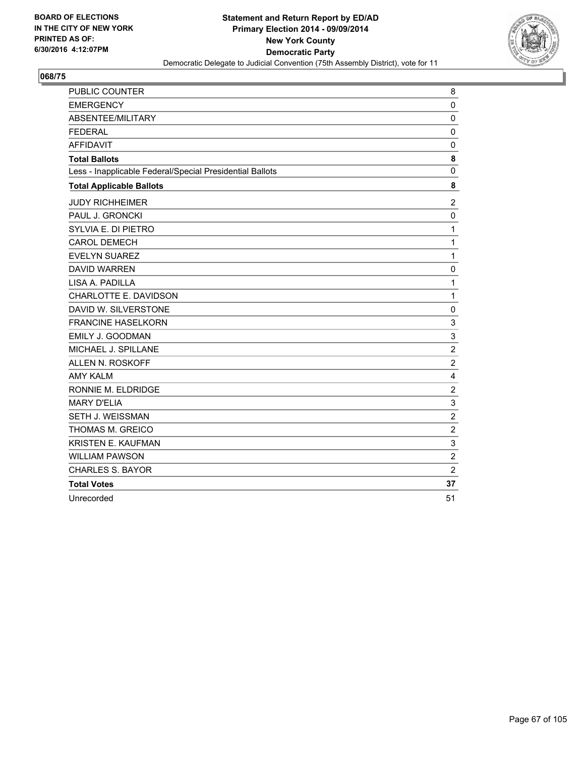BOARD OF ELECTIONS
IN THE CITY OF NEW YORK
PRINTED AS OF:
6/30/2016 4:12:07PM

**Statement and Return Report by ED/AD**
**Primary Election 2014 - 09/09/2014**
**New York County**
**Democratic Party**
Democratic Delegate to Judicial Convention (75th Assembly District), vote for 11

**068/75**

| | |
|---|---|
| PUBLIC COUNTER | 8 |
| EMERGENCY | 0 |
| ABSENTEE/MILITARY | 0 |
| FEDERAL | 0 |
| AFFIDAVIT | 0 |
| **Total Ballots** | **8** |
| Less - Inapplicable Federal/Special Presidential Ballots | 0 |
| **Total Applicable Ballots** | **8** |
| JUDY RICHHEIMER | 2 |
| PAUL J. GRONCKI | 0 |
| SYLVIA E. DI PIETRO | 1 |
| CAROL DEMECH | 1 |
| EVELYN SUAREZ | 1 |
| DAVID WARREN | 0 |
| LISA A. PADILLA | 1 |
| CHARLOTTE E. DAVIDSON | 1 |
| DAVID W. SILVERSTONE | 0 |
| FRANCINE HASELKORN | 3 |
| EMILY J. GOODMAN | 3 |
| MICHAEL J. SPILLANE | 2 |
| ALLEN N. ROSKOFF | 2 |
| AMY KALM | 4 |
| RONNIE M. ELDRIDGE | 2 |
| MARY D'ELIA | 3 |
| SETH J. WEISSMAN | 2 |
| THOMAS M. GREICO | 2 |
| KRISTEN E. KAUFMAN | 3 |
| WILLIAM PAWSON | 2 |
| CHARLES S. BAYOR | 2 |
| **Total Votes** | **37** |
| Unrecorded | 51 |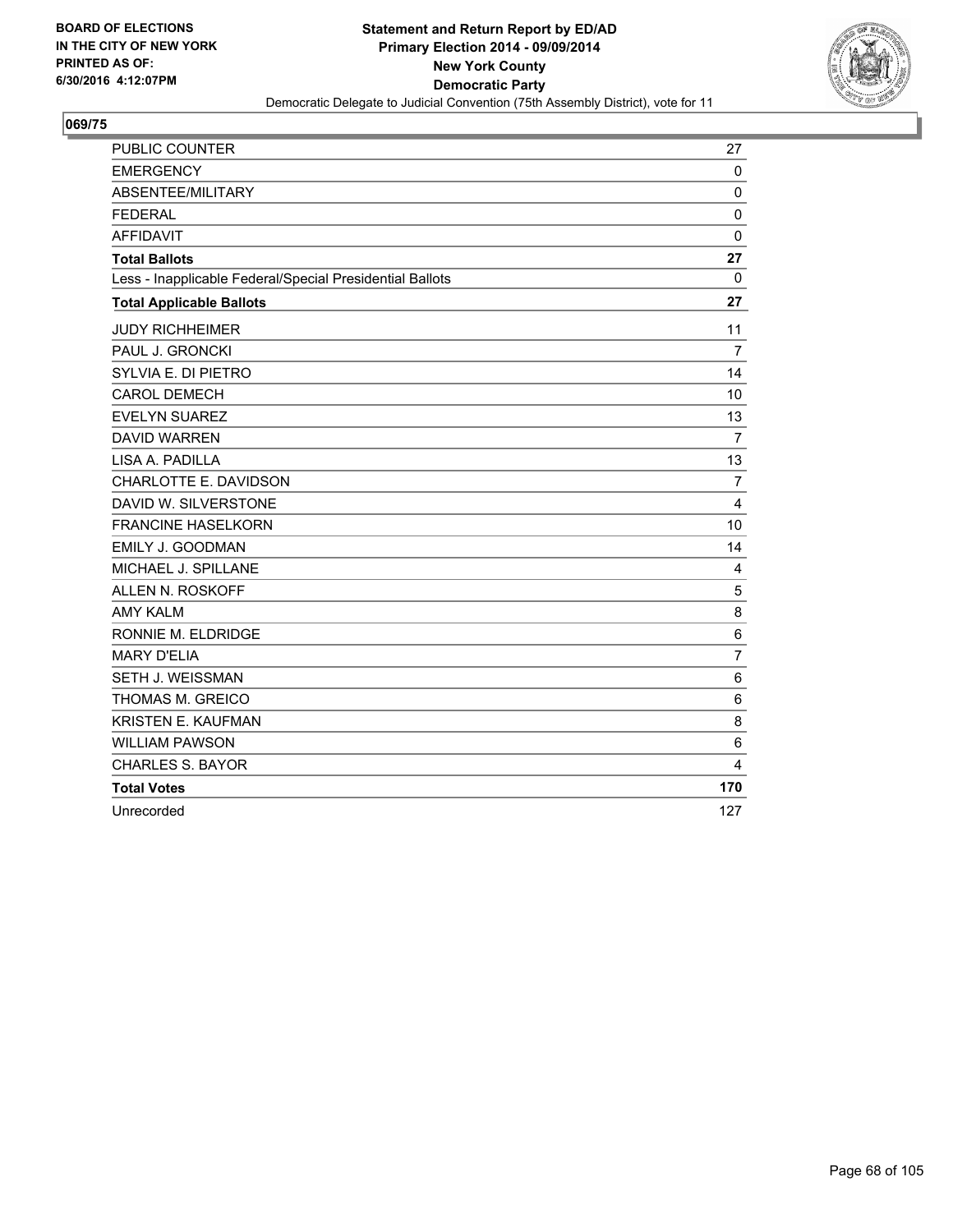**BOARD OF ELECTIONS IN THE CITY OF NEW YORK PRINTED AS OF: 6/30/2016 4:12:07PM**

**Statement and Return Report by ED/AD**
**Primary Election 2014 - 09/09/2014**
**New York County**
**Democratic Party**
Democratic Delegate to Judicial Convention (75th Assembly District), vote for 11

## 069/75

| | |
|---|---|
| PUBLIC COUNTER | 27 |
| EMERGENCY | 0 |
| ABSENTEE/MILITARY | 0 |
| FEDERAL | 0 |
| AFFIDAVIT | 0 |
| **Total Ballots** | **27** |
| Less - Inapplicable Federal/Special Presidential Ballots | 0 |
| **Total Applicable Ballots** | **27** |
| JUDY RICHHEIMER | 11 |
| PAUL J. GRONCKI | 7 |
| SYLVIA E. DI PIETRO | 14 |
| CAROL DEMECH | 10 |
| EVELYN SUAREZ | 13 |
| DAVID WARREN | 7 |
| LISA A. PADILLA | 13 |
| CHARLOTTE E. DAVIDSON | 7 |
| DAVID W. SILVERSTONE | 4 |
| FRANCINE HASELKORN | 10 |
| EMILY J. GOODMAN | 14 |
| MICHAEL J. SPILLANE | 4 |
| ALLEN N. ROSKOFF | 5 |
| AMY KALM | 8 |
| RONNIE M. ELDRIDGE | 6 |
| MARY D'ELIA | 7 |
| SETH J. WEISSMAN | 6 |
| THOMAS M. GREICO | 6 |
| KRISTEN E. KAUFMAN | 8 |
| WILLIAM PAWSON | 6 |
| CHARLES S. BAYOR | 4 |
| **Total Votes** | **170** |
| Unrecorded | 127 |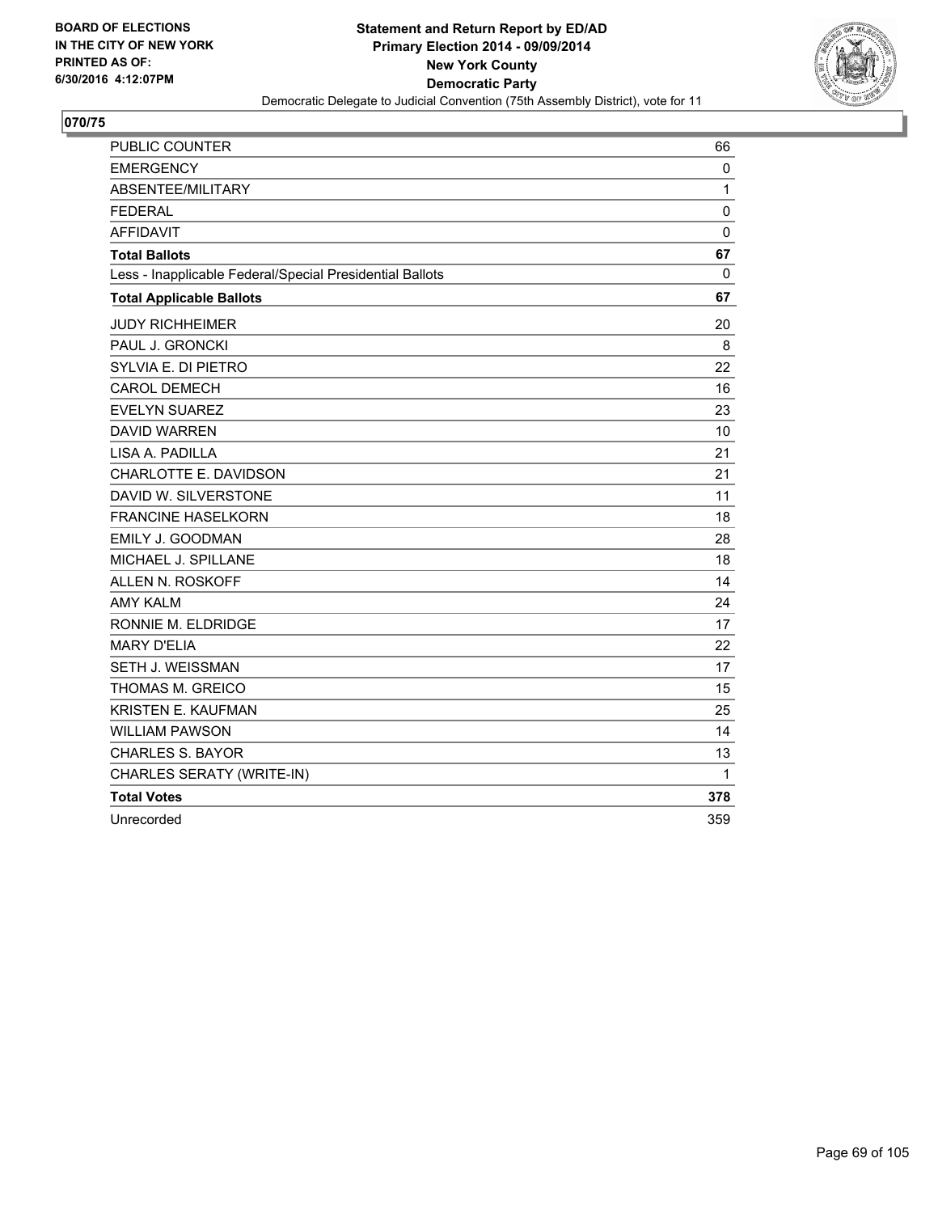BOARD OF ELECTIONS
IN THE CITY OF NEW YORK
PRINTED AS OF:
6/30/2016 4:12:07PM

**Statement and Return Report by ED/AD**
**Primary Election 2014 - 09/09/2014**
**New York County**
**Democratic Party**
Democratic Delegate to Judicial Convention (75th Assembly District), vote for 11

## 070/75

| | |
|---|---|
| PUBLIC COUNTER | 66 |
| EMERGENCY | 0 |
| ABSENTEE/MILITARY | 1 |
| FEDERAL | 0 |
| AFFIDAVIT | 0 |
| **Total Ballots** | **67** |
| Less - Inapplicable Federal/Special Presidential Ballots | 0 |
| **Total Applicable Ballots** | **67** |
| JUDY RICHHEIMER | 20 |
| PAUL J. GRONCKI | 8 |
| SYLVIA E. DI PIETRO | 22 |
| CAROL DEMECH | 16 |
| EVELYN SUAREZ | 23 |
| DAVID WARREN | 10 |
| LISA A. PADILLA | 21 |
| CHARLOTTE E. DAVIDSON | 21 |
| DAVID W. SILVERSTONE | 11 |
| FRANCINE HASELKORN | 18 |
| EMILY J. GOODMAN | 28 |
| MICHAEL J. SPILLANE | 18 |
| ALLEN N. ROSKOFF | 14 |
| AMY KALM | 24 |
| RONNIE M. ELDRIDGE | 17 |
| MARY D'ELIA | 22 |
| SETH J. WEISSMAN | 17 |
| THOMAS M. GREICO | 15 |
| KRISTEN E. KAUFMAN | 25 |
| WILLIAM PAWSON | 14 |
| CHARLES S. BAYOR | 13 |
| CHARLES SERATY (WRITE-IN) | 1 |
| **Total Votes** | **378** |
| Unrecorded | 359 |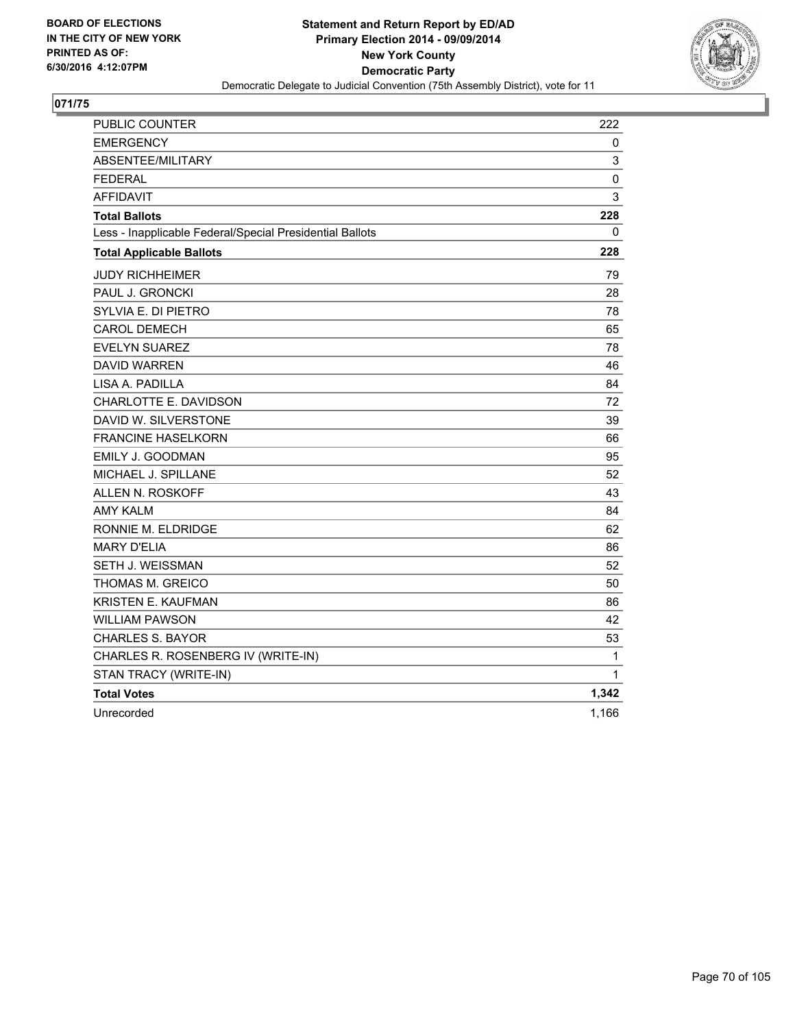BOARD OF ELECTIONS
IN THE CITY OF NEW YORK
PRINTED AS OF:
6/30/2016 4:12:07PM

**Statement and Return Report by ED/AD**
**Primary Election 2014 - 09/09/2014**
**New York County**
**Democratic Party**
Democratic Delegate to Judicial Convention (75th Assembly District), vote for 11

## 071/75

| | |
|---|---|
| PUBLIC COUNTER | 222 |
| EMERGENCY | 0 |
| ABSENTEE/MILITARY | 3 |
| FEDERAL | 0 |
| AFFIDAVIT | 3 |
| **Total Ballots** | **228** |
| Less - Inapplicable Federal/Special Presidential Ballots | 0 |
| **Total Applicable Ballots** | **228** |
| JUDY RICHHEIMER | 79 |
| PAUL J. GRONCKI | 28 |
| SYLVIA E. DI PIETRO | 78 |
| CAROL DEMECH | 65 |
| EVELYN SUAREZ | 78 |
| DAVID WARREN | 46 |
| LISA A. PADILLA | 84 |
| CHARLOTTE E. DAVIDSON | 72 |
| DAVID W. SILVERSTONE | 39 |
| FRANCINE HASELKORN | 66 |
| EMILY J. GOODMAN | 95 |
| MICHAEL J. SPILLANE | 52 |
| ALLEN N. ROSKOFF | 43 |
| AMY KALM | 84 |
| RONNIE M. ELDRIDGE | 62 |
| MARY D'ELIA | 86 |
| SETH J. WEISSMAN | 52 |
| THOMAS M. GREICO | 50 |
| KRISTEN E. KAUFMAN | 86 |
| WILLIAM PAWSON | 42 |
| CHARLES S. BAYOR | 53 |
| CHARLES R. ROSENBERG IV (WRITE-IN) | 1 |
| STAN TRACY (WRITE-IN) | 1 |
| **Total Votes** | **1,342** |
| Unrecorded | 1,166 |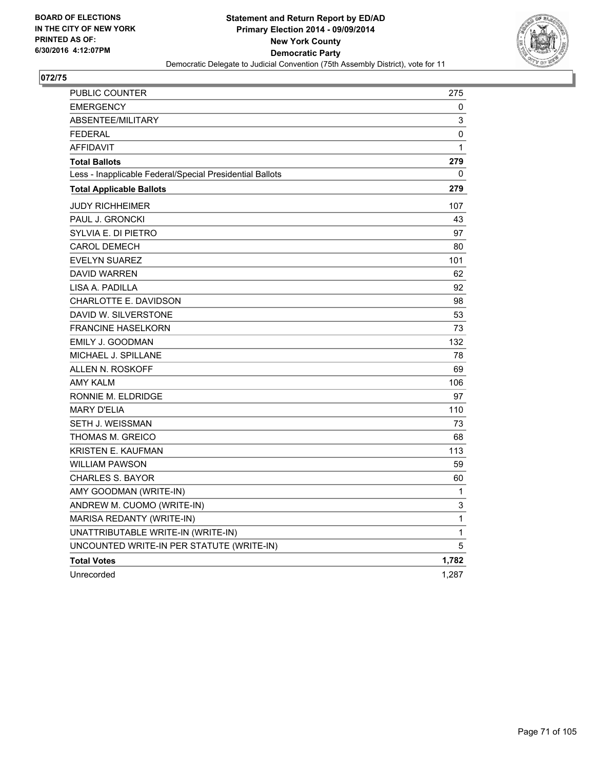BOARD OF ELECTIONS
IN THE CITY OF NEW YORK
PRINTED AS OF:
6/30/2016 4:12:07PM

**Statement and Return Report by ED/AD**
**Primary Election 2014 - 09/09/2014**
**New York County**
**Democratic Party**
Democratic Delegate to Judicial Convention (75th Assembly District), vote for 11

## 072/75

| | |
|---|---|
| PUBLIC COUNTER | 275 |
| EMERGENCY | 0 |
| ABSENTEE/MILITARY | 3 |
| FEDERAL | 0 |
| AFFIDAVIT | 1 |
| **Total Ballots** | **279** |
| Less - Inapplicable Federal/Special Presidential Ballots | 0 |
| **Total Applicable Ballots** | **279** |
| JUDY RICHHEIMER | 107 |
| PAUL J. GRONCKI | 43 |
| SYLVIA E. DI PIETRO | 97 |
| CAROL DEMECH | 80 |
| EVELYN SUAREZ | 101 |
| DAVID WARREN | 62 |
| LISA A. PADILLA | 92 |
| CHARLOTTE E. DAVIDSON | 98 |
| DAVID W. SILVERSTONE | 53 |
| FRANCINE HASELKORN | 73 |
| EMILY J. GOODMAN | 132 |
| MICHAEL J. SPILLANE | 78 |
| ALLEN N. ROSKOFF | 69 |
| AMY KALM | 106 |
| RONNIE M. ELDRIDGE | 97 |
| MARY D'ELIA | 110 |
| SETH J. WEISSMAN | 73 |
| THOMAS M. GREICO | 68 |
| KRISTEN E. KAUFMAN | 113 |
| WILLIAM PAWSON | 59 |
| CHARLES S. BAYOR | 60 |
| AMY GOODMAN (WRITE-IN) | 1 |
| ANDREW M. CUOMO (WRITE-IN) | 3 |
| MARISA REDANTY (WRITE-IN) | 1 |
| UNATTRIBUTABLE WRITE-IN (WRITE-IN) | 1 |
| UNCOUNTED WRITE-IN PER STATUTE (WRITE-IN) | 5 |
| **Total Votes** | **1,782** |
| Unrecorded | 1,287 |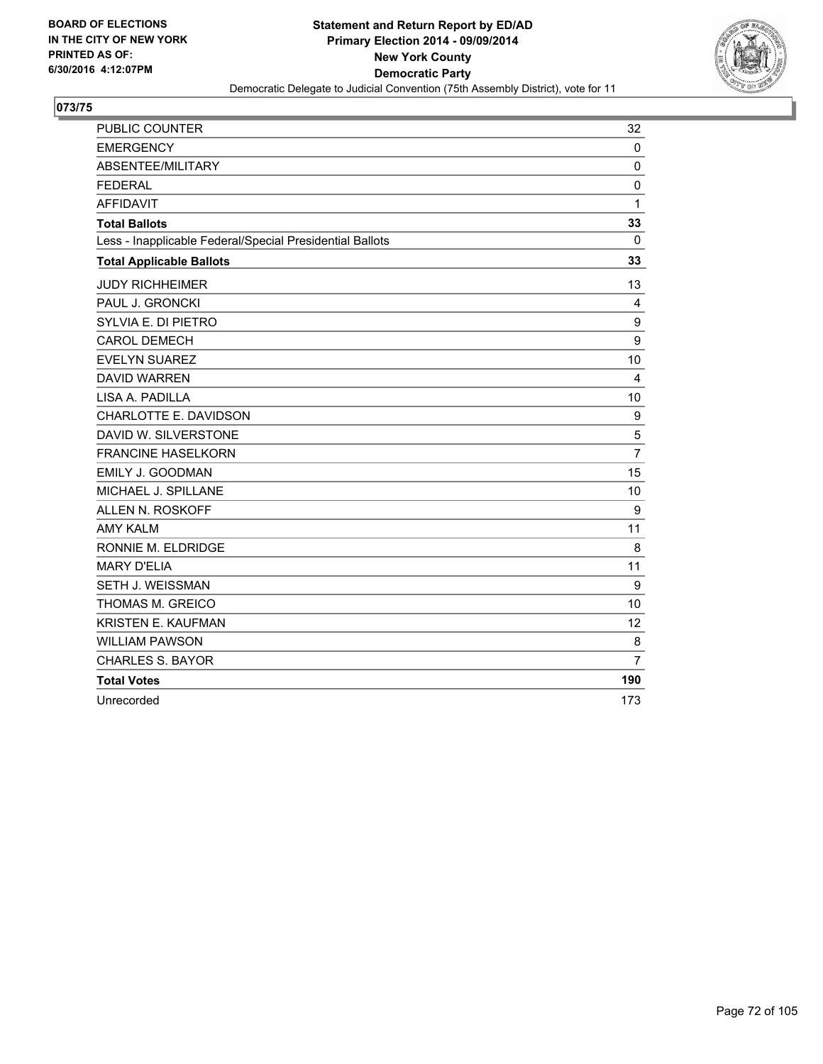**BOARD OF ELECTIONS IN THE CITY OF NEW YORK PRINTED AS OF: 6/30/2016 4:12:07PM**

**Statement and Return Report by ED/AD**
**Primary Election 2014 - 09/09/2014**
**New York County**
**Democratic Party**
Democratic Delegate to Judicial Convention (75th Assembly District), vote for 11

## 073/75

| | |
|---|---|
| PUBLIC COUNTER | 32 |
| EMERGENCY | 0 |
| ABSENTEE/MILITARY | 0 |
| FEDERAL | 0 |
| AFFIDAVIT | 1 |
| **Total Ballots** | **33** |
| Less - Inapplicable Federal/Special Presidential Ballots | 0 |
| **Total Applicable Ballots** | **33** |
| JUDY RICHHEIMER | 13 |
| PAUL J. GRONCKI | 4 |
| SYLVIA E. DI PIETRO | 9 |
| CAROL DEMECH | 9 |
| EVELYN SUAREZ | 10 |
| DAVID WARREN | 4 |
| LISA A. PADILLA | 10 |
| CHARLOTTE E. DAVIDSON | 9 |
| DAVID W. SILVERSTONE | 5 |
| FRANCINE HASELKORN | 7 |
| EMILY J. GOODMAN | 15 |
| MICHAEL J. SPILLANE | 10 |
| ALLEN N. ROSKOFF | 9 |
| AMY KALM | 11 |
| RONNIE M. ELDRIDGE | 8 |
| MARY D'ELIA | 11 |
| SETH J. WEISSMAN | 9 |
| THOMAS M. GREICO | 10 |
| KRISTEN E. KAUFMAN | 12 |
| WILLIAM PAWSON | 8 |
| CHARLES S. BAYOR | 7 |
| **Total Votes** | **190** |
| Unrecorded | 173 |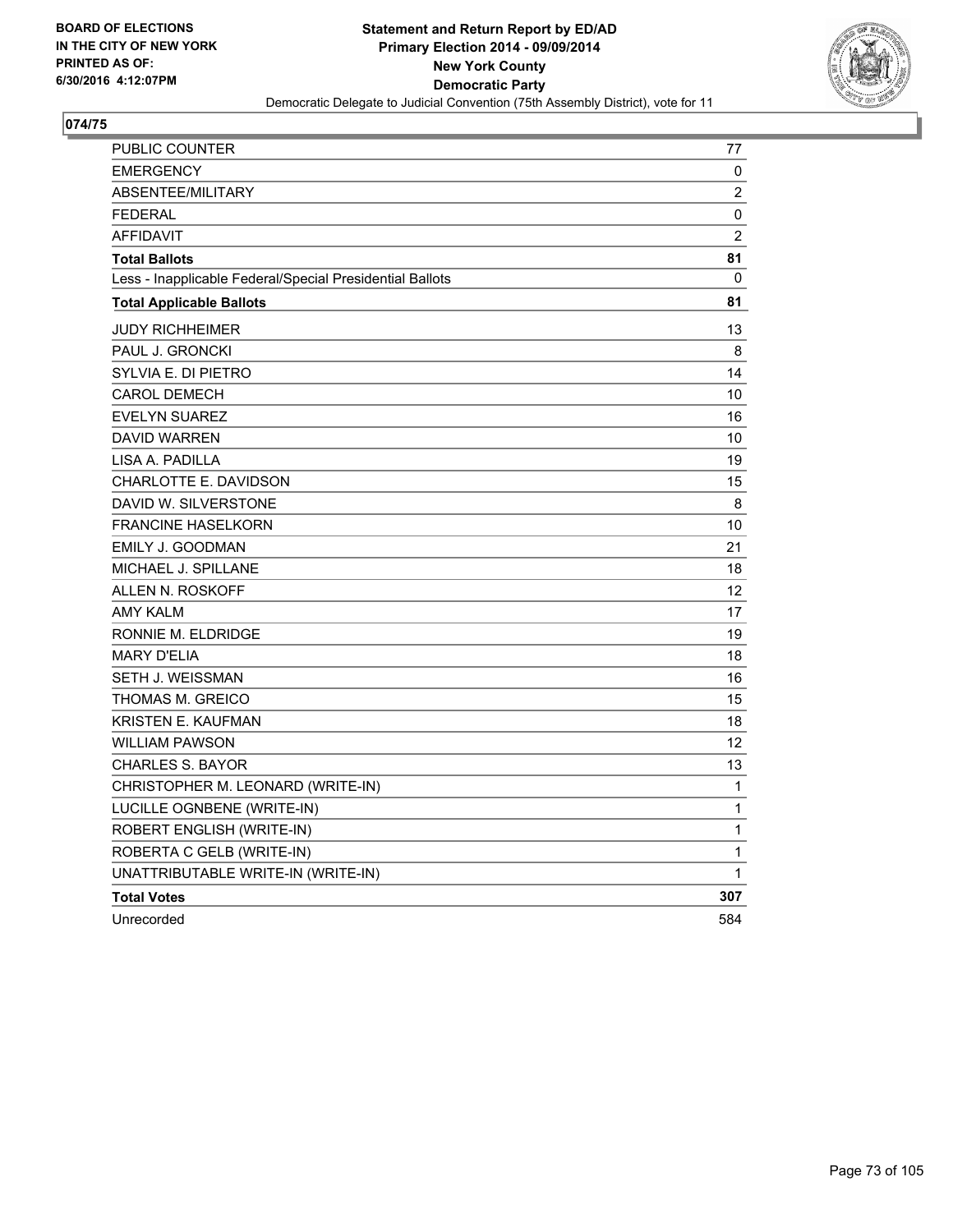BOARD OF ELECTIONS
IN THE CITY OF NEW YORK
PRINTED AS OF:
6/30/2016 4:12:07PM

**Statement and Return Report by ED/AD**
**Primary Election 2014 - 09/09/2014**
**New York County**
**Democratic Party**
Democratic Delegate to Judicial Convention (75th Assembly District), vote for 11

## 074/75

| | |
|---|---|
| PUBLIC COUNTER | 77 |
| EMERGENCY | 0 |
| ABSENTEE/MILITARY | 2 |
| FEDERAL | 0 |
| AFFIDAVIT | 2 |
| **Total Ballots** | **81** |
| Less - Inapplicable Federal/Special Presidential Ballots | 0 |
| **Total Applicable Ballots** | **81** |
| JUDY RICHHEIMER | 13 |
| PAUL J. GRONCKI | 8 |
| SYLVIA E. DI PIETRO | 14 |
| CAROL DEMECH | 10 |
| EVELYN SUAREZ | 16 |
| DAVID WARREN | 10 |
| LISA A. PADILLA | 19 |
| CHARLOTTE E. DAVIDSON | 15 |
| DAVID W. SILVERSTONE | 8 |
| FRANCINE HASELKORN | 10 |
| EMILY J. GOODMAN | 21 |
| MICHAEL J. SPILLANE | 18 |
| ALLEN N. ROSKOFF | 12 |
| AMY KALM | 17 |
| RONNIE M. ELDRIDGE | 19 |
| MARY D'ELIA | 18 |
| SETH J. WEISSMAN | 16 |
| THOMAS M. GREICO | 15 |
| KRISTEN E. KAUFMAN | 18 |
| WILLIAM PAWSON | 12 |
| CHARLES S. BAYOR | 13 |
| CHRISTOPHER M. LEONARD (WRITE-IN) | 1 |
| LUCILLE OGNBENE (WRITE-IN) | 1 |
| ROBERT ENGLISH (WRITE-IN) | 1 |
| ROBERTA C GELB (WRITE-IN) | 1 |
| UNATTRIBUTABLE WRITE-IN (WRITE-IN) | 1 |
| **Total Votes** | **307** |
| Unrecorded | 584 |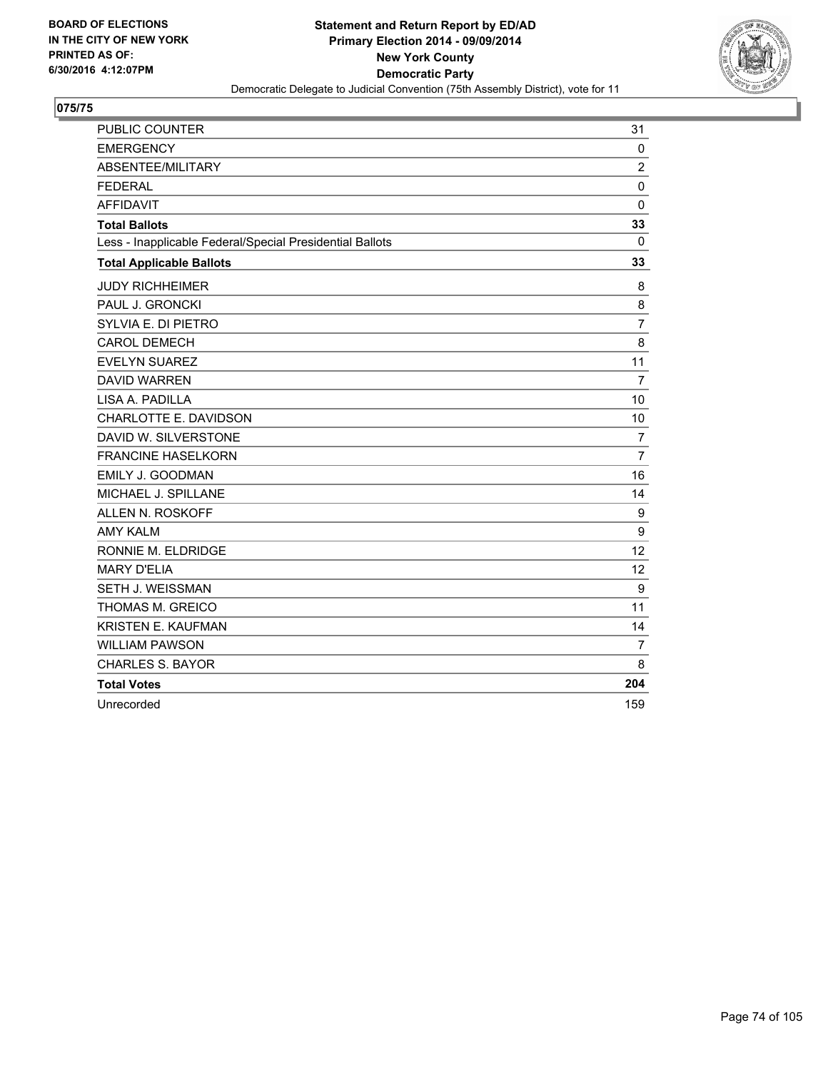**BOARD OF ELECTIONS IN THE CITY OF NEW YORK PRINTED AS OF: 6/30/2016 4:12:07PM**

**Statement and Return Report by ED/AD**
**Primary Election 2014 - 09/09/2014**
**New York County**
**Democratic Party**
Democratic Delegate to Judicial Convention (75th Assembly District), vote for 11

## 075/75

| | |
|---|---|
| PUBLIC COUNTER | 31 |
| EMERGENCY | 0 |
| ABSENTEE/MILITARY | 2 |
| FEDERAL | 0 |
| AFFIDAVIT | 0 |
| **Total Ballots** | **33** |
| Less - Inapplicable Federal/Special Presidential Ballots | 0 |
| **Total Applicable Ballots** | **33** |
| JUDY RICHHEIMER | 8 |
| PAUL J. GRONCKI | 8 |
| SYLVIA E. DI PIETRO | 7 |
| CAROL DEMECH | 8 |
| EVELYN SUAREZ | 11 |
| DAVID WARREN | 7 |
| LISA A. PADILLA | 10 |
| CHARLOTTE E. DAVIDSON | 10 |
| DAVID W. SILVERSTONE | 7 |
| FRANCINE HASELKORN | 7 |
| EMILY J. GOODMAN | 16 |
| MICHAEL J. SPILLANE | 14 |
| ALLEN N. ROSKOFF | 9 |
| AMY KALM | 9 |
| RONNIE M. ELDRIDGE | 12 |
| MARY D'ELIA | 12 |
| SETH J. WEISSMAN | 9 |
| THOMAS M. GREICO | 11 |
| KRISTEN E. KAUFMAN | 14 |
| WILLIAM PAWSON | 7 |
| CHARLES S. BAYOR | 8 |
| **Total Votes** | **204** |
| Unrecorded | 159 |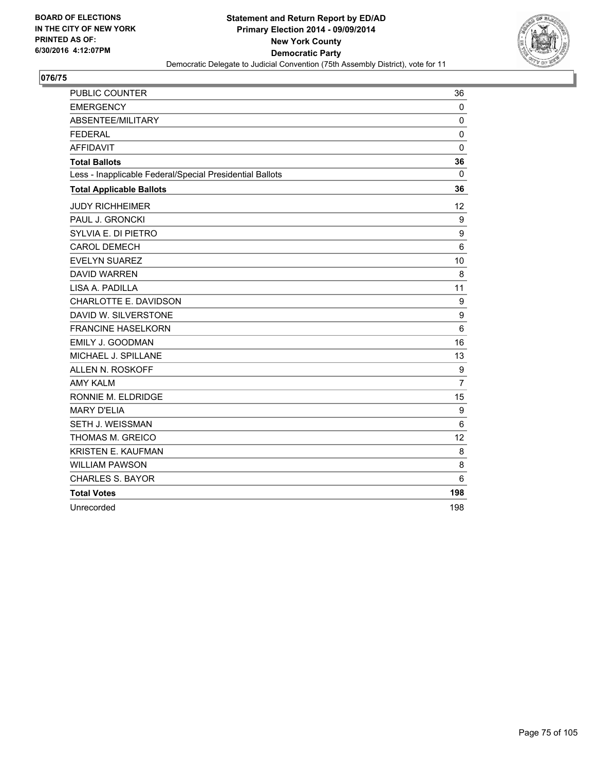BOARD OF ELECTIONS
IN THE CITY OF NEW YORK
PRINTED AS OF:
6/30/2016 4:12:07PM

**Statement and Return Report by ED/AD**
**Primary Election 2014 - 09/09/2014**
**New York County**
**Democratic Party**
Democratic Delegate to Judicial Convention (75th Assembly District), vote for 11

## 076/75

| | |
|---|---|
| PUBLIC COUNTER | 36 |
| EMERGENCY | 0 |
| ABSENTEE/MILITARY | 0 |
| FEDERAL | 0 |
| AFFIDAVIT | 0 |
| **Total Ballots** | **36** |
| Less - Inapplicable Federal/Special Presidential Ballots | 0 |
| **Total Applicable Ballots** | **36** |
| JUDY RICHHEIMER | 12 |
| PAUL J. GRONCKI | 9 |
| SYLVIA E. DI PIETRO | 9 |
| CAROL DEMECH | 6 |
| EVELYN SUAREZ | 10 |
| DAVID WARREN | 8 |
| LISA A. PADILLA | 11 |
| CHARLOTTE E. DAVIDSON | 9 |
| DAVID W. SILVERSTONE | 9 |
| FRANCINE HASELKORN | 6 |
| EMILY J. GOODMAN | 16 |
| MICHAEL J. SPILLANE | 13 |
| ALLEN N. ROSKOFF | 9 |
| AMY KALM | 7 |
| RONNIE M. ELDRIDGE | 15 |
| MARY D'ELIA | 9 |
| SETH J. WEISSMAN | 6 |
| THOMAS M. GREICO | 12 |
| KRISTEN E. KAUFMAN | 8 |
| WILLIAM PAWSON | 8 |
| CHARLES S. BAYOR | 6 |
| **Total Votes** | **198** |
| Unrecorded | 198 |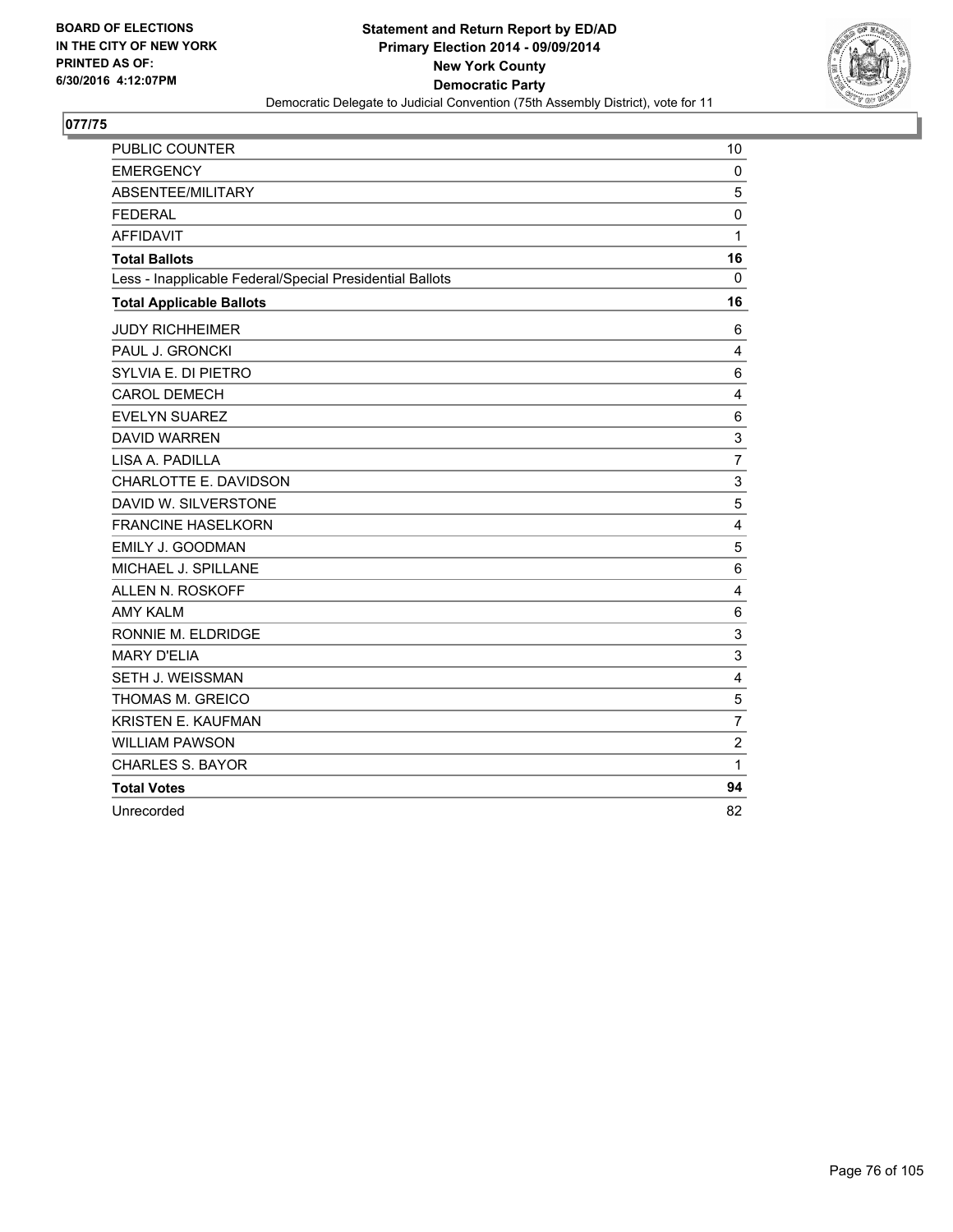BOARD OF ELECTIONS
IN THE CITY OF NEW YORK
PRINTED AS OF:
6/30/2016 4:12:07PM

**Statement and Return Report by ED/AD**
**Primary Election 2014 - 09/09/2014**
**New York County**
**Democratic Party**
Democratic Delegate to Judicial Convention (75th Assembly District), vote for 11

## 077/75

| | |
|---|---|
| PUBLIC COUNTER | 10 |
| EMERGENCY | 0 |
| ABSENTEE/MILITARY | 5 |
| FEDERAL | 0 |
| AFFIDAVIT | 1 |
| **Total Ballots** | **16** |
| Less - Inapplicable Federal/Special Presidential Ballots | 0 |
| **Total Applicable Ballots** | **16** |
| JUDY RICHHEIMER | 6 |
| PAUL J. GRONCKI | 4 |
| SYLVIA E. DI PIETRO | 6 |
| CAROL DEMECH | 4 |
| EVELYN SUAREZ | 6 |
| DAVID WARREN | 3 |
| LISA A. PADILLA | 7 |
| CHARLOTTE E. DAVIDSON | 3 |
| DAVID W. SILVERSTONE | 5 |
| FRANCINE HASELKORN | 4 |
| EMILY J. GOODMAN | 5 |
| MICHAEL J. SPILLANE | 6 |
| ALLEN N. ROSKOFF | 4 |
| AMY KALM | 6 |
| RONNIE M. ELDRIDGE | 3 |
| MARY D'ELIA | 3 |
| SETH J. WEISSMAN | 4 |
| THOMAS M. GREICO | 5 |
| KRISTEN E. KAUFMAN | 7 |
| WILLIAM PAWSON | 2 |
| CHARLES S. BAYOR | 1 |
| **Total Votes** | **94** |
| Unrecorded | 82 |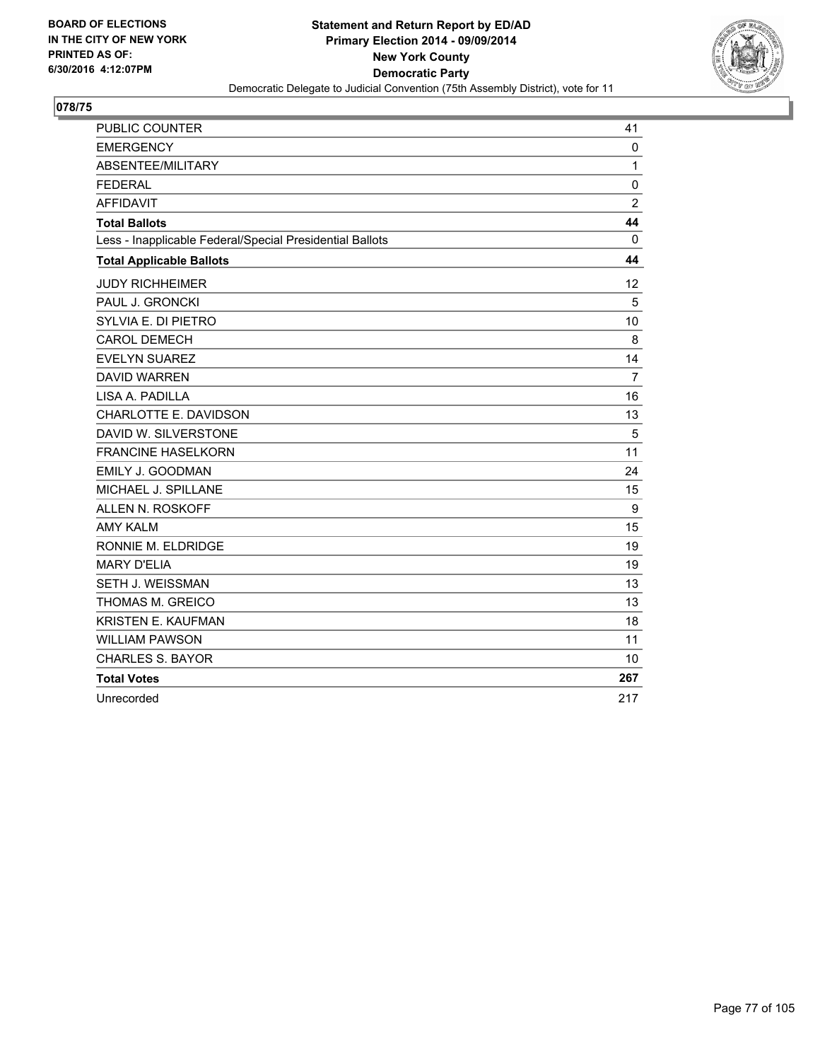BOARD OF ELECTIONS
IN THE CITY OF NEW YORK
PRINTED AS OF:
6/30/2016 4:12:07PM

**Statement and Return Report by ED/AD**
**Primary Election 2014 - 09/09/2014**
**New York County**
**Democratic Party**
Democratic Delegate to Judicial Convention (75th Assembly District), vote for 11

## 078/75

| | |
|---|---|
| PUBLIC COUNTER | 41 |
| EMERGENCY | 0 |
| ABSENTEE/MILITARY | 1 |
| FEDERAL | 0 |
| AFFIDAVIT | 2 |
| **Total Ballots** | **44** |
| Less - Inapplicable Federal/Special Presidential Ballots | 0 |
| **Total Applicable Ballots** | **44** |
| JUDY RICHHEIMER | 12 |
| PAUL J. GRONCKI | 5 |
| SYLVIA E. DI PIETRO | 10 |
| CAROL DEMECH | 8 |
| EVELYN SUAREZ | 14 |
| DAVID WARREN | 7 |
| LISA A. PADILLA | 16 |
| CHARLOTTE E. DAVIDSON | 13 |
| DAVID W. SILVERSTONE | 5 |
| FRANCINE HASELKORN | 11 |
| EMILY J. GOODMAN | 24 |
| MICHAEL J. SPILLANE | 15 |
| ALLEN N. ROSKOFF | 9 |
| AMY KALM | 15 |
| RONNIE M. ELDRIDGE | 19 |
| MARY D'ELIA | 19 |
| SETH J. WEISSMAN | 13 |
| THOMAS M. GREICO | 13 |
| KRISTEN E. KAUFMAN | 18 |
| WILLIAM PAWSON | 11 |
| CHARLES S. BAYOR | 10 |
| **Total Votes** | **267** |
| Unrecorded | 217 |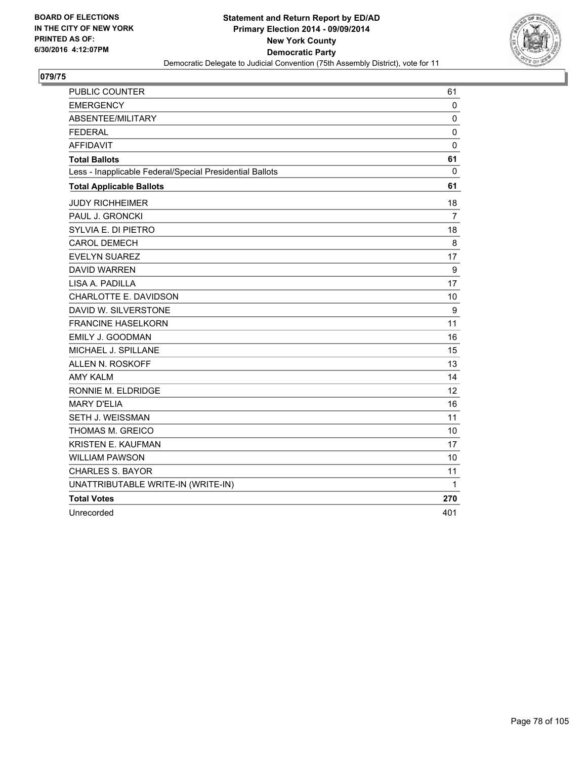BOARD OF ELECTIONS
IN THE CITY OF NEW YORK
PRINTED AS OF:
6/30/2016 4:12:07PM

**Statement and Return Report by ED/AD**
**Primary Election 2014 - 09/09/2014**
**New York County**
**Democratic Party**
Democratic Delegate to Judicial Convention (75th Assembly District), vote for 11

## 079/75

| | |
|---|---|
| PUBLIC COUNTER | 61 |
| EMERGENCY | 0 |
| ABSENTEE/MILITARY | 0 |
| FEDERAL | 0 |
| AFFIDAVIT | 0 |
| **Total Ballots** | **61** |
| Less - Inapplicable Federal/Special Presidential Ballots | 0 |
| **Total Applicable Ballots** | **61** |
| JUDY RICHHEIMER | 18 |
| PAUL J. GRONCKI | 7 |
| SYLVIA E. DI PIETRO | 18 |
| CAROL DEMECH | 8 |
| EVELYN SUAREZ | 17 |
| DAVID WARREN | 9 |
| LISA A. PADILLA | 17 |
| CHARLOTTE E. DAVIDSON | 10 |
| DAVID W. SILVERSTONE | 9 |
| FRANCINE HASELKORN | 11 |
| EMILY J. GOODMAN | 16 |
| MICHAEL J. SPILLANE | 15 |
| ALLEN N. ROSKOFF | 13 |
| AMY KALM | 14 |
| RONNIE M. ELDRIDGE | 12 |
| MARY D'ELIA | 16 |
| SETH J. WEISSMAN | 11 |
| THOMAS M. GREICO | 10 |
| KRISTEN E. KAUFMAN | 17 |
| WILLIAM PAWSON | 10 |
| CHARLES S. BAYOR | 11 |
| UNATTRIBUTABLE WRITE-IN (WRITE-IN) | 1 |
| **Total Votes** | **270** |
| Unrecorded | 401 |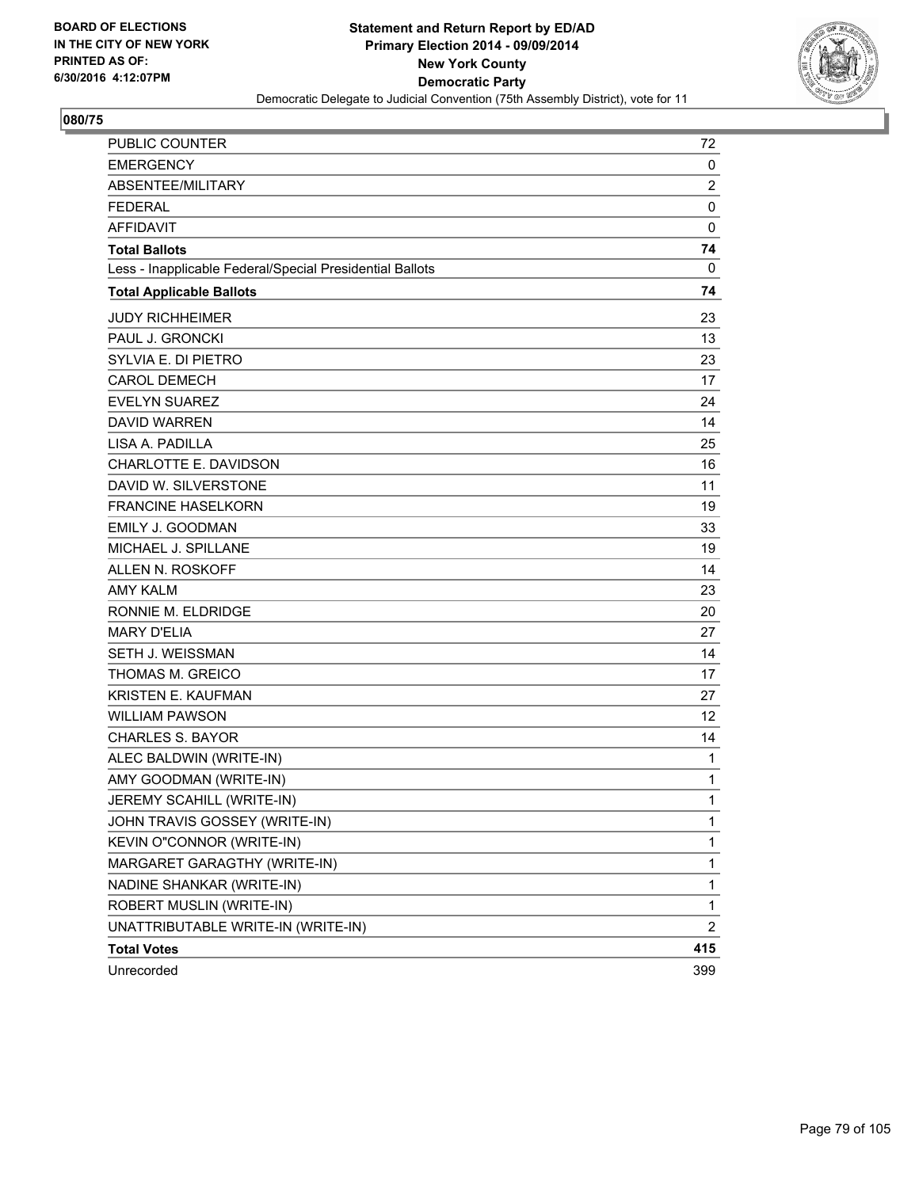BOARD OF ELECTIONS
IN THE CITY OF NEW YORK
PRINTED AS OF:
6/30/2016 4:12:07PM

**Statement and Return Report by ED/AD**
**Primary Election 2014 - 09/09/2014**
**New York County**
**Democratic Party**
Democratic Delegate to Judicial Convention (75th Assembly District), vote for 11

## 080/75

| | |
|---|---|
| PUBLIC COUNTER | 72 |
| EMERGENCY | 0 |
| ABSENTEE/MILITARY | 2 |
| FEDERAL | 0 |
| AFFIDAVIT | 0 |
| **Total Ballots** | **74** |
| Less - Inapplicable Federal/Special Presidential Ballots | 0 |
| **Total Applicable Ballots** | **74** |
| JUDY RICHHEIMER | 23 |
| PAUL J. GRONCKI | 13 |
| SYLVIA E. DI PIETRO | 23 |
| CAROL DEMECH | 17 |
| EVELYN SUAREZ | 24 |
| DAVID WARREN | 14 |
| LISA A. PADILLA | 25 |
| CHARLOTTE E. DAVIDSON | 16 |
| DAVID W. SILVERSTONE | 11 |
| FRANCINE HASELKORN | 19 |
| EMILY J. GOODMAN | 33 |
| MICHAEL J. SPILLANE | 19 |
| ALLEN N. ROSKOFF | 14 |
| AMY KALM | 23 |
| RONNIE M. ELDRIDGE | 20 |
| MARY D'ELIA | 27 |
| SETH J. WEISSMAN | 14 |
| THOMAS M. GREICO | 17 |
| KRISTEN E. KAUFMAN | 27 |
| WILLIAM PAWSON | 12 |
| CHARLES S. BAYOR | 14 |
| ALEC BALDWIN (WRITE-IN) | 1 |
| AMY GOODMAN (WRITE-IN) | 1 |
| JEREMY SCAHILL (WRITE-IN) | 1 |
| JOHN TRAVIS GOSSEY (WRITE-IN) | 1 |
| KEVIN O"CONNOR (WRITE-IN) | 1 |
| MARGARET GARAGTHY (WRITE-IN) | 1 |
| NADINE SHANKAR (WRITE-IN) | 1 |
| ROBERT MUSLIN (WRITE-IN) | 1 |
| UNATTRIBUTABLE WRITE-IN (WRITE-IN) | 2 |
| **Total Votes** | **415** |
| Unrecorded | 399 |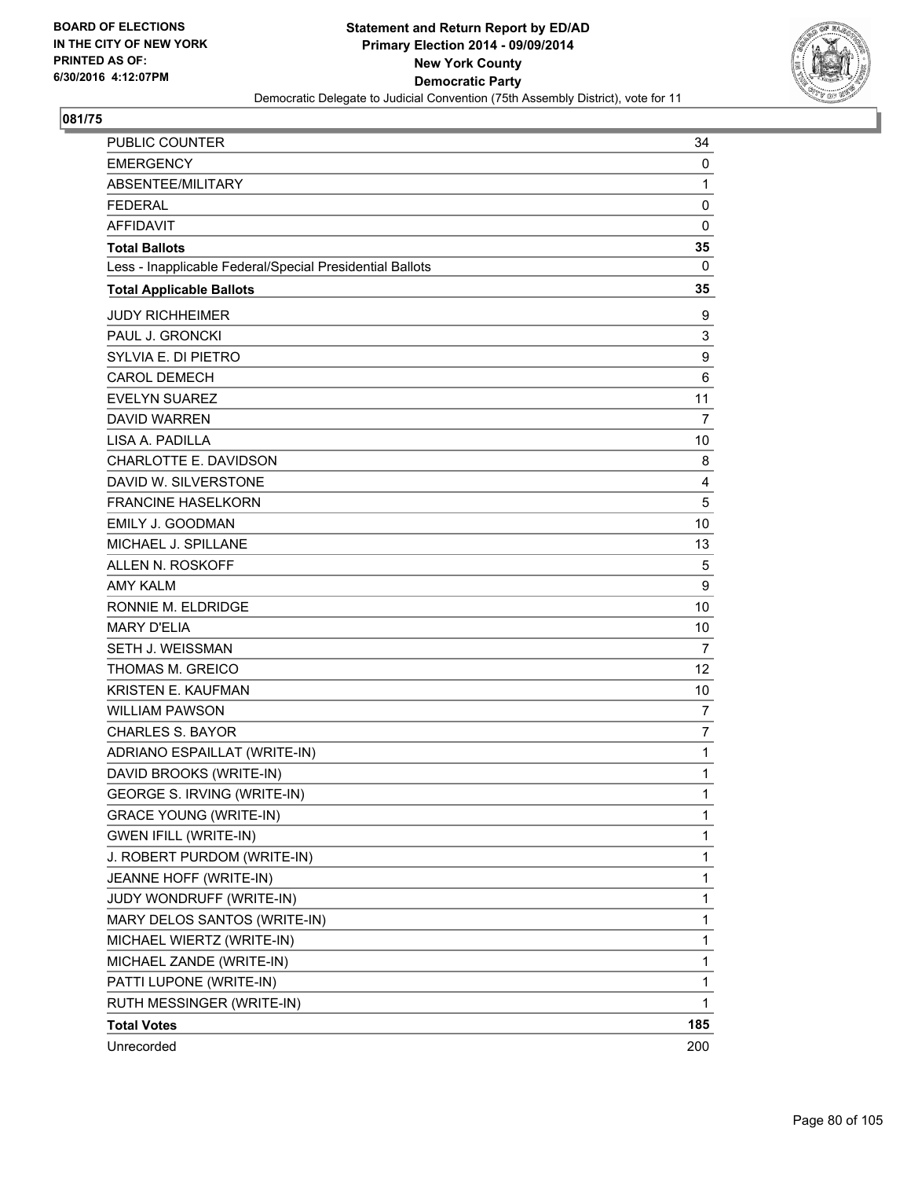BOARD OF ELECTIONS
IN THE CITY OF NEW YORK
PRINTED AS OF:
6/30/2016 4:12:07PM

**Statement and Return Report by ED/AD**
**Primary Election 2014 - 09/09/2014**
**New York County**
**Democratic Party**
Democratic Delegate to Judicial Convention (75th Assembly District), vote for 11

**081/75**

| | |
|---|---|
| PUBLIC COUNTER | 34 |
| EMERGENCY | 0 |
| ABSENTEE/MILITARY | 1 |
| FEDERAL | 0 |
| AFFIDAVIT | 0 |
| **Total Ballots** | **35** |
| Less - Inapplicable Federal/Special Presidential Ballots | 0 |
| **Total Applicable Ballots** | **35** |
| JUDY RICHHEIMER | 9 |
| PAUL J. GRONCKI | 3 |
| SYLVIA E. DI PIETRO | 9 |
| CAROL DEMECH | 6 |
| EVELYN SUAREZ | 11 |
| DAVID WARREN | 7 |
| LISA A. PADILLA | 10 |
| CHARLOTTE E. DAVIDSON | 8 |
| DAVID W. SILVERSTONE | 4 |
| FRANCINE HASELKORN | 5 |
| EMILY J. GOODMAN | 10 |
| MICHAEL J. SPILLANE | 13 |
| ALLEN N. ROSKOFF | 5 |
| AMY KALM | 9 |
| RONNIE M. ELDRIDGE | 10 |
| MARY D'ELIA | 10 |
| SETH J. WEISSMAN | 7 |
| THOMAS M. GREICO | 12 |
| KRISTEN E. KAUFMAN | 10 |
| WILLIAM PAWSON | 7 |
| CHARLES S. BAYOR | 7 |
| ADRIANO ESPAILLAT (WRITE-IN) | 1 |
| DAVID BROOKS (WRITE-IN) | 1 |
| GEORGE S. IRVING (WRITE-IN) | 1 |
| GRACE YOUNG (WRITE-IN) | 1 |
| GWEN IFILL (WRITE-IN) | 1 |
| J. ROBERT PURDOM (WRITE-IN) | 1 |
| JEANNE HOFF (WRITE-IN) | 1 |
| JUDY WONDRUFF (WRITE-IN) | 1 |
| MARY DELOS SANTOS (WRITE-IN) | 1 |
| MICHAEL WIERTZ (WRITE-IN) | 1 |
| MICHAEL ZANDE (WRITE-IN) | 1 |
| PATTI LUPONE (WRITE-IN) | 1 |
| RUTH MESSINGER (WRITE-IN) | 1 |
| **Total Votes** | **185** |
| Unrecorded | 200 |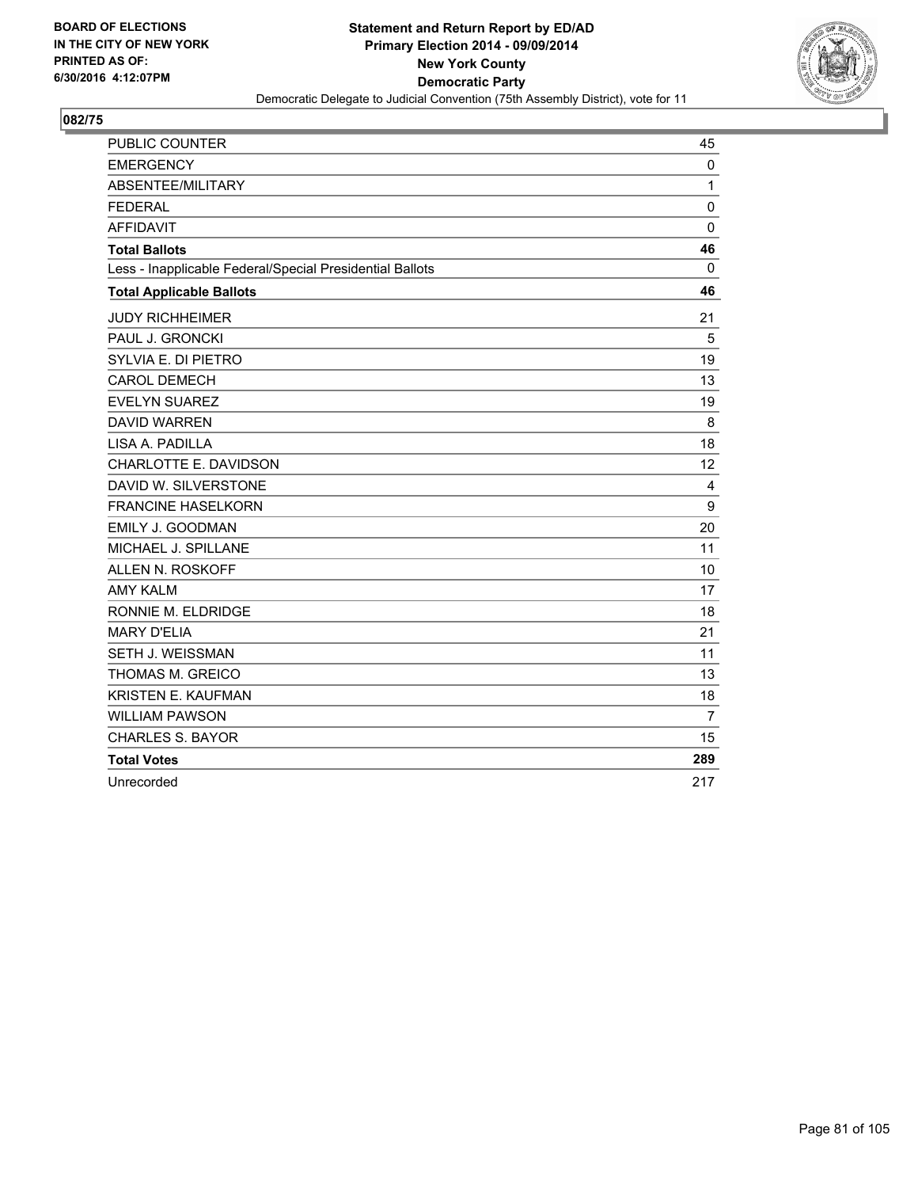BOARD OF ELECTIONS
IN THE CITY OF NEW YORK
PRINTED AS OF:
6/30/2016 4:12:07PM

**Statement and Return Report by ED/AD**
**Primary Election 2014 - 09/09/2014**
**New York County**
**Democratic Party**
Democratic Delegate to Judicial Convention (75th Assembly District), vote for 11

## 082/75

| | |
|---|---|
| PUBLIC COUNTER | 45 |
| EMERGENCY | 0 |
| ABSENTEE/MILITARY | 1 |
| FEDERAL | 0 |
| AFFIDAVIT | 0 |
| **Total Ballots** | **46** |
| Less - Inapplicable Federal/Special Presidential Ballots | 0 |
| **Total Applicable Ballots** | **46** |
| JUDY RICHHEIMER | 21 |
| PAUL J. GRONCKI | 5 |
| SYLVIA E. DI PIETRO | 19 |
| CAROL DEMECH | 13 |
| EVELYN SUAREZ | 19 |
| DAVID WARREN | 8 |
| LISA A. PADILLA | 18 |
| CHARLOTTE E. DAVIDSON | 12 |
| DAVID W. SILVERSTONE | 4 |
| FRANCINE HASELKORN | 9 |
| EMILY J. GOODMAN | 20 |
| MICHAEL J. SPILLANE | 11 |
| ALLEN N. ROSKOFF | 10 |
| AMY KALM | 17 |
| RONNIE M. ELDRIDGE | 18 |
| MARY D'ELIA | 21 |
| SETH J. WEISSMAN | 11 |
| THOMAS M. GREICO | 13 |
| KRISTEN E. KAUFMAN | 18 |
| WILLIAM PAWSON | 7 |
| CHARLES S. BAYOR | 15 |
| **Total Votes** | **289** |
| Unrecorded | 217 |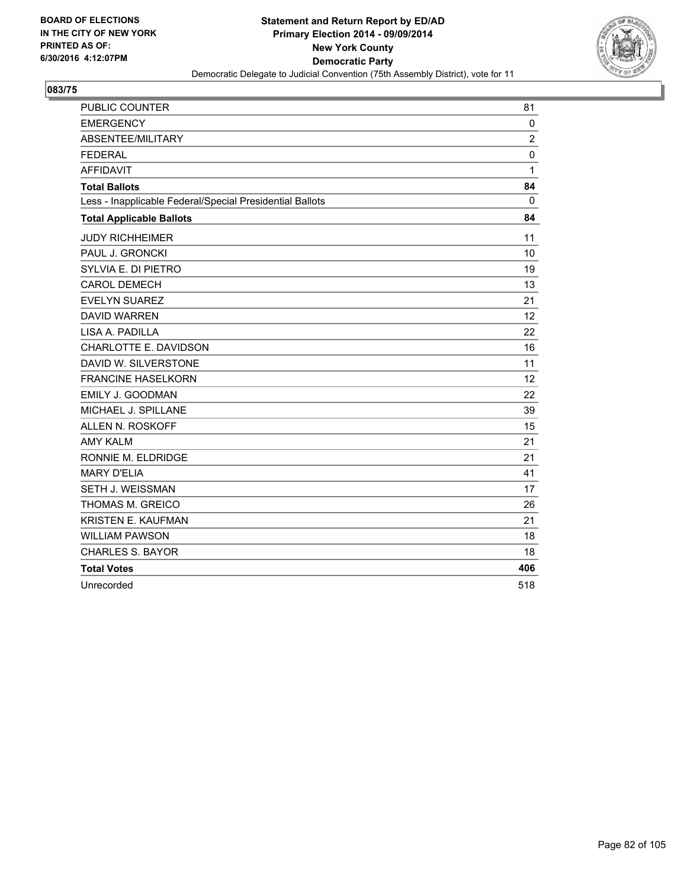**BOARD OF ELECTIONS IN THE CITY OF NEW YORK PRINTED AS OF: 6/30/2016 4:12:07PM**

**Statement and Return Report by ED/AD Primary Election 2014 - 09/09/2014 New York County Democratic Party**

Democratic Delegate to Judicial Convention (75th Assembly District), vote for 11

## 083/75

| | |
|---|---|
| PUBLIC COUNTER | 81 |
| EMERGENCY | 0 |
| ABSENTEE/MILITARY | 2 |
| FEDERAL | 0 |
| AFFIDAVIT | 1 |
| **Total Ballots** | **84** |
| Less - Inapplicable Federal/Special Presidential Ballots | 0 |
| **Total Applicable Ballots** | **84** |
| JUDY RICHHEIMER | 11 |
| PAUL J. GRONCKI | 10 |
| SYLVIA E. DI PIETRO | 19 |
| CAROL DEMECH | 13 |
| EVELYN SUAREZ | 21 |
| DAVID WARREN | 12 |
| LISA A. PADILLA | 22 |
| CHARLOTTE E. DAVIDSON | 16 |
| DAVID W. SILVERSTONE | 11 |
| FRANCINE HASELKORN | 12 |
| EMILY J. GOODMAN | 22 |
| MICHAEL J. SPILLANE | 39 |
| ALLEN N. ROSKOFF | 15 |
| AMY KALM | 21 |
| RONNIE M. ELDRIDGE | 21 |
| MARY D'ELIA | 41 |
| SETH J. WEISSMAN | 17 |
| THOMAS M. GREICO | 26 |
| KRISTEN E. KAUFMAN | 21 |
| WILLIAM PAWSON | 18 |
| CHARLES S. BAYOR | 18 |
| **Total Votes** | **406** |
| Unrecorded | 518 |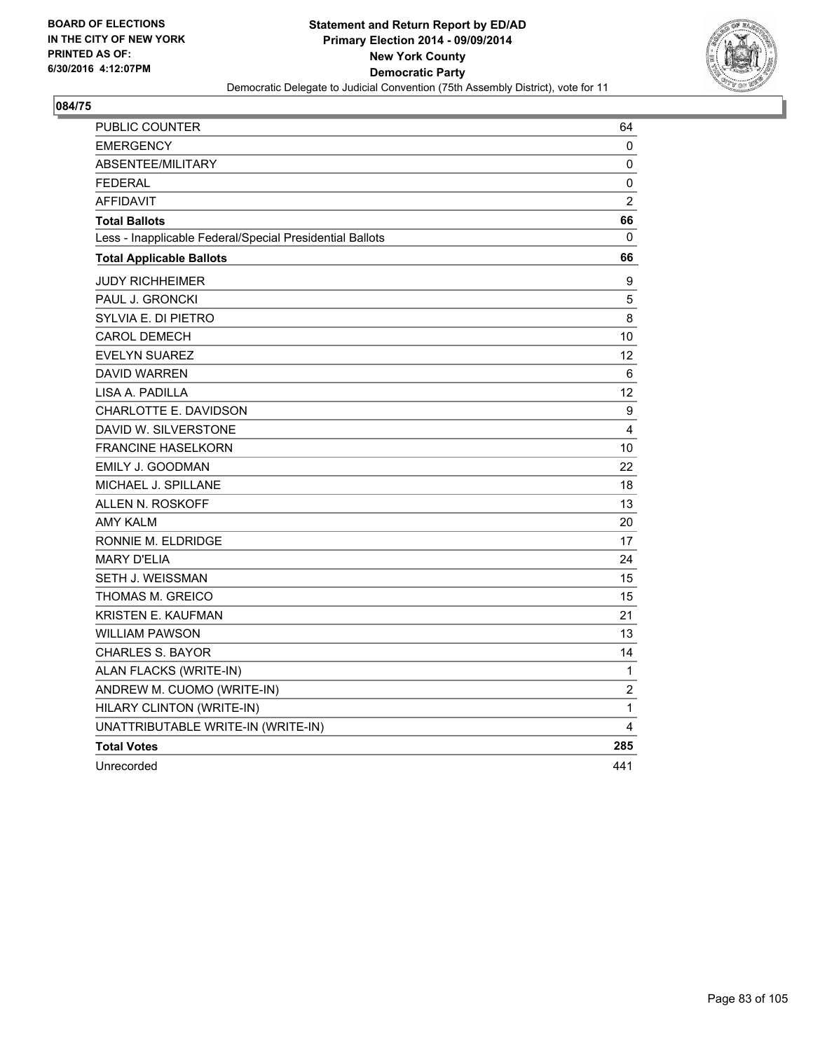**BOARD OF ELECTIONS IN THE CITY OF NEW YORK PRINTED AS OF: 6/30/2016 4:12:07PM**

**Statement and Return Report by ED/AD Primary Election 2014 - 09/09/2014 New York County Democratic Party**

Democratic Delegate to Judicial Convention (75th Assembly District), vote for 11

## 084/75

| | |
|---|---|
| PUBLIC COUNTER | 64 |
| EMERGENCY | 0 |
| ABSENTEE/MILITARY | 0 |
| FEDERAL | 0 |
| AFFIDAVIT | 2 |
| **Total Ballots** | **66** |
| Less - Inapplicable Federal/Special Presidential Ballots | 0 |
| **Total Applicable Ballots** | **66** |
| JUDY RICHHEIMER | 9 |
| PAUL J. GRONCKI | 5 |
| SYLVIA E. DI PIETRO | 8 |
| CAROL DEMECH | 10 |
| EVELYN SUAREZ | 12 |
| DAVID WARREN | 6 |
| LISA A. PADILLA | 12 |
| CHARLOTTE E. DAVIDSON | 9 |
| DAVID W. SILVERSTONE | 4 |
| FRANCINE HASELKORN | 10 |
| EMILY J. GOODMAN | 22 |
| MICHAEL J. SPILLANE | 18 |
| ALLEN N. ROSKOFF | 13 |
| AMY KALM | 20 |
| RONNIE M. ELDRIDGE | 17 |
| MARY D'ELIA | 24 |
| SETH J. WEISSMAN | 15 |
| THOMAS M. GREICO | 15 |
| KRISTEN E. KAUFMAN | 21 |
| WILLIAM PAWSON | 13 |
| CHARLES S. BAYOR | 14 |
| ALAN FLACKS (WRITE-IN) | 1 |
| ANDREW M. CUOMO (WRITE-IN) | 2 |
| HILARY CLINTON (WRITE-IN) | 1 |
| UNATTRIBUTABLE WRITE-IN (WRITE-IN) | 4 |
| **Total Votes** | **285** |
| Unrecorded | 441 |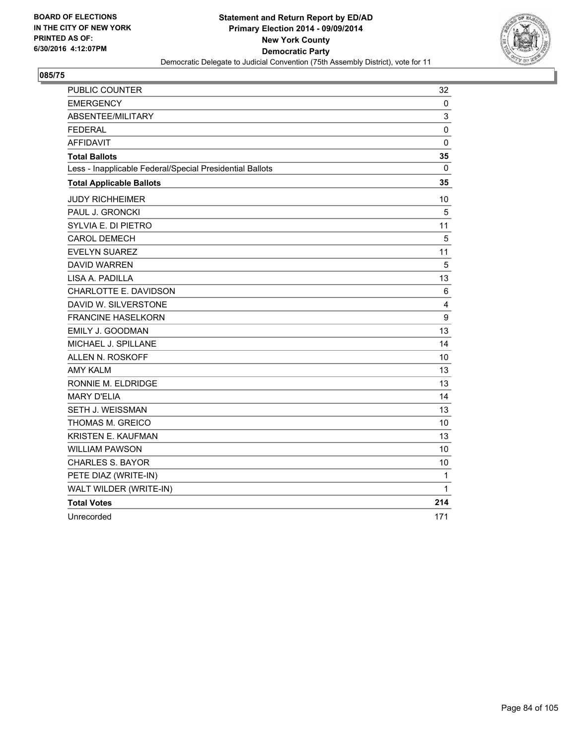BOARD OF ELECTIONS
IN THE CITY OF NEW YORK
PRINTED AS OF:
6/30/2016 4:12:07PM

**Statement and Return Report by ED/AD**
**Primary Election 2014 - 09/09/2014**
**New York County**
**Democratic Party**
Democratic Delegate to Judicial Convention (75th Assembly District), vote for 11

## 085/75

| | |
|---|---|
| PUBLIC COUNTER | 32 |
| EMERGENCY | 0 |
| ABSENTEE/MILITARY | 3 |
| FEDERAL | 0 |
| AFFIDAVIT | 0 |
| **Total Ballots** | **35** |
| Less - Inapplicable Federal/Special Presidential Ballots | 0 |
| **Total Applicable Ballots** | **35** |
| JUDY RICHHEIMER | 10 |
| PAUL J. GRONCKI | 5 |
| SYLVIA E. DI PIETRO | 11 |
| CAROL DEMECH | 5 |
| EVELYN SUAREZ | 11 |
| DAVID WARREN | 5 |
| LISA A. PADILLA | 13 |
| CHARLOTTE E. DAVIDSON | 6 |
| DAVID W. SILVERSTONE | 4 |
| FRANCINE HASELKORN | 9 |
| EMILY J. GOODMAN | 13 |
| MICHAEL J. SPILLANE | 14 |
| ALLEN N. ROSKOFF | 10 |
| AMY KALM | 13 |
| RONNIE M. ELDRIDGE | 13 |
| MARY D'ELIA | 14 |
| SETH J. WEISSMAN | 13 |
| THOMAS M. GREICO | 10 |
| KRISTEN E. KAUFMAN | 13 |
| WILLIAM PAWSON | 10 |
| CHARLES S. BAYOR | 10 |
| PETE DIAZ (WRITE-IN) | 1 |
| WALT WILDER (WRITE-IN) | 1 |
| **Total Votes** | **214** |
| Unrecorded | 171 |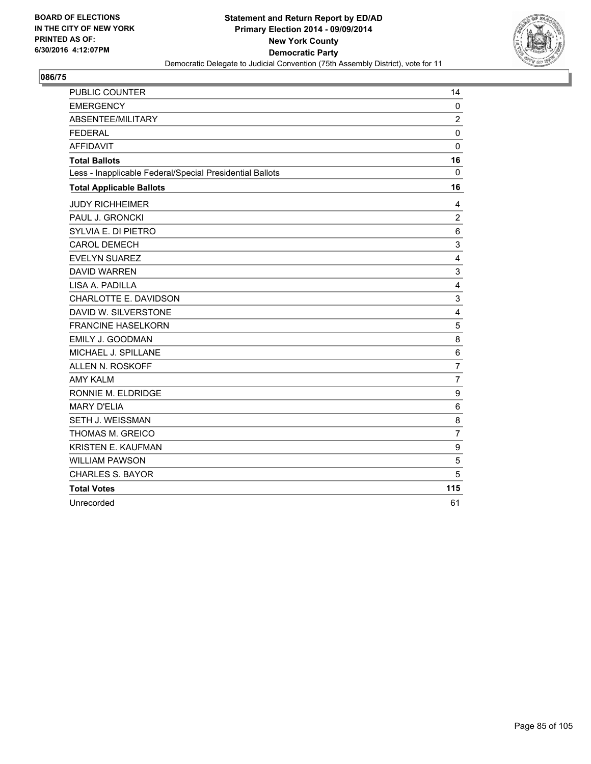**BOARD OF ELECTIONS IN THE CITY OF NEW YORK PRINTED AS OF: 6/30/2016 4:12:07PM**

**Statement and Return Report by ED/AD Primary Election 2014 - 09/09/2014 New York County Democratic Party**

Democratic Delegate to Judicial Convention (75th Assembly District), vote for 11

## 086/75

| | |
|---|---|
| PUBLIC COUNTER | 14 |
| EMERGENCY | 0 |
| ABSENTEE/MILITARY | 2 |
| FEDERAL | 0 |
| AFFIDAVIT | 0 |
| **Total Ballots** | **16** |
| Less - Inapplicable Federal/Special Presidential Ballots | 0 |
| **Total Applicable Ballots** | **16** |
| JUDY RICHHEIMER | 4 |
| PAUL J. GRONCKI | 2 |
| SYLVIA E. DI PIETRO | 6 |
| CAROL DEMECH | 3 |
| EVELYN SUAREZ | 4 |
| DAVID WARREN | 3 |
| LISA A. PADILLA | 4 |
| CHARLOTTE E. DAVIDSON | 3 |
| DAVID W. SILVERSTONE | 4 |
| FRANCINE HASELKORN | 5 |
| EMILY J. GOODMAN | 8 |
| MICHAEL J. SPILLANE | 6 |
| ALLEN N. ROSKOFF | 7 |
| AMY KALM | 7 |
| RONNIE M. ELDRIDGE | 9 |
| MARY D'ELIA | 6 |
| SETH J. WEISSMAN | 8 |
| THOMAS M. GREICO | 7 |
| KRISTEN E. KAUFMAN | 9 |
| WILLIAM PAWSON | 5 |
| CHARLES S. BAYOR | 5 |
| **Total Votes** | **115** |
| Unrecorded | 61 |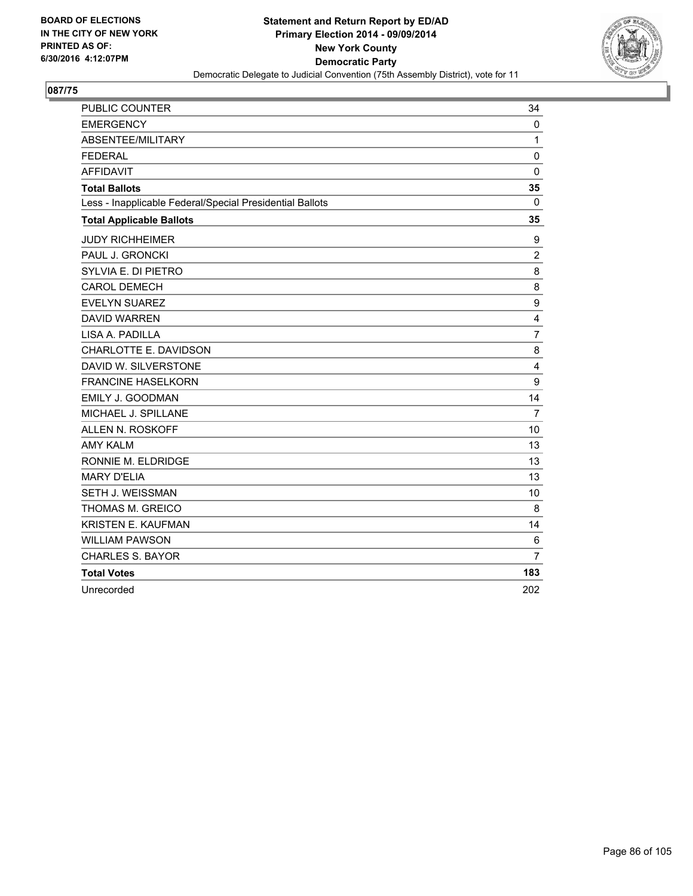BOARD OF ELECTIONS
IN THE CITY OF NEW YORK
PRINTED AS OF:
6/30/2016 4:12:07PM

**Statement and Return Report by ED/AD**
**Primary Election 2014 - 09/09/2014**
**New York County**
**Democratic Party**
Democratic Delegate to Judicial Convention (75th Assembly District), vote for 11

## 087/75

| | |
|---|---|
| PUBLIC COUNTER | 34 |
| EMERGENCY | 0 |
| ABSENTEE/MILITARY | 1 |
| FEDERAL | 0 |
| AFFIDAVIT | 0 |
| **Total Ballots** | **35** |
| Less - Inapplicable Federal/Special Presidential Ballots | 0 |
| **Total Applicable Ballots** | **35** |
| JUDY RICHHEIMER | 9 |
| PAUL J. GRONCKI | 2 |
| SYLVIA E. DI PIETRO | 8 |
| CAROL DEMECH | 8 |
| EVELYN SUAREZ | 9 |
| DAVID WARREN | 4 |
| LISA A. PADILLA | 7 |
| CHARLOTTE E. DAVIDSON | 8 |
| DAVID W. SILVERSTONE | 4 |
| FRANCINE HASELKORN | 9 |
| EMILY J. GOODMAN | 14 |
| MICHAEL J. SPILLANE | 7 |
| ALLEN N. ROSKOFF | 10 |
| AMY KALM | 13 |
| RONNIE M. ELDRIDGE | 13 |
| MARY D'ELIA | 13 |
| SETH J. WEISSMAN | 10 |
| THOMAS M. GREICO | 8 |
| KRISTEN E. KAUFMAN | 14 |
| WILLIAM PAWSON | 6 |
| CHARLES S. BAYOR | 7 |
| **Total Votes** | **183** |
| Unrecorded | 202 |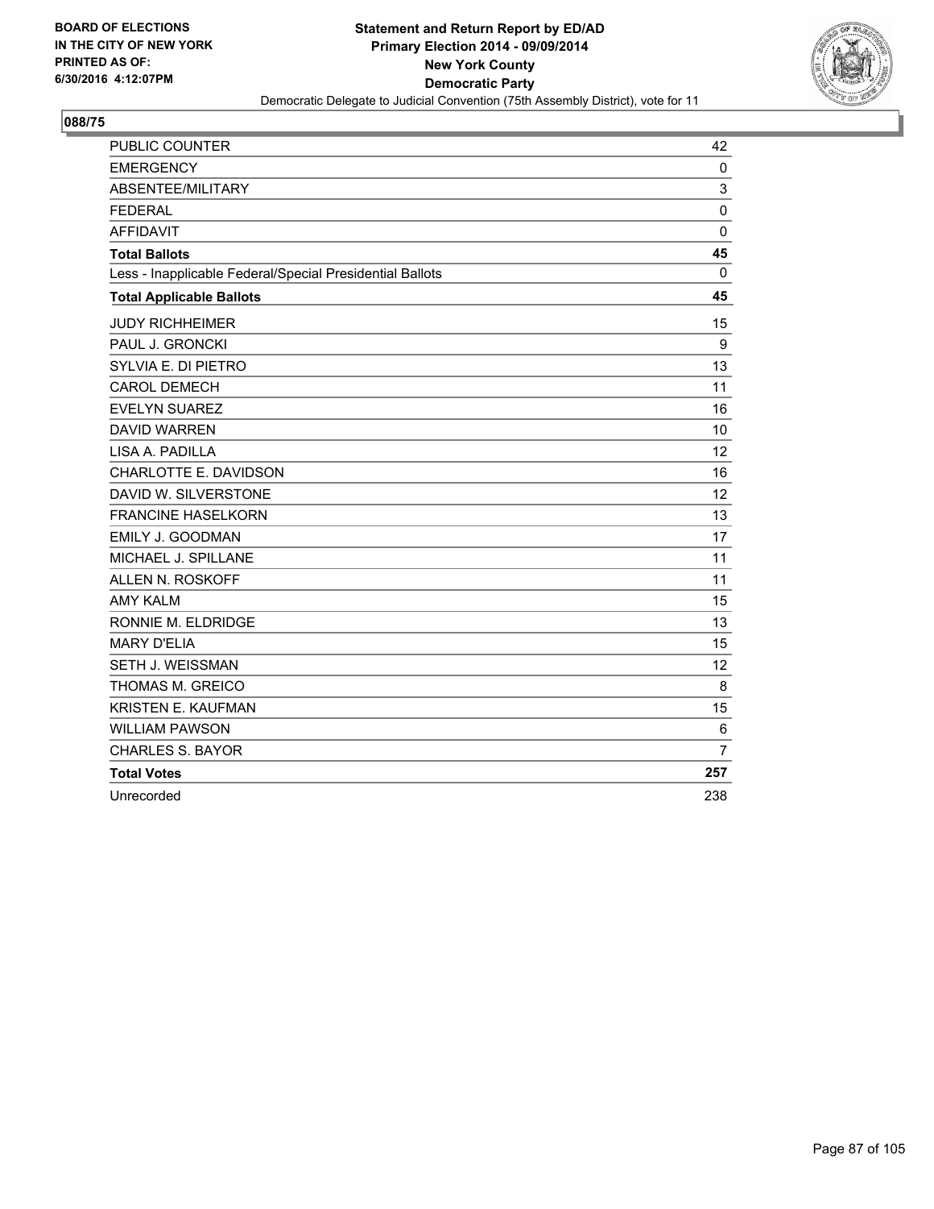BOARD OF ELECTIONS
IN THE CITY OF NEW YORK
PRINTED AS OF:
6/30/2016 4:12:07PM

**Statement and Return Report by ED/AD**
**Primary Election 2014 - 09/09/2014**
**New York County**
**Democratic Party**
Democratic Delegate to Judicial Convention (75th Assembly District), vote for 11

**088/75**

| | |
|---|---|
| PUBLIC COUNTER | 42 |
| EMERGENCY | 0 |
| ABSENTEE/MILITARY | 3 |
| FEDERAL | 0 |
| AFFIDAVIT | 0 |
| **Total Ballots** | **45** |
| Less - Inapplicable Federal/Special Presidential Ballots | 0 |
| **Total Applicable Ballots** | **45** |
| JUDY RICHHEIMER | 15 |
| PAUL J. GRONCKI | 9 |
| SYLVIA E. DI PIETRO | 13 |
| CAROL DEMECH | 11 |
| EVELYN SUAREZ | 16 |
| DAVID WARREN | 10 |
| LISA A. PADILLA | 12 |
| CHARLOTTE E. DAVIDSON | 16 |
| DAVID W. SILVERSTONE | 12 |
| FRANCINE HASELKORN | 13 |
| EMILY J. GOODMAN | 17 |
| MICHAEL J. SPILLANE | 11 |
| ALLEN N. ROSKOFF | 11 |
| AMY KALM | 15 |
| RONNIE M. ELDRIDGE | 13 |
| MARY D'ELIA | 15 |
| SETH J. WEISSMAN | 12 |
| THOMAS M. GREICO | 8 |
| KRISTEN E. KAUFMAN | 15 |
| WILLIAM PAWSON | 6 |
| CHARLES S. BAYOR | 7 |
| **Total Votes** | **257** |
| Unrecorded | 238 |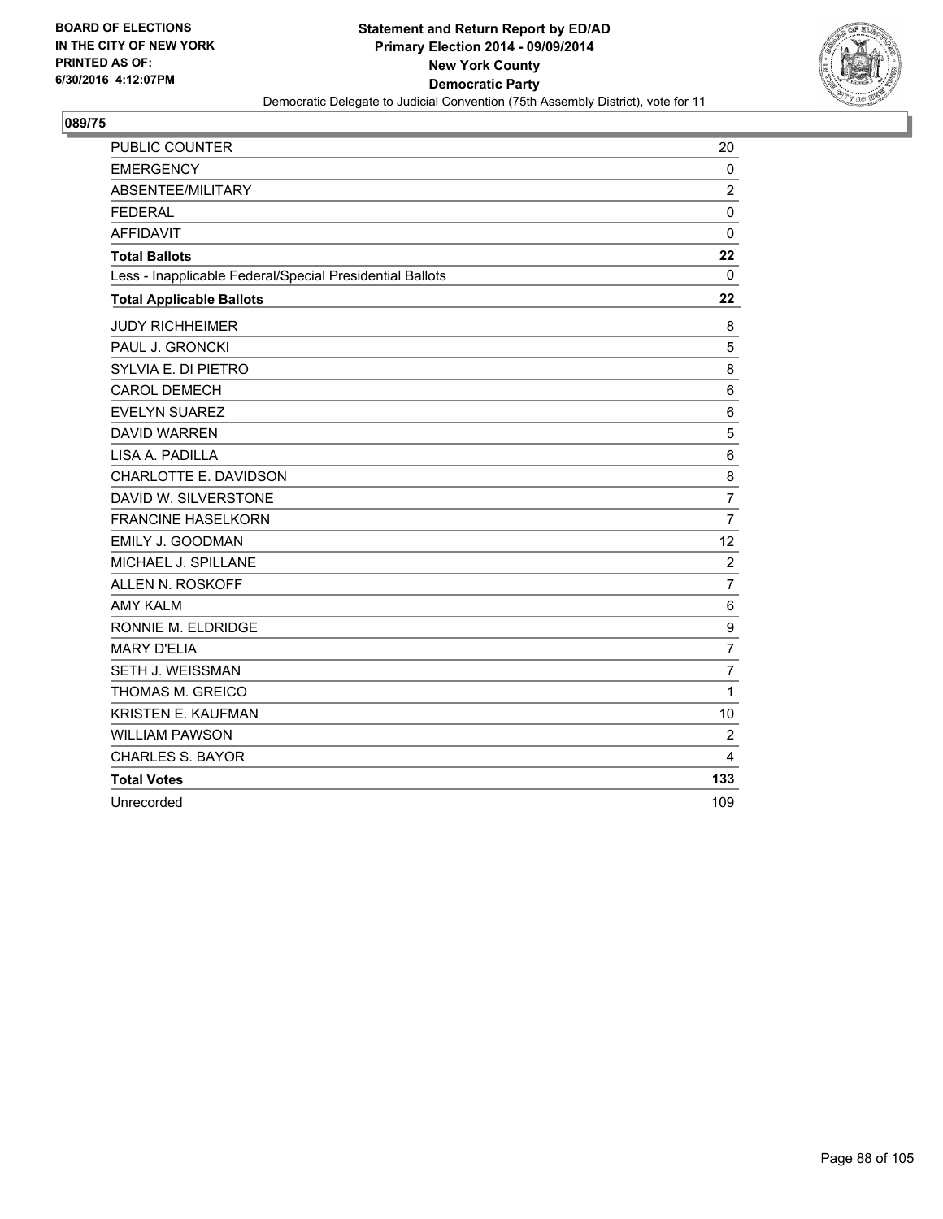**BOARD OF ELECTIONS IN THE CITY OF NEW YORK PRINTED AS OF: 6/30/2016 4:12:07PM**

**Statement and Return Report by ED/AD**
**Primary Election 2014 - 09/09/2014**
**New York County**
**Democratic Party**
Democratic Delegate to Judicial Convention (75th Assembly District), vote for 11

## 089/75

| | |
|---|---|
| PUBLIC COUNTER | 20 |
| EMERGENCY | 0 |
| ABSENTEE/MILITARY | 2 |
| FEDERAL | 0 |
| AFFIDAVIT | 0 |
| **Total Ballots** | **22** |
| Less - Inapplicable Federal/Special Presidential Ballots | 0 |
| **Total Applicable Ballots** | **22** |
| JUDY RICHHEIMER | 8 |
| PAUL J. GRONCKI | 5 |
| SYLVIA E. DI PIETRO | 8 |
| CAROL DEMECH | 6 |
| EVELYN SUAREZ | 6 |
| DAVID WARREN | 5 |
| LISA A. PADILLA | 6 |
| CHARLOTTE E. DAVIDSON | 8 |
| DAVID W. SILVERSTONE | 7 |
| FRANCINE HASELKORN | 7 |
| EMILY J. GOODMAN | 12 |
| MICHAEL J. SPILLANE | 2 |
| ALLEN N. ROSKOFF | 7 |
| AMY KALM | 6 |
| RONNIE M. ELDRIDGE | 9 |
| MARY D'ELIA | 7 |
| SETH J. WEISSMAN | 7 |
| THOMAS M. GREICO | 1 |
| KRISTEN E. KAUFMAN | 10 |
| WILLIAM PAWSON | 2 |
| CHARLES S. BAYOR | 4 |
| **Total Votes** | **133** |
| Unrecorded | 109 |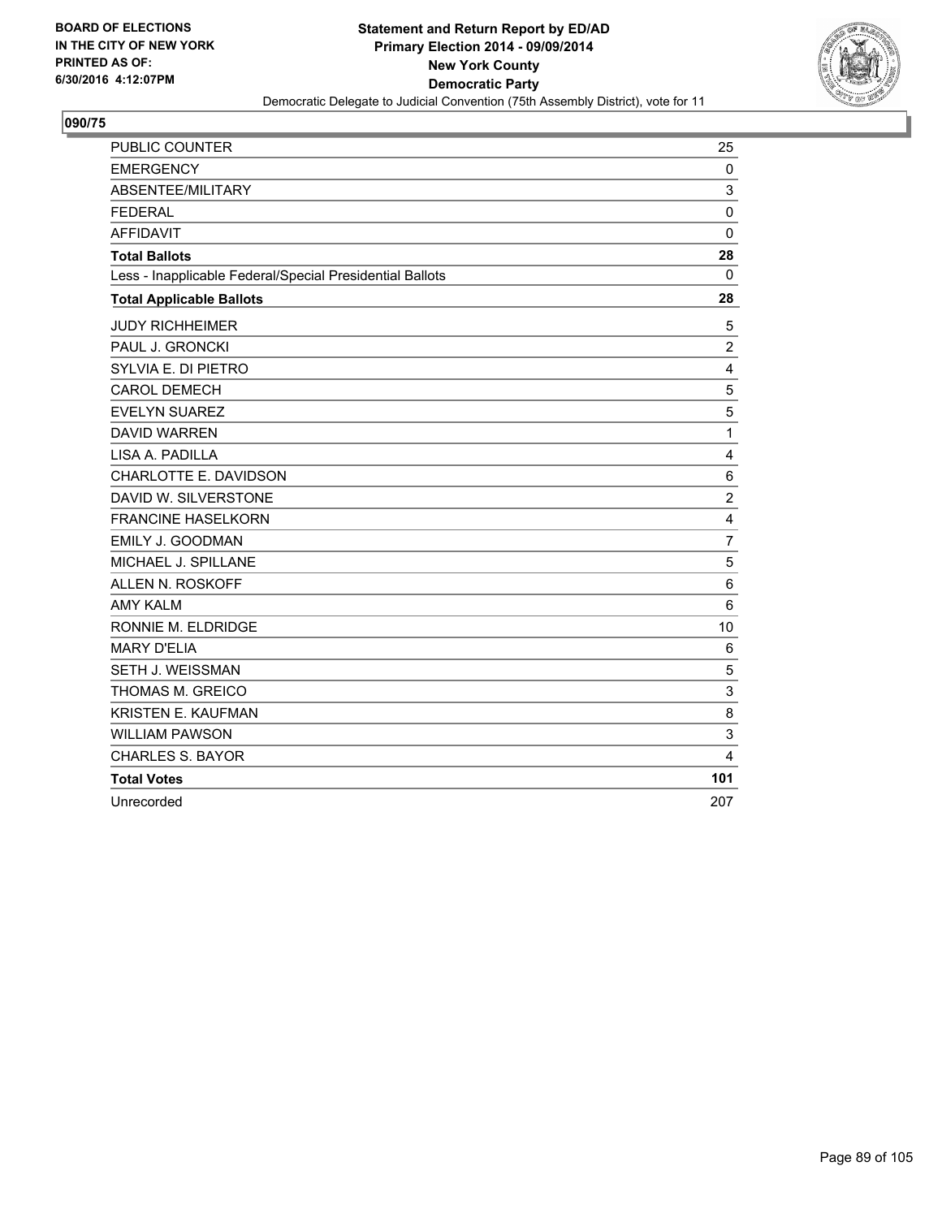BOARD OF ELECTIONS
IN THE CITY OF NEW YORK
PRINTED AS OF:
6/30/2016 4:12:07PM

**Statement and Return Report by ED/AD**
**Primary Election 2014 - 09/09/2014**
**New York County**
**Democratic Party**
Democratic Delegate to Judicial Convention (75th Assembly District), vote for 11

**090/75**

| | |
|---|---|
| PUBLIC COUNTER | 25 |
| EMERGENCY | 0 |
| ABSENTEE/MILITARY | 3 |
| FEDERAL | 0 |
| AFFIDAVIT | 0 |
| **Total Ballots** | **28** |
| Less - Inapplicable Federal/Special Presidential Ballots | 0 |
| **Total Applicable Ballots** | **28** |
| JUDY RICHHEIMER | 5 |
| PAUL J. GRONCKI | 2 |
| SYLVIA E. DI PIETRO | 4 |
| CAROL DEMECH | 5 |
| EVELYN SUAREZ | 5 |
| DAVID WARREN | 1 |
| LISA A. PADILLA | 4 |
| CHARLOTTE E. DAVIDSON | 6 |
| DAVID W. SILVERSTONE | 2 |
| FRANCINE HASELKORN | 4 |
| EMILY J. GOODMAN | 7 |
| MICHAEL J. SPILLANE | 5 |
| ALLEN N. ROSKOFF | 6 |
| AMY KALM | 6 |
| RONNIE M. ELDRIDGE | 10 |
| MARY D'ELIA | 6 |
| SETH J. WEISSMAN | 5 |
| THOMAS M. GREICO | 3 |
| KRISTEN E. KAUFMAN | 8 |
| WILLIAM PAWSON | 3 |
| CHARLES S. BAYOR | 4 |
| **Total Votes** | **101** |
| Unrecorded | 207 |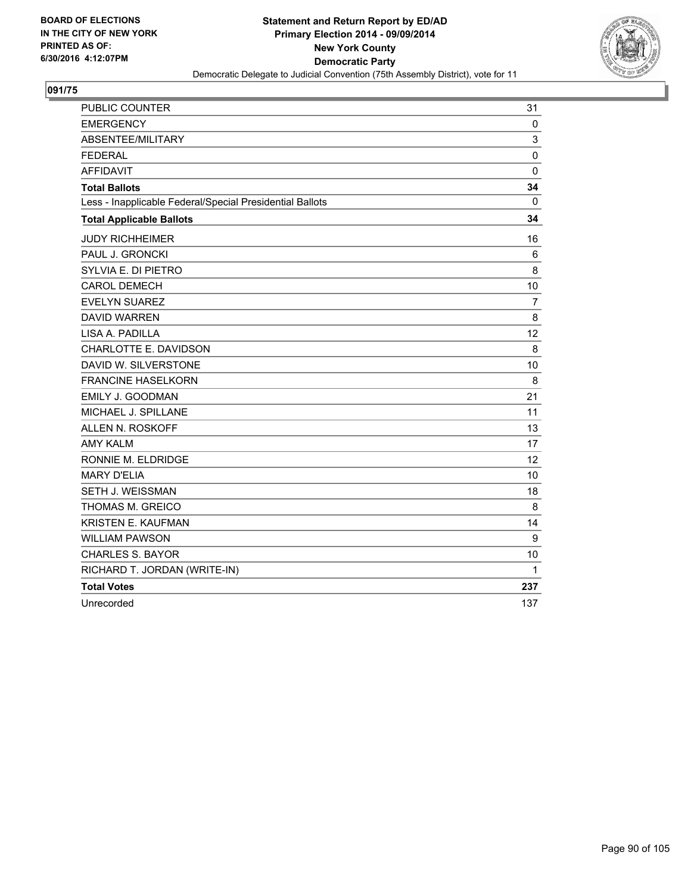**BOARD OF ELECTIONS**
**IN THE CITY OF NEW YORK**
**PRINTED AS OF:**
**6/30/2016 4:12:07PM**

**Statement and Return Report by ED/AD**
**Primary Election 2014 - 09/09/2014**
**New York County**
**Democratic Party**
Democratic Delegate to Judicial Convention (75th Assembly District), vote for 11

## 091/75

| | |
|---|---|
| PUBLIC COUNTER | 31 |
| EMERGENCY | 0 |
| ABSENTEE/MILITARY | 3 |
| FEDERAL | 0 |
| AFFIDAVIT | 0 |
| **Total Ballots** | **34** |
| Less - Inapplicable Federal/Special Presidential Ballots | 0 |
| **Total Applicable Ballots** | **34** |
| JUDY RICHHEIMER | 16 |
| PAUL J. GRONCKI | 6 |
| SYLVIA E. DI PIETRO | 8 |
| CAROL DEMECH | 10 |
| EVELYN SUAREZ | 7 |
| DAVID WARREN | 8 |
| LISA A. PADILLA | 12 |
| CHARLOTTE E. DAVIDSON | 8 |
| DAVID W. SILVERSTONE | 10 |
| FRANCINE HASELKORN | 8 |
| EMILY J. GOODMAN | 21 |
| MICHAEL J. SPILLANE | 11 |
| ALLEN N. ROSKOFF | 13 |
| AMY KALM | 17 |
| RONNIE M. ELDRIDGE | 12 |
| MARY D'ELIA | 10 |
| SETH J. WEISSMAN | 18 |
| THOMAS M. GREICO | 8 |
| KRISTEN E. KAUFMAN | 14 |
| WILLIAM PAWSON | 9 |
| CHARLES S. BAYOR | 10 |
| RICHARD T. JORDAN (WRITE-IN) | 1 |
| **Total Votes** | **237** |
| Unrecorded | 137 |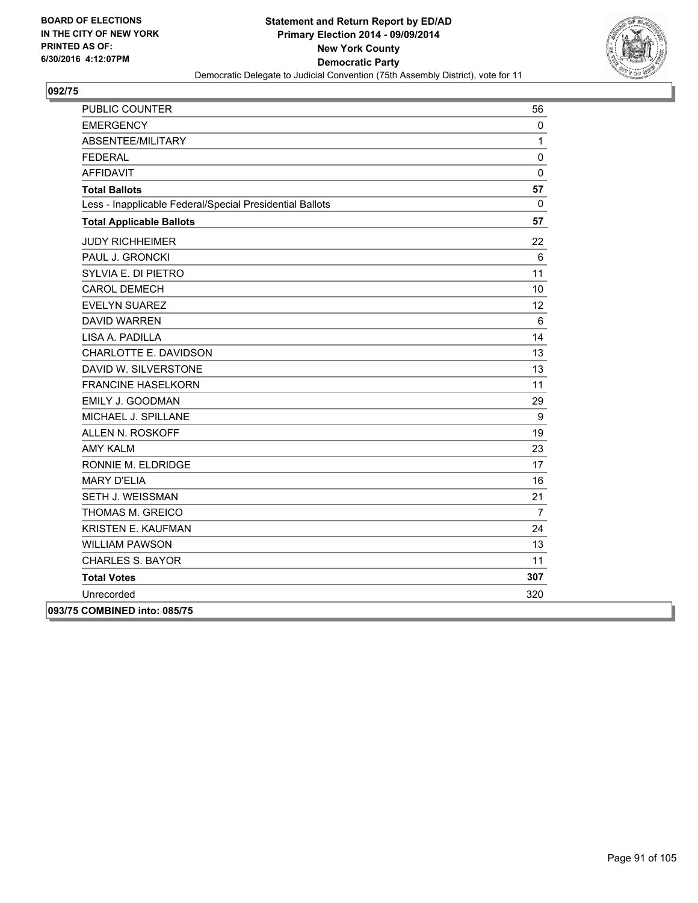**BOARD OF ELECTIONS IN THE CITY OF NEW YORK PRINTED AS OF: 6/30/2016 4:12:07PM**

**Statement and Return Report by ED/AD**
**Primary Election 2014 - 09/09/2014**
**New York County**
**Democratic Party**
Democratic Delegate to Judicial Convention (75th Assembly District), vote for 11

## 092/75

| | |
|---|---|
| PUBLIC COUNTER | 56 |
| EMERGENCY | 0 |
| ABSENTEE/MILITARY | 1 |
| FEDERAL | 0 |
| AFFIDAVIT | 0 |
| **Total Ballots** | **57** |
| Less - Inapplicable Federal/Special Presidential Ballots | 0 |
| **Total Applicable Ballots** | **57** |
| JUDY RICHHEIMER | 22 |
| PAUL J. GRONCKI | 6 |
| SYLVIA E. DI PIETRO | 11 |
| CAROL DEMECH | 10 |
| EVELYN SUAREZ | 12 |
| DAVID WARREN | 6 |
| LISA A. PADILLA | 14 |
| CHARLOTTE E. DAVIDSON | 13 |
| DAVID W. SILVERSTONE | 13 |
| FRANCINE HASELKORN | 11 |
| EMILY J. GOODMAN | 29 |
| MICHAEL J. SPILLANE | 9 |
| ALLEN N. ROSKOFF | 19 |
| AMY KALM | 23 |
| RONNIE M. ELDRIDGE | 17 |
| MARY D'ELIA | 16 |
| SETH J. WEISSMAN | 21 |
| THOMAS M. GREICO | 7 |
| KRISTEN E. KAUFMAN | 24 |
| WILLIAM PAWSON | 13 |
| CHARLES S. BAYOR | 11 |
| **Total Votes** | **307** |
| Unrecorded | 320 |

**093/75 COMBINED into: 085/75**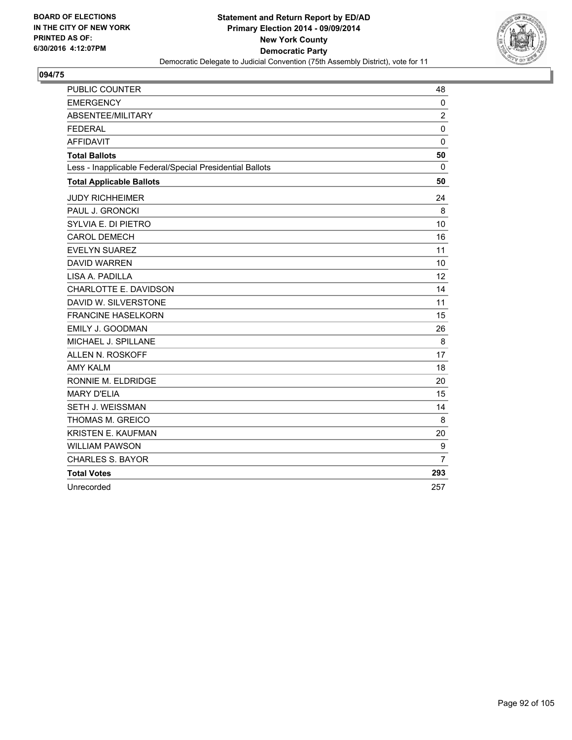BOARD OF ELECTIONS
IN THE CITY OF NEW YORK
PRINTED AS OF:
6/30/2016 4:12:07PM

**Statement and Return Report by ED/AD**
**Primary Election 2014 - 09/09/2014**
**New York County**
**Democratic Party**
Democratic Delegate to Judicial Convention (75th Assembly District), vote for 11

## 094/75

| | |
|---|---|
| PUBLIC COUNTER | 48 |
| EMERGENCY | 0 |
| ABSENTEE/MILITARY | 2 |
| FEDERAL | 0 |
| AFFIDAVIT | 0 |
| **Total Ballots** | **50** |
| Less - Inapplicable Federal/Special Presidential Ballots | 0 |
| **Total Applicable Ballots** | **50** |
| JUDY RICHHEIMER | 24 |
| PAUL J. GRONCKI | 8 |
| SYLVIA E. DI PIETRO | 10 |
| CAROL DEMECH | 16 |
| EVELYN SUAREZ | 11 |
| DAVID WARREN | 10 |
| LISA A. PADILLA | 12 |
| CHARLOTTE E. DAVIDSON | 14 |
| DAVID W. SILVERSTONE | 11 |
| FRANCINE HASELKORN | 15 |
| EMILY J. GOODMAN | 26 |
| MICHAEL J. SPILLANE | 8 |
| ALLEN N. ROSKOFF | 17 |
| AMY KALM | 18 |
| RONNIE M. ELDRIDGE | 20 |
| MARY D'ELIA | 15 |
| SETH J. WEISSMAN | 14 |
| THOMAS M. GREICO | 8 |
| KRISTEN E. KAUFMAN | 20 |
| WILLIAM PAWSON | 9 |
| CHARLES S. BAYOR | 7 |
| **Total Votes** | **293** |
| Unrecorded | 257 |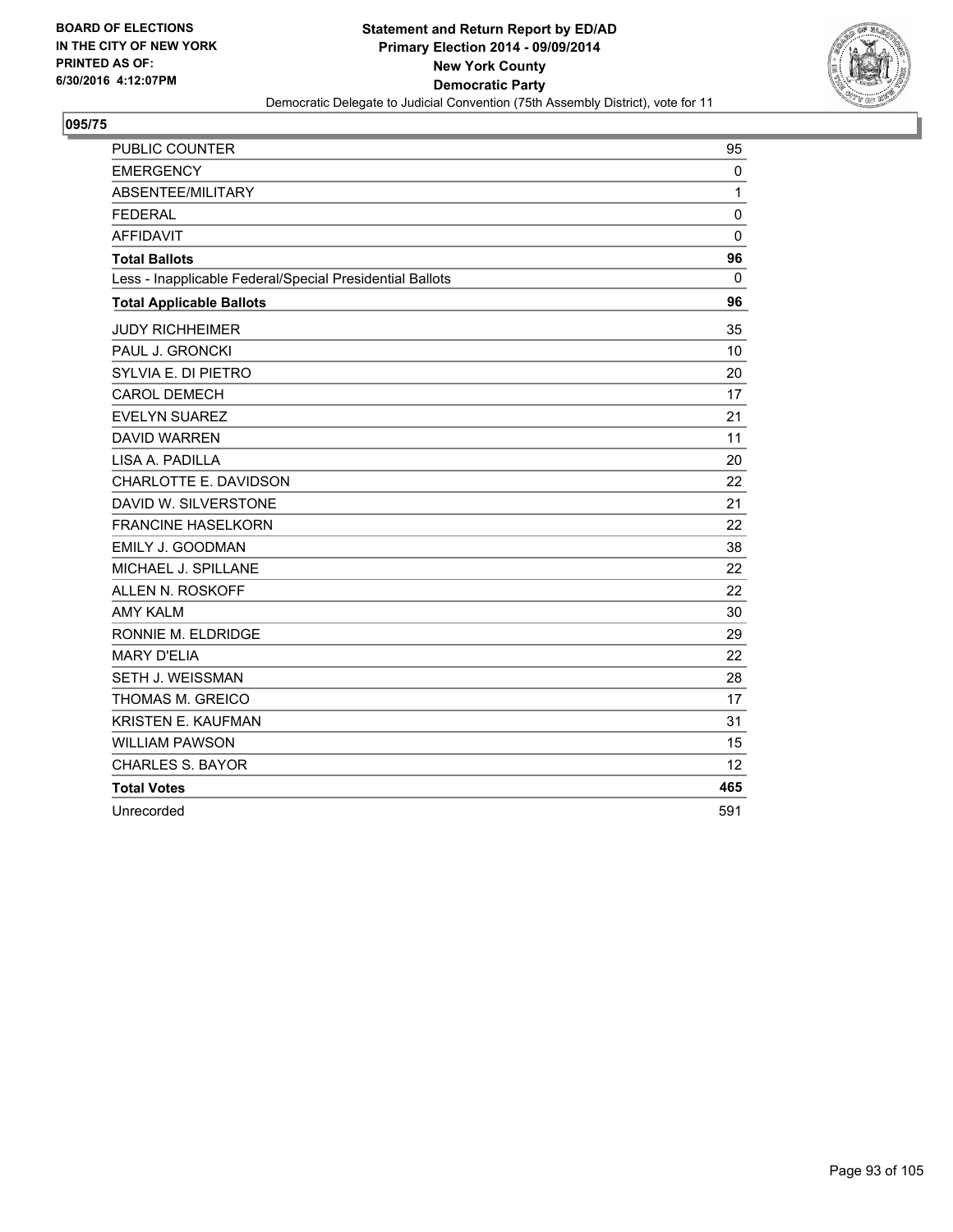**BOARD OF ELECTIONS IN THE CITY OF NEW YORK PRINTED AS OF: 6/30/2016 4:12:07PM**

**Statement and Return Report by ED/AD Primary Election 2014 - 09/09/2014 New York County Democratic Party**

Democratic Delegate to Judicial Convention (75th Assembly District), vote for 11

## 095/75

| | |
|---|---|
| PUBLIC COUNTER | 95 |
| EMERGENCY | 0 |
| ABSENTEE/MILITARY | 1 |
| FEDERAL | 0 |
| AFFIDAVIT | 0 |
| **Total Ballots** | **96** |
| Less - Inapplicable Federal/Special Presidential Ballots | 0 |
| **Total Applicable Ballots** | **96** |
| JUDY RICHHEIMER | 35 |
| PAUL J. GRONCKI | 10 |
| SYLVIA E. DI PIETRO | 20 |
| CAROL DEMECH | 17 |
| EVELYN SUAREZ | 21 |
| DAVID WARREN | 11 |
| LISA A. PADILLA | 20 |
| CHARLOTTE E. DAVIDSON | 22 |
| DAVID W. SILVERSTONE | 21 |
| FRANCINE HASELKORN | 22 |
| EMILY J. GOODMAN | 38 |
| MICHAEL J. SPILLANE | 22 |
| ALLEN N. ROSKOFF | 22 |
| AMY KALM | 30 |
| RONNIE M. ELDRIDGE | 29 |
| MARY D'ELIA | 22 |
| SETH J. WEISSMAN | 28 |
| THOMAS M. GREICO | 17 |
| KRISTEN E. KAUFMAN | 31 |
| WILLIAM PAWSON | 15 |
| CHARLES S. BAYOR | 12 |
| **Total Votes** | **465** |
| Unrecorded | 591 |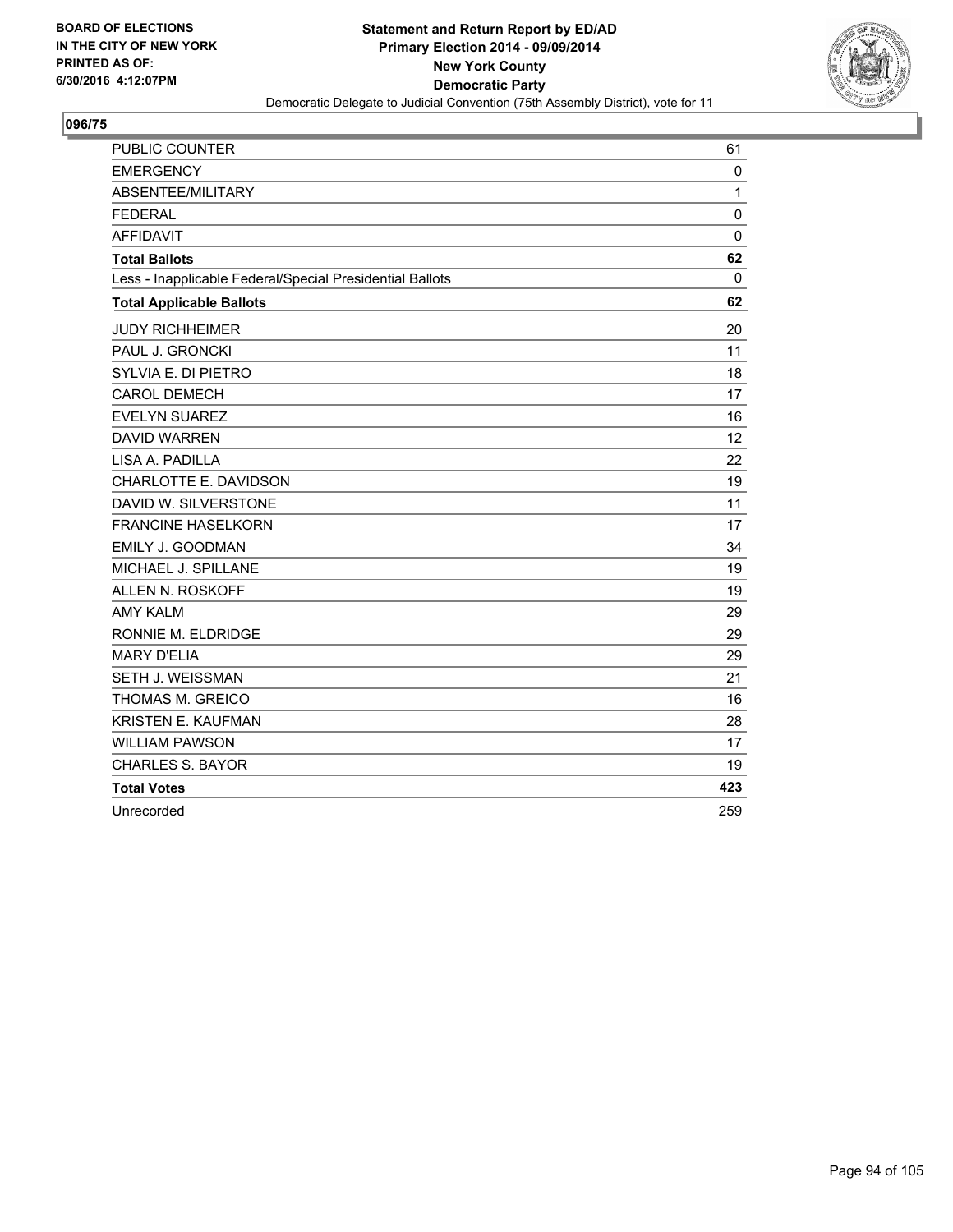**BOARD OF ELECTIONS IN THE CITY OF NEW YORK PRINTED AS OF: 6/30/2016 4:12:07PM**

**Statement and Return Report by ED/AD**
**Primary Election 2014 - 09/09/2014**
**New York County**
**Democratic Party**
Democratic Delegate to Judicial Convention (75th Assembly District), vote for 11

## 096/75

| | |
|---|---|
| PUBLIC COUNTER | 61 |
| EMERGENCY | 0 |
| ABSENTEE/MILITARY | 1 |
| FEDERAL | 0 |
| AFFIDAVIT | 0 |
| **Total Ballots** | **62** |
| Less - Inapplicable Federal/Special Presidential Ballots | 0 |
| **Total Applicable Ballots** | **62** |
| JUDY RICHHEIMER | 20 |
| PAUL J. GRONCKI | 11 |
| SYLVIA E. DI PIETRO | 18 |
| CAROL DEMECH | 17 |
| EVELYN SUAREZ | 16 |
| DAVID WARREN | 12 |
| LISA A. PADILLA | 22 |
| CHARLOTTE E. DAVIDSON | 19 |
| DAVID W. SILVERSTONE | 11 |
| FRANCINE HASELKORN | 17 |
| EMILY J. GOODMAN | 34 |
| MICHAEL J. SPILLANE | 19 |
| ALLEN N. ROSKOFF | 19 |
| AMY KALM | 29 |
| RONNIE M. ELDRIDGE | 29 |
| MARY D'ELIA | 29 |
| SETH J. WEISSMAN | 21 |
| THOMAS M. GREICO | 16 |
| KRISTEN E. KAUFMAN | 28 |
| WILLIAM PAWSON | 17 |
| CHARLES S. BAYOR | 19 |
| **Total Votes** | **423** |
| Unrecorded | 259 |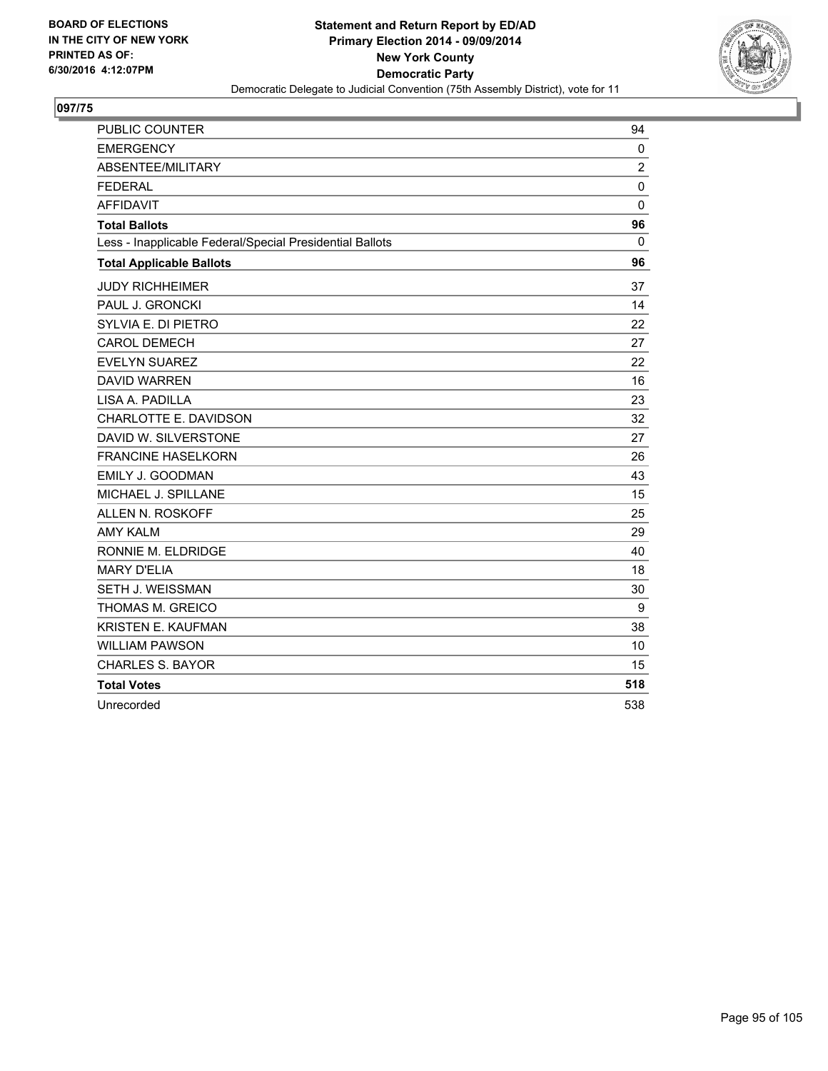**BOARD OF ELECTIONS IN THE CITY OF NEW YORK PRINTED AS OF: 6/30/2016 4:12:07PM**

**Statement and Return Report by ED/AD**
**Primary Election 2014 - 09/09/2014**
**New York County**
**Democratic Party**
Democratic Delegate to Judicial Convention (75th Assembly District), vote for 11

## 097/75

| | |
|---|---|
| PUBLIC COUNTER | 94 |
| EMERGENCY | 0 |
| ABSENTEE/MILITARY | 2 |
| FEDERAL | 0 |
| AFFIDAVIT | 0 |
| **Total Ballots** | **96** |
| Less - Inapplicable Federal/Special Presidential Ballots | 0 |
| **Total Applicable Ballots** | **96** |
| JUDY RICHHEIMER | 37 |
| PAUL J. GRONCKI | 14 |
| SYLVIA E. DI PIETRO | 22 |
| CAROL DEMECH | 27 |
| EVELYN SUAREZ | 22 |
| DAVID WARREN | 16 |
| LISA A. PADILLA | 23 |
| CHARLOTTE E. DAVIDSON | 32 |
| DAVID W. SILVERSTONE | 27 |
| FRANCINE HASELKORN | 26 |
| EMILY J. GOODMAN | 43 |
| MICHAEL J. SPILLANE | 15 |
| ALLEN N. ROSKOFF | 25 |
| AMY KALM | 29 |
| RONNIE M. ELDRIDGE | 40 |
| MARY D'ELIA | 18 |
| SETH J. WEISSMAN | 30 |
| THOMAS M. GREICO | 9 |
| KRISTEN E. KAUFMAN | 38 |
| WILLIAM PAWSON | 10 |
| CHARLES S. BAYOR | 15 |
| **Total Votes** | **518** |
| Unrecorded | 538 |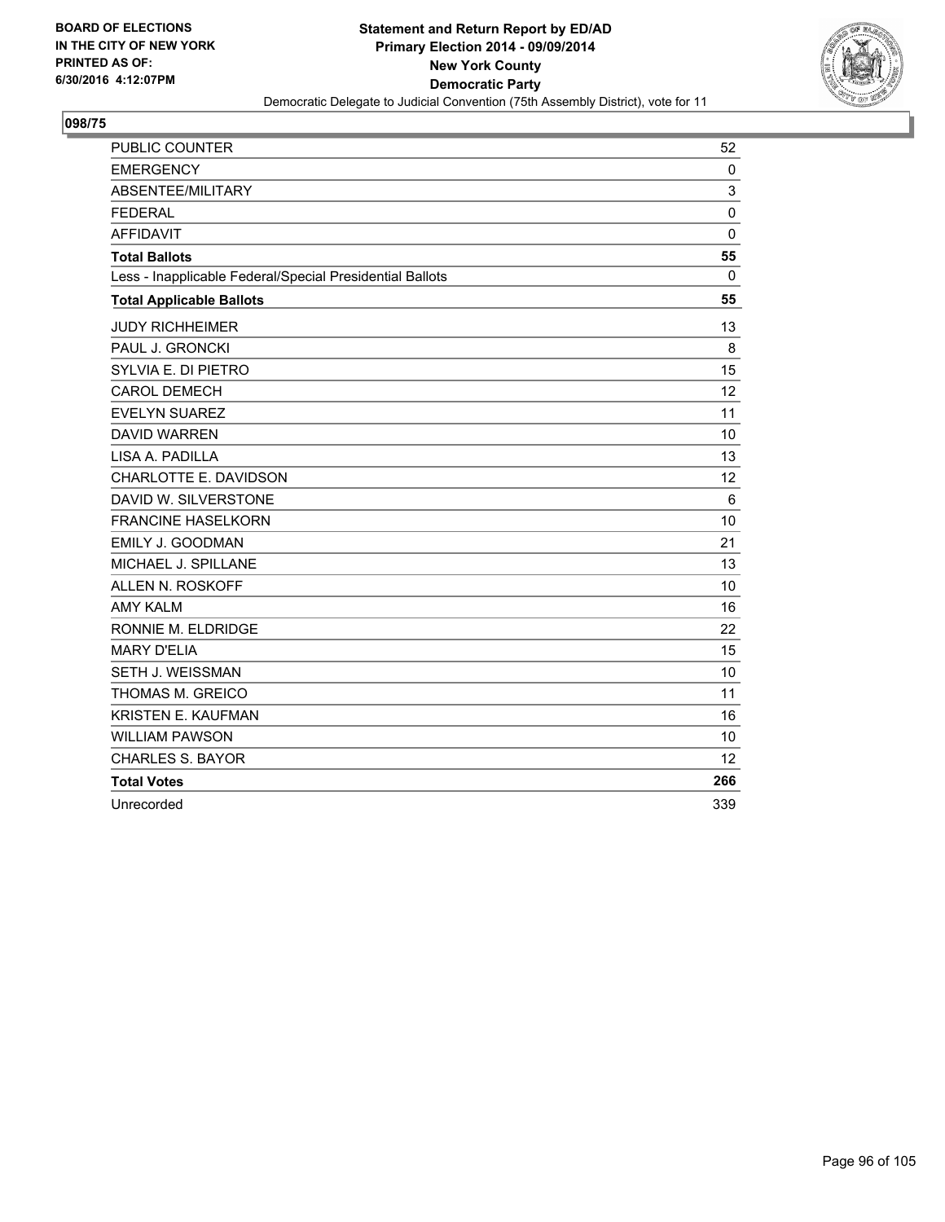**BOARD OF ELECTIONS IN THE CITY OF NEW YORK PRINTED AS OF: 6/30/2016 4:12:07PM**

**Statement and Return Report by ED/AD**
**Primary Election 2014 - 09/09/2014**
**New York County**
**Democratic Party**
Democratic Delegate to Judicial Convention (75th Assembly District), vote for 11

## 098/75

| | |
|---|---|
| PUBLIC COUNTER | 52 |
| EMERGENCY | 0 |
| ABSENTEE/MILITARY | 3 |
| FEDERAL | 0 |
| AFFIDAVIT | 0 |
| **Total Ballots** | **55** |
| Less - Inapplicable Federal/Special Presidential Ballots | 0 |
| **Total Applicable Ballots** | **55** |
| JUDY RICHHEIMER | 13 |
| PAUL J. GRONCKI | 8 |
| SYLVIA E. DI PIETRO | 15 |
| CAROL DEMECH | 12 |
| EVELYN SUAREZ | 11 |
| DAVID WARREN | 10 |
| LISA A. PADILLA | 13 |
| CHARLOTTE E. DAVIDSON | 12 |
| DAVID W. SILVERSTONE | 6 |
| FRANCINE HASELKORN | 10 |
| EMILY J. GOODMAN | 21 |
| MICHAEL J. SPILLANE | 13 |
| ALLEN N. ROSKOFF | 10 |
| AMY KALM | 16 |
| RONNIE M. ELDRIDGE | 22 |
| MARY D'ELIA | 15 |
| SETH J. WEISSMAN | 10 |
| THOMAS M. GREICO | 11 |
| KRISTEN E. KAUFMAN | 16 |
| WILLIAM PAWSON | 10 |
| CHARLES S. BAYOR | 12 |
| **Total Votes** | **266** |
| Unrecorded | 339 |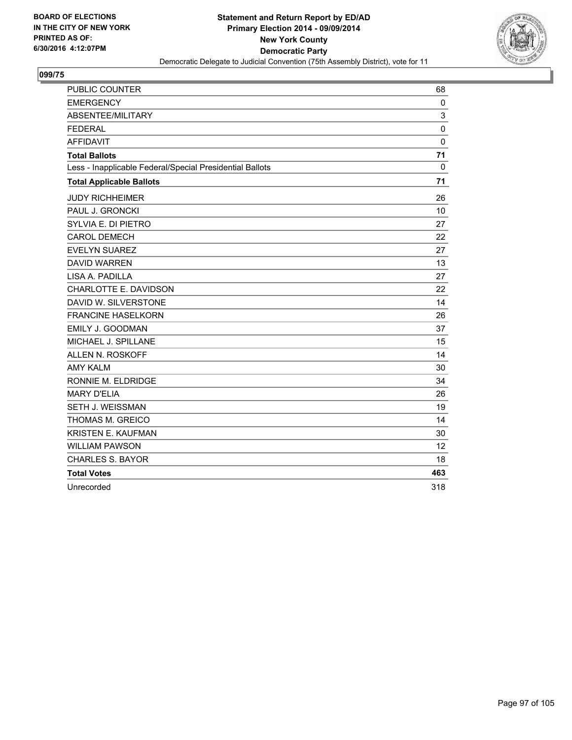**BOARD OF ELECTIONS IN THE CITY OF NEW YORK PRINTED AS OF: 6/30/2016 4:12:07PM**

**Statement and Return Report by ED/AD**
**Primary Election 2014 - 09/09/2014**
**New York County**
**Democratic Party**
Democratic Delegate to Judicial Convention (75th Assembly District), vote for 11

## 099/75

| | |
|---|---|
| PUBLIC COUNTER | 68 |
| EMERGENCY | 0 |
| ABSENTEE/MILITARY | 3 |
| FEDERAL | 0 |
| AFFIDAVIT | 0 |
| **Total Ballots** | **71** |
| Less - Inapplicable Federal/Special Presidential Ballots | 0 |
| **Total Applicable Ballots** | **71** |
| JUDY RICHHEIMER | 26 |
| PAUL J. GRONCKI | 10 |
| SYLVIA E. DI PIETRO | 27 |
| CAROL DEMECH | 22 |
| EVELYN SUAREZ | 27 |
| DAVID WARREN | 13 |
| LISA A. PADILLA | 27 |
| CHARLOTTE E. DAVIDSON | 22 |
| DAVID W. SILVERSTONE | 14 |
| FRANCINE HASELKORN | 26 |
| EMILY J. GOODMAN | 37 |
| MICHAEL J. SPILLANE | 15 |
| ALLEN N. ROSKOFF | 14 |
| AMY KALM | 30 |
| RONNIE M. ELDRIDGE | 34 |
| MARY D'ELIA | 26 |
| SETH J. WEISSMAN | 19 |
| THOMAS M. GREICO | 14 |
| KRISTEN E. KAUFMAN | 30 |
| WILLIAM PAWSON | 12 |
| CHARLES S. BAYOR | 18 |
| **Total Votes** | **463** |
| Unrecorded | 318 |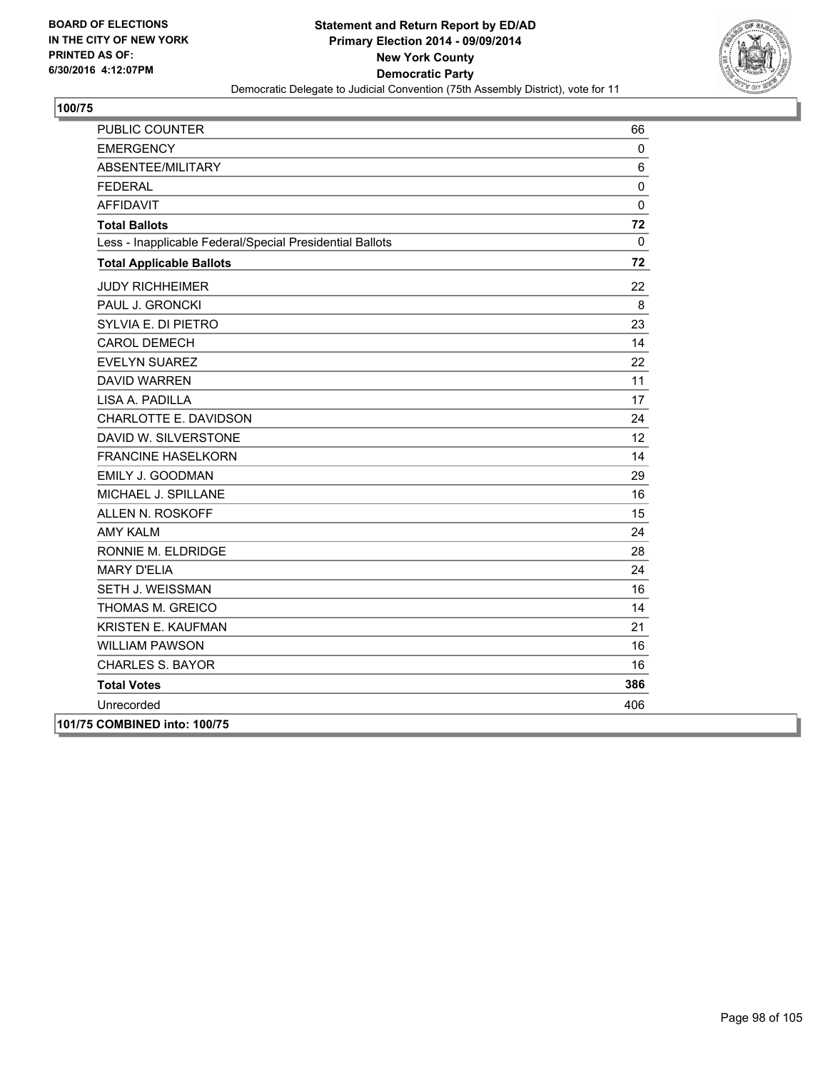**BOARD OF ELECTIONS IN THE CITY OF NEW YORK PRINTED AS OF: 6/30/2016 4:12:07PM**

**Statement and Return Report by ED/AD Primary Election 2014 - 09/09/2014 New York County Democratic Party**

Democratic Delegate to Judicial Convention (75th Assembly District), vote for 11

**100/75**

| | |
|---|---|
| PUBLIC COUNTER | 66 |
| EMERGENCY | 0 |
| ABSENTEE/MILITARY | 6 |
| FEDERAL | 0 |
| AFFIDAVIT | 0 |
| **Total Ballots** | **72** |
| Less - Inapplicable Federal/Special Presidential Ballots | 0 |
| **Total Applicable Ballots** | **72** |
| JUDY RICHHEIMER | 22 |
| PAUL J. GRONCKI | 8 |
| SYLVIA E. DI PIETRO | 23 |
| CAROL DEMECH | 14 |
| EVELYN SUAREZ | 22 |
| DAVID WARREN | 11 |
| LISA A. PADILLA | 17 |
| CHARLOTTE E. DAVIDSON | 24 |
| DAVID W. SILVERSTONE | 12 |
| FRANCINE HASELKORN | 14 |
| EMILY J. GOODMAN | 29 |
| MICHAEL J. SPILLANE | 16 |
| ALLEN N. ROSKOFF | 15 |
| AMY KALM | 24 |
| RONNIE M. ELDRIDGE | 28 |
| MARY D'ELIA | 24 |
| SETH J. WEISSMAN | 16 |
| THOMAS M. GREICO | 14 |
| KRISTEN E. KAUFMAN | 21 |
| WILLIAM PAWSON | 16 |
| CHARLES S. BAYOR | 16 |
| **Total Votes** | **386** |
| Unrecorded | 406 |

**101/75 COMBINED into: 100/75**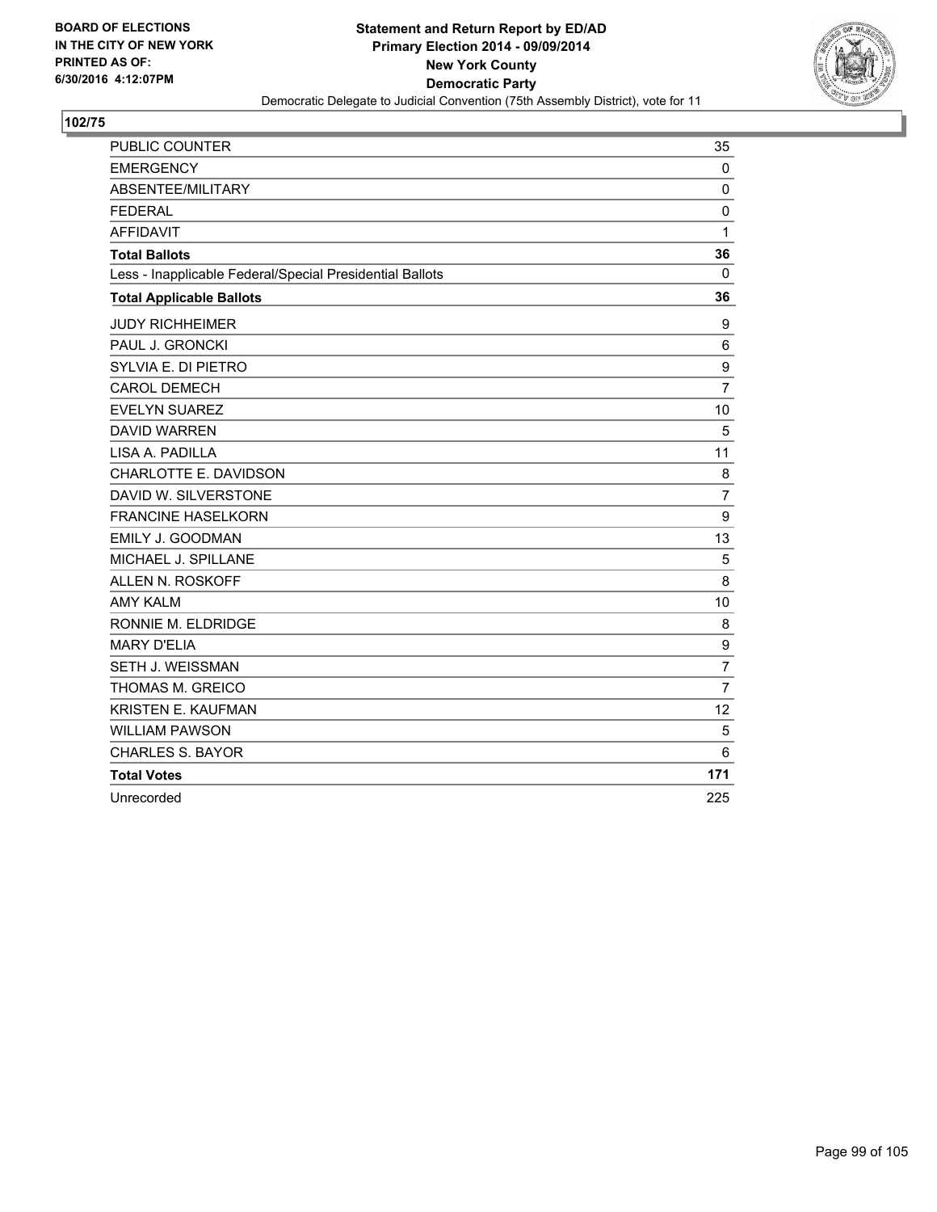BOARD OF ELECTIONS
IN THE CITY OF NEW YORK
PRINTED AS OF:
6/30/2016 4:12:07PM

**Statement and Return Report by ED/AD**
**Primary Election 2014 - 09/09/2014**
**New York County**
**Democratic Party**
Democratic Delegate to Judicial Convention (75th Assembly District), vote for 11

## 102/75

| | |
|---|---|
| PUBLIC COUNTER | 35 |
| EMERGENCY | 0 |
| ABSENTEE/MILITARY | 0 |
| FEDERAL | 0 |
| AFFIDAVIT | 1 |
| **Total Ballots** | **36** |
| Less - Inapplicable Federal/Special Presidential Ballots | 0 |
| **Total Applicable Ballots** | **36** |
| JUDY RICHHEIMER | 9 |
| PAUL J. GRONCKI | 6 |
| SYLVIA E. DI PIETRO | 9 |
| CAROL DEMECH | 7 |
| EVELYN SUAREZ | 10 |
| DAVID WARREN | 5 |
| LISA A. PADILLA | 11 |
| CHARLOTTE E. DAVIDSON | 8 |
| DAVID W. SILVERSTONE | 7 |
| FRANCINE HASELKORN | 9 |
| EMILY J. GOODMAN | 13 |
| MICHAEL J. SPILLANE | 5 |
| ALLEN N. ROSKOFF | 8 |
| AMY KALM | 10 |
| RONNIE M. ELDRIDGE | 8 |
| MARY D'ELIA | 9 |
| SETH J. WEISSMAN | 7 |
| THOMAS M. GREICO | 7 |
| KRISTEN E. KAUFMAN | 12 |
| WILLIAM PAWSON | 5 |
| CHARLES S. BAYOR | 6 |
| **Total Votes** | **171** |
| Unrecorded | 225 |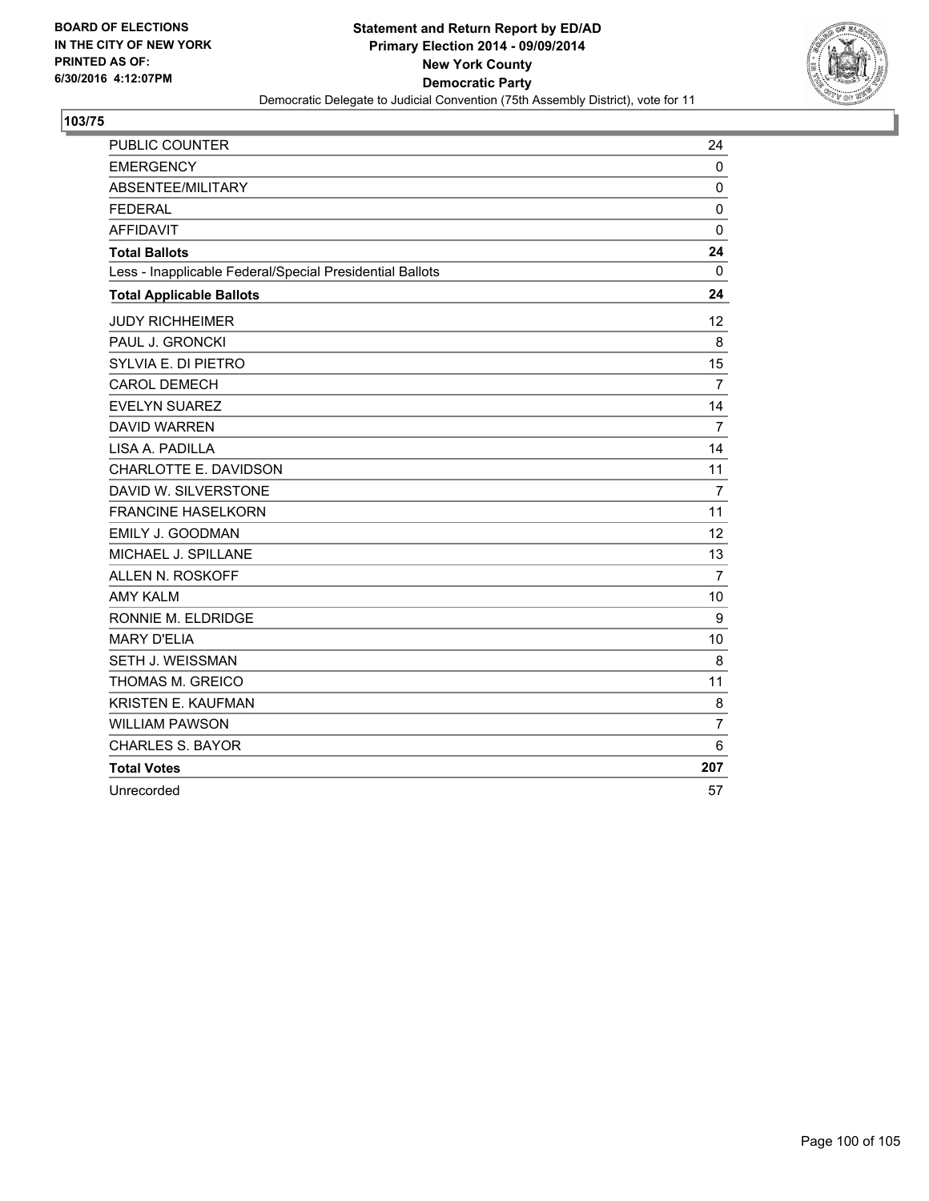BOARD OF ELECTIONS
IN THE CITY OF NEW YORK
PRINTED AS OF:
6/30/2016 4:12:07PM

**Statement and Return Report by ED/AD**
**Primary Election 2014 - 09/09/2014**
**New York County**
**Democratic Party**
Democratic Delegate to Judicial Convention (75th Assembly District), vote for 11

## 103/75

| | |
|---|---|
| PUBLIC COUNTER | 24 |
| EMERGENCY | 0 |
| ABSENTEE/MILITARY | 0 |
| FEDERAL | 0 |
| AFFIDAVIT | 0 |
| **Total Ballots** | **24** |
| Less - Inapplicable Federal/Special Presidential Ballots | 0 |
| **Total Applicable Ballots** | **24** |
| JUDY RICHHEIMER | 12 |
| PAUL J. GRONCKI | 8 |
| SYLVIA E. DI PIETRO | 15 |
| CAROL DEMECH | 7 |
| EVELYN SUAREZ | 14 |
| DAVID WARREN | 7 |
| LISA A. PADILLA | 14 |
| CHARLOTTE E. DAVIDSON | 11 |
| DAVID W. SILVERSTONE | 7 |
| FRANCINE HASELKORN | 11 |
| EMILY J. GOODMAN | 12 |
| MICHAEL J. SPILLANE | 13 |
| ALLEN N. ROSKOFF | 7 |
| AMY KALM | 10 |
| RONNIE M. ELDRIDGE | 9 |
| MARY D'ELIA | 10 |
| SETH J. WEISSMAN | 8 |
| THOMAS M. GREICO | 11 |
| KRISTEN E. KAUFMAN | 8 |
| WILLIAM PAWSON | 7 |
| CHARLES S. BAYOR | 6 |
| **Total Votes** | **207** |
| Unrecorded | 57 |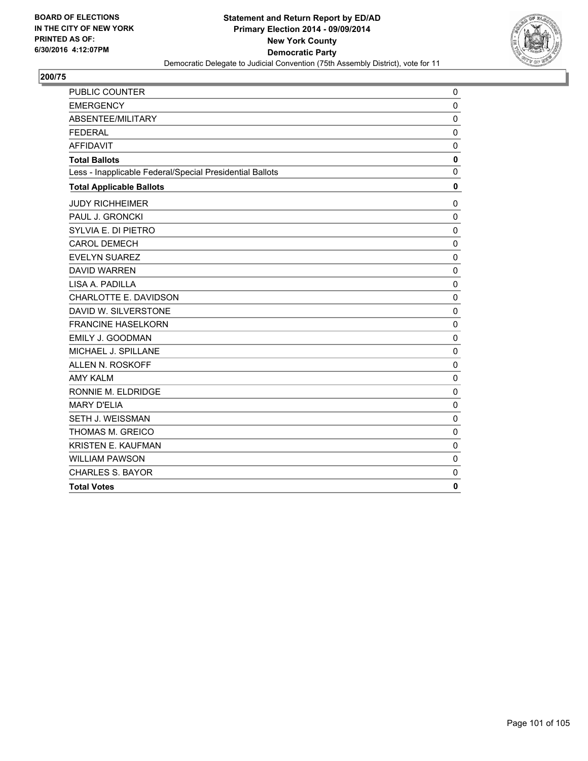**BOARD OF ELECTIONS IN THE CITY OF NEW YORK PRINTED AS OF: 6/30/2016 4:12:07PM**

**Statement and Return Report by ED/AD Primary Election 2014 - 09/09/2014 New York County Democratic Party**

Democratic Delegate to Judicial Convention (75th Assembly District), vote for 11

## 200/75

| | |
|---|---|
| PUBLIC COUNTER | 0 |
| EMERGENCY | 0 |
| ABSENTEE/MILITARY | 0 |
| FEDERAL | 0 |
| AFFIDAVIT | 0 |
| **Total Ballots** | **0** |
| Less - Inapplicable Federal/Special Presidential Ballots | 0 |
| **Total Applicable Ballots** | **0** |
| JUDY RICHHEIMER | 0 |
| PAUL J. GRONCKI | 0 |
| SYLVIA E. DI PIETRO | 0 |
| CAROL DEMECH | 0 |
| EVELYN SUAREZ | 0 |
| DAVID WARREN | 0 |
| LISA A. PADILLA | 0 |
| CHARLOTTE E. DAVIDSON | 0 |
| DAVID W. SILVERSTONE | 0 |
| FRANCINE HASELKORN | 0 |
| EMILY J. GOODMAN | 0 |
| MICHAEL J. SPILLANE | 0 |
| ALLEN N. ROSKOFF | 0 |
| AMY KALM | 0 |
| RONNIE M. ELDRIDGE | 0 |
| MARY D'ELIA | 0 |
| SETH J. WEISSMAN | 0 |
| THOMAS M. GREICO | 0 |
| KRISTEN E. KAUFMAN | 0 |
| WILLIAM PAWSON | 0 |
| CHARLES S. BAYOR | 0 |
| **Total Votes** | **0** |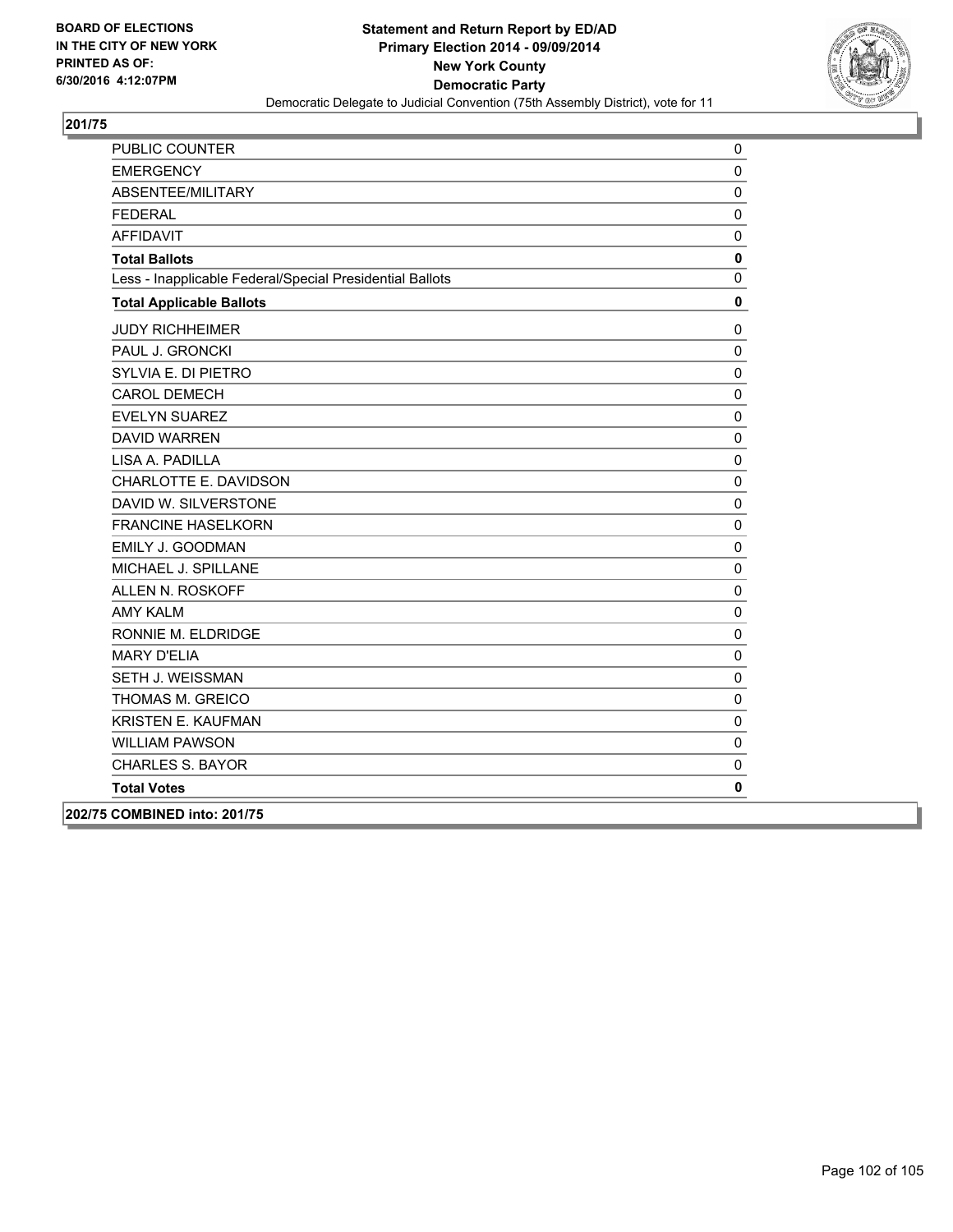**Statement and Return Report by ED/AD**
**Primary Election 2014 - 09/09/2014**
**New York County**
**Democratic Party**
Democratic Delegate to Judicial Convention (75th Assembly District), vote for 11

BOARD OF ELECTIONS
IN THE CITY OF NEW YORK
PRINTED AS OF:
6/30/2016 4:12:07PM

## 201/75

| | |
|---|---|
| PUBLIC COUNTER | 0 |
| EMERGENCY | 0 |
| ABSENTEE/MILITARY | 0 |
| FEDERAL | 0 |
| AFFIDAVIT | 0 |
| **Total Ballots** | **0** |
| Less - Inapplicable Federal/Special Presidential Ballots | 0 |
| **Total Applicable Ballots** | **0** |
| JUDY RICHHEIMER | 0 |
| PAUL J. GRONCKI | 0 |
| SYLVIA E. DI PIETRO | 0 |
| CAROL DEMECH | 0 |
| EVELYN SUAREZ | 0 |
| DAVID WARREN | 0 |
| LISA A. PADILLA | 0 |
| CHARLOTTE E. DAVIDSON | 0 |
| DAVID W. SILVERSTONE | 0 |
| FRANCINE HASELKORN | 0 |
| EMILY J. GOODMAN | 0 |
| MICHAEL J. SPILLANE | 0 |
| ALLEN N. ROSKOFF | 0 |
| AMY KALM | 0 |
| RONNIE M. ELDRIDGE | 0 |
| MARY D'ELIA | 0 |
| SETH J. WEISSMAN | 0 |
| THOMAS M. GREICO | 0 |
| KRISTEN E. KAUFMAN | 0 |
| WILLIAM PAWSON | 0 |
| CHARLES S. BAYOR | 0 |
| **Total Votes** | **0** |

**202/75 COMBINED into: 201/75**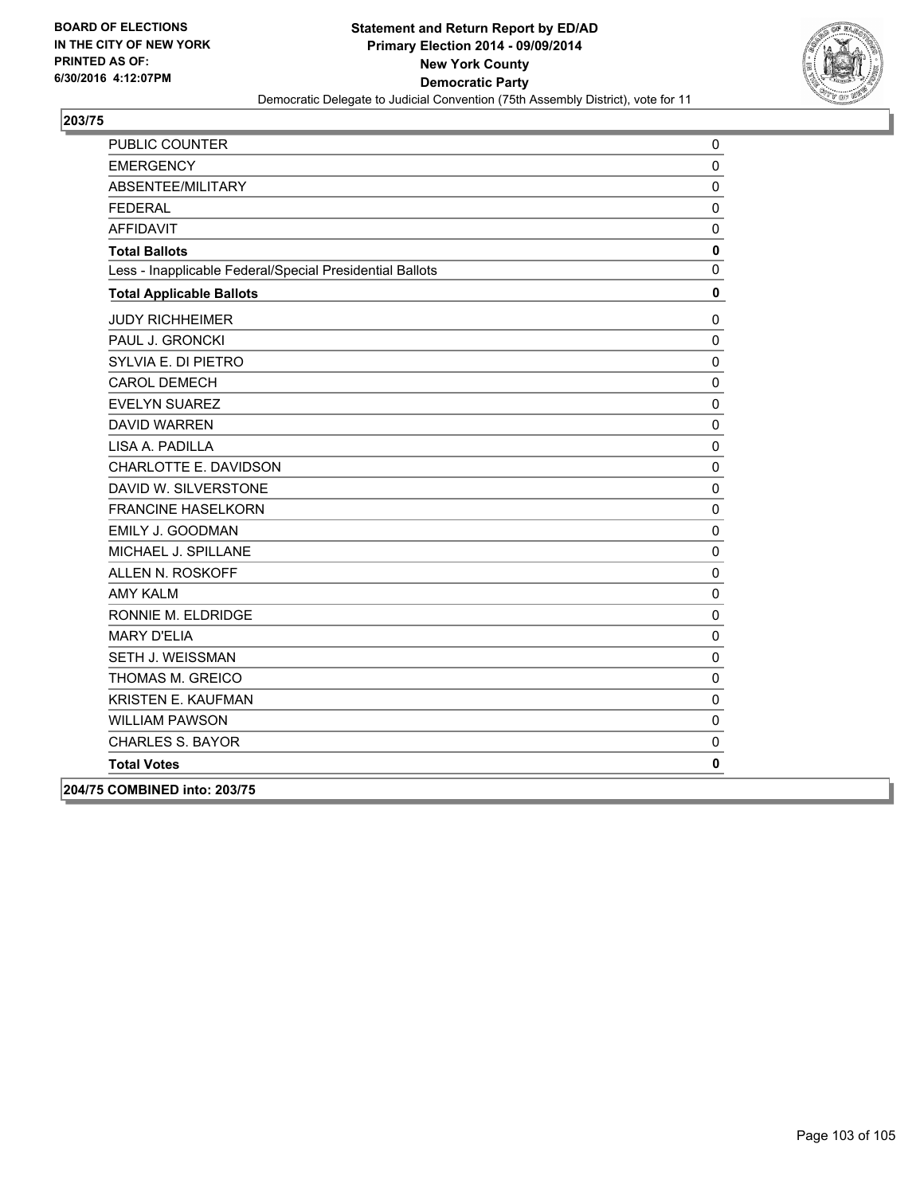**BOARD OF ELECTIONS IN THE CITY OF NEW YORK PRINTED AS OF: 6/30/2016 4:12:07PM**

**Statement and Return Report by ED/AD**
**Primary Election 2014 - 09/09/2014**
**New York County**
**Democratic Party**
Democratic Delegate to Judicial Convention (75th Assembly District), vote for 11

## 203/75

| | |
|---|---|
| PUBLIC COUNTER | 0 |
| EMERGENCY | 0 |
| ABSENTEE/MILITARY | 0 |
| FEDERAL | 0 |
| AFFIDAVIT | 0 |
| **Total Ballots** | **0** |
| Less - Inapplicable Federal/Special Presidential Ballots | 0 |
| **Total Applicable Ballots** | **0** |
| JUDY RICHHEIMER | 0 |
| PAUL J. GRONCKI | 0 |
| SYLVIA E. DI PIETRO | 0 |
| CAROL DEMECH | 0 |
| EVELYN SUAREZ | 0 |
| DAVID WARREN | 0 |
| LISA A. PADILLA | 0 |
| CHARLOTTE E. DAVIDSON | 0 |
| DAVID W. SILVERSTONE | 0 |
| FRANCINE HASELKORN | 0 |
| EMILY J. GOODMAN | 0 |
| MICHAEL J. SPILLANE | 0 |
| ALLEN N. ROSKOFF | 0 |
| AMY KALM | 0 |
| RONNIE M. ELDRIDGE | 0 |
| MARY D'ELIA | 0 |
| SETH J. WEISSMAN | 0 |
| THOMAS M. GREICO | 0 |
| KRISTEN E. KAUFMAN | 0 |
| WILLIAM PAWSON | 0 |
| CHARLES S. BAYOR | 0 |
| **Total Votes** | **0** |

**204/75 COMBINED into: 203/75**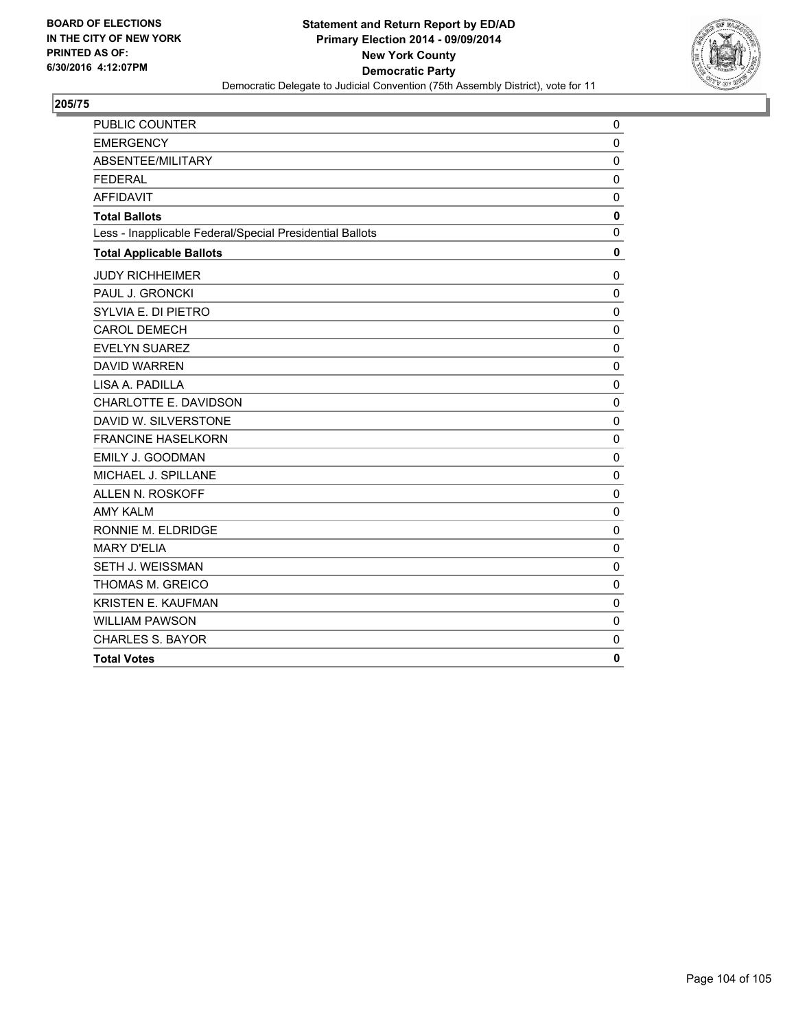**BOARD OF ELECTIONS IN THE CITY OF NEW YORK PRINTED AS OF: 6/30/2016 4:12:07PM**

**Statement and Return Report by ED/AD**
**Primary Election 2014 - 09/09/2014**
**New York County**
**Democratic Party**
Democratic Delegate to Judicial Convention (75th Assembly District), vote for 11

## 205/75

| | |
|---|---|
| PUBLIC COUNTER | 0 |
| EMERGENCY | 0 |
| ABSENTEE/MILITARY | 0 |
| FEDERAL | 0 |
| AFFIDAVIT | 0 |
| **Total Ballots** | **0** |
| Less - Inapplicable Federal/Special Presidential Ballots | 0 |
| **Total Applicable Ballots** | **0** |
| JUDY RICHHEIMER | 0 |
| PAUL J. GRONCKI | 0 |
| SYLVIA E. DI PIETRO | 0 |
| CAROL DEMECH | 0 |
| EVELYN SUAREZ | 0 |
| DAVID WARREN | 0 |
| LISA A. PADILLA | 0 |
| CHARLOTTE E. DAVIDSON | 0 |
| DAVID W. SILVERSTONE | 0 |
| FRANCINE HASELKORN | 0 |
| EMILY J. GOODMAN | 0 |
| MICHAEL J. SPILLANE | 0 |
| ALLEN N. ROSKOFF | 0 |
| AMY KALM | 0 |
| RONNIE M. ELDRIDGE | 0 |
| MARY D'ELIA | 0 |
| SETH J. WEISSMAN | 0 |
| THOMAS M. GREICO | 0 |
| KRISTEN E. KAUFMAN | 0 |
| WILLIAM PAWSON | 0 |
| CHARLES S. BAYOR | 0 |
| **Total Votes** | **0** |